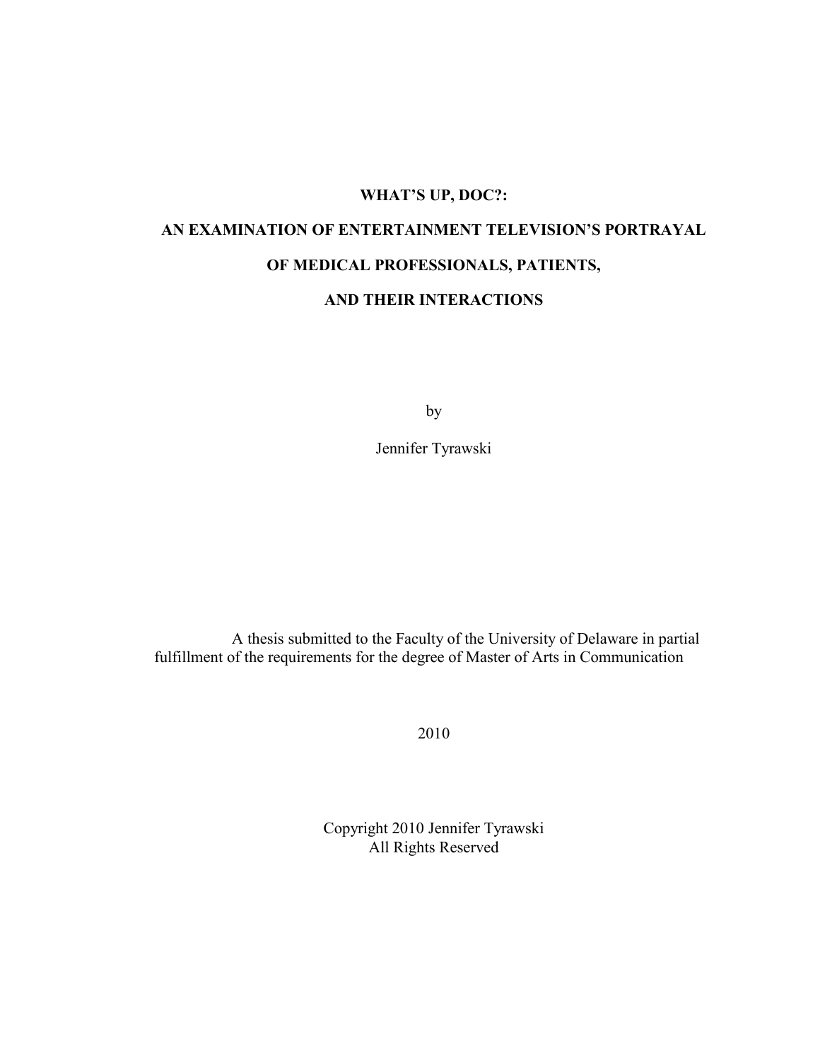# WHAT'S UP, DOC?:

# AN EXAMINATION OF ENTERTAINMENT TELEVISION'S PORTRAYAL OF MEDICAL PROFESSIONALS, PATIENTS, AND THEIR INTERACTIONS

by

Jennifer Tyrawski

A thesis submitted to the Faculty of the University of Delaware in partial fulfillment of the requirements for the degree of Master of Arts in Communication

2010

Copyright 2010 Jennifer Tyrawski
All Rights Reserved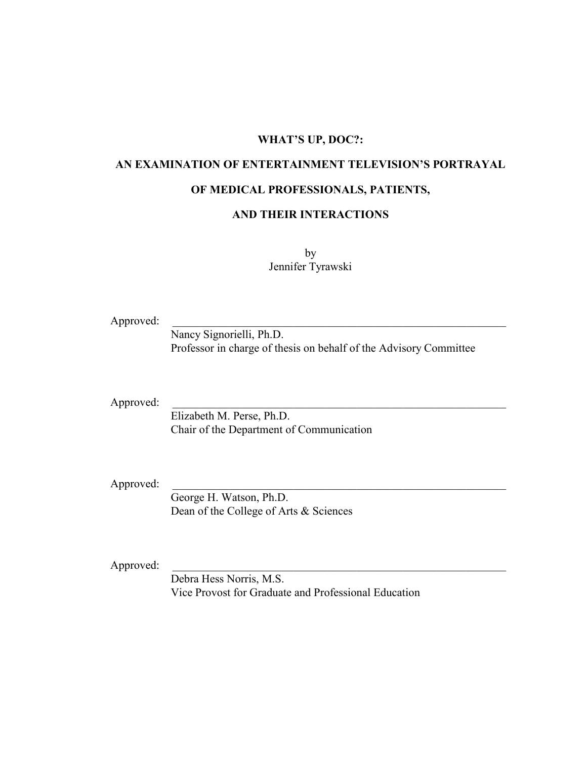**WHAT'S UP, DOC?:**

**AN EXAMINATION OF ENTERTAINMENT TELEVISION'S PORTRAYAL**

**OF MEDICAL PROFESSIONALS, PATIENTS,**

**AND THEIR INTERACTIONS**

by
Jennifer Tyrawski

Approved: \_\_\_\_\_\_\_\_\_\_\_\_\_\_\_\_\_\_\_\_\_\_\_\_\_\_\_\_\_\_\_\_\_\_\_\_\_\_\_\_\_\_\_\_\_\_\_\_\_\_\_\_\_\_\_\_\_\_
Nancy Signorielli, Ph.D.
Professor in charge of thesis on behalf of the Advisory Committee

Approved: \_\_\_\_\_\_\_\_\_\_\_\_\_\_\_\_\_\_\_\_\_\_\_\_\_\_\_\_\_\_\_\_\_\_\_\_\_\_\_\_\_\_\_\_\_\_\_\_\_\_\_\_\_\_\_\_\_\_
Elizabeth M. Perse, Ph.D.
Chair of the Department of Communication

Approved: \_\_\_\_\_\_\_\_\_\_\_\_\_\_\_\_\_\_\_\_\_\_\_\_\_\_\_\_\_\_\_\_\_\_\_\_\_\_\_\_\_\_\_\_\_\_\_\_\_\_\_\_\_\_\_\_\_\_
George H. Watson, Ph.D.
Dean of the College of Arts & Sciences

Approved: \_\_\_\_\_\_\_\_\_\_\_\_\_\_\_\_\_\_\_\_\_\_\_\_\_\_\_\_\_\_\_\_\_\_\_\_\_\_\_\_\_\_\_\_\_\_\_\_\_\_\_\_\_\_\_\_\_\_
Debra Hess Norris, M.S.
Vice Provost for Graduate and Professional Education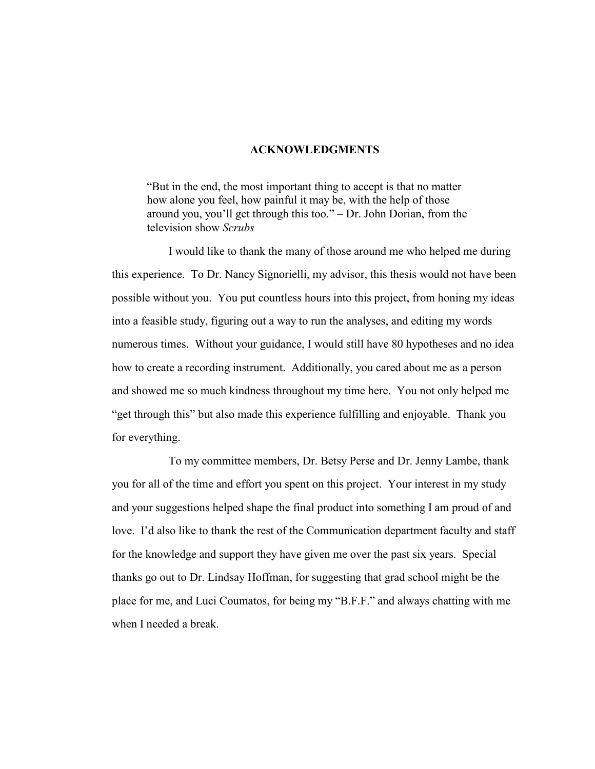# ACKNOWLEDGMENTS

> "But in the end, the most important thing to accept is that no matter how alone you feel, how painful it may be, with the help of those around you, you'll get through this too." – Dr. John Dorian, from the television show *Scrubs*

I would like to thank the many of those around me who helped me during this experience. To Dr. Nancy Signorielli, my advisor, this thesis would not have been possible without you. You put countless hours into this project, from honing my ideas into a feasible study, figuring out a way to run the analyses, and editing my words numerous times. Without your guidance, I would still have 80 hypotheses and no idea how to create a recording instrument. Additionally, you cared about me as a person and showed me so much kindness throughout my time here. You not only helped me "get through this" but also made this experience fulfilling and enjoyable. Thank you for everything.

To my committee members, Dr. Betsy Perse and Dr. Jenny Lambe, thank you for all of the time and effort you spent on this project. Your interest in my study and your suggestions helped shape the final product into something I am proud of and love. I'd also like to thank the rest of the Communication department faculty and staff for the knowledge and support they have given me over the past six years. Special thanks go out to Dr. Lindsay Hoffman, for suggesting that grad school might be the place for me, and Luci Coumatos, for being my "B.F.F." and always chatting with me when I needed a break.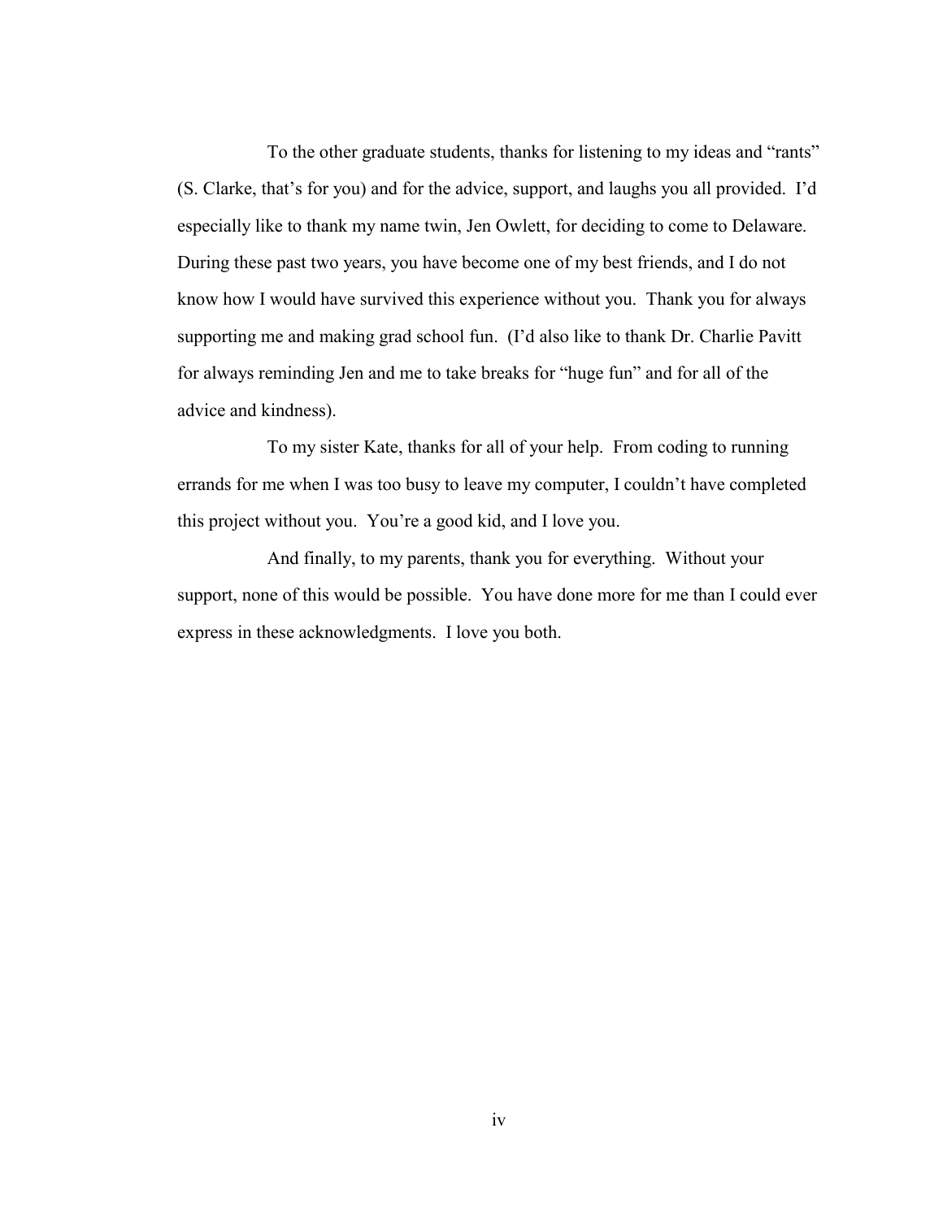To the other graduate students, thanks for listening to my ideas and "rants" (S. Clarke, that's for you) and for the advice, support, and laughs you all provided. I'd especially like to thank my name twin, Jen Owlett, for deciding to come to Delaware. During these past two years, you have become one of my best friends, and I do not know how I would have survived this experience without you. Thank you for always supporting me and making grad school fun. (I'd also like to thank Dr. Charlie Pavitt for always reminding Jen and me to take breaks for "huge fun" and for all of the advice and kindness).

To my sister Kate, thanks for all of your help. From coding to running errands for me when I was too busy to leave my computer, I couldn't have completed this project without you. You're a good kid, and I love you.

And finally, to my parents, thank you for everything. Without your support, none of this would be possible. You have done more for me than I could ever express in these acknowledgments. I love you both.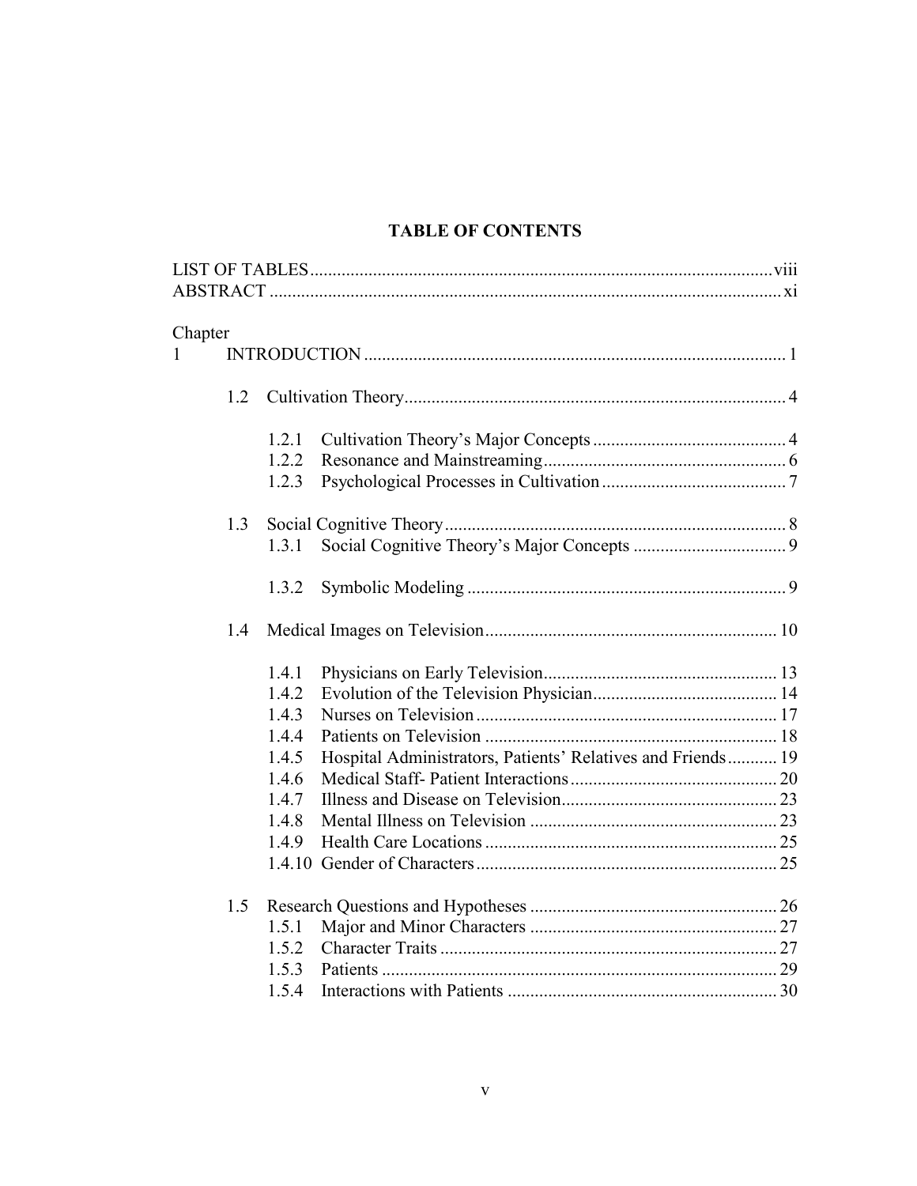# TABLE OF CONTENTS

LIST OF TABLES .......... viii
ABSTRACT .......... xi

Chapter

1 INTRODUCTION .......... 1

- 1.2 Cultivation Theory .......... 4
  - 1.2.1 Cultivation Theory's Major Concepts .......... 4
  - 1.2.2 Resonance and Mainstreaming .......... 6
  - 1.2.3 Psychological Processes in Cultivation .......... 7
- 1.3 Social Cognitive Theory .......... 8
  - 1.3.1 Social Cognitive Theory's Major Concepts .......... 9
  - 1.3.2 Symbolic Modeling .......... 9
- 1.4 Medical Images on Television .......... 10
  - 1.4.1 Physicians on Early Television .......... 13
  - 1.4.2 Evolution of the Television Physician .......... 14
  - 1.4.3 Nurses on Television .......... 17
  - 1.4.4 Patients on Television .......... 18
  - 1.4.5 Hospital Administrators, Patients' Relatives and Friends .......... 19
  - 1.4.6 Medical Staff- Patient Interactions .......... 20
  - 1.4.7 Illness and Disease on Television .......... 23
  - 1.4.8 Mental Illness on Television .......... 23
  - 1.4.9 Health Care Locations .......... 25
  - 1.4.10 Gender of Characters .......... 25
- 1.5 Research Questions and Hypotheses .......... 26
  - 1.5.1 Major and Minor Characters .......... 27
  - 1.5.2 Character Traits .......... 27
  - 1.5.3 Patients .......... 29
  - 1.5.4 Interactions with Patients .......... 30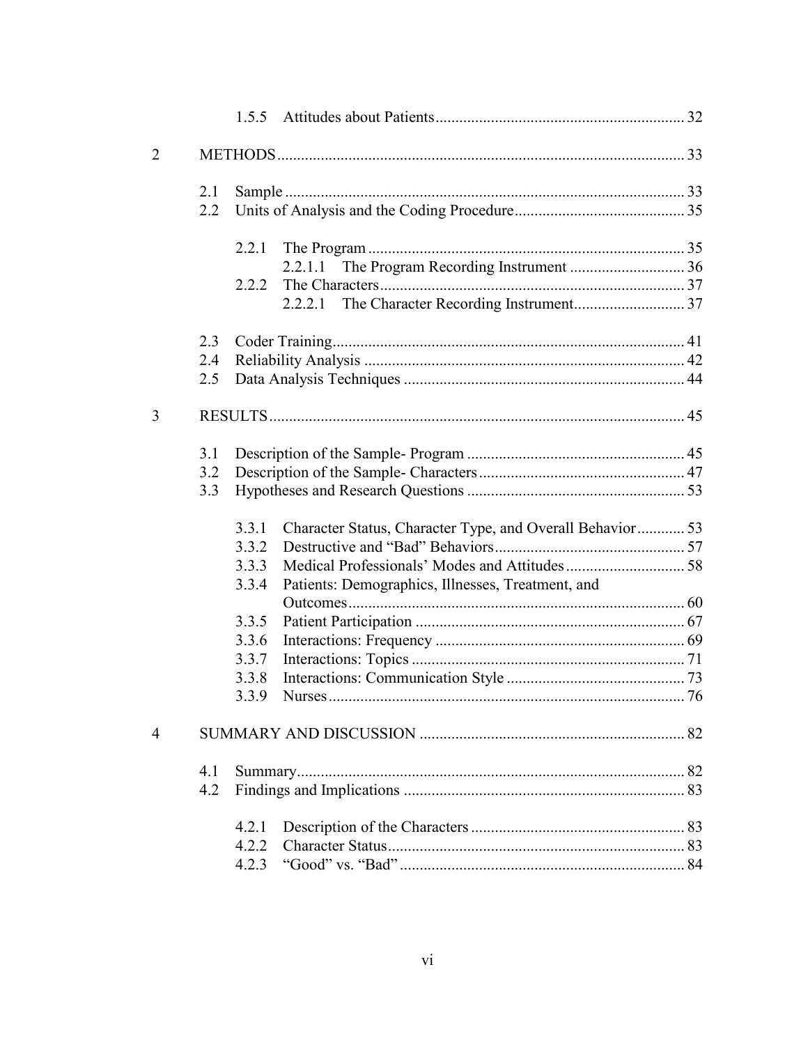1.5.5 Attitudes about Patients .......... 32

2 METHODS .......... 33

- 2.1 Sample .......... 33
- 2.2 Units of Analysis and the Coding Procedure .......... 35
  - 2.2.1 The Program .......... 35
    - 2.2.1.1 The Program Recording Instrument .......... 36
  - 2.2.2 The Characters .......... 37
    - 2.2.2.1 The Character Recording Instrument .......... 37
- 2.3 Coder Training .......... 41
- 2.4 Reliability Analysis .......... 42
- 2.5 Data Analysis Techniques .......... 44

3 RESULTS .......... 45

- 3.1 Description of the Sample- Program .......... 45
- 3.2 Description of the Sample- Characters .......... 47
- 3.3 Hypotheses and Research Questions .......... 53
  - 3.3.1 Character Status, Character Type, and Overall Behavior .......... 53
  - 3.3.2 Destructive and "Bad" Behaviors .......... 57
  - 3.3.3 Medical Professionals' Modes and Attitudes .......... 58
  - 3.3.4 Patients: Demographics, Illnesses, Treatment, and Outcomes .......... 60
  - 3.3.5 Patient Participation .......... 67
  - 3.3.6 Interactions: Frequency .......... 69
  - 3.3.7 Interactions: Topics .......... 71
  - 3.3.8 Interactions: Communication Style .......... 73
  - 3.3.9 Nurses .......... 76

4 SUMMARY AND DISCUSSION .......... 82

- 4.1 Summary .......... 82
- 4.2 Findings and Implications .......... 83
  - 4.2.1 Description of the Characters .......... 83
  - 4.2.2 Character Status .......... 83
  - 4.2.3 "Good" vs. "Bad" .......... 84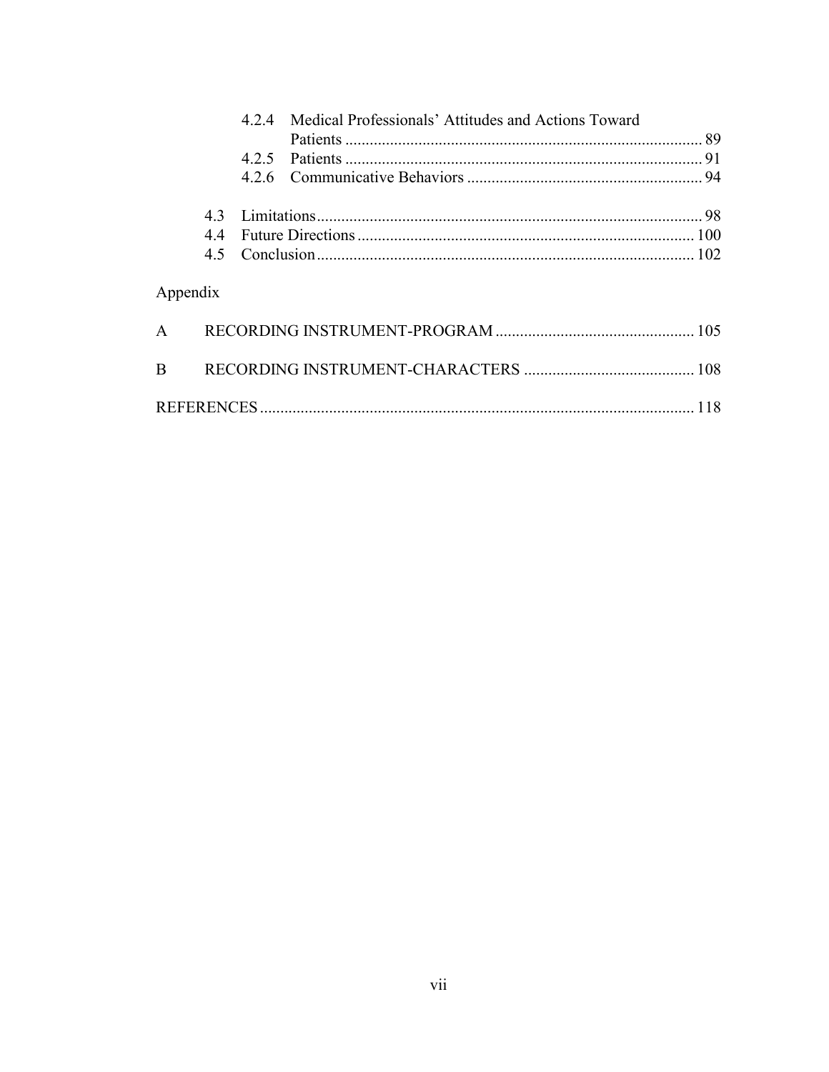4.2.4 Medical Professionals' Attitudes and Actions Toward Patients ........ 89
4.2.5 Patients ........ 91
4.2.6 Communicative Behaviors ........ 94

4.3 Limitations ........ 98
4.4 Future Directions ........ 100
4.5 Conclusion ........ 102

Appendix

A RECORDING INSTRUMENT-PROGRAM ........ 105

B RECORDING INSTRUMENT-CHARACTERS ........ 108

REFERENCES ........ 118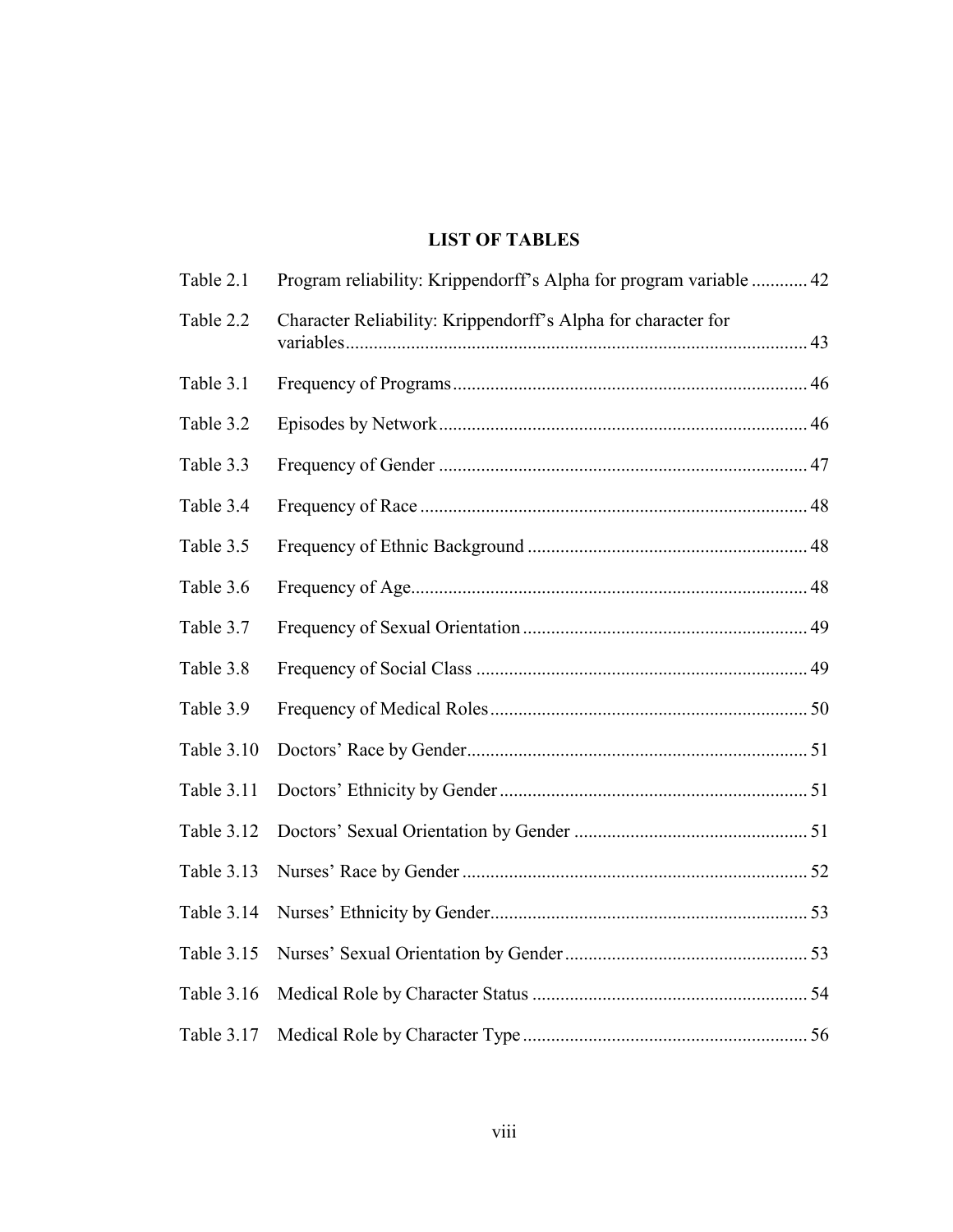# LIST OF TABLES

| | | |
|---|---|---|
| Table 2.1 | Program reliability: Krippendorff's Alpha for program variable | 42 |
| Table 2.2 | Character Reliability: Krippendorff's Alpha for character for variables | 43 |
| Table 3.1 | Frequency of Programs | 46 |
| Table 3.2 | Episodes by Network | 46 |
| Table 3.3 | Frequency of Gender | 47 |
| Table 3.4 | Frequency of Race | 48 |
| Table 3.5 | Frequency of Ethnic Background | 48 |
| Table 3.6 | Frequency of Age | 48 |
| Table 3.7 | Frequency of Sexual Orientation | 49 |
| Table 3.8 | Frequency of Social Class | 49 |
| Table 3.9 | Frequency of Medical Roles | 50 |
| Table 3.10 | Doctors' Race by Gender | 51 |
| Table 3.11 | Doctors' Ethnicity by Gender | 51 |
| Table 3.12 | Doctors' Sexual Orientation by Gender | 51 |
| Table 3.13 | Nurses' Race by Gender | 52 |
| Table 3.14 | Nurses' Ethnicity by Gender | 53 |
| Table 3.15 | Nurses' Sexual Orientation by Gender | 53 |
| Table 3.16 | Medical Role by Character Status | 54 |
| Table 3.17 | Medical Role by Character Type | 56 |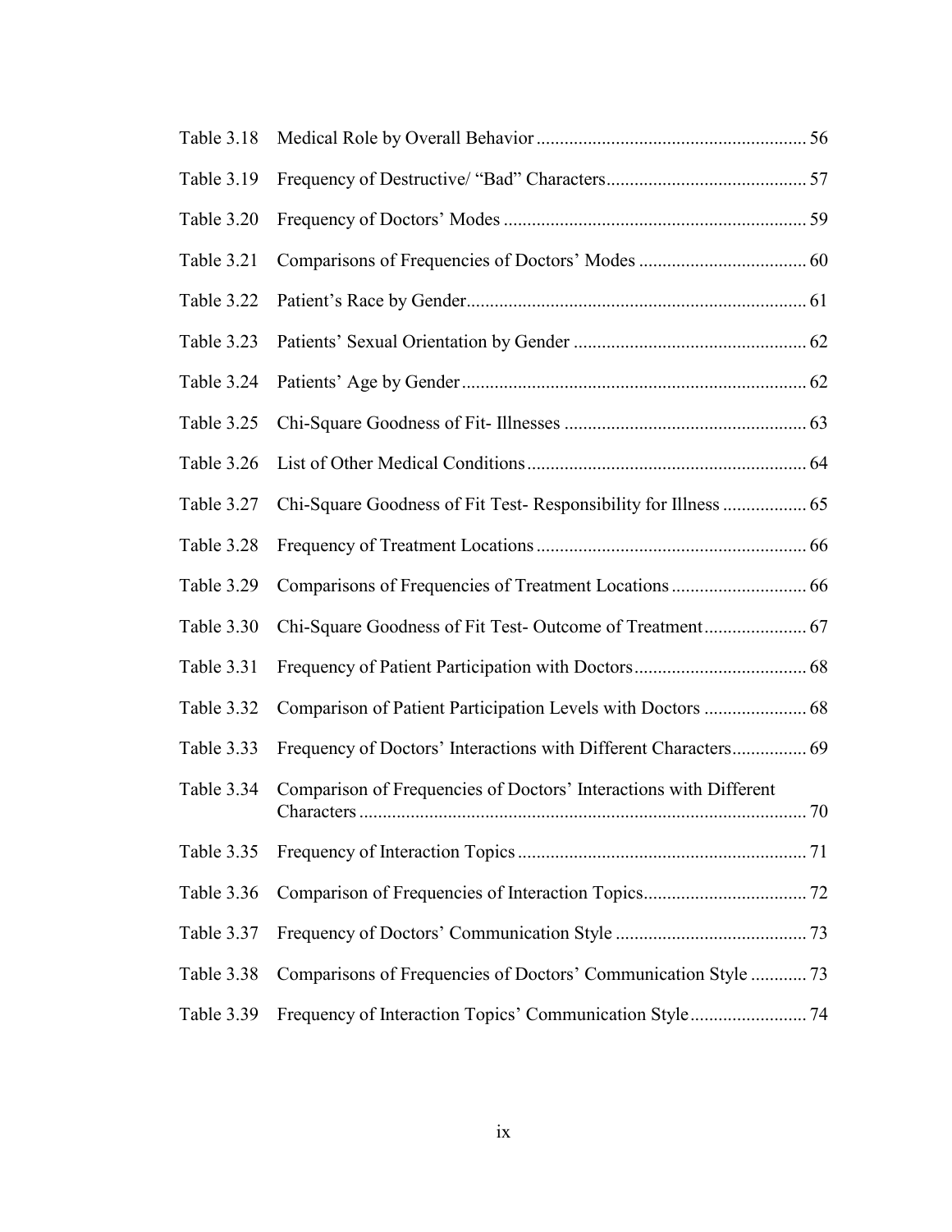| | | |
|---|---|---|
| Table 3.18 | Medical Role by Overall Behavior | 56 |
| Table 3.19 | Frequency of Destructive/ "Bad" Characters | 57 |
| Table 3.20 | Frequency of Doctors' Modes | 59 |
| Table 3.21 | Comparisons of Frequencies of Doctors' Modes | 60 |
| Table 3.22 | Patient's Race by Gender | 61 |
| Table 3.23 | Patients' Sexual Orientation by Gender | 62 |
| Table 3.24 | Patients' Age by Gender | 62 |
| Table 3.25 | Chi-Square Goodness of Fit- Illnesses | 63 |
| Table 3.26 | List of Other Medical Conditions | 64 |
| Table 3.27 | Chi-Square Goodness of Fit Test- Responsibility for Illness | 65 |
| Table 3.28 | Frequency of Treatment Locations | 66 |
| Table 3.29 | Comparisons of Frequencies of Treatment Locations | 66 |
| Table 3.30 | Chi-Square Goodness of Fit Test- Outcome of Treatment | 67 |
| Table 3.31 | Frequency of Patient Participation with Doctors | 68 |
| Table 3.32 | Comparison of Patient Participation Levels with Doctors | 68 |
| Table 3.33 | Frequency of Doctors' Interactions with Different Characters | 69 |
| Table 3.34 | Comparison of Frequencies of Doctors' Interactions with Different Characters | 70 |
| Table 3.35 | Frequency of Interaction Topics | 71 |
| Table 3.36 | Comparison of Frequencies of Interaction Topics | 72 |
| Table 3.37 | Frequency of Doctors' Communication Style | 73 |
| Table 3.38 | Comparisons of Frequencies of Doctors' Communication Style | 73 |
| Table 3.39 | Frequency of Interaction Topics' Communication Style | 74 |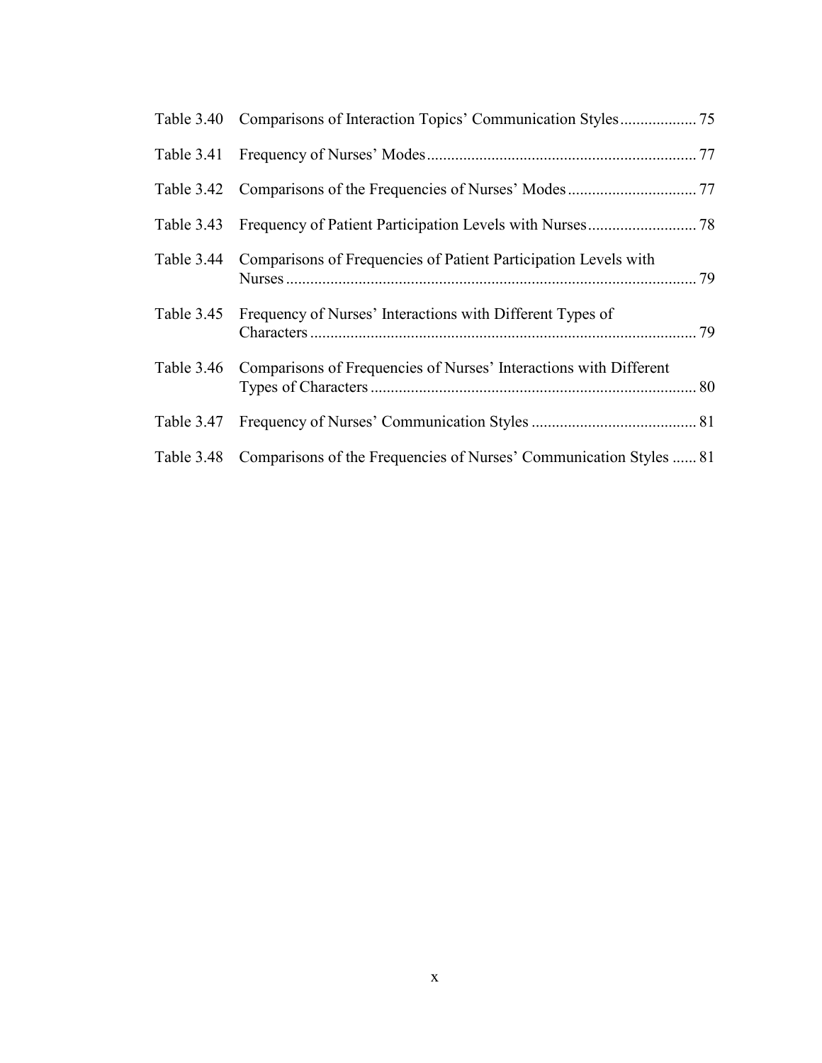| | | |
|---|---|---|
| Table 3.40 | Comparisons of Interaction Topics' Communication Styles | 75 |
| Table 3.41 | Frequency of Nurses' Modes | 77 |
| Table 3.42 | Comparisons of the Frequencies of Nurses' Modes | 77 |
| Table 3.43 | Frequency of Patient Participation Levels with Nurses | 78 |
| Table 3.44 | Comparisons of Frequencies of Patient Participation Levels with Nurses | 79 |
| Table 3.45 | Frequency of Nurses' Interactions with Different Types of Characters | 79 |
| Table 3.46 | Comparisons of Frequencies of Nurses' Interactions with Different Types of Characters | 80 |
| Table 3.47 | Frequency of Nurses' Communication Styles | 81 |
| Table 3.48 | Comparisons of the Frequencies of Nurses' Communication Styles | 81 |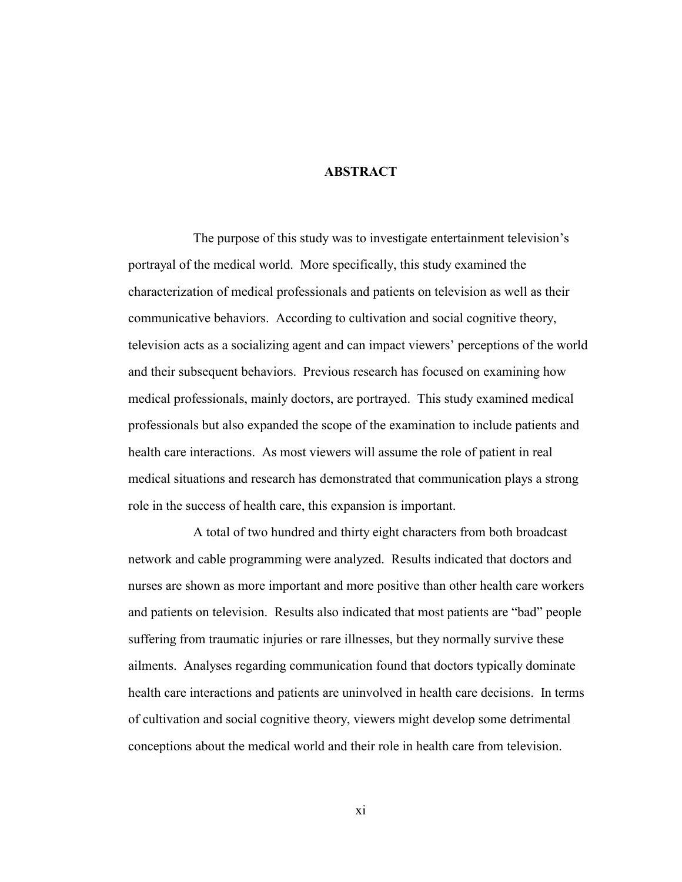# ABSTRACT

The purpose of this study was to investigate entertainment television's portrayal of the medical world. More specifically, this study examined the characterization of medical professionals and patients on television as well as their communicative behaviors. According to cultivation and social cognitive theory, television acts as a socializing agent and can impact viewers' perceptions of the world and their subsequent behaviors. Previous research has focused on examining how medical professionals, mainly doctors, are portrayed. This study examined medical professionals but also expanded the scope of the examination to include patients and health care interactions. As most viewers will assume the role of patient in real medical situations and research has demonstrated that communication plays a strong role in the success of health care, this expansion is important.

A total of two hundred and thirty eight characters from both broadcast network and cable programming were analyzed. Results indicated that doctors and nurses are shown as more important and more positive than other health care workers and patients on television. Results also indicated that most patients are "bad" people suffering from traumatic injuries or rare illnesses, but they normally survive these ailments. Analyses regarding communication found that doctors typically dominate health care interactions and patients are uninvolved in health care decisions. In terms of cultivation and social cognitive theory, viewers might develop some detrimental conceptions about the medical world and their role in health care from television.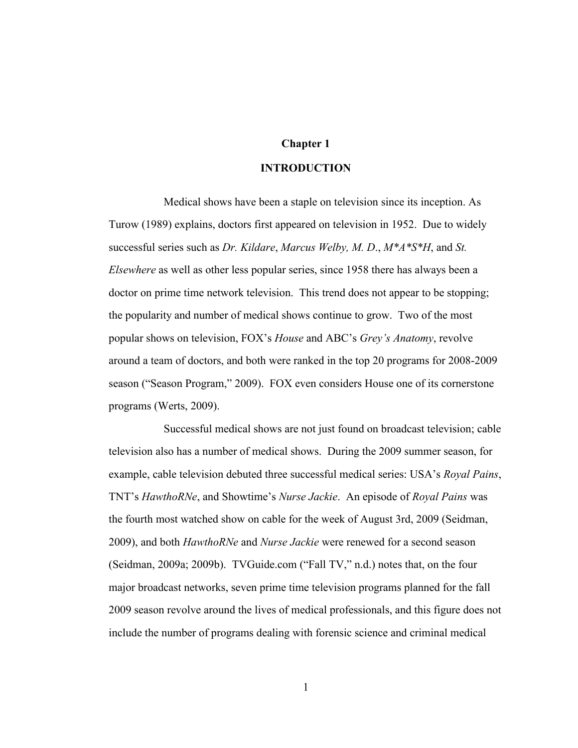# Chapter 1

# INTRODUCTION

Medical shows have been a staple on television since its inception. As Turow (1989) explains, doctors first appeared on television in 1952. Due to widely successful series such as *Dr. Kildare*, *Marcus Welby, M. D.*, *M*A*S*H*, and *St. Elsewhere* as well as other less popular series, since 1958 there has always been a doctor on prime time network television. This trend does not appear to be stopping; the popularity and number of medical shows continue to grow. Two of the most popular shows on television, FOX's *House* and ABC's *Grey's Anatomy*, revolve around a team of doctors, and both were ranked in the top 20 programs for 2008-2009 season ("Season Program," 2009). FOX even considers House one of its cornerstone programs (Werts, 2009).

Successful medical shows are not just found on broadcast television; cable television also has a number of medical shows. During the 2009 summer season, for example, cable television debuted three successful medical series: USA's *Royal Pains*, TNT's *HawthoRNe*, and Showtime's *Nurse Jackie*. An episode of *Royal Pains* was the fourth most watched show on cable for the week of August 3rd, 2009 (Seidman, 2009), and both *HawthoRNe* and *Nurse Jackie* were renewed for a second season (Seidman, 2009a; 2009b). TVGuide.com ("Fall TV," n.d.) notes that, on the four major broadcast networks, seven prime time television programs planned for the fall 2009 season revolve around the lives of medical professionals, and this figure does not include the number of programs dealing with forensic science and criminal medical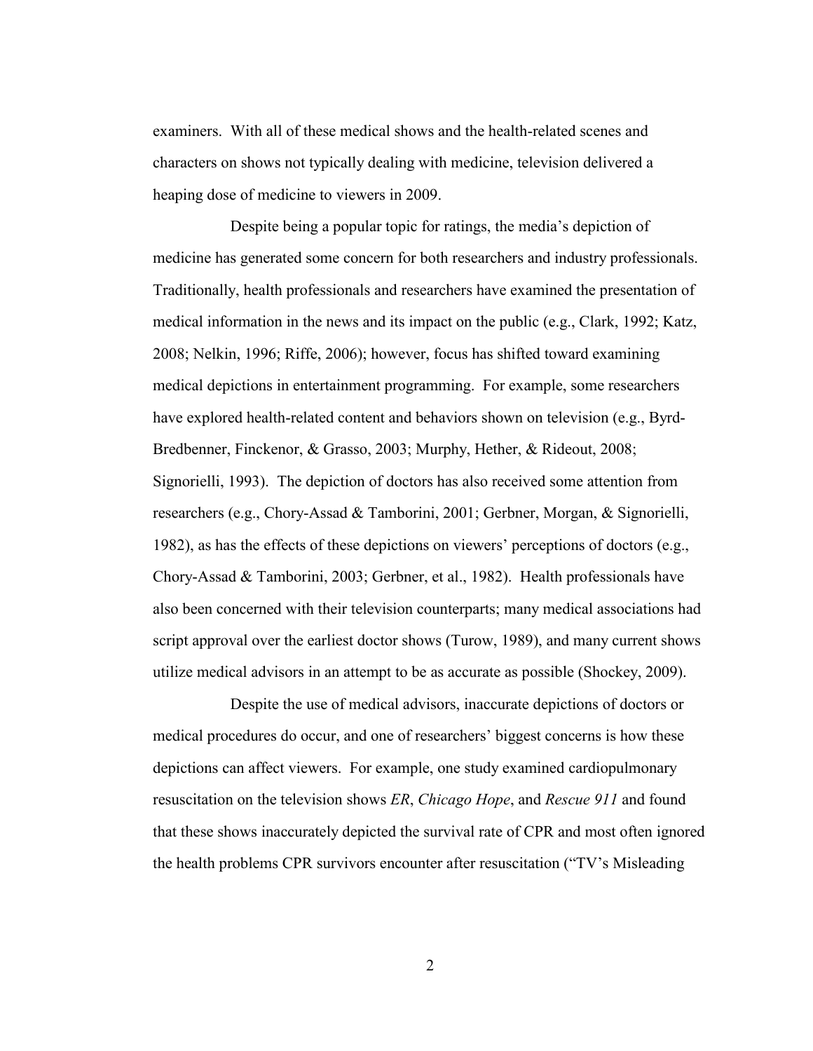examiners.  With all of these medical shows and the health-related scenes and characters on shows not typically dealing with medicine, television delivered a heaping dose of medicine to viewers in 2009.

Despite being a popular topic for ratings, the media's depiction of medicine has generated some concern for both researchers and industry professionals. Traditionally, health professionals and researchers have examined the presentation of medical information in the news and its impact on the public (e.g., Clark, 1992; Katz, 2008; Nelkin, 1996; Riffe, 2006); however, focus has shifted toward examining medical depictions in entertainment programming.  For example, some researchers have explored health-related content and behaviors shown on television (e.g., Byrd-Bredbenner, Finckenor, & Grasso, 2003; Murphy, Hether, & Rideout, 2008; Signorielli, 1993).  The depiction of doctors has also received some attention from researchers (e.g., Chory-Assad & Tamborini, 2001; Gerbner, Morgan, & Signorielli, 1982), as has the effects of these depictions on viewers' perceptions of doctors (e.g., Chory-Assad & Tamborini, 2003; Gerbner, et al., 1982).  Health professionals have also been concerned with their television counterparts; many medical associations had script approval over the earliest doctor shows (Turow, 1989), and many current shows utilize medical advisors in an attempt to be as accurate as possible (Shockey, 2009).

Despite the use of medical advisors, inaccurate depictions of doctors or medical procedures do occur, and one of researchers' biggest concerns is how these depictions can affect viewers.  For example, one study examined cardiopulmonary resuscitation on the television shows *ER*, *Chicago Hope*, and *Rescue 911* and found that these shows inaccurately depicted the survival rate of CPR and most often ignored the health problems CPR survivors encounter after resuscitation ("TV's Misleading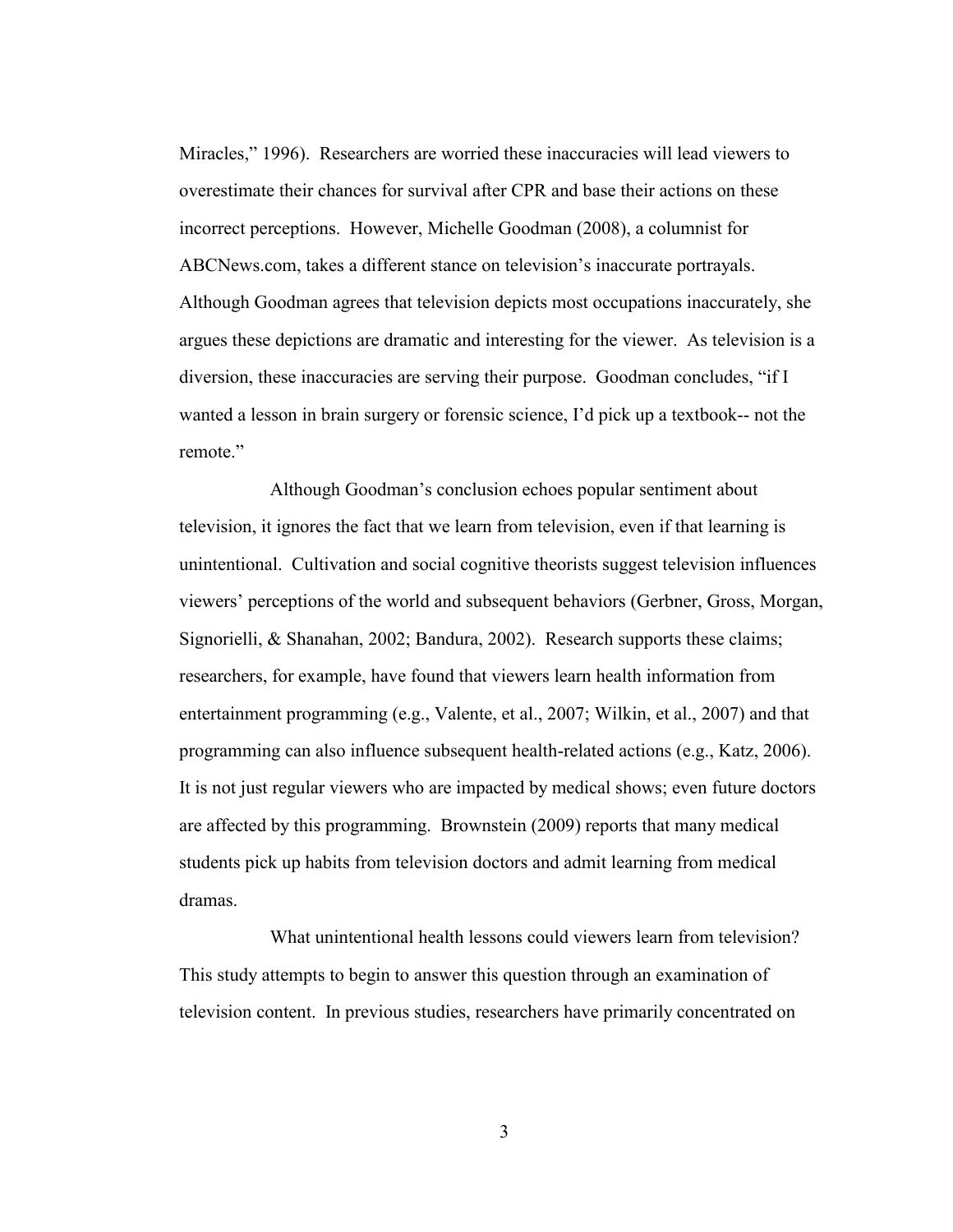Miracles," 1996). Researchers are worried these inaccuracies will lead viewers to overestimate their chances for survival after CPR and base their actions on these incorrect perceptions. However, Michelle Goodman (2008), a columnist for ABCNews.com, takes a different stance on television's inaccurate portrayals. Although Goodman agrees that television depicts most occupations inaccurately, she argues these depictions are dramatic and interesting for the viewer. As television is a diversion, these inaccuracies are serving their purpose. Goodman concludes, "if I wanted a lesson in brain surgery or forensic science, I'd pick up a textbook-- not the remote."

Although Goodman's conclusion echoes popular sentiment about television, it ignores the fact that we learn from television, even if that learning is unintentional. Cultivation and social cognitive theorists suggest television influences viewers' perceptions of the world and subsequent behaviors (Gerbner, Gross, Morgan, Signorielli, & Shanahan, 2002; Bandura, 2002). Research supports these claims; researchers, for example, have found that viewers learn health information from entertainment programming (e.g., Valente, et al., 2007; Wilkin, et al., 2007) and that programming can also influence subsequent health-related actions (e.g., Katz, 2006). It is not just regular viewers who are impacted by medical shows; even future doctors are affected by this programming. Brownstein (2009) reports that many medical students pick up habits from television doctors and admit learning from medical dramas.

What unintentional health lessons could viewers learn from television? This study attempts to begin to answer this question through an examination of television content. In previous studies, researchers have primarily concentrated on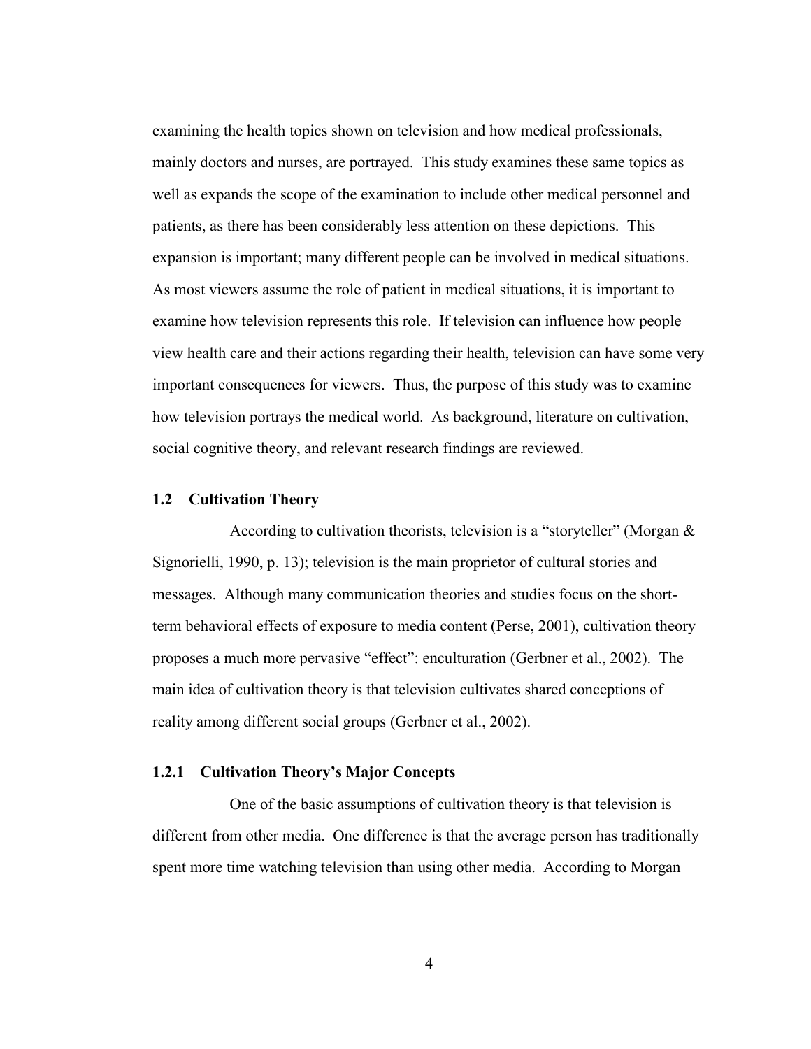examining the health topics shown on television and how medical professionals, mainly doctors and nurses, are portrayed. This study examines these same topics as well as expands the scope of the examination to include other medical personnel and patients, as there has been considerably less attention on these depictions. This expansion is important; many different people can be involved in medical situations. As most viewers assume the role of patient in medical situations, it is important to examine how television represents this role. If television can influence how people view health care and their actions regarding their health, television can have some very important consequences for viewers. Thus, the purpose of this study was to examine how television portrays the medical world. As background, literature on cultivation, social cognitive theory, and relevant research findings are reviewed.

## 1.2 Cultivation Theory

According to cultivation theorists, television is a "storyteller" (Morgan & Signorielli, 1990, p. 13); television is the main proprietor of cultural stories and messages. Although many communication theories and studies focus on the short-term behavioral effects of exposure to media content (Perse, 2001), cultivation theory proposes a much more pervasive "effect": enculturation (Gerbner et al., 2002). The main idea of cultivation theory is that television cultivates shared conceptions of reality among different social groups (Gerbner et al., 2002).

### 1.2.1 Cultivation Theory's Major Concepts

One of the basic assumptions of cultivation theory is that television is different from other media. One difference is that the average person has traditionally spent more time watching television than using other media. According to Morgan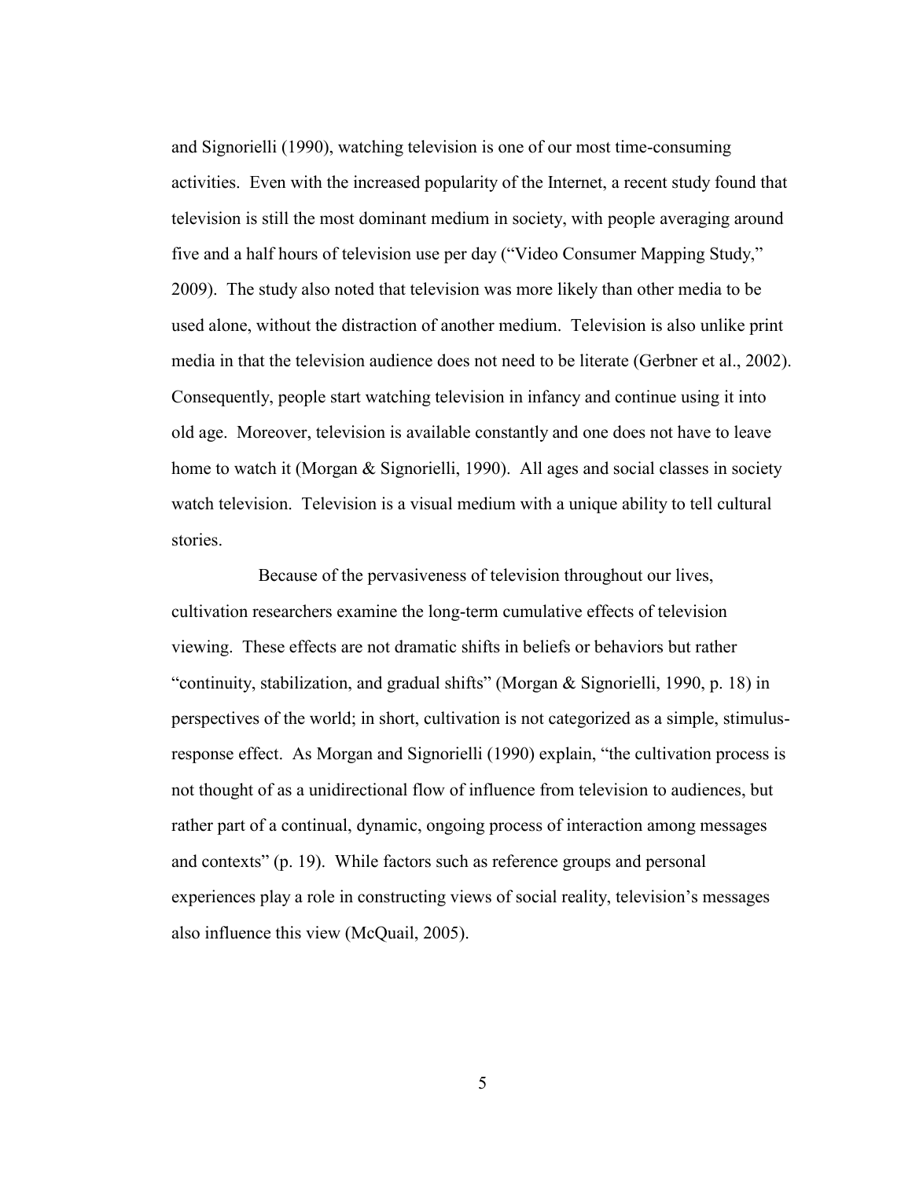and Signorielli (1990), watching television is one of our most time-consuming activities. Even with the increased popularity of the Internet, a recent study found that television is still the most dominant medium in society, with people averaging around five and a half hours of television use per day ("Video Consumer Mapping Study," 2009). The study also noted that television was more likely than other media to be used alone, without the distraction of another medium. Television is also unlike print media in that the television audience does not need to be literate (Gerbner et al., 2002). Consequently, people start watching television in infancy and continue using it into old age. Moreover, television is available constantly and one does not have to leave home to watch it (Morgan & Signorielli, 1990). All ages and social classes in society watch television. Television is a visual medium with a unique ability to tell cultural stories.

Because of the pervasiveness of television throughout our lives, cultivation researchers examine the long-term cumulative effects of television viewing. These effects are not dramatic shifts in beliefs or behaviors but rather "continuity, stabilization, and gradual shifts" (Morgan & Signorielli, 1990, p. 18) in perspectives of the world; in short, cultivation is not categorized as a simple, stimulus-response effect. As Morgan and Signorielli (1990) explain, "the cultivation process is not thought of as a unidirectional flow of influence from television to audiences, but rather part of a continual, dynamic, ongoing process of interaction among messages and contexts" (p. 19). While factors such as reference groups and personal experiences play a role in constructing views of social reality, television's messages also influence this view (McQuail, 2005).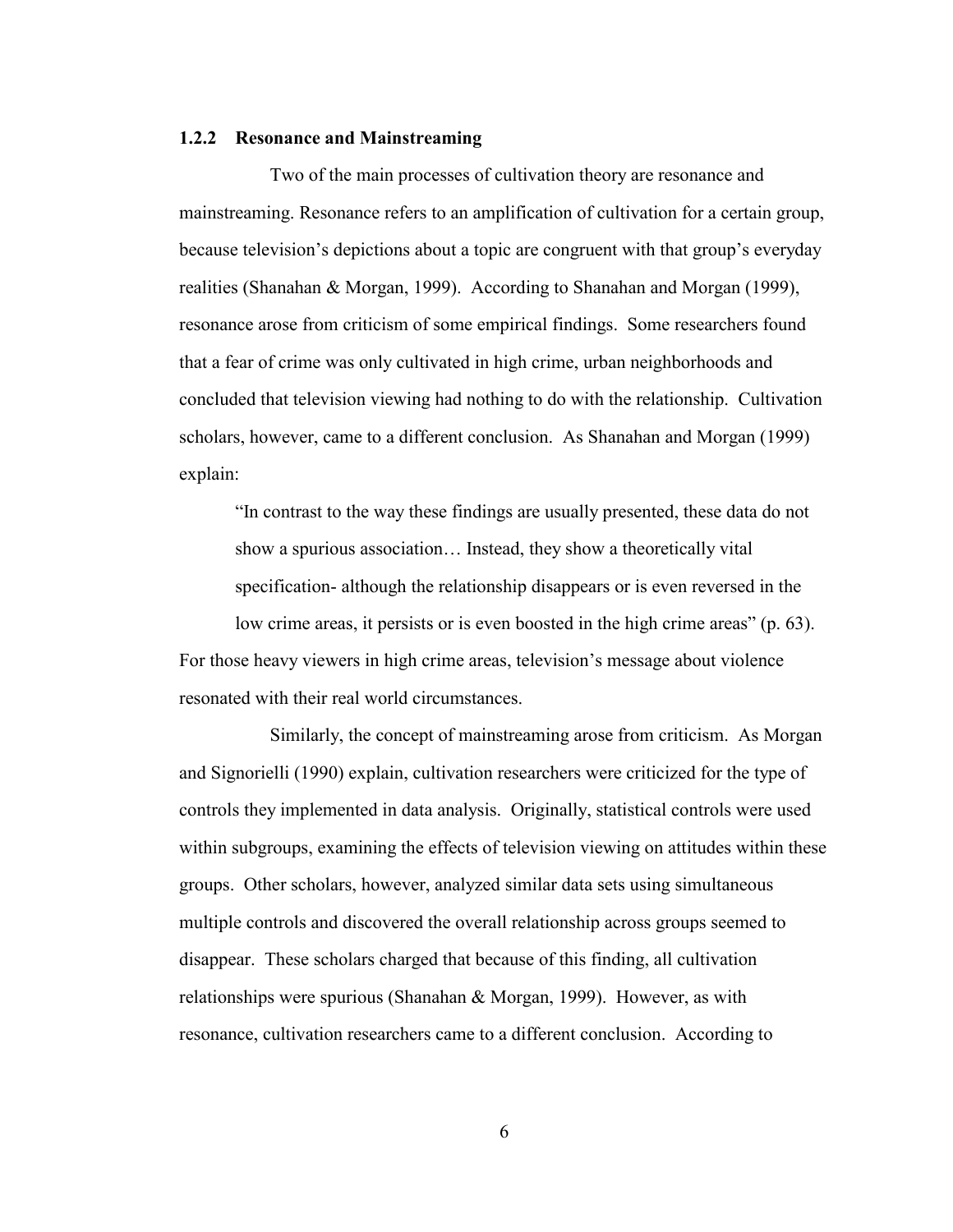### 1.2.2 Resonance and Mainstreaming

Two of the main processes of cultivation theory are resonance and mainstreaming. Resonance refers to an amplification of cultivation for a certain group, because television's depictions about a topic are congruent with that group's everyday realities (Shanahan & Morgan, 1999). According to Shanahan and Morgan (1999), resonance arose from criticism of some empirical findings. Some researchers found that a fear of crime was only cultivated in high crime, urban neighborhoods and concluded that television viewing had nothing to do with the relationship. Cultivation scholars, however, came to a different conclusion. As Shanahan and Morgan (1999) explain:

> "In contrast to the way these findings are usually presented, these data do not show a spurious association… Instead, they show a theoretically vital specification- although the relationship disappears or is even reversed in the low crime areas, it persists or is even boosted in the high crime areas" (p. 63).

For those heavy viewers in high crime areas, television's message about violence resonated with their real world circumstances.

Similarly, the concept of mainstreaming arose from criticism. As Morgan and Signorielli (1990) explain, cultivation researchers were criticized for the type of controls they implemented in data analysis. Originally, statistical controls were used within subgroups, examining the effects of television viewing on attitudes within these groups. Other scholars, however, analyzed similar data sets using simultaneous multiple controls and discovered the overall relationship across groups seemed to disappear. These scholars charged that because of this finding, all cultivation relationships were spurious (Shanahan & Morgan, 1999). However, as with resonance, cultivation researchers came to a different conclusion. According to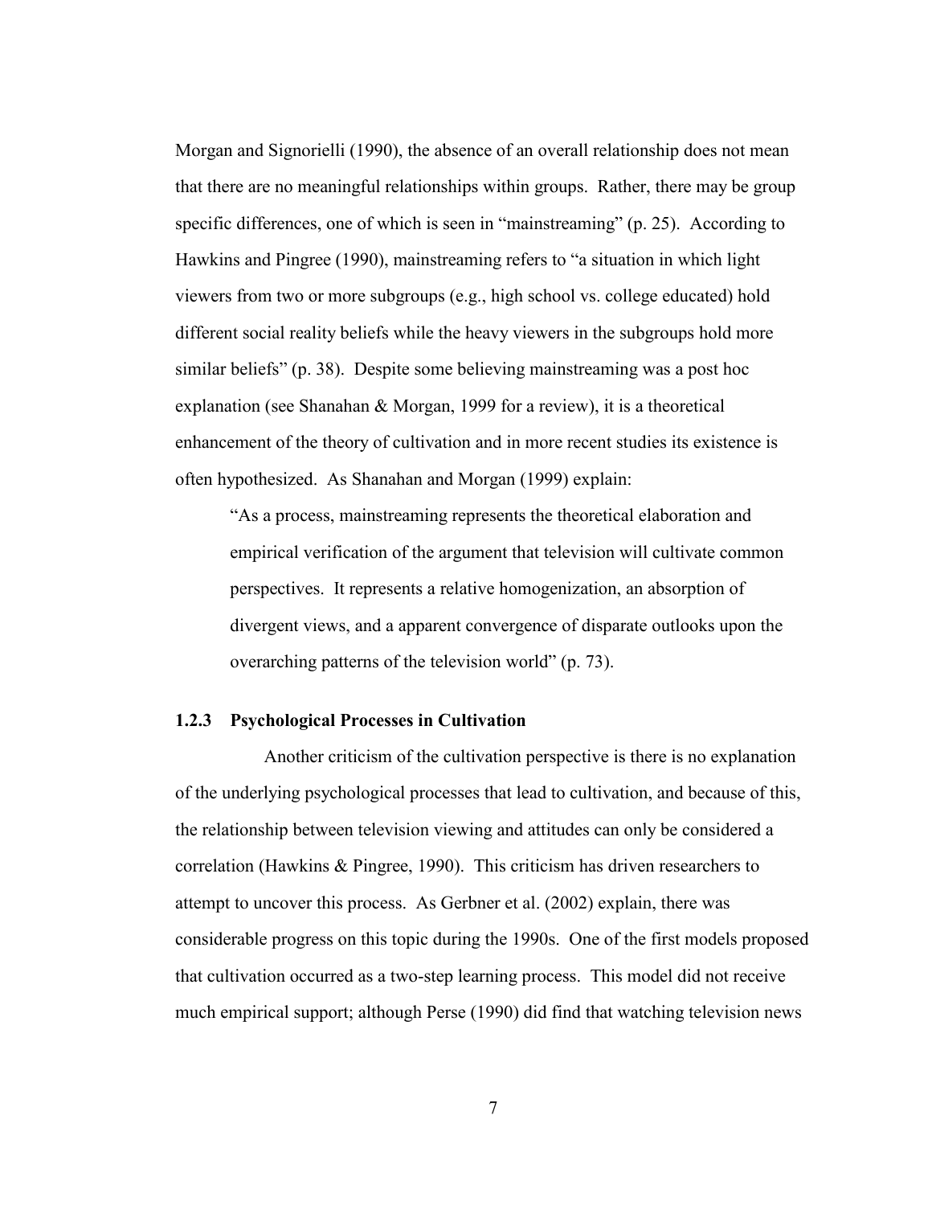Morgan and Signorielli (1990), the absence of an overall relationship does not mean that there are no meaningful relationships within groups. Rather, there may be group specific differences, one of which is seen in "mainstreaming" (p. 25). According to Hawkins and Pingree (1990), mainstreaming refers to "a situation in which light viewers from two or more subgroups (e.g., high school vs. college educated) hold different social reality beliefs while the heavy viewers in the subgroups hold more similar beliefs" (p. 38). Despite some believing mainstreaming was a post hoc explanation (see Shanahan & Morgan, 1999 for a review), it is a theoretical enhancement of the theory of cultivation and in more recent studies its existence is often hypothesized. As Shanahan and Morgan (1999) explain:

> "As a process, mainstreaming represents the theoretical elaboration and empirical verification of the argument that television will cultivate common perspectives. It represents a relative homogenization, an absorption of divergent views, and a apparent convergence of disparate outlooks upon the overarching patterns of the television world" (p. 73).

### 1.2.3 Psychological Processes in Cultivation

Another criticism of the cultivation perspective is there is no explanation of the underlying psychological processes that lead to cultivation, and because of this, the relationship between television viewing and attitudes can only be considered a correlation (Hawkins & Pingree, 1990). This criticism has driven researchers to attempt to uncover this process. As Gerbner et al. (2002) explain, there was considerable progress on this topic during the 1990s. One of the first models proposed that cultivation occurred as a two-step learning process. This model did not receive much empirical support; although Perse (1990) did find that watching television news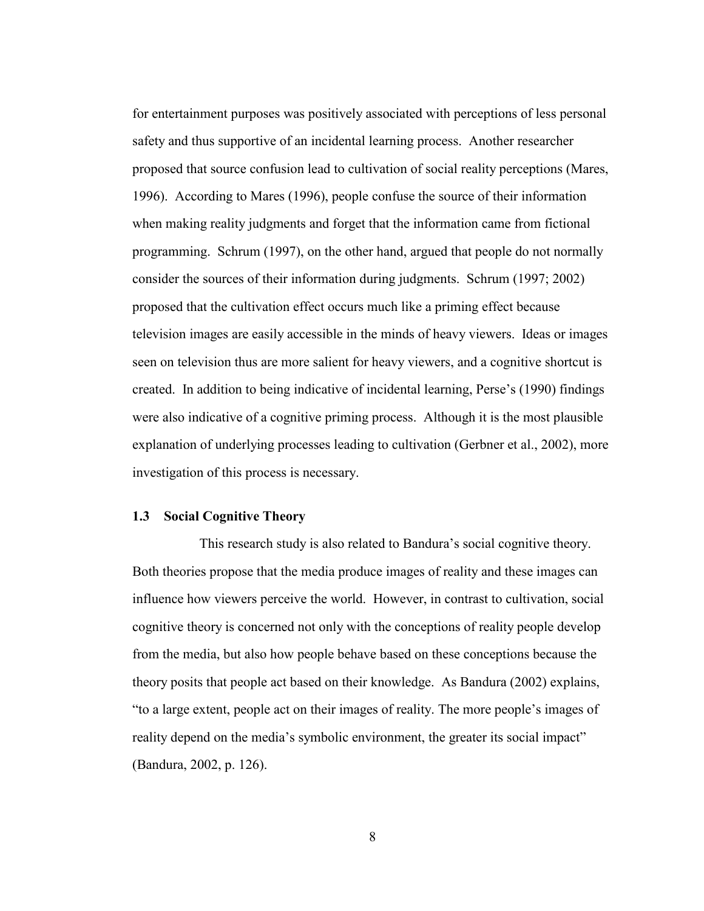for entertainment purposes was positively associated with perceptions of less personal safety and thus supportive of an incidental learning process. Another researcher proposed that source confusion lead to cultivation of social reality perceptions (Mares, 1996). According to Mares (1996), people confuse the source of their information when making reality judgments and forget that the information came from fictional programming. Schrum (1997), on the other hand, argued that people do not normally consider the sources of their information during judgments. Schrum (1997; 2002) proposed that the cultivation effect occurs much like a priming effect because television images are easily accessible in the minds of heavy viewers. Ideas or images seen on television thus are more salient for heavy viewers, and a cognitive shortcut is created. In addition to being indicative of incidental learning, Perse's (1990) findings were also indicative of a cognitive priming process. Although it is the most plausible explanation of underlying processes leading to cultivation (Gerbner et al., 2002), more investigation of this process is necessary.

### 1.3 Social Cognitive Theory

This research study is also related to Bandura's social cognitive theory. Both theories propose that the media produce images of reality and these images can influence how viewers perceive the world. However, in contrast to cultivation, social cognitive theory is concerned not only with the conceptions of reality people develop from the media, but also how people behave based on these conceptions because the theory posits that people act based on their knowledge. As Bandura (2002) explains, "to a large extent, people act on their images of reality. The more people's images of reality depend on the media's symbolic environment, the greater its social impact" (Bandura, 2002, p. 126).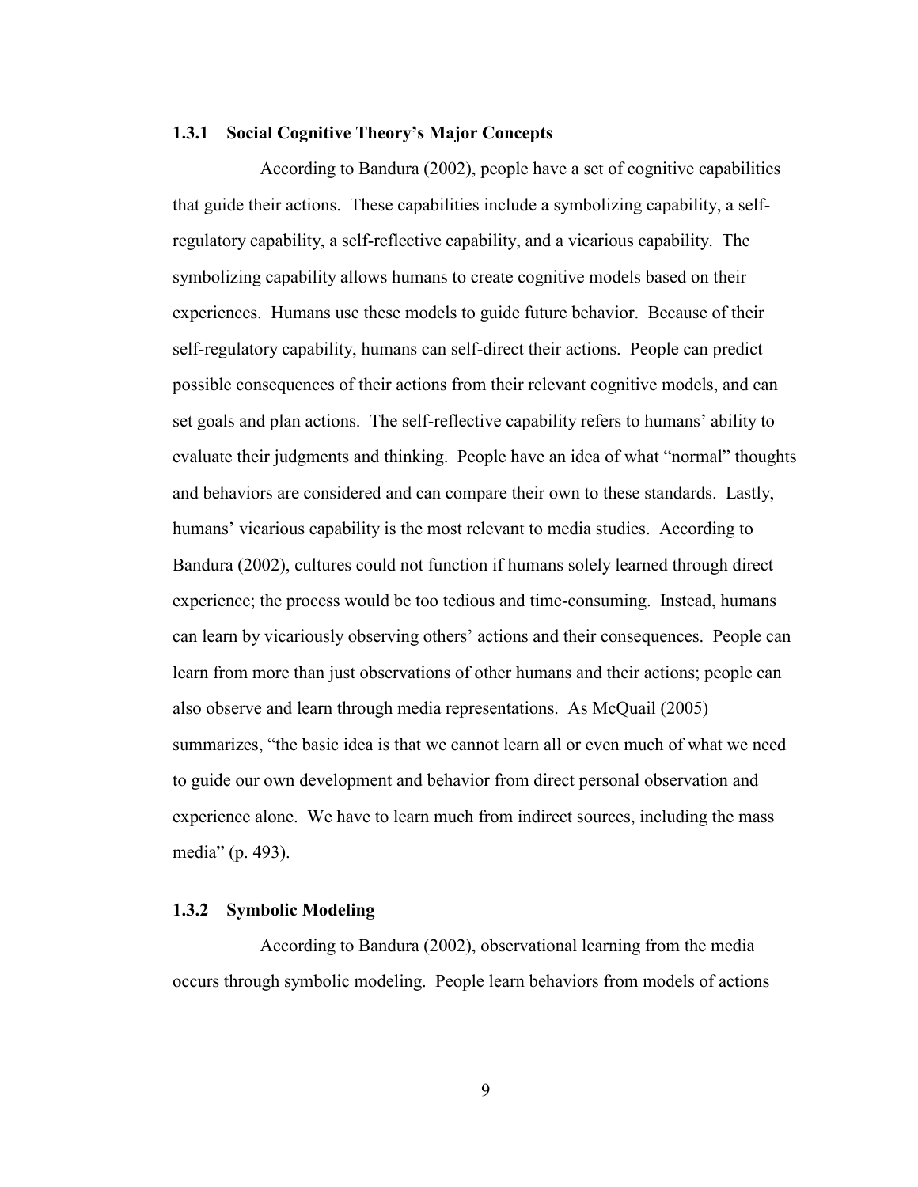### 1.3.1 Social Cognitive Theory's Major Concepts

According to Bandura (2002), people have a set of cognitive capabilities that guide their actions. These capabilities include a symbolizing capability, a self-regulatory capability, a self-reflective capability, and a vicarious capability. The symbolizing capability allows humans to create cognitive models based on their experiences. Humans use these models to guide future behavior. Because of their self-regulatory capability, humans can self-direct their actions. People can predict possible consequences of their actions from their relevant cognitive models, and can set goals and plan actions. The self-reflective capability refers to humans' ability to evaluate their judgments and thinking. People have an idea of what "normal" thoughts and behaviors are considered and can compare their own to these standards. Lastly, humans' vicarious capability is the most relevant to media studies. According to Bandura (2002), cultures could not function if humans solely learned through direct experience; the process would be too tedious and time-consuming. Instead, humans can learn by vicariously observing others' actions and their consequences. People can learn from more than just observations of other humans and their actions; people can also observe and learn through media representations. As McQuail (2005) summarizes, "the basic idea is that we cannot learn all or even much of what we need to guide our own development and behavior from direct personal observation and experience alone. We have to learn much from indirect sources, including the mass media" (p. 493).

### 1.3.2 Symbolic Modeling

According to Bandura (2002), observational learning from the media occurs through symbolic modeling. People learn behaviors from models of actions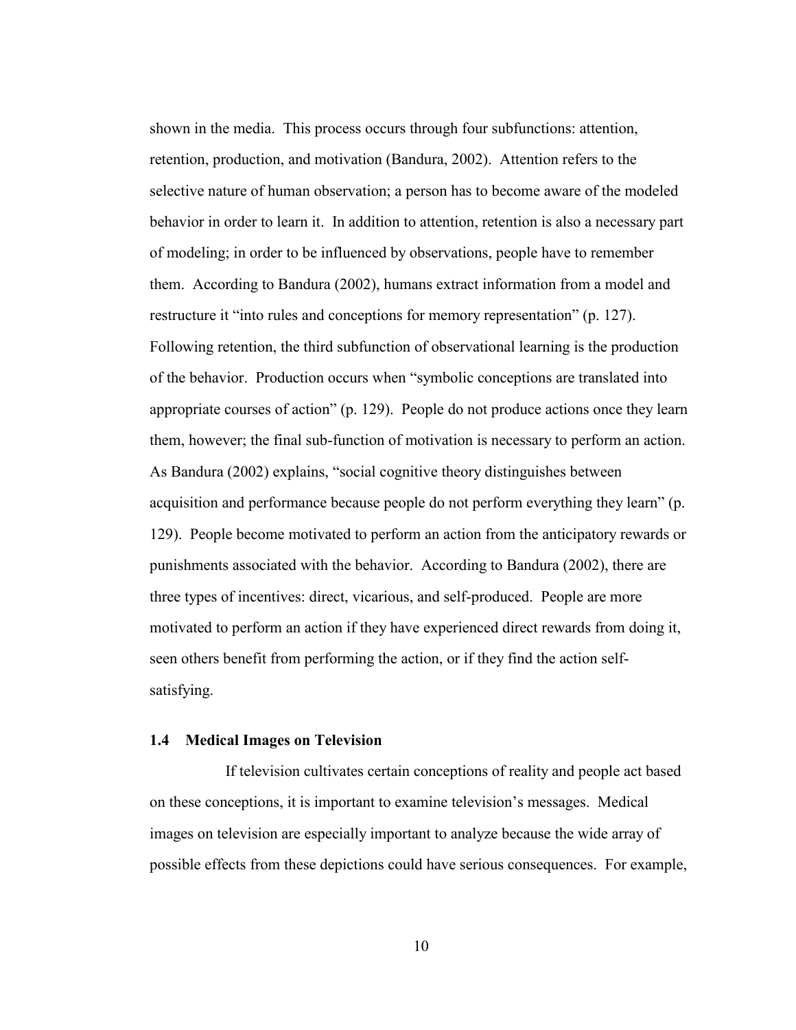shown in the media. This process occurs through four subfunctions: attention, retention, production, and motivation (Bandura, 2002). Attention refers to the selective nature of human observation; a person has to become aware of the modeled behavior in order to learn it. In addition to attention, retention is also a necessary part of modeling; in order to be influenced by observations, people have to remember them. According to Bandura (2002), humans extract information from a model and restructure it "into rules and conceptions for memory representation" (p. 127). Following retention, the third subfunction of observational learning is the production of the behavior. Production occurs when "symbolic conceptions are translated into appropriate courses of action" (p. 129). People do not produce actions once they learn them, however; the final sub-function of motivation is necessary to perform an action. As Bandura (2002) explains, "social cognitive theory distinguishes between acquisition and performance because people do not perform everything they learn" (p. 129). People become motivated to perform an action from the anticipatory rewards or punishments associated with the behavior. According to Bandura (2002), there are three types of incentives: direct, vicarious, and self-produced. People are more motivated to perform an action if they have experienced direct rewards from doing it, seen others benefit from performing the action, or if they find the action self-satisfying.

### 1.4 Medical Images on Television

If television cultivates certain conceptions of reality and people act based on these conceptions, it is important to examine television's messages. Medical images on television are especially important to analyze because the wide array of possible effects from these depictions could have serious consequences. For example,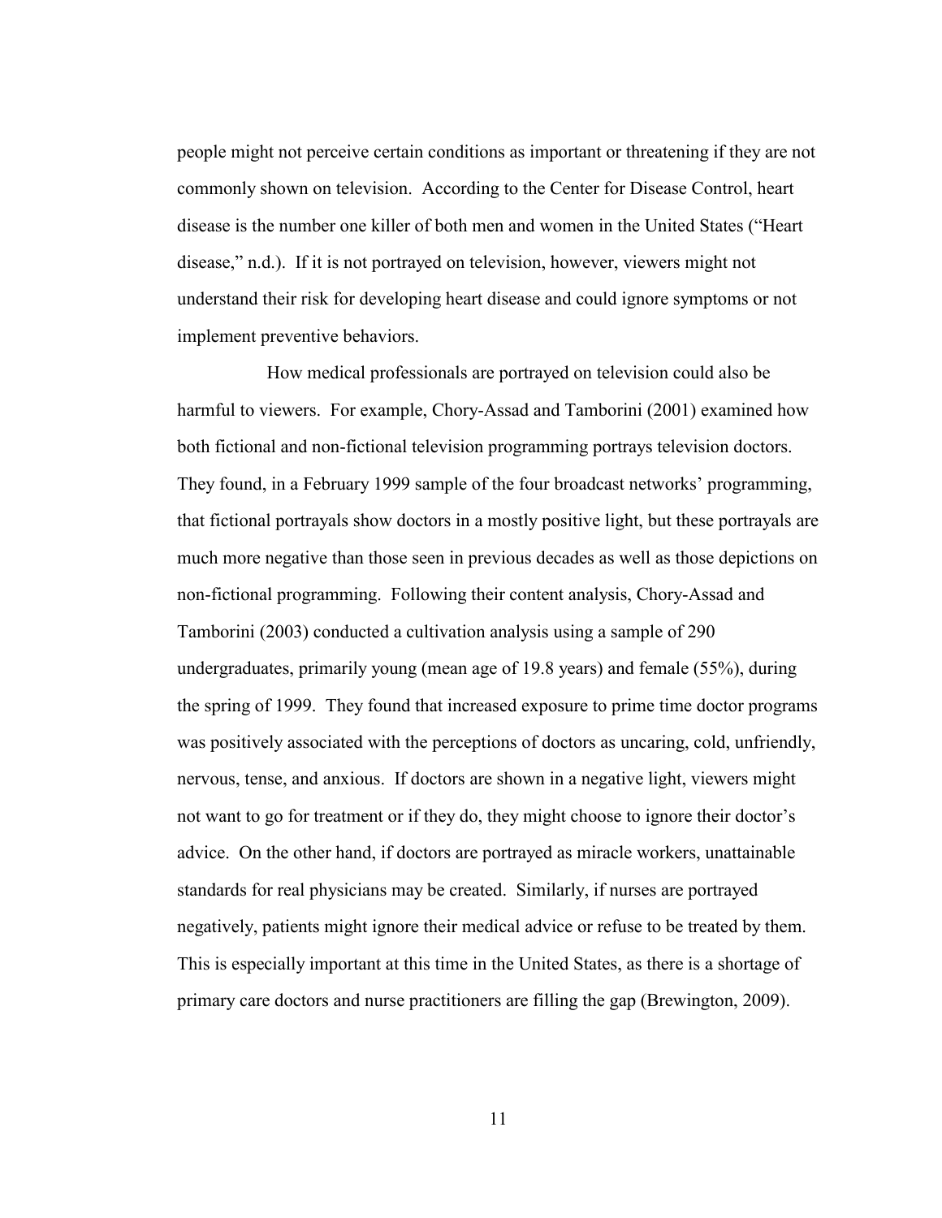people might not perceive certain conditions as important or threatening if they are not commonly shown on television. According to the Center for Disease Control, heart disease is the number one killer of both men and women in the United States ("Heart disease," n.d.). If it is not portrayed on television, however, viewers might not understand their risk for developing heart disease and could ignore symptoms or not implement preventive behaviors.

How medical professionals are portrayed on television could also be harmful to viewers. For example, Chory-Assad and Tamborini (2001) examined how both fictional and non-fictional television programming portrays television doctors. They found, in a February 1999 sample of the four broadcast networks' programming, that fictional portrayals show doctors in a mostly positive light, but these portrayals are much more negative than those seen in previous decades as well as those depictions on non-fictional programming. Following their content analysis, Chory-Assad and Tamborini (2003) conducted a cultivation analysis using a sample of 290 undergraduates, primarily young (mean age of 19.8 years) and female (55%), during the spring of 1999. They found that increased exposure to prime time doctor programs was positively associated with the perceptions of doctors as uncaring, cold, unfriendly, nervous, tense, and anxious. If doctors are shown in a negative light, viewers might not want to go for treatment or if they do, they might choose to ignore their doctor's advice. On the other hand, if doctors are portrayed as miracle workers, unattainable standards for real physicians may be created. Similarly, if nurses are portrayed negatively, patients might ignore their medical advice or refuse to be treated by them. This is especially important at this time in the United States, as there is a shortage of primary care doctors and nurse practitioners are filling the gap (Brewington, 2009).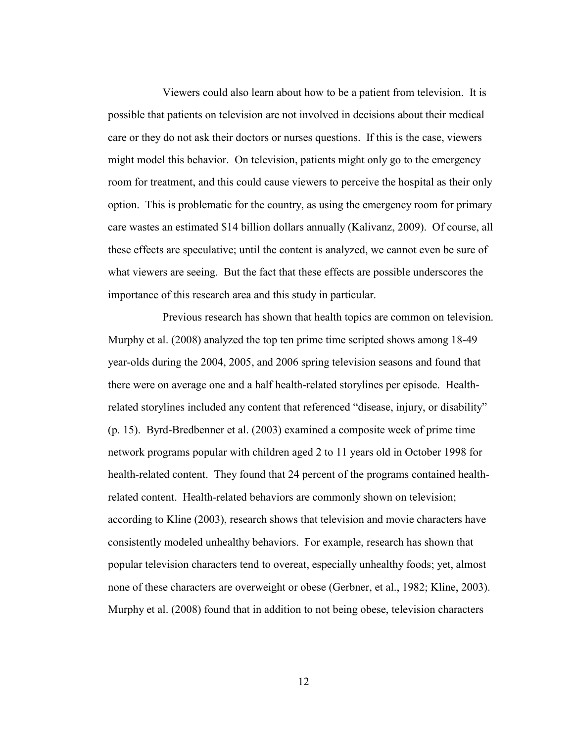Viewers could also learn about how to be a patient from television. It is possible that patients on television are not involved in decisions about their medical care or they do not ask their doctors or nurses questions. If this is the case, viewers might model this behavior. On television, patients might only go to the emergency room for treatment, and this could cause viewers to perceive the hospital as their only option. This is problematic for the country, as using the emergency room for primary care wastes an estimated $14 billion dollars annually (Kalivanz, 2009). Of course, all these effects are speculative; until the content is analyzed, we cannot even be sure of what viewers are seeing. But the fact that these effects are possible underscores the importance of this research area and this study in particular.

Previous research has shown that health topics are common on television. Murphy et al. (2008) analyzed the top ten prime time scripted shows among 18-49 year-olds during the 2004, 2005, and 2006 spring television seasons and found that there were on average one and a half health-related storylines per episode. Health-related storylines included any content that referenced "disease, injury, or disability" (p. 15). Byrd-Bredbenner et al. (2003) examined a composite week of prime time network programs popular with children aged 2 to 11 years old in October 1998 for health-related content. They found that 24 percent of the programs contained health-related content. Health-related behaviors are commonly shown on television; according to Kline (2003), research shows that television and movie characters have consistently modeled unhealthy behaviors. For example, research has shown that popular television characters tend to overeat, especially unhealthy foods; yet, almost none of these characters are overweight or obese (Gerbner, et al., 1982; Kline, 2003). Murphy et al. (2008) found that in addition to not being obese, television characters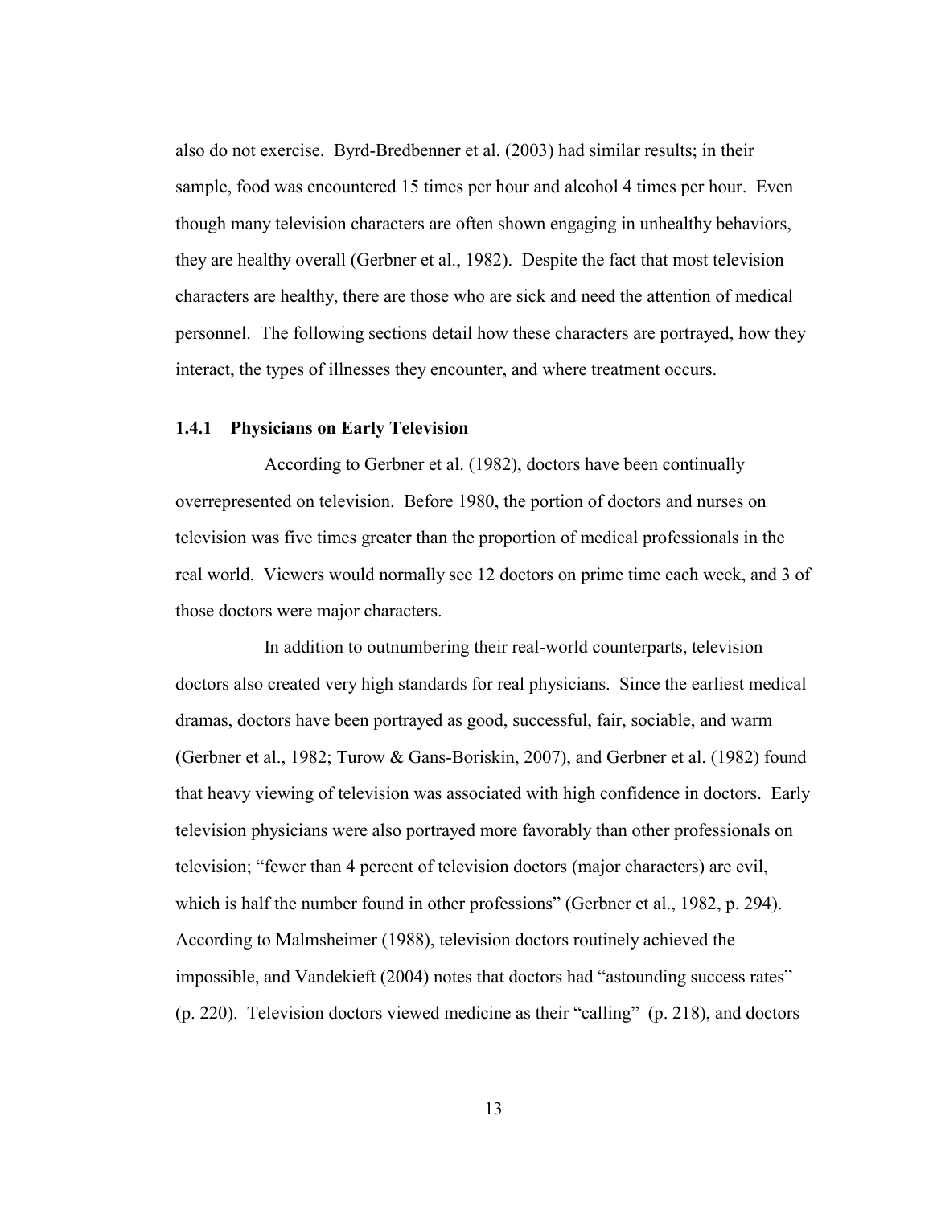also do not exercise. Byrd-Bredbenner et al. (2003) had similar results; in their sample, food was encountered 15 times per hour and alcohol 4 times per hour. Even though many television characters are often shown engaging in unhealthy behaviors, they are healthy overall (Gerbner et al., 1982). Despite the fact that most television characters are healthy, there are those who are sick and need the attention of medical personnel. The following sections detail how these characters are portrayed, how they interact, the types of illnesses they encounter, and where treatment occurs.

### 1.4.1 Physicians on Early Television

According to Gerbner et al. (1982), doctors have been continually overrepresented on television. Before 1980, the portion of doctors and nurses on television was five times greater than the proportion of medical professionals in the real world. Viewers would normally see 12 doctors on prime time each week, and 3 of those doctors were major characters.

In addition to outnumbering their real-world counterparts, television doctors also created very high standards for real physicians. Since the earliest medical dramas, doctors have been portrayed as good, successful, fair, sociable, and warm (Gerbner et al., 1982; Turow & Gans-Boriskin, 2007), and Gerbner et al. (1982) found that heavy viewing of television was associated with high confidence in doctors. Early television physicians were also portrayed more favorably than other professionals on television; "fewer than 4 percent of television doctors (major characters) are evil, which is half the number found in other professions" (Gerbner et al., 1982, p. 294). According to Malmsheimer (1988), television doctors routinely achieved the impossible, and Vandekieft (2004) notes that doctors had "astounding success rates" (p. 220). Television doctors viewed medicine as their "calling" (p. 218), and doctors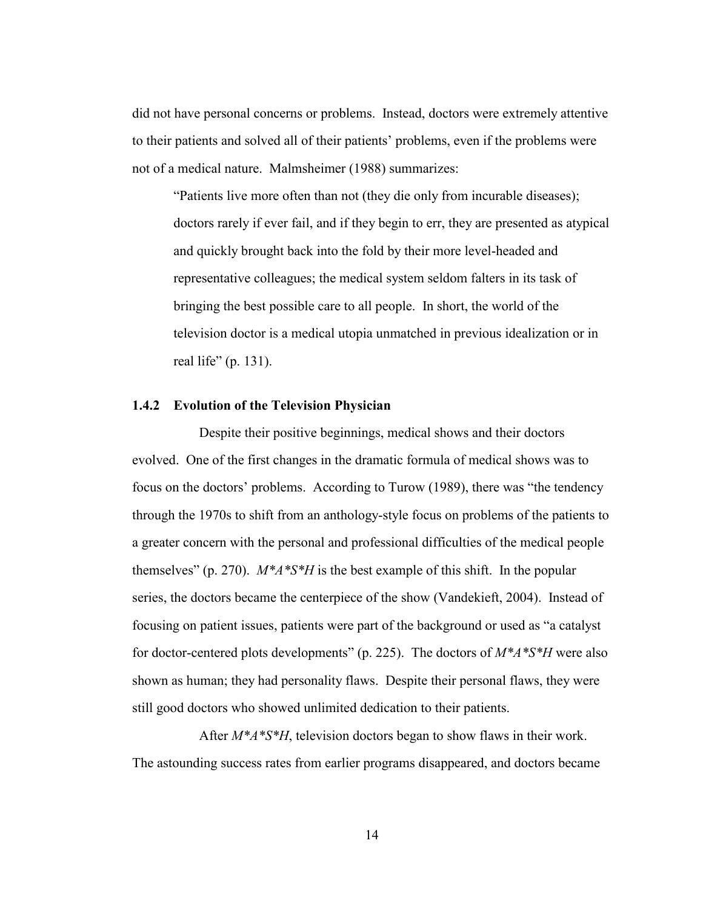did not have personal concerns or problems. Instead, doctors were extremely attentive to their patients and solved all of their patients' problems, even if the problems were not of a medical nature. Malmsheimer (1988) summarizes:

> "Patients live more often than not (they die only from incurable diseases); doctors rarely if ever fail, and if they begin to err, they are presented as atypical and quickly brought back into the fold by their more level-headed and representative colleagues; the medical system seldom falters in its task of bringing the best possible care to all people. In short, the world of the television doctor is a medical utopia unmatched in previous idealization or in real life" (p. 131).

### 1.4.2 Evolution of the Television Physician

Despite their positive beginnings, medical shows and their doctors evolved. One of the first changes in the dramatic formula of medical shows was to focus on the doctors' problems. According to Turow (1989), there was "the tendency through the 1970s to shift from an anthology-style focus on problems of the patients to a greater concern with the personal and professional difficulties of the medical people themselves" (p. 270). *M*A*S*H* is the best example of this shift. In the popular series, the doctors became the centerpiece of the show (Vandekieft, 2004). Instead of focusing on patient issues, patients were part of the background or used as "a catalyst for doctor-centered plots developments" (p. 225). The doctors of *M*A*S*H* were also shown as human; they had personality flaws. Despite their personal flaws, they were still good doctors who showed unlimited dedication to their patients.

After *M*A*S*H*, television doctors began to show flaws in their work. The astounding success rates from earlier programs disappeared, and doctors became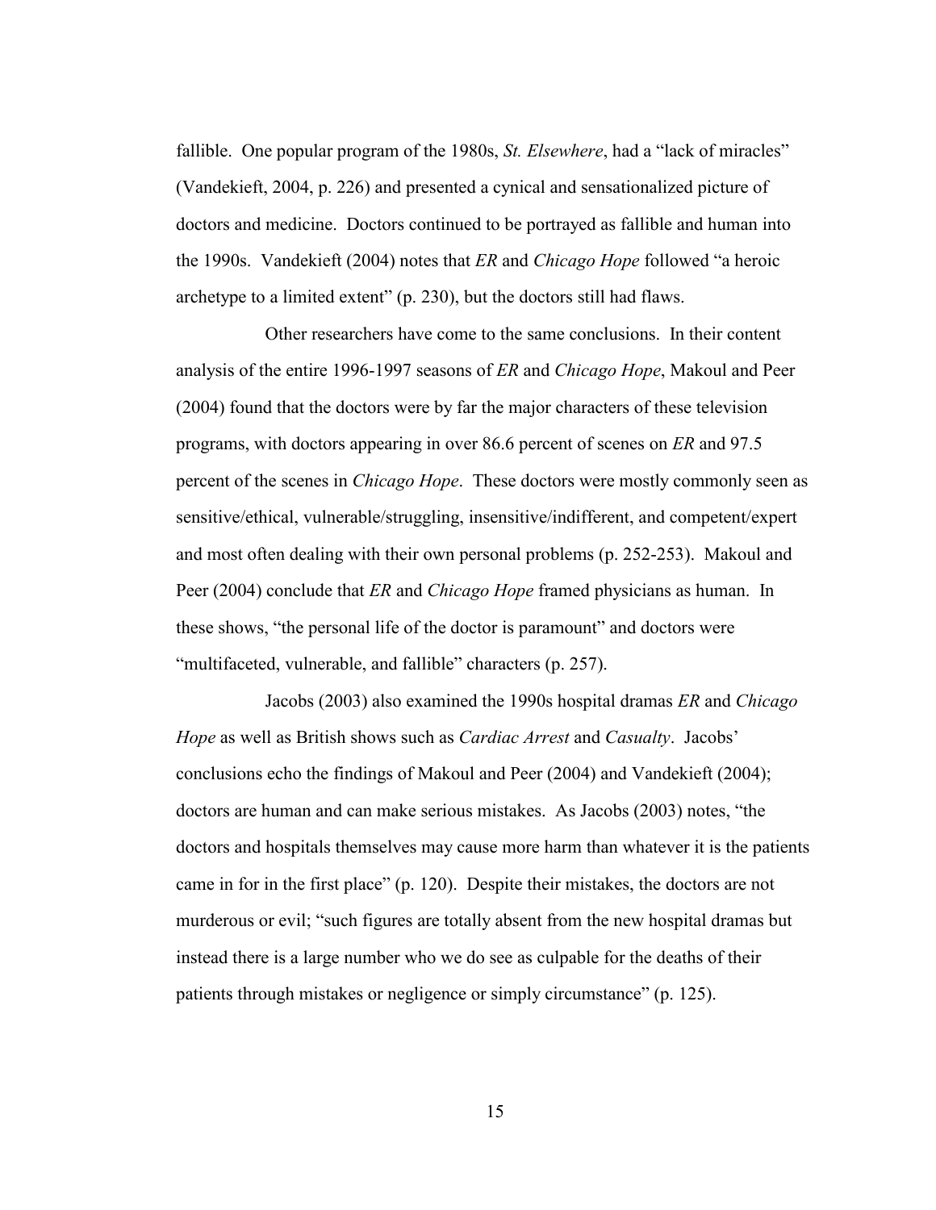fallible. One popular program of the 1980s, *St. Elsewhere*, had a "lack of miracles" (Vandekieft, 2004, p. 226) and presented a cynical and sensationalized picture of doctors and medicine. Doctors continued to be portrayed as fallible and human into the 1990s. Vandekieft (2004) notes that *ER* and *Chicago Hope* followed "a heroic archetype to a limited extent" (p. 230), but the doctors still had flaws.

Other researchers have come to the same conclusions. In their content analysis of the entire 1996-1997 seasons of *ER* and *Chicago Hope*, Makoul and Peer (2004) found that the doctors were by far the major characters of these television programs, with doctors appearing in over 86.6 percent of scenes on *ER* and 97.5 percent of the scenes in *Chicago Hope*. These doctors were mostly commonly seen as sensitive/ethical, vulnerable/struggling, insensitive/indifferent, and competent/expert and most often dealing with their own personal problems (p. 252-253). Makoul and Peer (2004) conclude that *ER* and *Chicago Hope* framed physicians as human. In these shows, "the personal life of the doctor is paramount" and doctors were "multifaceted, vulnerable, and fallible" characters (p. 257).

Jacobs (2003) also examined the 1990s hospital dramas *ER* and *Chicago Hope* as well as British shows such as *Cardiac Arrest* and *Casualty*. Jacobs' conclusions echo the findings of Makoul and Peer (2004) and Vandekieft (2004); doctors are human and can make serious mistakes. As Jacobs (2003) notes, "the doctors and hospitals themselves may cause more harm than whatever it is the patients came in for in the first place" (p. 120). Despite their mistakes, the doctors are not murderous or evil; "such figures are totally absent from the new hospital dramas but instead there is a large number who we do see as culpable for the deaths of their patients through mistakes or negligence or simply circumstance" (p. 125).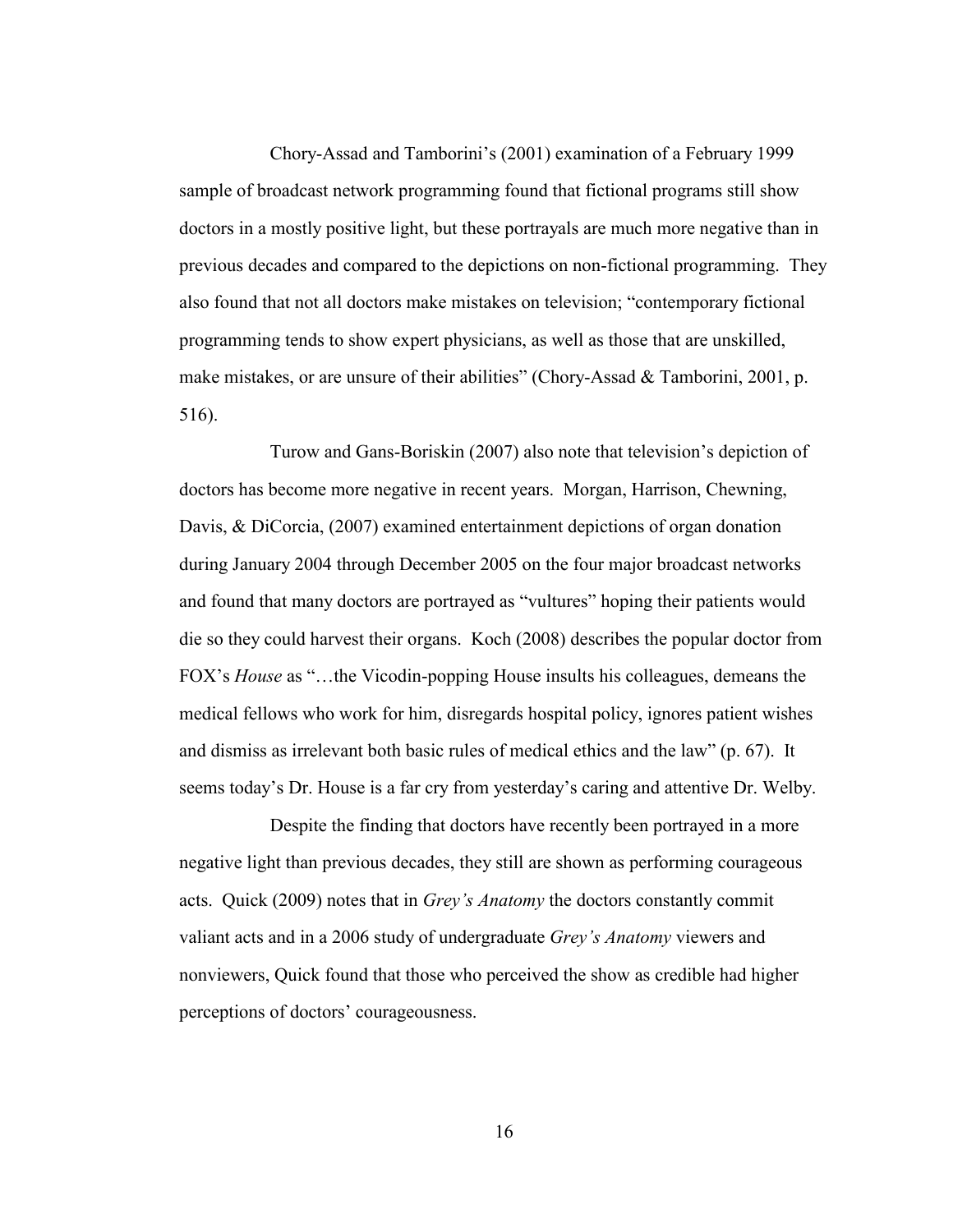Chory-Assad and Tamborini's (2001) examination of a February 1999 sample of broadcast network programming found that fictional programs still show doctors in a mostly positive light, but these portrayals are much more negative than in previous decades and compared to the depictions on non-fictional programming. They also found that not all doctors make mistakes on television; "contemporary fictional programming tends to show expert physicians, as well as those that are unskilled, make mistakes, or are unsure of their abilities" (Chory-Assad & Tamborini, 2001, p. 516).

Turow and Gans-Boriskin (2007) also note that television's depiction of doctors has become more negative in recent years. Morgan, Harrison, Chewning, Davis, & DiCorcia, (2007) examined entertainment depictions of organ donation during January 2004 through December 2005 on the four major broadcast networks and found that many doctors are portrayed as "vultures" hoping their patients would die so they could harvest their organs. Koch (2008) describes the popular doctor from FOX's *House* as "…the Vicodin-popping House insults his colleagues, demeans the medical fellows who work for him, disregards hospital policy, ignores patient wishes and dismiss as irrelevant both basic rules of medical ethics and the law" (p. 67). It seems today's Dr. House is a far cry from yesterday's caring and attentive Dr. Welby.

Despite the finding that doctors have recently been portrayed in a more negative light than previous decades, they still are shown as performing courageous acts. Quick (2009) notes that in *Grey's Anatomy* the doctors constantly commit valiant acts and in a 2006 study of undergraduate *Grey's Anatomy* viewers and nonviewers, Quick found that those who perceived the show as credible had higher perceptions of doctors' courageousness.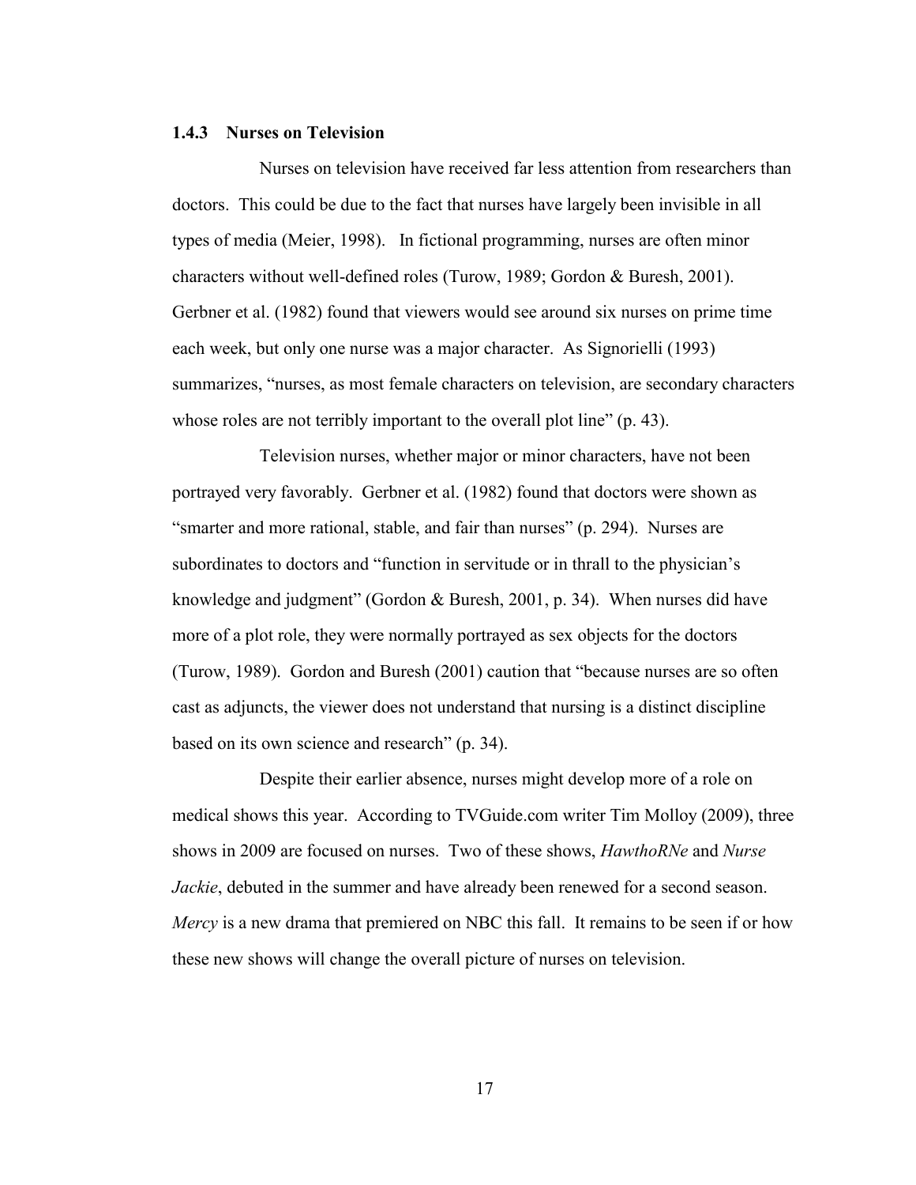### 1.4.3 Nurses on Television

Nurses on television have received far less attention from researchers than doctors. This could be due to the fact that nurses have largely been invisible in all types of media (Meier, 1998). In fictional programming, nurses are often minor characters without well-defined roles (Turow, 1989; Gordon & Buresh, 2001). Gerbner et al. (1982) found that viewers would see around six nurses on prime time each week, but only one nurse was a major character. As Signorielli (1993) summarizes, "nurses, as most female characters on television, are secondary characters whose roles are not terribly important to the overall plot line" (p. 43).

Television nurses, whether major or minor characters, have not been portrayed very favorably. Gerbner et al. (1982) found that doctors were shown as "smarter and more rational, stable, and fair than nurses" (p. 294). Nurses are subordinates to doctors and "function in servitude or in thrall to the physician's knowledge and judgment" (Gordon & Buresh, 2001, p. 34). When nurses did have more of a plot role, they were normally portrayed as sex objects for the doctors (Turow, 1989). Gordon and Buresh (2001) caution that "because nurses are so often cast as adjuncts, the viewer does not understand that nursing is a distinct discipline based on its own science and research" (p. 34).

Despite their earlier absence, nurses might develop more of a role on medical shows this year. According to TVGuide.com writer Tim Molloy (2009), three shows in 2009 are focused on nurses. Two of these shows, *HawthoRNe* and *Nurse Jackie*, debuted in the summer and have already been renewed for a second season. *Mercy* is a new drama that premiered on NBC this fall. It remains to be seen if or how these new shows will change the overall picture of nurses on television.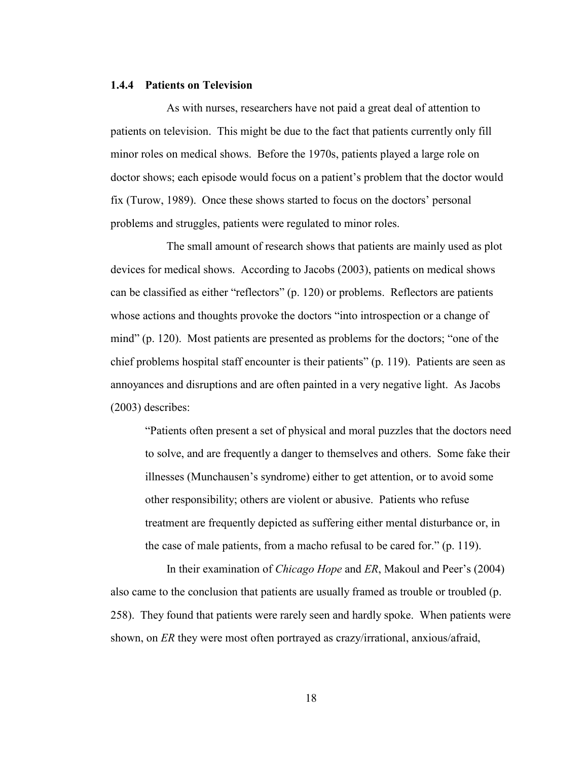### 1.4.4 Patients on Television

As with nurses, researchers have not paid a great deal of attention to patients on television. This might be due to the fact that patients currently only fill minor roles on medical shows. Before the 1970s, patients played a large role on doctor shows; each episode would focus on a patient's problem that the doctor would fix (Turow, 1989). Once these shows started to focus on the doctors' personal problems and struggles, patients were regulated to minor roles.

The small amount of research shows that patients are mainly used as plot devices for medical shows. According to Jacobs (2003), patients on medical shows can be classified as either "reflectors" (p. 120) or problems. Reflectors are patients whose actions and thoughts provoke the doctors "into introspection or a change of mind" (p. 120). Most patients are presented as problems for the doctors; "one of the chief problems hospital staff encounter is their patients" (p. 119). Patients are seen as annoyances and disruptions and are often painted in a very negative light. As Jacobs (2003) describes:

> "Patients often present a set of physical and moral puzzles that the doctors need to solve, and are frequently a danger to themselves and others. Some fake their illnesses (Munchausen's syndrome) either to get attention, or to avoid some other responsibility; others are violent or abusive. Patients who refuse treatment are frequently depicted as suffering either mental disturbance or, in the case of male patients, from a macho refusal to be cared for." (p. 119).

In their examination of *Chicago Hope* and *ER*, Makoul and Peer's (2004) also came to the conclusion that patients are usually framed as trouble or troubled (p. 258). They found that patients were rarely seen and hardly spoke. When patients were shown, on *ER* they were most often portrayed as crazy/irrational, anxious/afraid,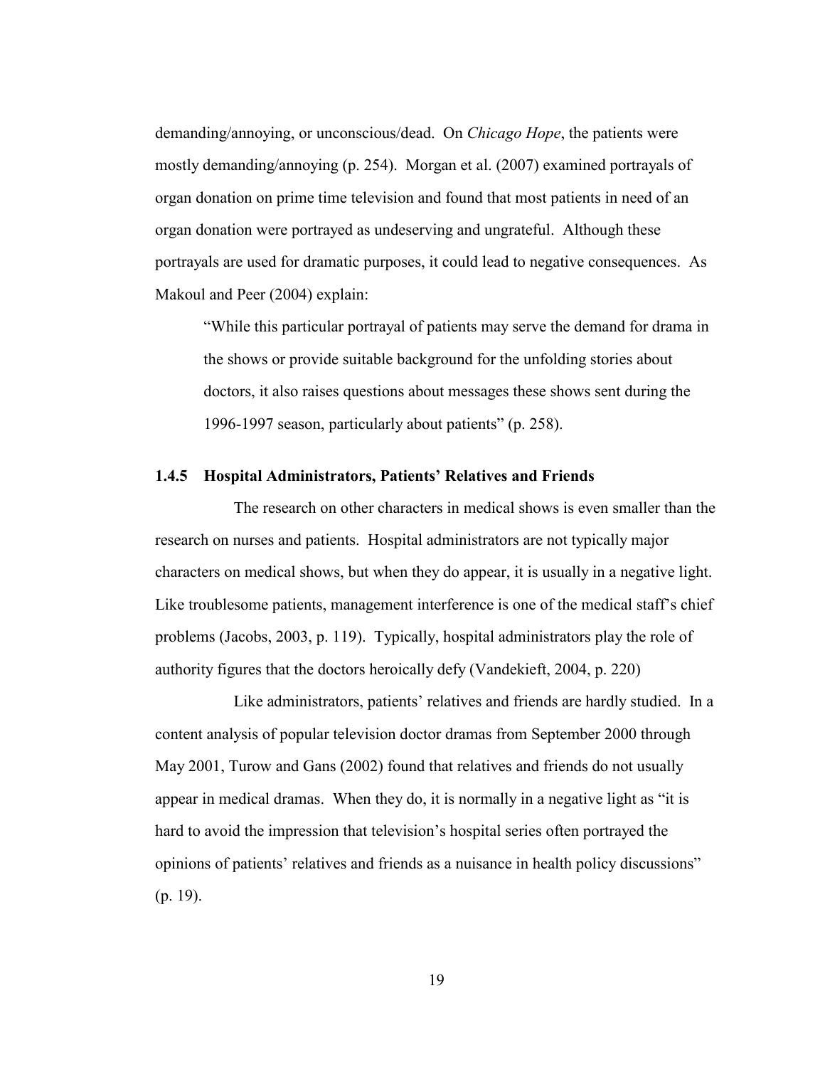demanding/annoying, or unconscious/dead. On *Chicago Hope*, the patients were mostly demanding/annoying (p. 254). Morgan et al. (2007) examined portrayals of organ donation on prime time television and found that most patients in need of an organ donation were portrayed as undeserving and ungrateful. Although these portrayals are used for dramatic purposes, it could lead to negative consequences. As Makoul and Peer (2004) explain:

> "While this particular portrayal of patients may serve the demand for drama in the shows or provide suitable background for the unfolding stories about doctors, it also raises questions about messages these shows sent during the 1996-1997 season, particularly about patients" (p. 258).

### 1.4.5 Hospital Administrators, Patients' Relatives and Friends

The research on other characters in medical shows is even smaller than the research on nurses and patients. Hospital administrators are not typically major characters on medical shows, but when they do appear, it is usually in a negative light. Like troublesome patients, management interference is one of the medical staff's chief problems (Jacobs, 2003, p. 119). Typically, hospital administrators play the role of authority figures that the doctors heroically defy (Vandekieft, 2004, p. 220)

Like administrators, patients' relatives and friends are hardly studied. In a content analysis of popular television doctor dramas from September 2000 through May 2001, Turow and Gans (2002) found that relatives and friends do not usually appear in medical dramas. When they do, it is normally in a negative light as "it is hard to avoid the impression that television's hospital series often portrayed the opinions of patients' relatives and friends as a nuisance in health policy discussions" (p. 19).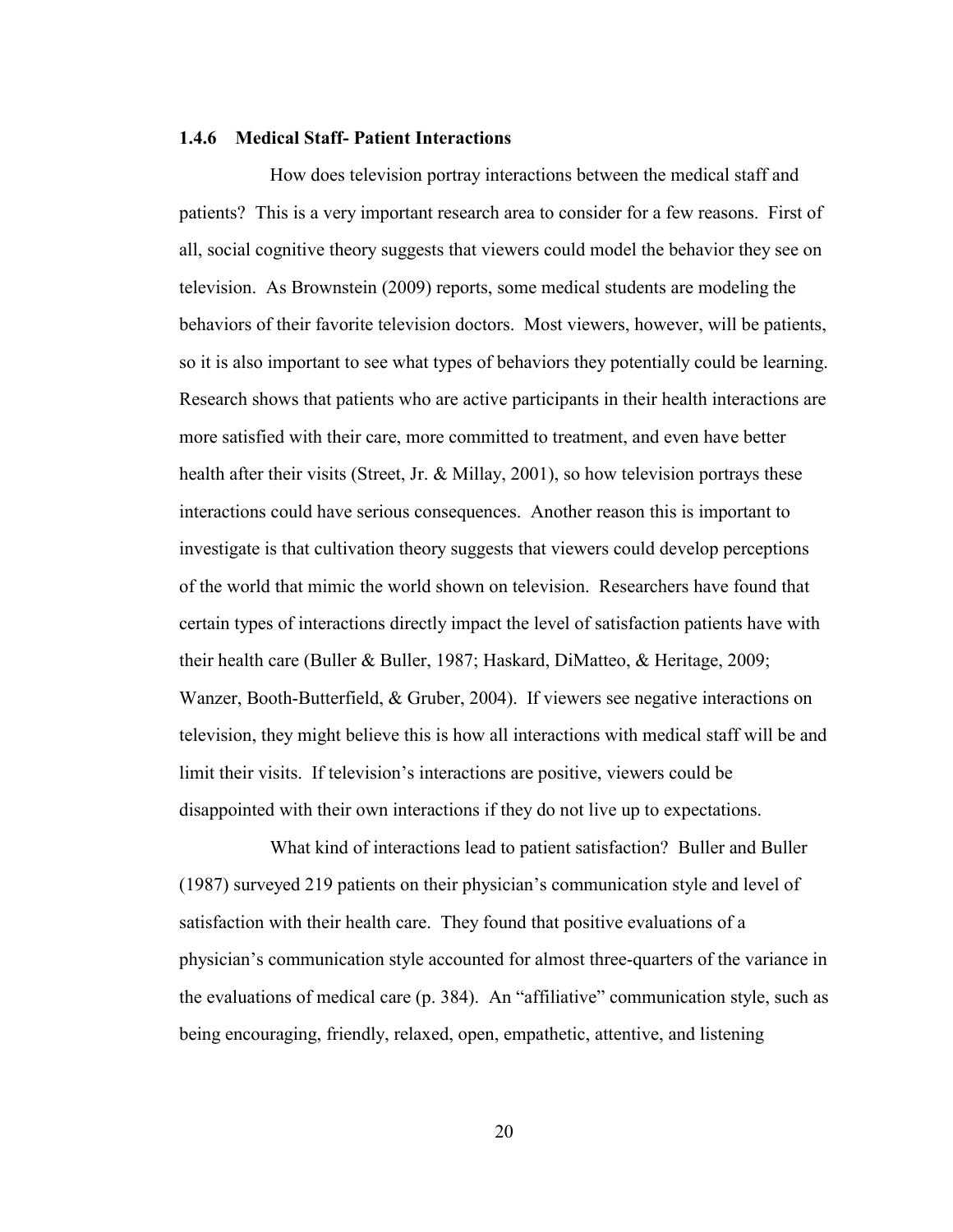### 1.4.6 Medical Staff- Patient Interactions

How does television portray interactions between the medical staff and patients? This is a very important research area to consider for a few reasons. First of all, social cognitive theory suggests that viewers could model the behavior they see on television. As Brownstein (2009) reports, some medical students are modeling the behaviors of their favorite television doctors. Most viewers, however, will be patients, so it is also important to see what types of behaviors they potentially could be learning. Research shows that patients who are active participants in their health interactions are more satisfied with their care, more committed to treatment, and even have better health after their visits (Street, Jr. & Millay, 2001), so how television portrays these interactions could have serious consequences. Another reason this is important to investigate is that cultivation theory suggests that viewers could develop perceptions of the world that mimic the world shown on television. Researchers have found that certain types of interactions directly impact the level of satisfaction patients have with their health care (Buller & Buller, 1987; Haskard, DiMatteo, & Heritage, 2009; Wanzer, Booth-Butterfield, & Gruber, 2004). If viewers see negative interactions on television, they might believe this is how all interactions with medical staff will be and limit their visits. If television's interactions are positive, viewers could be disappointed with their own interactions if they do not live up to expectations.

What kind of interactions lead to patient satisfaction? Buller and Buller (1987) surveyed 219 patients on their physician's communication style and level of satisfaction with their health care. They found that positive evaluations of a physician's communication style accounted for almost three-quarters of the variance in the evaluations of medical care (p. 384). An "affiliative" communication style, such as being encouraging, friendly, relaxed, open, empathetic, attentive, and listening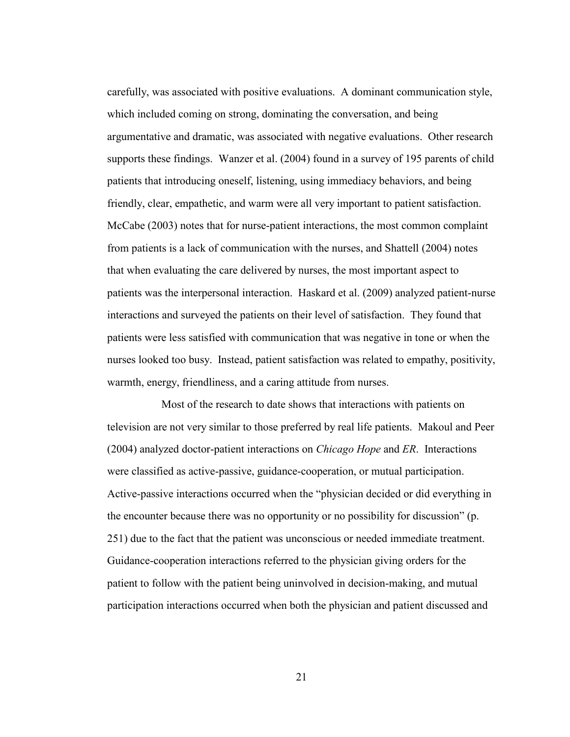carefully, was associated with positive evaluations. A dominant communication style, which included coming on strong, dominating the conversation, and being argumentative and dramatic, was associated with negative evaluations. Other research supports these findings. Wanzer et al. (2004) found in a survey of 195 parents of child patients that introducing oneself, listening, using immediacy behaviors, and being friendly, clear, empathetic, and warm were all very important to patient satisfaction. McCabe (2003) notes that for nurse-patient interactions, the most common complaint from patients is a lack of communication with the nurses, and Shattell (2004) notes that when evaluating the care delivered by nurses, the most important aspect to patients was the interpersonal interaction. Haskard et al. (2009) analyzed patient-nurse interactions and surveyed the patients on their level of satisfaction. They found that patients were less satisfied with communication that was negative in tone or when the nurses looked too busy. Instead, patient satisfaction was related to empathy, positivity, warmth, energy, friendliness, and a caring attitude from nurses.

Most of the research to date shows that interactions with patients on television are not very similar to those preferred by real life patients. Makoul and Peer (2004) analyzed doctor-patient interactions on *Chicago Hope* and *ER*. Interactions were classified as active-passive, guidance-cooperation, or mutual participation. Active-passive interactions occurred when the "physician decided or did everything in the encounter because there was no opportunity or no possibility for discussion" (p. 251) due to the fact that the patient was unconscious or needed immediate treatment. Guidance-cooperation interactions referred to the physician giving orders for the patient to follow with the patient being uninvolved in decision-making, and mutual participation interactions occurred when both the physician and patient discussed and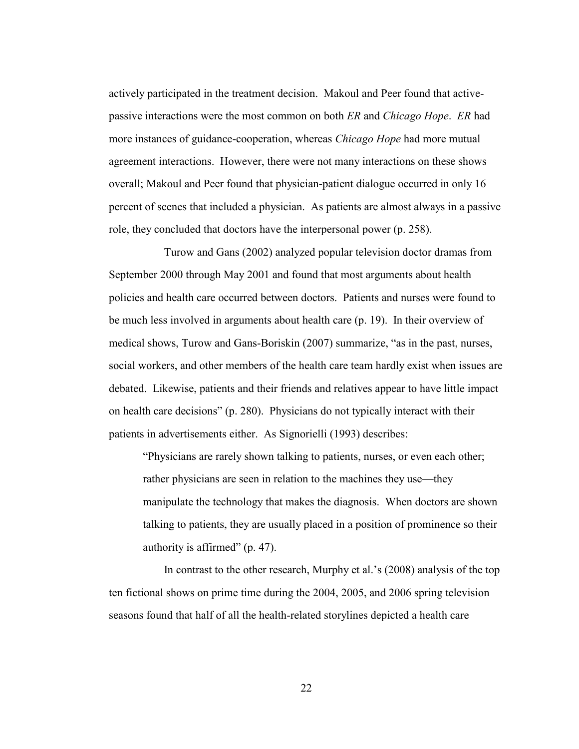actively participated in the treatment decision. Makoul and Peer found that active-passive interactions were the most common on both *ER* and *Chicago Hope*. *ER* had more instances of guidance-cooperation, whereas *Chicago Hope* had more mutual agreement interactions. However, there were not many interactions on these shows overall; Makoul and Peer found that physician-patient dialogue occurred in only 16 percent of scenes that included a physician. As patients are almost always in a passive role, they concluded that doctors have the interpersonal power (p. 258).

Turow and Gans (2002) analyzed popular television doctor dramas from September 2000 through May 2001 and found that most arguments about health policies and health care occurred between doctors. Patients and nurses were found to be much less involved in arguments about health care (p. 19). In their overview of medical shows, Turow and Gans-Boriskin (2007) summarize, "as in the past, nurses, social workers, and other members of the health care team hardly exist when issues are debated. Likewise, patients and their friends and relatives appear to have little impact on health care decisions" (p. 280). Physicians do not typically interact with their patients in advertisements either. As Signorielli (1993) describes:

> "Physicians are rarely shown talking to patients, nurses, or even each other; rather physicians are seen in relation to the machines they use—they manipulate the technology that makes the diagnosis. When doctors are shown talking to patients, they are usually placed in a position of prominence so their authority is affirmed" (p. 47).

In contrast to the other research, Murphy et al.'s (2008) analysis of the top ten fictional shows on prime time during the 2004, 2005, and 2006 spring television seasons found that half of all the health-related storylines depicted a health care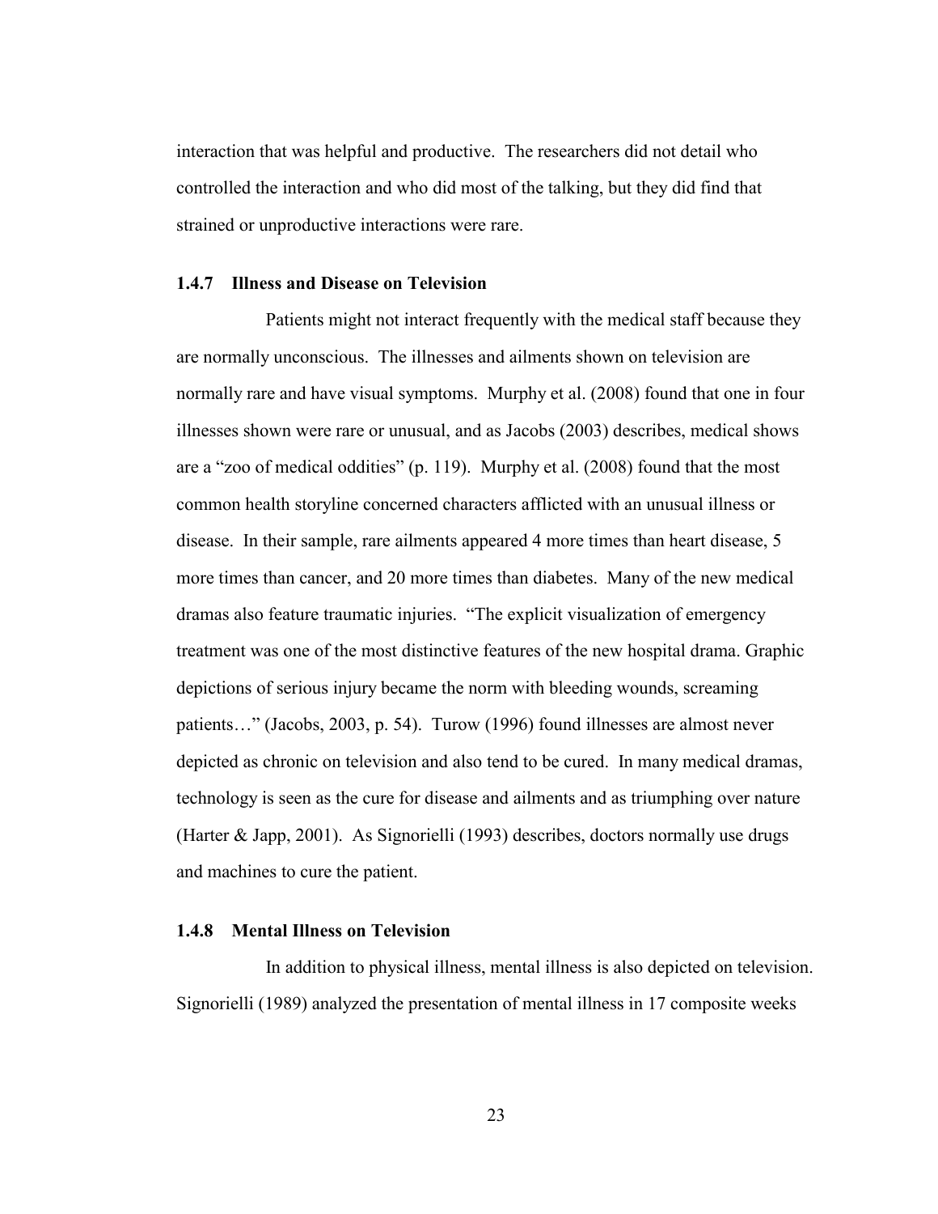interaction that was helpful and productive. The researchers did not detail who controlled the interaction and who did most of the talking, but they did find that strained or unproductive interactions were rare.

### 1.4.7 Illness and Disease on Television

Patients might not interact frequently with the medical staff because they are normally unconscious. The illnesses and ailments shown on television are normally rare and have visual symptoms. Murphy et al. (2008) found that one in four illnesses shown were rare or unusual, and as Jacobs (2003) describes, medical shows are a "zoo of medical oddities" (p. 119). Murphy et al. (2008) found that the most common health storyline concerned characters afflicted with an unusual illness or disease. In their sample, rare ailments appeared 4 more times than heart disease, 5 more times than cancer, and 20 more times than diabetes. Many of the new medical dramas also feature traumatic injuries. "The explicit visualization of emergency treatment was one of the most distinctive features of the new hospital drama. Graphic depictions of serious injury became the norm with bleeding wounds, screaming patients…" (Jacobs, 2003, p. 54). Turow (1996) found illnesses are almost never depicted as chronic on television and also tend to be cured. In many medical dramas, technology is seen as the cure for disease and ailments and as triumphing over nature (Harter & Japp, 2001). As Signorielli (1993) describes, doctors normally use drugs and machines to cure the patient.

### 1.4.8 Mental Illness on Television

In addition to physical illness, mental illness is also depicted on television. Signorielli (1989) analyzed the presentation of mental illness in 17 composite weeks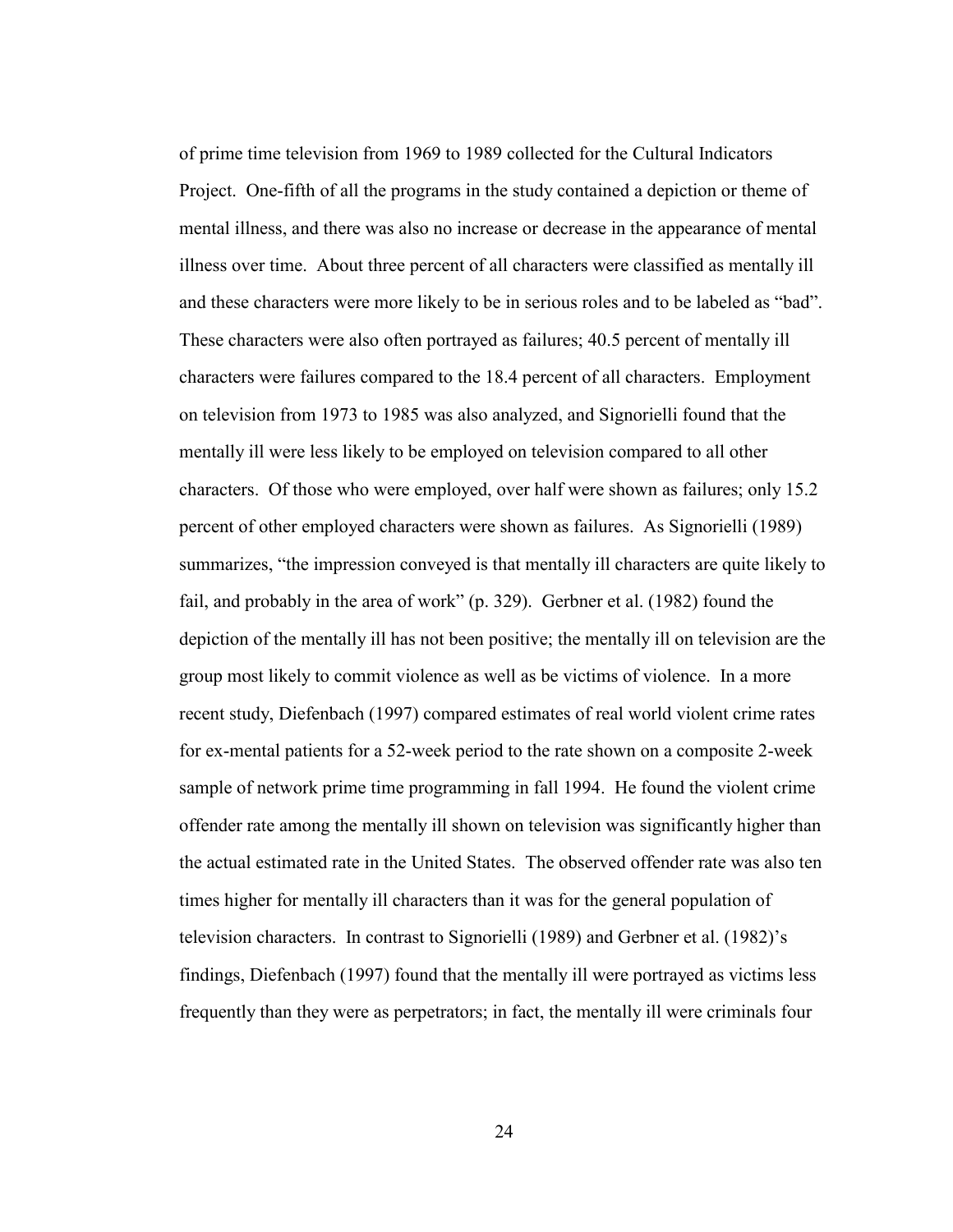of prime time television from 1969 to 1989 collected for the Cultural Indicators Project. One-fifth of all the programs in the study contained a depiction or theme of mental illness, and there was also no increase or decrease in the appearance of mental illness over time. About three percent of all characters were classified as mentally ill and these characters were more likely to be in serious roles and to be labeled as "bad". These characters were also often portrayed as failures; 40.5 percent of mentally ill characters were failures compared to the 18.4 percent of all characters. Employment on television from 1973 to 1985 was also analyzed, and Signorielli found that the mentally ill were less likely to be employed on television compared to all other characters. Of those who were employed, over half were shown as failures; only 15.2 percent of other employed characters were shown as failures. As Signorielli (1989) summarizes, "the impression conveyed is that mentally ill characters are quite likely to fail, and probably in the area of work" (p. 329). Gerbner et al. (1982) found the depiction of the mentally ill has not been positive; the mentally ill on television are the group most likely to commit violence as well as be victims of violence. In a more recent study, Diefenbach (1997) compared estimates of real world violent crime rates for ex-mental patients for a 52-week period to the rate shown on a composite 2-week sample of network prime time programming in fall 1994. He found the violent crime offender rate among the mentally ill shown on television was significantly higher than the actual estimated rate in the United States. The observed offender rate was also ten times higher for mentally ill characters than it was for the general population of television characters. In contrast to Signorielli (1989) and Gerbner et al. (1982)'s findings, Diefenbach (1997) found that the mentally ill were portrayed as victims less frequently than they were as perpetrators; in fact, the mentally ill were criminals four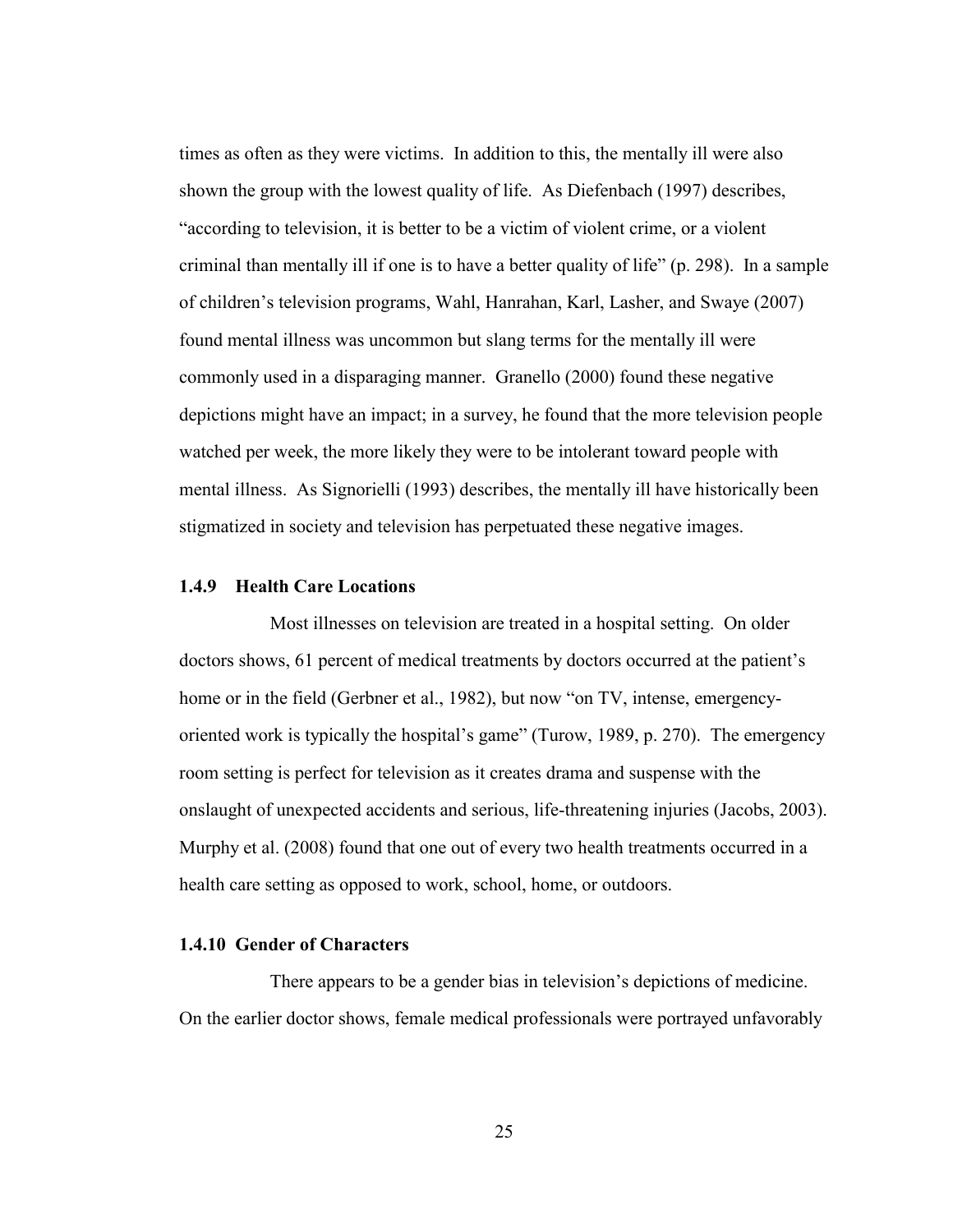times as often as they were victims. In addition to this, the mentally ill were also shown the group with the lowest quality of life. As Diefenbach (1997) describes, "according to television, it is better to be a victim of violent crime, or a violent criminal than mentally ill if one is to have a better quality of life" (p. 298). In a sample of children's television programs, Wahl, Hanrahan, Karl, Lasher, and Swaye (2007) found mental illness was uncommon but slang terms for the mentally ill were commonly used in a disparaging manner. Granello (2000) found these negative depictions might have an impact; in a survey, he found that the more television people watched per week, the more likely they were to be intolerant toward people with mental illness. As Signorielli (1993) describes, the mentally ill have historically been stigmatized in society and television has perpetuated these negative images.

### 1.4.9 Health Care Locations

Most illnesses on television are treated in a hospital setting. On older doctors shows, 61 percent of medical treatments by doctors occurred at the patient's home or in the field (Gerbner et al., 1982), but now "on TV, intense, emergency-oriented work is typically the hospital's game" (Turow, 1989, p. 270). The emergency room setting is perfect for television as it creates drama and suspense with the onslaught of unexpected accidents and serious, life-threatening injuries (Jacobs, 2003). Murphy et al. (2008) found that one out of every two health treatments occurred in a health care setting as opposed to work, school, home, or outdoors.

### 1.4.10 Gender of Characters

There appears to be a gender bias in television's depictions of medicine. On the earlier doctor shows, female medical professionals were portrayed unfavorably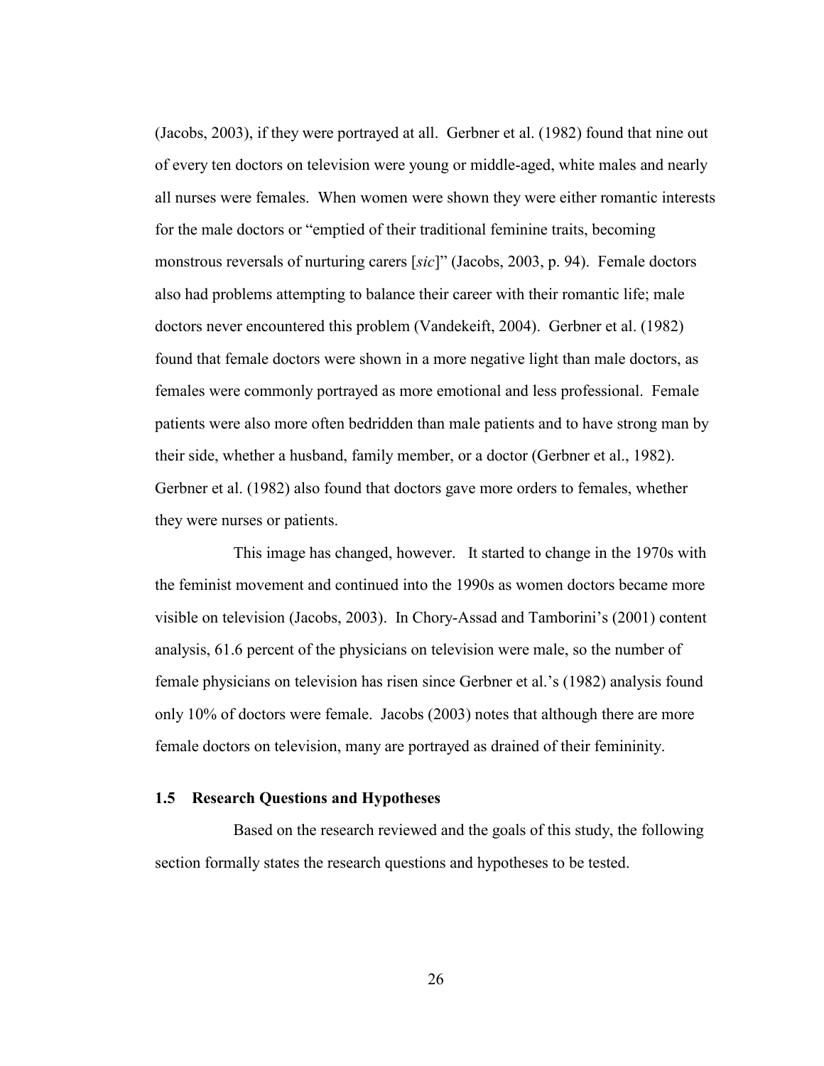(Jacobs, 2003), if they were portrayed at all. Gerbner et al. (1982) found that nine out of every ten doctors on television were young or middle-aged, white males and nearly all nurses were females. When women were shown they were either romantic interests for the male doctors or "emptied of their traditional feminine traits, becoming monstrous reversals of nurturing carers [*sic*]" (Jacobs, 2003, p. 94). Female doctors also had problems attempting to balance their career with their romantic life; male doctors never encountered this problem (Vandekeift, 2004). Gerbner et al. (1982) found that female doctors were shown in a more negative light than male doctors, as females were commonly portrayed as more emotional and less professional. Female patients were also more often bedridden than male patients and to have strong man by their side, whether a husband, family member, or a doctor (Gerbner et al., 1982). Gerbner et al. (1982) also found that doctors gave more orders to females, whether they were nurses or patients.

This image has changed, however. It started to change in the 1970s with the feminist movement and continued into the 1990s as women doctors became more visible on television (Jacobs, 2003). In Chory-Assad and Tamborini's (2001) content analysis, 61.6 percent of the physicians on television were male, so the number of female physicians on television has risen since Gerbner et al.'s (1982) analysis found only 10% of doctors were female. Jacobs (2003) notes that although there are more female doctors on television, many are portrayed as drained of their femininity.

## 1.5 Research Questions and Hypotheses

Based on the research reviewed and the goals of this study, the following section formally states the research questions and hypotheses to be tested.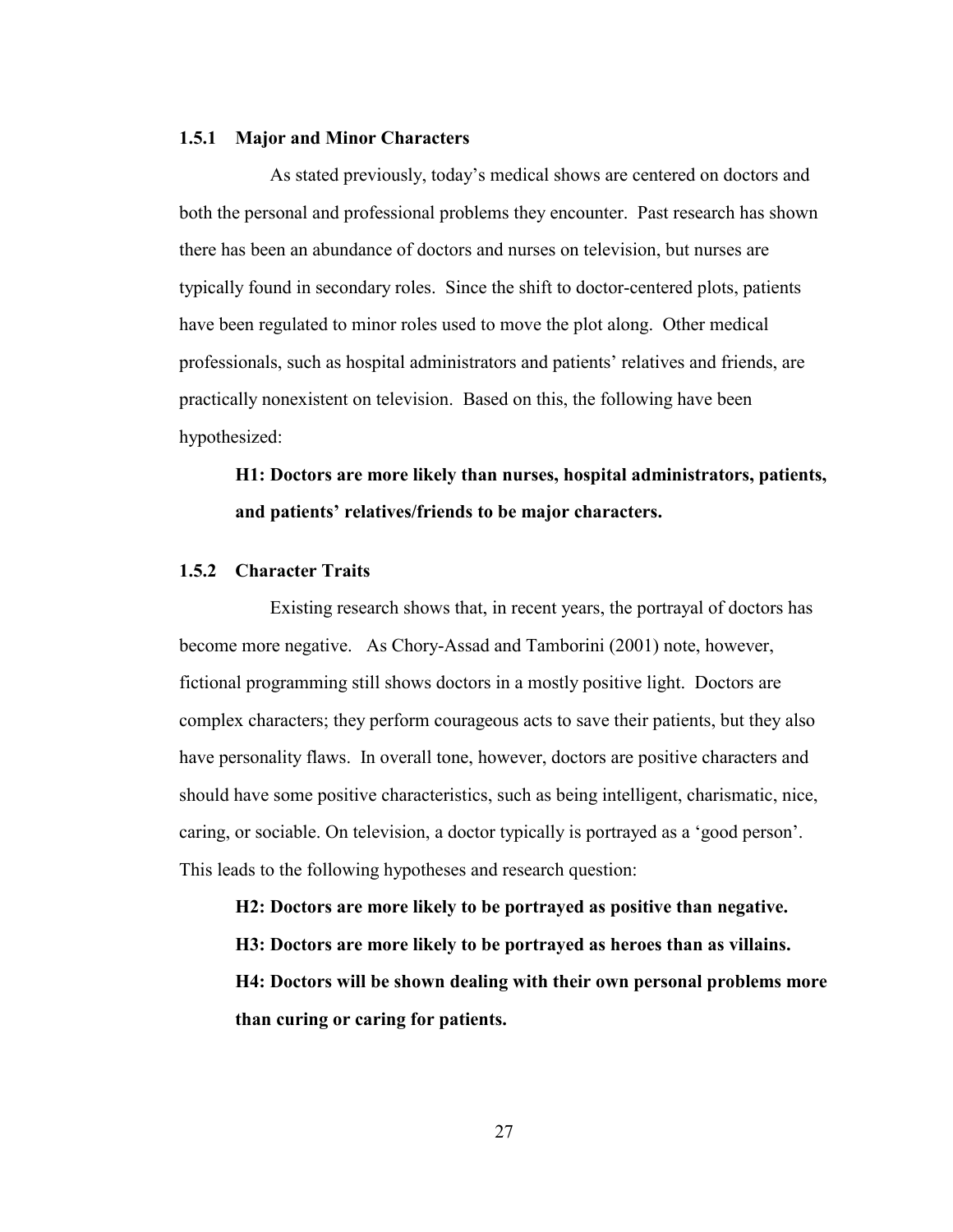### 1.5.1 Major and Minor Characters

As stated previously, today's medical shows are centered on doctors and both the personal and professional problems they encounter. Past research has shown there has been an abundance of doctors and nurses on television, but nurses are typically found in secondary roles. Since the shift to doctor-centered plots, patients have been regulated to minor roles used to move the plot along. Other medical professionals, such as hospital administrators and patients' relatives and friends, are practically nonexistent on television. Based on this, the following have been hypothesized:

**H1: Doctors are more likely than nurses, hospital administrators, patients, and patients' relatives/friends to be major characters.**

### 1.5.2 Character Traits

Existing research shows that, in recent years, the portrayal of doctors has become more negative. As Chory-Assad and Tamborini (2001) note, however, fictional programming still shows doctors in a mostly positive light. Doctors are complex characters; they perform courageous acts to save their patients, but they also have personality flaws. In overall tone, however, doctors are positive characters and should have some positive characteristics, such as being intelligent, charismatic, nice, caring, or sociable. On television, a doctor typically is portrayed as a 'good person'. This leads to the following hypotheses and research question:

**H2: Doctors are more likely to be portrayed as positive than negative.**

**H3: Doctors are more likely to be portrayed as heroes than as villains.**

**H4: Doctors will be shown dealing with their own personal problems more than curing or caring for patients.**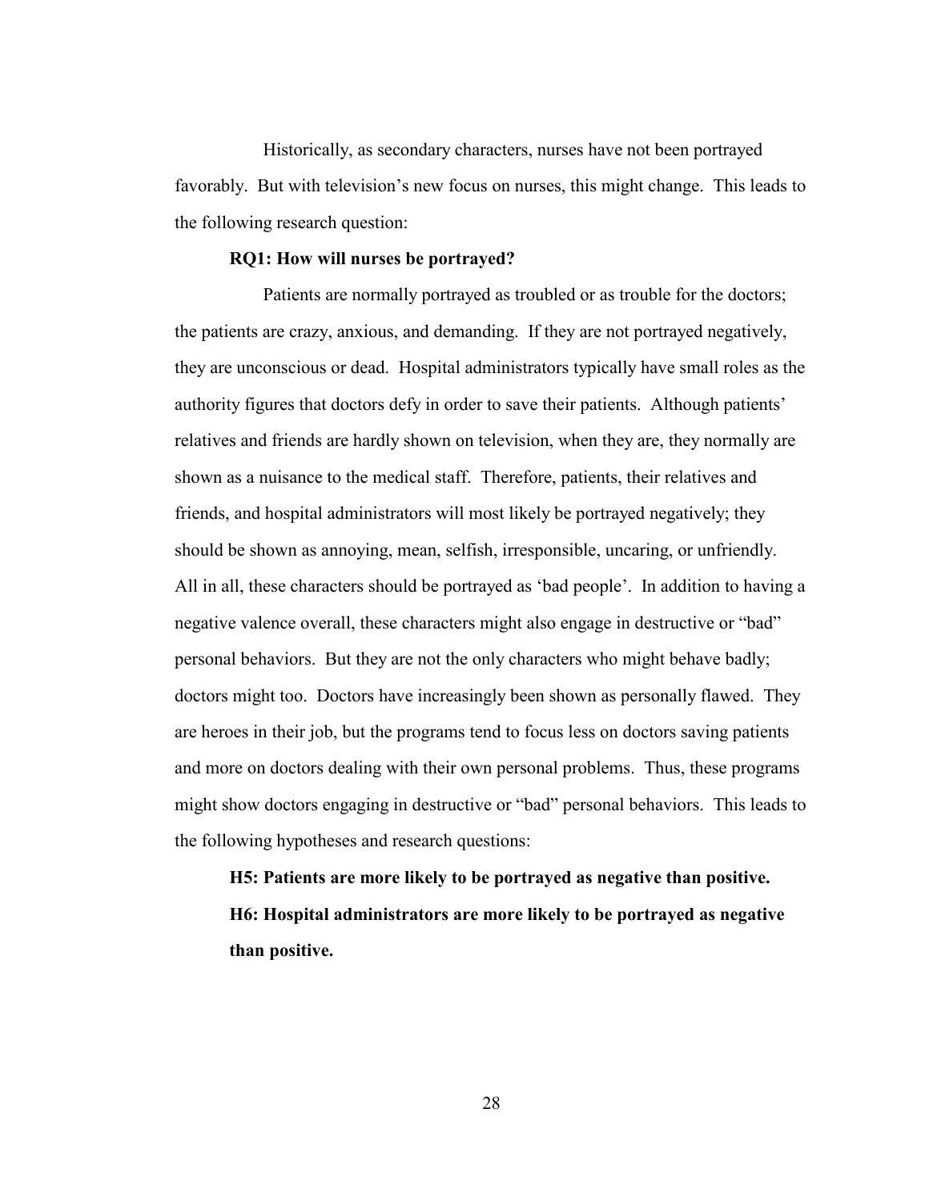Historically, as secondary characters, nurses have not been portrayed favorably. But with television's new focus on nurses, this might change. This leads to the following research question:

**RQ1: How will nurses be portrayed?**

Patients are normally portrayed as troubled or as trouble for the doctors; the patients are crazy, anxious, and demanding. If they are not portrayed negatively, they are unconscious or dead. Hospital administrators typically have small roles as the authority figures that doctors defy in order to save their patients. Although patients' relatives and friends are hardly shown on television, when they are, they normally are shown as a nuisance to the medical staff. Therefore, patients, their relatives and friends, and hospital administrators will most likely be portrayed negatively; they should be shown as annoying, mean, selfish, irresponsible, uncaring, or unfriendly. All in all, these characters should be portrayed as 'bad people'. In addition to having a negative valence overall, these characters might also engage in destructive or "bad" personal behaviors. But they are not the only characters who might behave badly; doctors might too. Doctors have increasingly been shown as personally flawed. They are heroes in their job, but the programs tend to focus less on doctors saving patients and more on doctors dealing with their own personal problems. Thus, these programs might show doctors engaging in destructive or "bad" personal behaviors. This leads to the following hypotheses and research questions:

**H5: Patients are more likely to be portrayed as negative than positive.**

**H6: Hospital administrators are more likely to be portrayed as negative than positive.**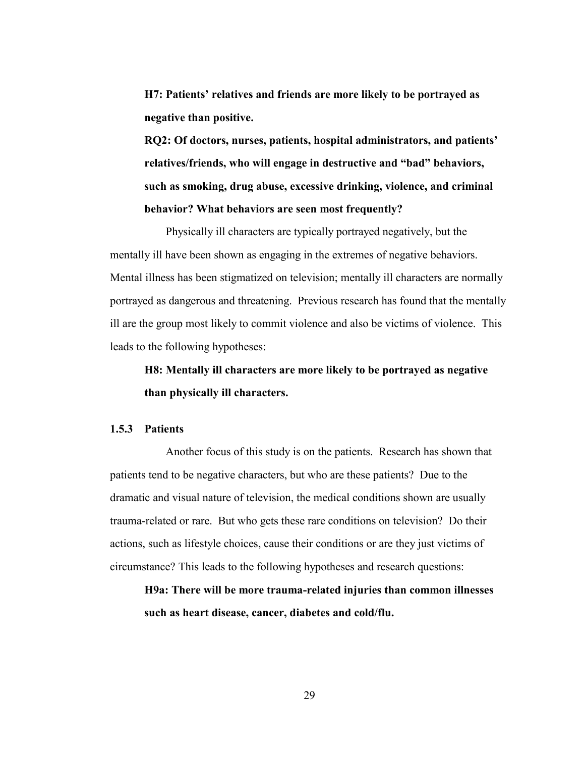**H7: Patients' relatives and friends are more likely to be portrayed as negative than positive.**

**RQ2: Of doctors, nurses, patients, hospital administrators, and patients' relatives/friends, who will engage in destructive and "bad" behaviors, such as smoking, drug abuse, excessive drinking, violence, and criminal behavior? What behaviors are seen most frequently?**

Physically ill characters are typically portrayed negatively, but the mentally ill have been shown as engaging in the extremes of negative behaviors. Mental illness has been stigmatized on television; mentally ill characters are normally portrayed as dangerous and threatening. Previous research has found that the mentally ill are the group most likely to commit violence and also be victims of violence. This leads to the following hypotheses:

**H8: Mentally ill characters are more likely to be portrayed as negative than physically ill characters.**

### 1.5.3 Patients

Another focus of this study is on the patients. Research has shown that patients tend to be negative characters, but who are these patients? Due to the dramatic and visual nature of television, the medical conditions shown are usually trauma-related or rare. But who gets these rare conditions on television? Do their actions, such as lifestyle choices, cause their conditions or are they just victims of circumstance? This leads to the following hypotheses and research questions:

**H9a: There will be more trauma-related injuries than common illnesses such as heart disease, cancer, diabetes and cold/flu.**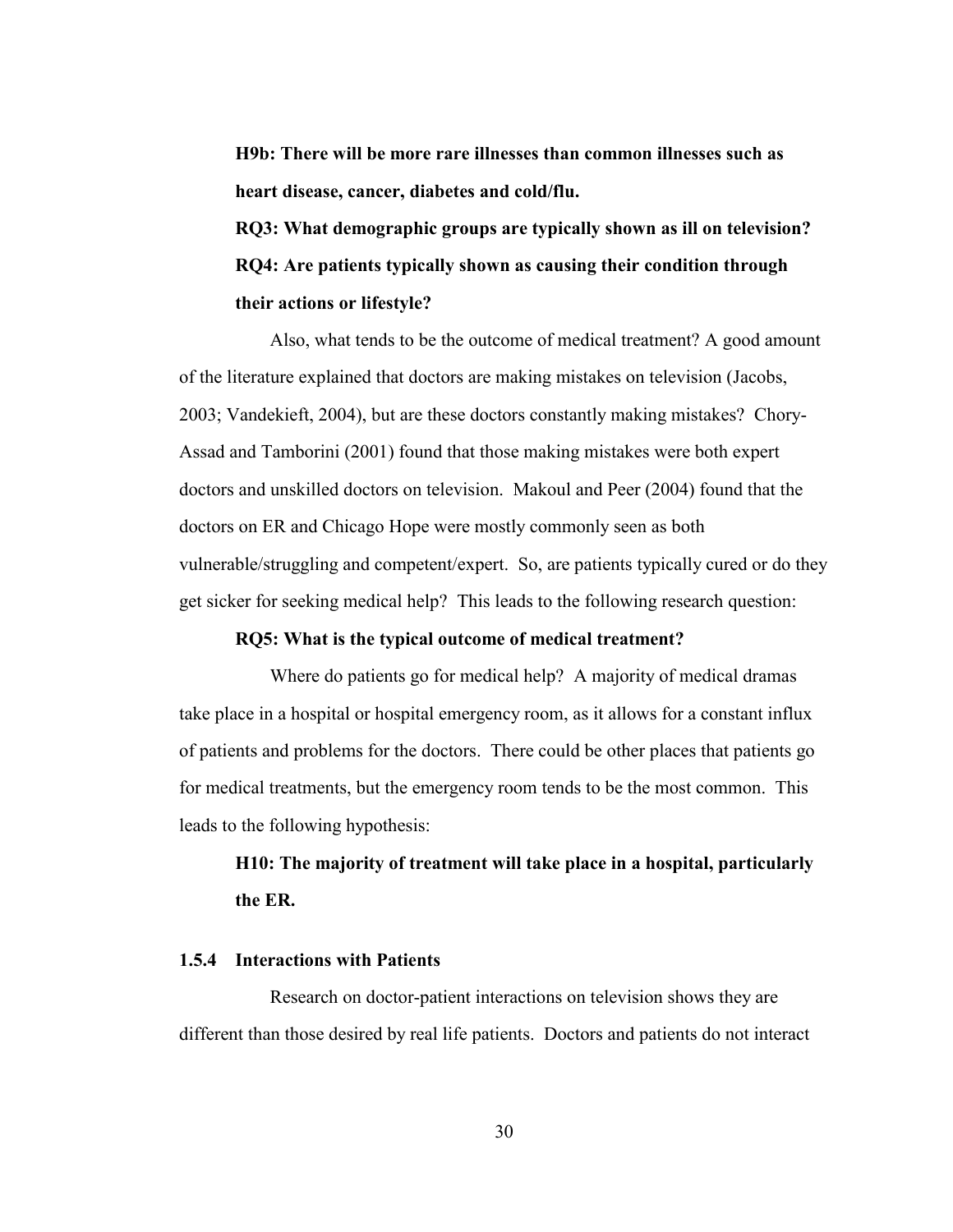**H9b: There will be more rare illnesses than common illnesses such as heart disease, cancer, diabetes and cold/flu.**

**RQ3: What demographic groups are typically shown as ill on television?**

**RQ4: Are patients typically shown as causing their condition through their actions or lifestyle?**

Also, what tends to be the outcome of medical treatment? A good amount of the literature explained that doctors are making mistakes on television (Jacobs, 2003; Vandekieft, 2004), but are these doctors constantly making mistakes? Chory-Assad and Tamborini (2001) found that those making mistakes were both expert doctors and unskilled doctors on television. Makoul and Peer (2004) found that the doctors on ER and Chicago Hope were mostly commonly seen as both vulnerable/struggling and competent/expert. So, are patients typically cured or do they get sicker for seeking medical help? This leads to the following research question:

**RQ5: What is the typical outcome of medical treatment?**

Where do patients go for medical help? A majority of medical dramas take place in a hospital or hospital emergency room, as it allows for a constant influx of patients and problems for the doctors. There could be other places that patients go for medical treatments, but the emergency room tends to be the most common. This leads to the following hypothesis:

**H10: The majority of treatment will take place in a hospital, particularly the ER.**

### 1.5.4 Interactions with Patients

Research on doctor-patient interactions on television shows they are different than those desired by real life patients. Doctors and patients do not interact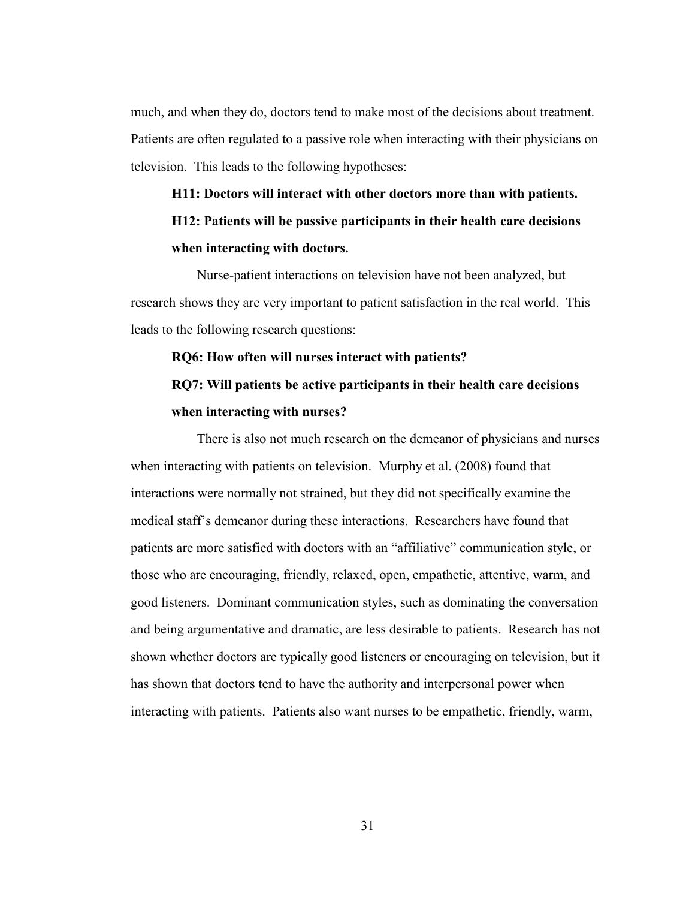much, and when they do, doctors tend to make most of the decisions about treatment. Patients are often regulated to a passive role when interacting with their physicians on television. This leads to the following hypotheses:

**H11: Doctors will interact with other doctors more than with patients.**

**H12: Patients will be passive participants in their health care decisions when interacting with doctors.**

Nurse-patient interactions on television have not been analyzed, but research shows they are very important to patient satisfaction in the real world. This leads to the following research questions:

**RQ6: How often will nurses interact with patients?**

**RQ7: Will patients be active participants in their health care decisions when interacting with nurses?**

There is also not much research on the demeanor of physicians and nurses when interacting with patients on television. Murphy et al. (2008) found that interactions were normally not strained, but they did not specifically examine the medical staff's demeanor during these interactions. Researchers have found that patients are more satisfied with doctors with an "affiliative" communication style, or those who are encouraging, friendly, relaxed, open, empathetic, attentive, warm, and good listeners. Dominant communication styles, such as dominating the conversation and being argumentative and dramatic, are less desirable to patients. Research has not shown whether doctors are typically good listeners or encouraging on television, but it has shown that doctors tend to have the authority and interpersonal power when interacting with patients. Patients also want nurses to be empathetic, friendly, warm,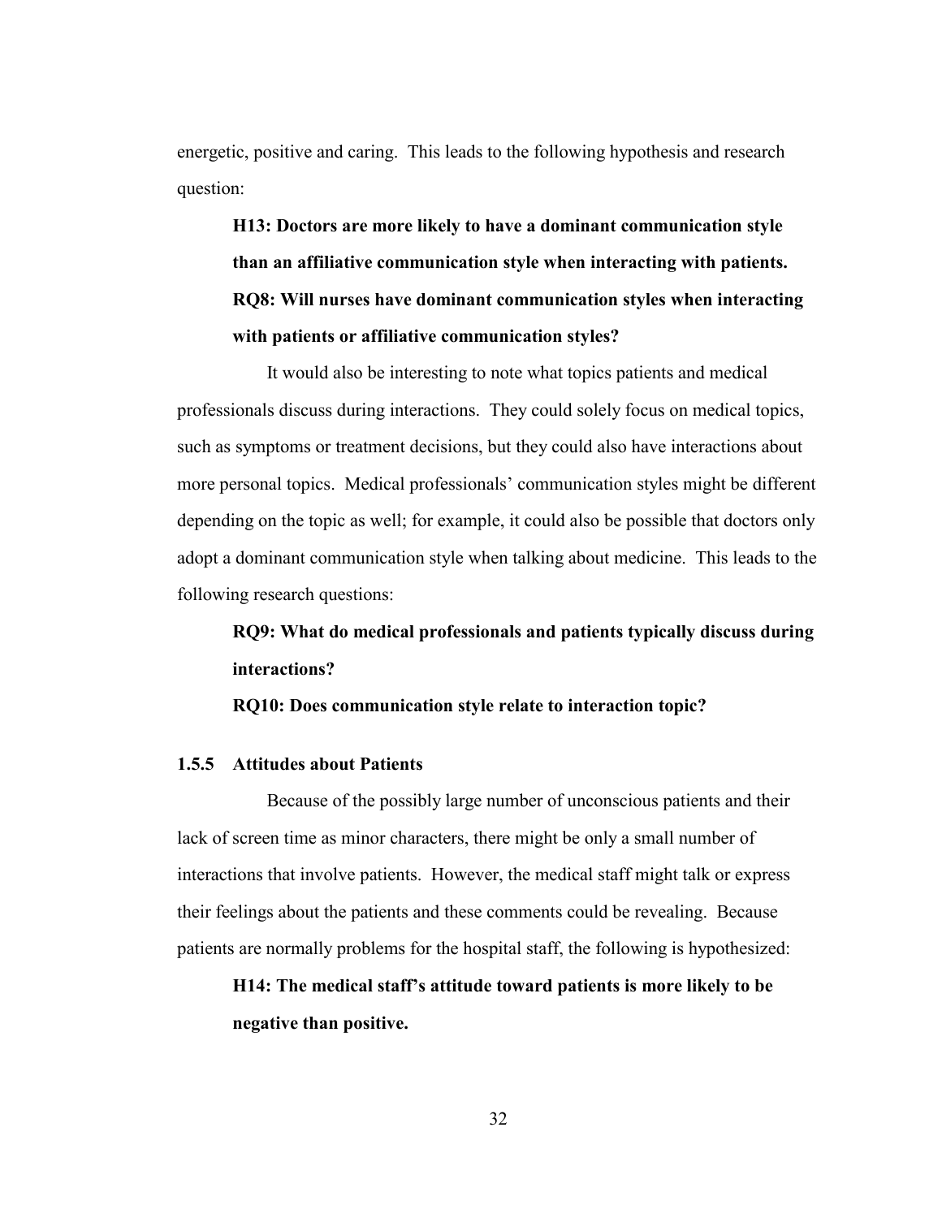energetic, positive and caring. This leads to the following hypothesis and research question:

**H13: Doctors are more likely to have a dominant communication style than an affiliative communication style when interacting with patients.**

**RQ8: Will nurses have dominant communication styles when interacting with patients or affiliative communication styles?**

It would also be interesting to note what topics patients and medical professionals discuss during interactions. They could solely focus on medical topics, such as symptoms or treatment decisions, but they could also have interactions about more personal topics. Medical professionals' communication styles might be different depending on the topic as well; for example, it could also be possible that doctors only adopt a dominant communication style when talking about medicine. This leads to the following research questions:

**RQ9: What do medical professionals and patients typically discuss during interactions?**

**RQ10: Does communication style relate to interaction topic?**

### 1.5.5 Attitudes about Patients

Because of the possibly large number of unconscious patients and their lack of screen time as minor characters, there might be only a small number of interactions that involve patients. However, the medical staff might talk or express their feelings about the patients and these comments could be revealing. Because patients are normally problems for the hospital staff, the following is hypothesized:

**H14: The medical staff's attitude toward patients is more likely to be negative than positive.**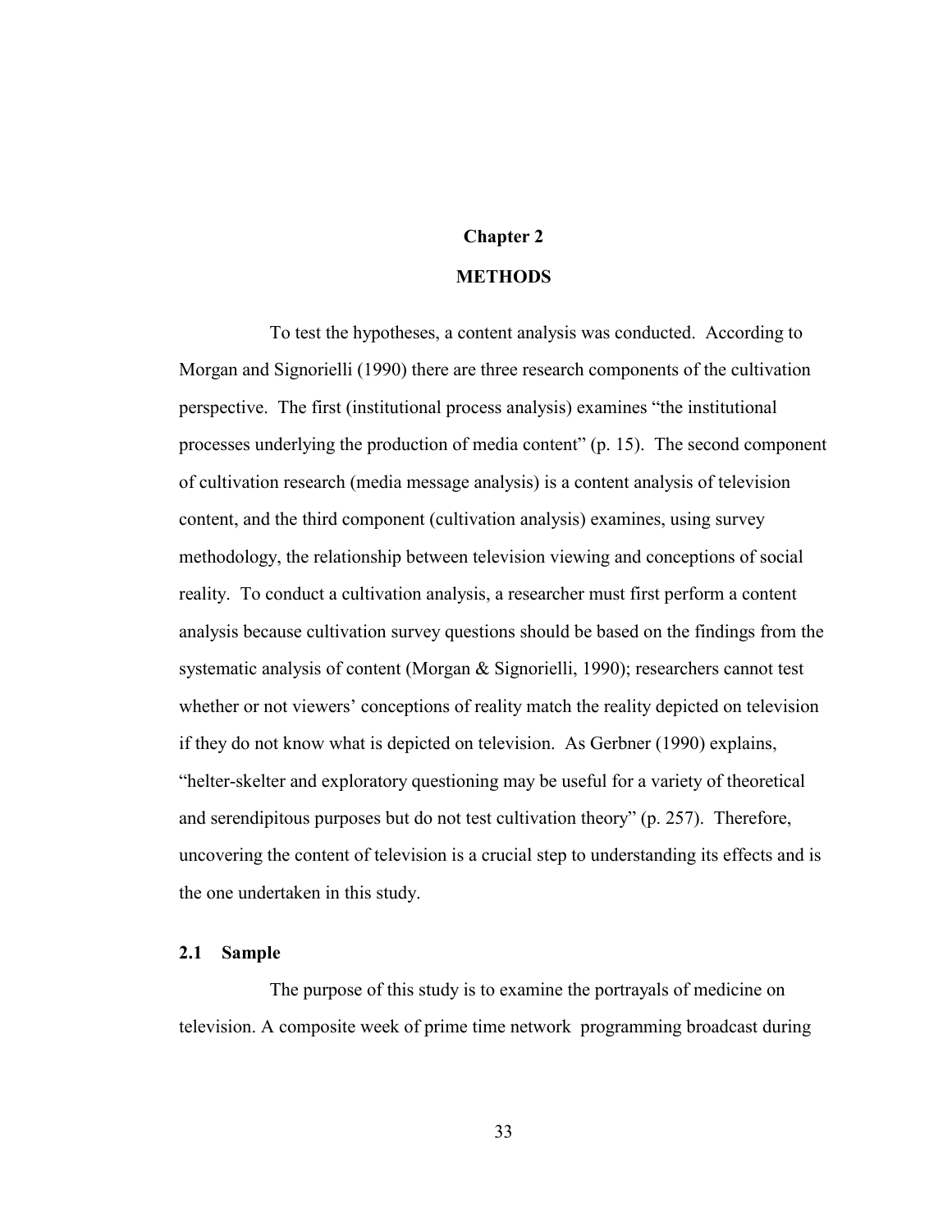# Chapter 2

# METHODS

To test the hypotheses, a content analysis was conducted. According to Morgan and Signorielli (1990) there are three research components of the cultivation perspective. The first (institutional process analysis) examines "the institutional processes underlying the production of media content" (p. 15). The second component of cultivation research (media message analysis) is a content analysis of television content, and the third component (cultivation analysis) examines, using survey methodology, the relationship between television viewing and conceptions of social reality. To conduct a cultivation analysis, a researcher must first perform a content analysis because cultivation survey questions should be based on the findings from the systematic analysis of content (Morgan & Signorielli, 1990); researchers cannot test whether or not viewers' conceptions of reality match the reality depicted on television if they do not know what is depicted on television. As Gerbner (1990) explains, "helter-skelter and exploratory questioning may be useful for a variety of theoretical and serendipitous purposes but do not test cultivation theory" (p. 257). Therefore, uncovering the content of television is a crucial step to understanding its effects and is the one undertaken in this study.

## 2.1 Sample

The purpose of this study is to examine the portrayals of medicine on television. A composite week of prime time network programming broadcast during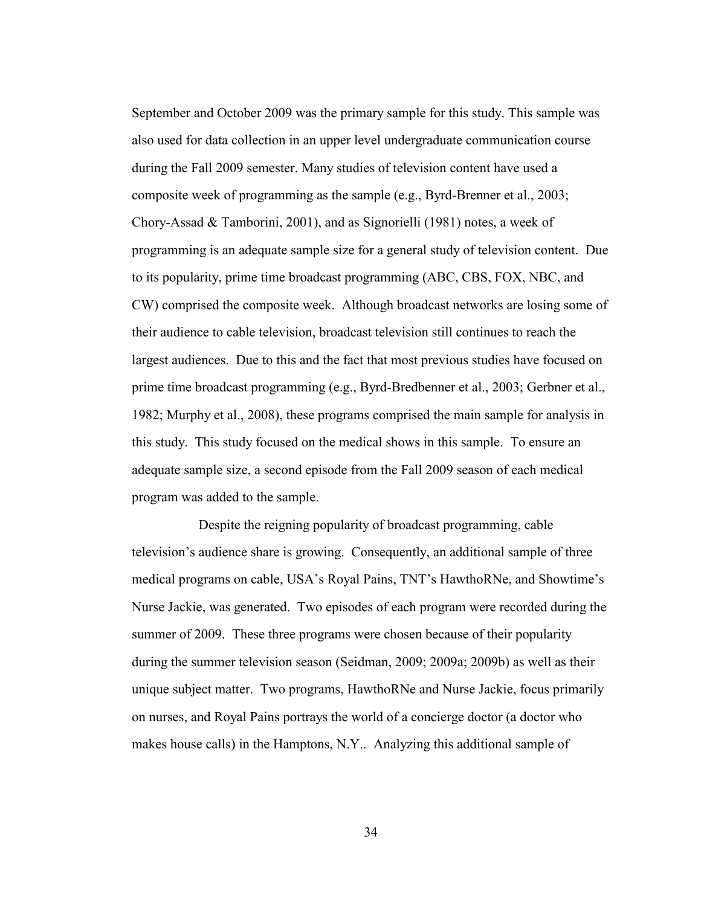September and October 2009 was the primary sample for this study. This sample was also used for data collection in an upper level undergraduate communication course during the Fall 2009 semester. Many studies of television content have used a composite week of programming as the sample (e.g., Byrd-Brenner et al., 2003; Chory-Assad & Tamborini, 2001), and as Signorielli (1981) notes, a week of programming is an adequate sample size for a general study of television content. Due to its popularity, prime time broadcast programming (ABC, CBS, FOX, NBC, and CW) comprised the composite week. Although broadcast networks are losing some of their audience to cable television, broadcast television still continues to reach the largest audiences. Due to this and the fact that most previous studies have focused on prime time broadcast programming (e.g., Byrd-Bredbenner et al., 2003; Gerbner et al., 1982; Murphy et al., 2008), these programs comprised the main sample for analysis in this study. This study focused on the medical shows in this sample. To ensure an adequate sample size, a second episode from the Fall 2009 season of each medical program was added to the sample.

Despite the reigning popularity of broadcast programming, cable television's audience share is growing. Consequently, an additional sample of three medical programs on cable, USA's Royal Pains, TNT's HawthoRNe, and Showtime's Nurse Jackie, was generated. Two episodes of each program were recorded during the summer of 2009. These three programs were chosen because of their popularity during the summer television season (Seidman, 2009; 2009a; 2009b) as well as their unique subject matter. Two programs, HawthoRNe and Nurse Jackie, focus primarily on nurses, and Royal Pains portrays the world of a concierge doctor (a doctor who makes house calls) in the Hamptons, N.Y.. Analyzing this additional sample of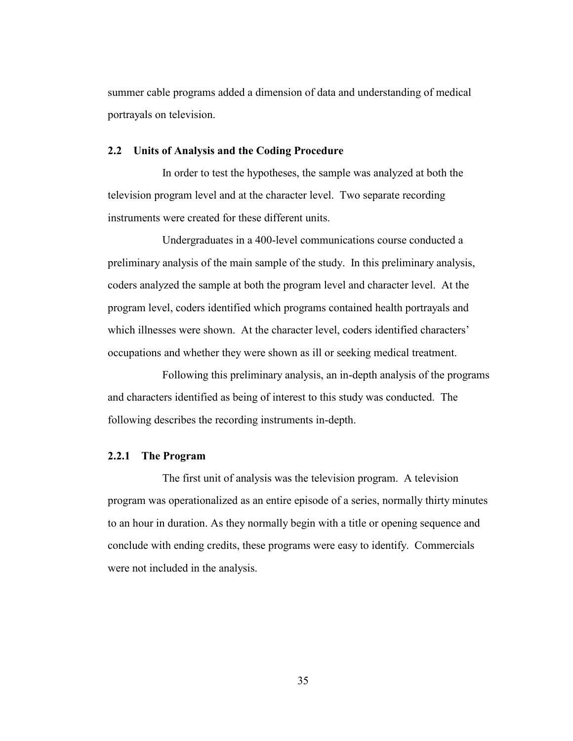summer cable programs added a dimension of data and understanding of medical portrayals on television.

## 2.2 Units of Analysis and the Coding Procedure

In order to test the hypotheses, the sample was analyzed at both the television program level and at the character level. Two separate recording instruments were created for these different units.

Undergraduates in a 400-level communications course conducted a preliminary analysis of the main sample of the study. In this preliminary analysis, coders analyzed the sample at both the program level and character level. At the program level, coders identified which programs contained health portrayals and which illnesses were shown. At the character level, coders identified characters' occupations and whether they were shown as ill or seeking medical treatment.

Following this preliminary analysis, an in-depth analysis of the programs and characters identified as being of interest to this study was conducted. The following describes the recording instruments in-depth.

### 2.2.1 The Program

The first unit of analysis was the television program. A television program was operationalized as an entire episode of a series, normally thirty minutes to an hour in duration. As they normally begin with a title or opening sequence and conclude with ending credits, these programs were easy to identify. Commercials were not included in the analysis.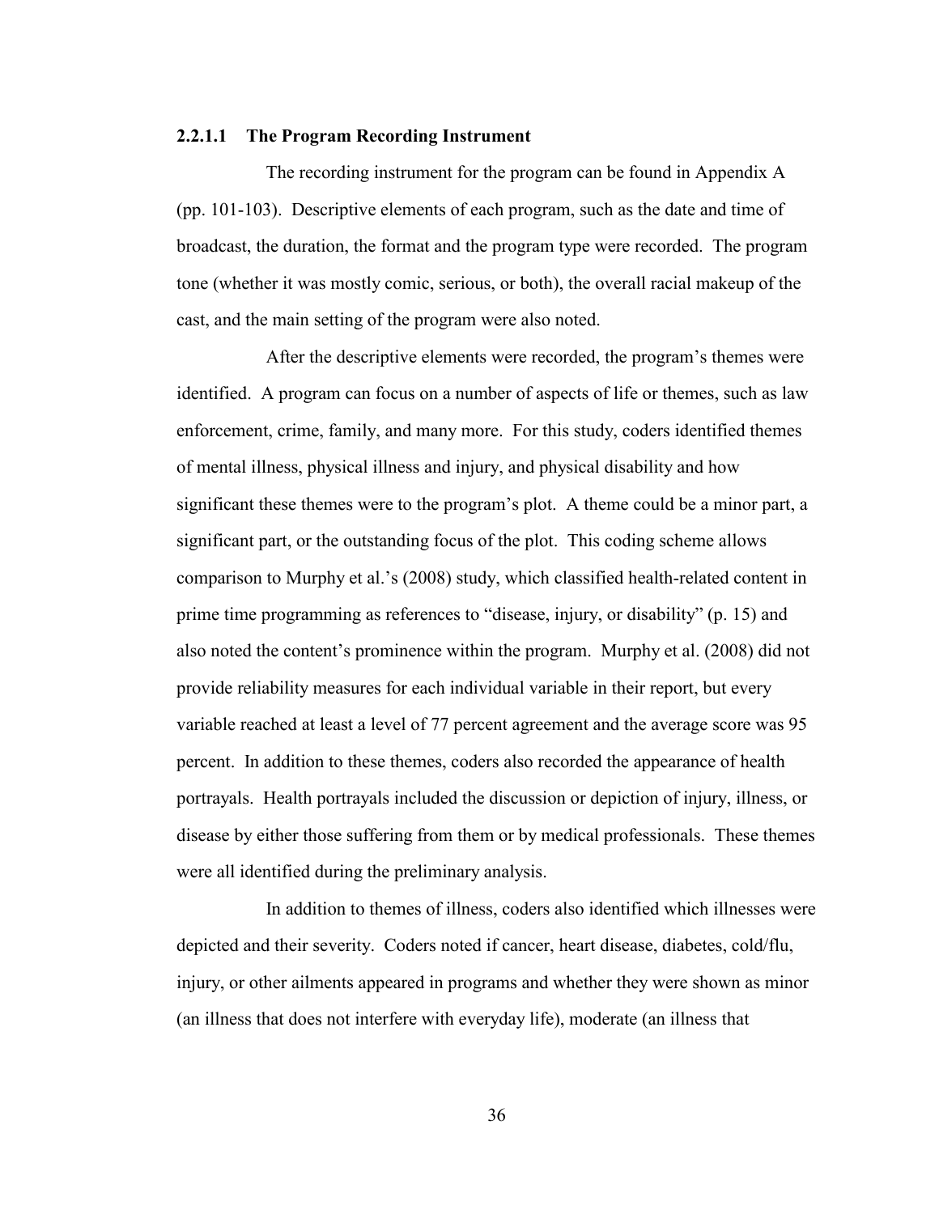#### 2.2.1.1 The Program Recording Instrument

The recording instrument for the program can be found in Appendix A (pp. 101-103). Descriptive elements of each program, such as the date and time of broadcast, the duration, the format and the program type were recorded. The program tone (whether it was mostly comic, serious, or both), the overall racial makeup of the cast, and the main setting of the program were also noted.

After the descriptive elements were recorded, the program's themes were identified. A program can focus on a number of aspects of life or themes, such as law enforcement, crime, family, and many more. For this study, coders identified themes of mental illness, physical illness and injury, and physical disability and how significant these themes were to the program's plot. A theme could be a minor part, a significant part, or the outstanding focus of the plot. This coding scheme allows comparison to Murphy et al.'s (2008) study, which classified health-related content in prime time programming as references to "disease, injury, or disability" (p. 15) and also noted the content's prominence within the program. Murphy et al. (2008) did not provide reliability measures for each individual variable in their report, but every variable reached at least a level of 77 percent agreement and the average score was 95 percent. In addition to these themes, coders also recorded the appearance of health portrayals. Health portrayals included the discussion or depiction of injury, illness, or disease by either those suffering from them or by medical professionals. These themes were all identified during the preliminary analysis.

In addition to themes of illness, coders also identified which illnesses were depicted and their severity. Coders noted if cancer, heart disease, diabetes, cold/flu, injury, or other ailments appeared in programs and whether they were shown as minor (an illness that does not interfere with everyday life), moderate (an illness that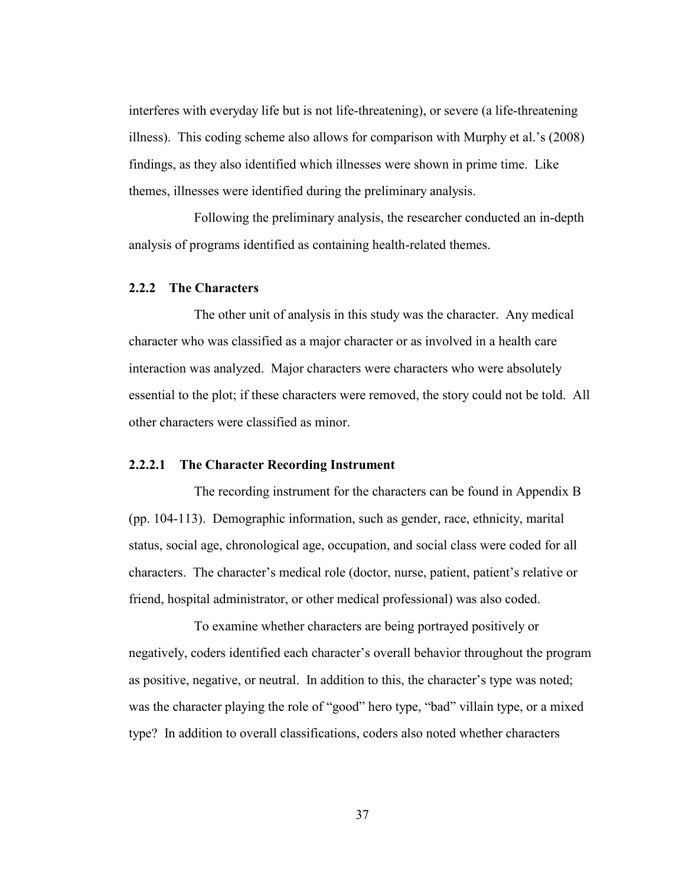interferes with everyday life but is not life-threatening), or severe (a life-threatening illness). This coding scheme also allows for comparison with Murphy et al.'s (2008) findings, as they also identified which illnesses were shown in prime time. Like themes, illnesses were identified during the preliminary analysis.

Following the preliminary analysis, the researcher conducted an in-depth analysis of programs identified as containing health-related themes.

### 2.2.2 The Characters

The other unit of analysis in this study was the character. Any medical character who was classified as a major character or as involved in a health care interaction was analyzed. Major characters were characters who were absolutely essential to the plot; if these characters were removed, the story could not be told. All other characters were classified as minor.

#### 2.2.2.1 The Character Recording Instrument

The recording instrument for the characters can be found in Appendix B (pp. 104-113). Demographic information, such as gender, race, ethnicity, marital status, social age, chronological age, occupation, and social class were coded for all characters. The character's medical role (doctor, nurse, patient, patient's relative or friend, hospital administrator, or other medical professional) was also coded.

To examine whether characters are being portrayed positively or negatively, coders identified each character's overall behavior throughout the program as positive, negative, or neutral. In addition to this, the character's type was noted; was the character playing the role of "good" hero type, "bad" villain type, or a mixed type? In addition to overall classifications, coders also noted whether characters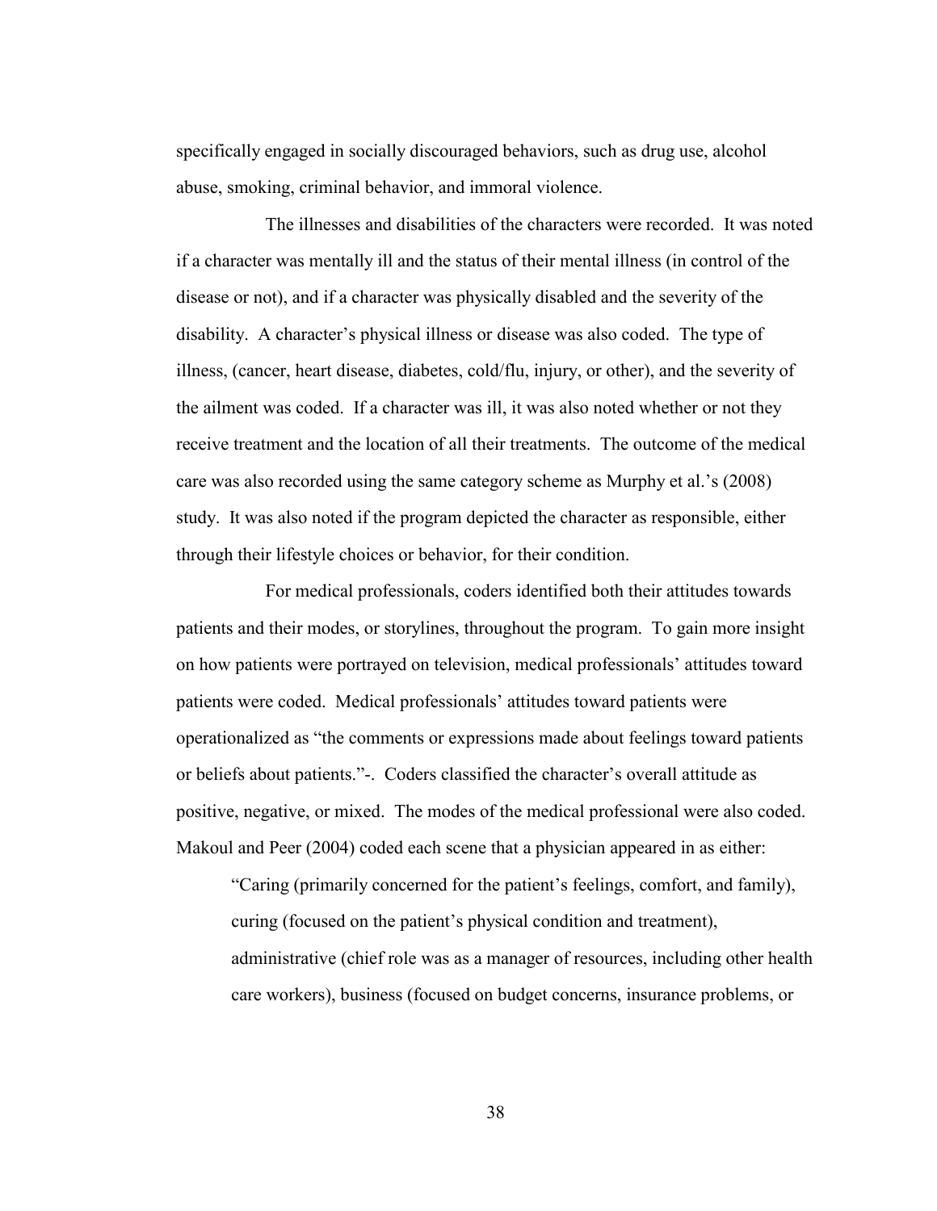specifically engaged in socially discouraged behaviors, such as drug use, alcohol abuse, smoking, criminal behavior, and immoral violence.

The illnesses and disabilities of the characters were recorded. It was noted if a character was mentally ill and the status of their mental illness (in control of the disease or not), and if a character was physically disabled and the severity of the disability. A character's physical illness or disease was also coded. The type of illness, (cancer, heart disease, diabetes, cold/flu, injury, or other), and the severity of the ailment was coded. If a character was ill, it was also noted whether or not they receive treatment and the location of all their treatments. The outcome of the medical care was also recorded using the same category scheme as Murphy et al.'s (2008) study. It was also noted if the program depicted the character as responsible, either through their lifestyle choices or behavior, for their condition.

For medical professionals, coders identified both their attitudes towards patients and their modes, or storylines, throughout the program. To gain more insight on how patients were portrayed on television, medical professionals' attitudes toward patients were coded. Medical professionals' attitudes toward patients were operationalized as "the comments or expressions made about feelings toward patients or beliefs about patients."-. Coders classified the character's overall attitude as positive, negative, or mixed. The modes of the medical professional were also coded. Makoul and Peer (2004) coded each scene that a physician appeared in as either:

> "Caring (primarily concerned for the patient's feelings, comfort, and family), curing (focused on the patient's physical condition and treatment), administrative (chief role was as a manager of resources, including other health care workers), business (focused on budget concerns, insurance problems, or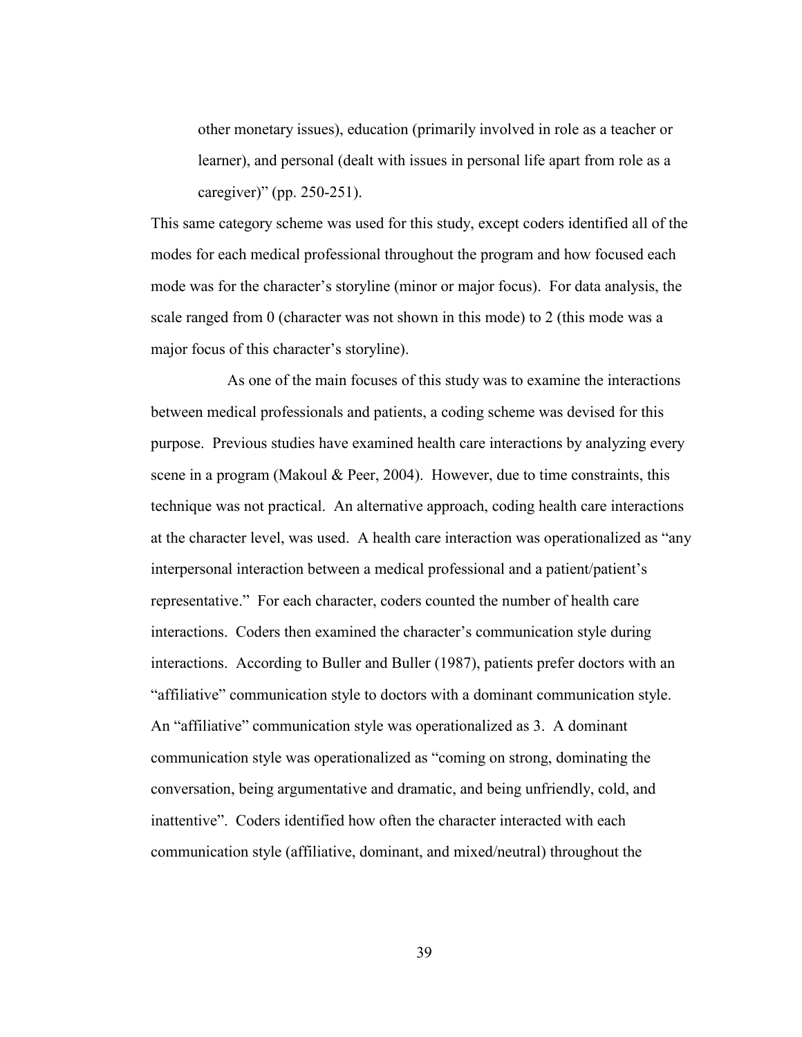other monetary issues), education (primarily involved in role as a teacher or learner), and personal (dealt with issues in personal life apart from role as a caregiver)" (pp. 250-251).

This same category scheme was used for this study, except coders identified all of the modes for each medical professional throughout the program and how focused each mode was for the character's storyline (minor or major focus). For data analysis, the scale ranged from 0 (character was not shown in this mode) to 2 (this mode was a major focus of this character's storyline).

As one of the main focuses of this study was to examine the interactions between medical professionals and patients, a coding scheme was devised for this purpose. Previous studies have examined health care interactions by analyzing every scene in a program (Makoul & Peer, 2004). However, due to time constraints, this technique was not practical. An alternative approach, coding health care interactions at the character level, was used. A health care interaction was operationalized as "any interpersonal interaction between a medical professional and a patient/patient's representative." For each character, coders counted the number of health care interactions. Coders then examined the character's communication style during interactions. According to Buller and Buller (1987), patients prefer doctors with an "affiliative" communication style to doctors with a dominant communication style. An "affiliative" communication style was operationalized as 3. A dominant communication style was operationalized as "coming on strong, dominating the conversation, being argumentative and dramatic, and being unfriendly, cold, and inattentive". Coders identified how often the character interacted with each communication style (affiliative, dominant, and mixed/neutral) throughout the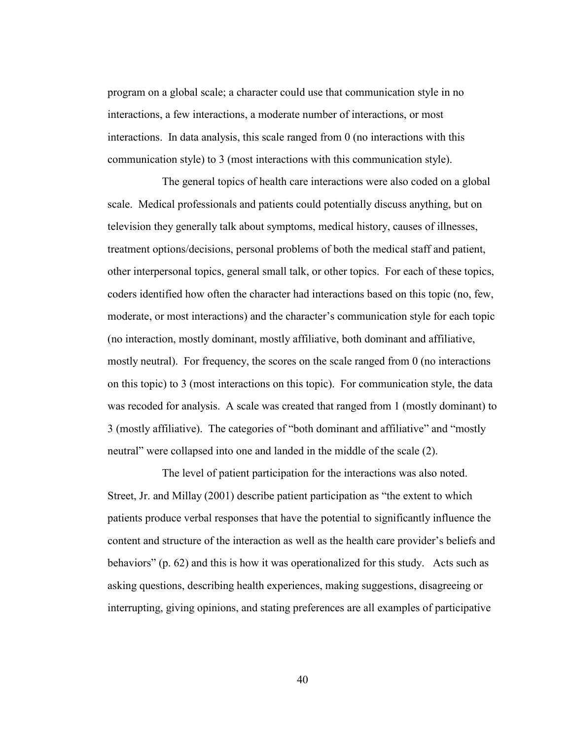program on a global scale; a character could use that communication style in no interactions, a few interactions, a moderate number of interactions, or most interactions. In data analysis, this scale ranged from 0 (no interactions with this communication style) to 3 (most interactions with this communication style).

The general topics of health care interactions were also coded on a global scale. Medical professionals and patients could potentially discuss anything, but on television they generally talk about symptoms, medical history, causes of illnesses, treatment options/decisions, personal problems of both the medical staff and patient, other interpersonal topics, general small talk, or other topics. For each of these topics, coders identified how often the character had interactions based on this topic (no, few, moderate, or most interactions) and the character's communication style for each topic (no interaction, mostly dominant, mostly affiliative, both dominant and affiliative, mostly neutral). For frequency, the scores on the scale ranged from 0 (no interactions on this topic) to 3 (most interactions on this topic). For communication style, the data was recoded for analysis. A scale was created that ranged from 1 (mostly dominant) to 3 (mostly affiliative). The categories of "both dominant and affiliative" and "mostly neutral" were collapsed into one and landed in the middle of the scale (2).

The level of patient participation for the interactions was also noted. Street, Jr. and Millay (2001) describe patient participation as "the extent to which patients produce verbal responses that have the potential to significantly influence the content and structure of the interaction as well as the health care provider's beliefs and behaviors" (p. 62) and this is how it was operationalized for this study. Acts such as asking questions, describing health experiences, making suggestions, disagreeing or interrupting, giving opinions, and stating preferences are all examples of participative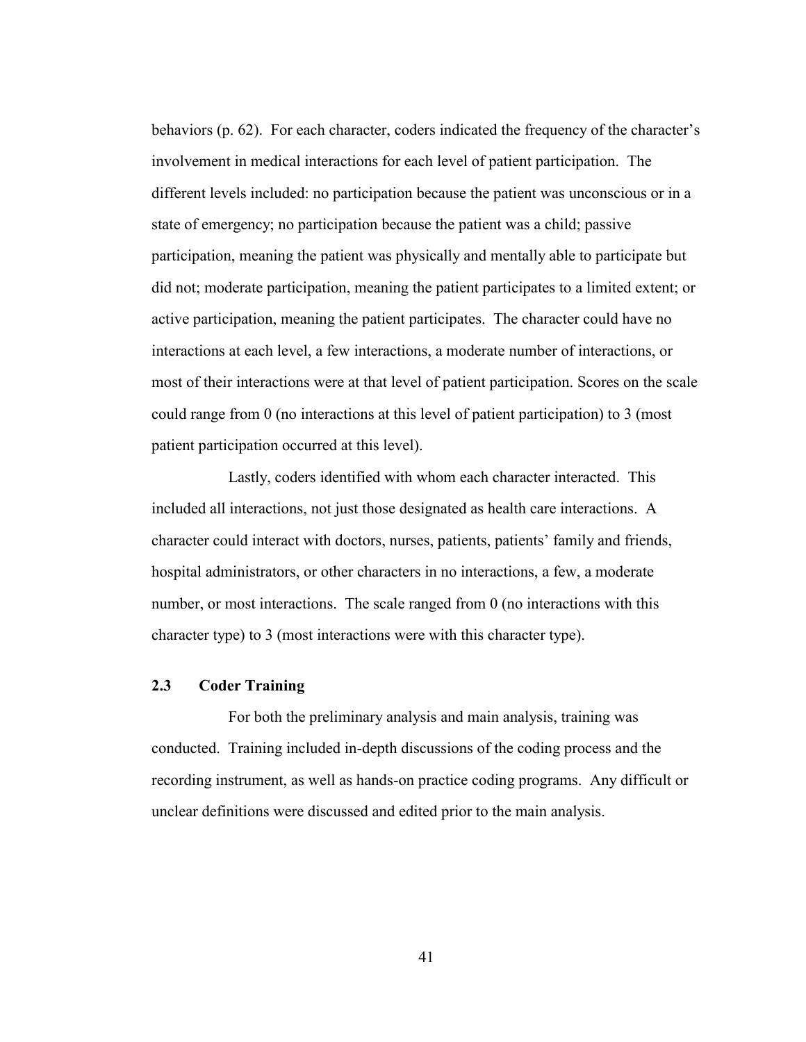behaviors (p. 62). For each character, coders indicated the frequency of the character's involvement in medical interactions for each level of patient participation. The different levels included: no participation because the patient was unconscious or in a state of emergency; no participation because the patient was a child; passive participation, meaning the patient was physically and mentally able to participate but did not; moderate participation, meaning the patient participates to a limited extent; or active participation, meaning the patient participates. The character could have no interactions at each level, a few interactions, a moderate number of interactions, or most of their interactions were at that level of patient participation. Scores on the scale could range from 0 (no interactions at this level of patient participation) to 3 (most patient participation occurred at this level).

Lastly, coders identified with whom each character interacted. This included all interactions, not just those designated as health care interactions. A character could interact with doctors, nurses, patients, patients' family and friends, hospital administrators, or other characters in no interactions, a few, a moderate number, or most interactions. The scale ranged from 0 (no interactions with this character type) to 3 (most interactions were with this character type).

## 2.3 Coder Training

For both the preliminary analysis and main analysis, training was conducted. Training included in-depth discussions of the coding process and the recording instrument, as well as hands-on practice coding programs. Any difficult or unclear definitions were discussed and edited prior to the main analysis.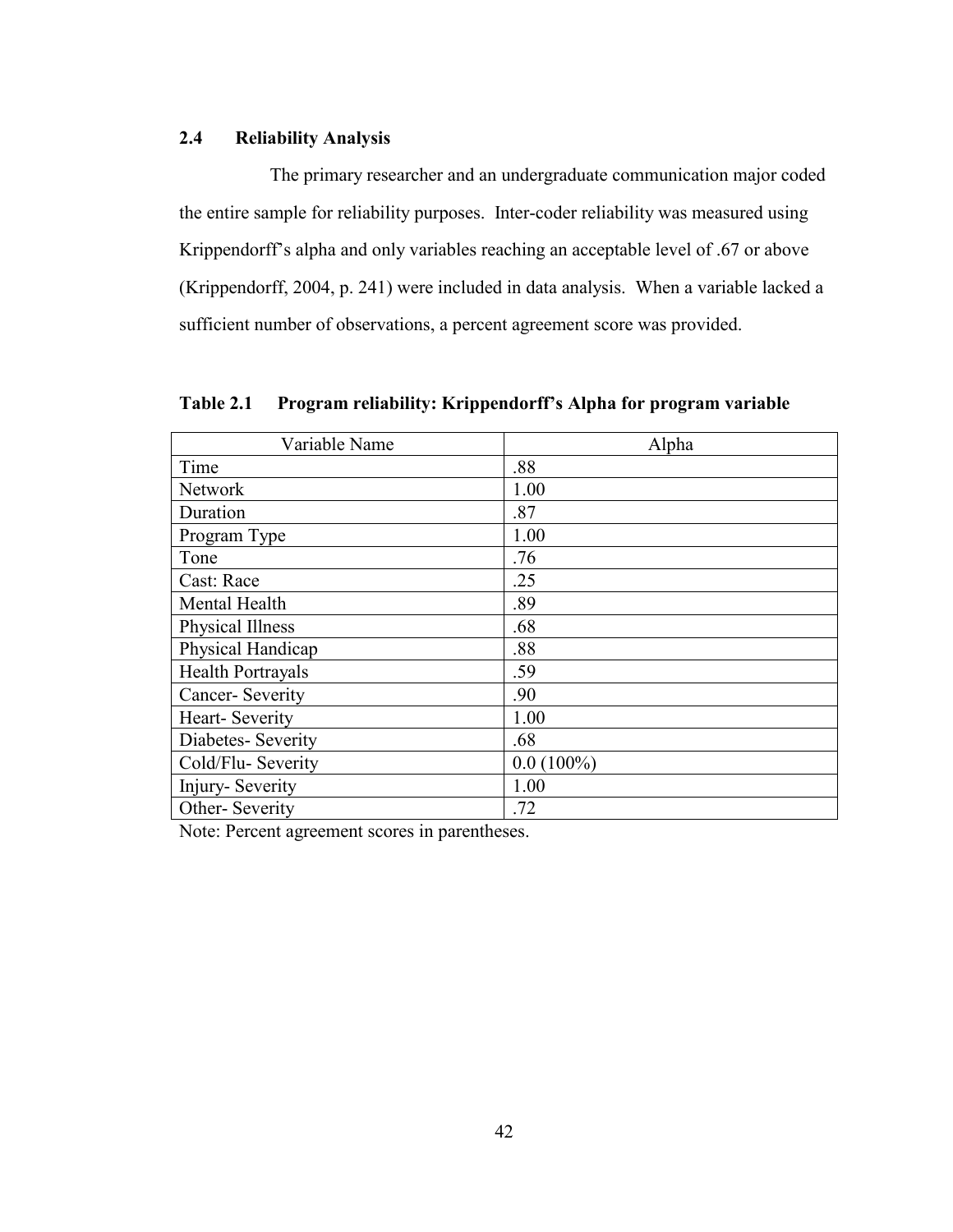## 2.4 Reliability Analysis

The primary researcher and an undergraduate communication major coded the entire sample for reliability purposes. Inter-coder reliability was measured using Krippendorff's alpha and only variables reaching an acceptable level of .67 or above (Krippendorff, 2004, p. 241) were included in data analysis. When a variable lacked a sufficient number of observations, a percent agreement score was provided.

**Table 2.1 Program reliability: Krippendorff's Alpha for program variable**

| Variable Name | Alpha |
| --- | --- |
| Time | .88 |
| Network | 1.00 |
| Duration | .87 |
| Program Type | 1.00 |
| Tone | .76 |
| Cast: Race | .25 |
| Mental Health | .89 |
| Physical Illness | .68 |
| Physical Handicap | .88 |
| Health Portrayals | .59 |
| Cancer- Severity | .90 |
| Heart- Severity | 1.00 |
| Diabetes- Severity | .68 |
| Cold/Flu- Severity | 0.0 (100%) |
| Injury- Severity | 1.00 |
| Other- Severity | .72 |

Note: Percent agreement scores in parentheses.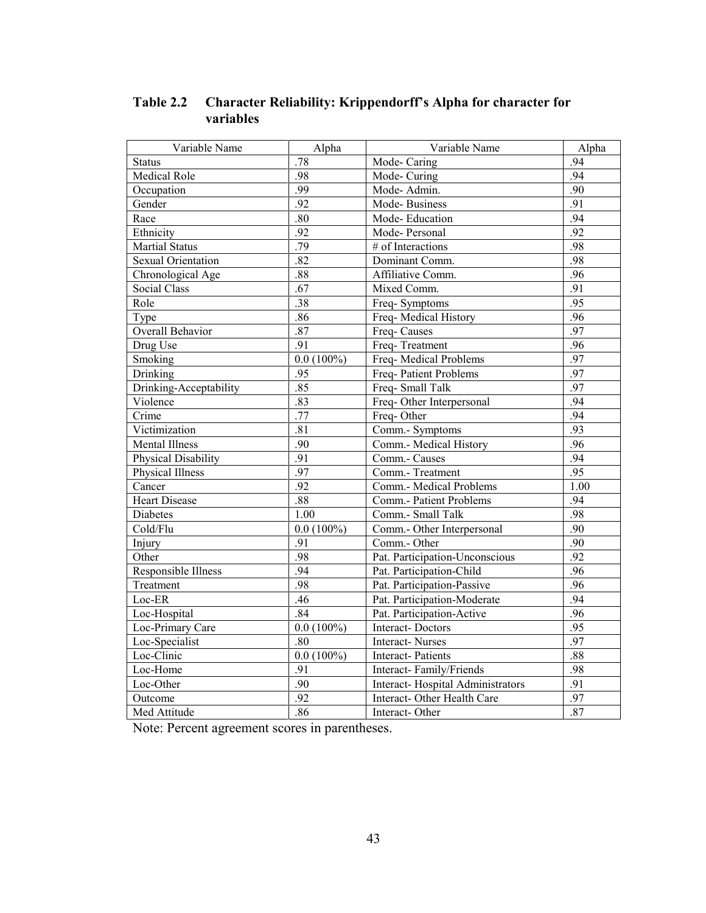**Table 2.2 Character Reliability: Krippendorff's Alpha for character for variables**

| Variable Name | Alpha | Variable Name | Alpha |
|---|---|---|---|
| Status | .78 | Mode- Caring | .94 |
| Medical Role | .98 | Mode- Curing | .94 |
| Occupation | .99 | Mode- Admin. | .90 |
| Gender | .92 | Mode- Business | .91 |
| Race | .80 | Mode- Education | .94 |
| Ethnicity | .92 | Mode- Personal | .92 |
| Martial Status | .79 | # of Interactions | .98 |
| Sexual Orientation | .82 | Dominant Comm. | .98 |
| Chronological Age | .88 | Affiliative Comm. | .96 |
| Social Class | .67 | Mixed Comm. | .91 |
| Role | .38 | Freq- Symptoms | .95 |
| Type | .86 | Freq- Medical History | .96 |
| Overall Behavior | .87 | Freq- Causes | .97 |
| Drug Use | .91 | Freq- Treatment | .96 |
| Smoking | 0.0 (100%) | Freq- Medical Problems | .97 |
| Drinking | .95 | Freq- Patient Problems | .97 |
| Drinking-Acceptability | .85 | Freq- Small Talk | .97 |
| Violence | .83 | Freq- Other Interpersonal | .94 |
| Crime | .77 | Freq- Other | .94 |
| Victimization | .81 | Comm.- Symptoms | .93 |
| Mental Illness | .90 | Comm.- Medical History | .96 |
| Physical Disability | .91 | Comm.- Causes | .94 |
| Physical Illness | .97 | Comm.- Treatment | .95 |
| Cancer | .92 | Comm.- Medical Problems | 1.00 |
| Heart Disease | .88 | Comm.- Patient Problems | .94 |
| Diabetes | 1.00 | Comm.- Small Talk | .98 |
| Cold/Flu | 0.0 (100%) | Comm.- Other Interpersonal | .90 |
| Injury | .91 | Comm.- Other | .90 |
| Other | .98 | Pat. Participation-Unconscious | .92 |
| Responsible Illness | .94 | Pat. Participation-Child | .96 |
| Treatment | .98 | Pat. Participation-Passive | .96 |
| Loc-ER | .46 | Pat. Participation-Moderate | .94 |
| Loc-Hospital | .84 | Pat. Participation-Active | .96 |
| Loc-Primary Care | 0.0 (100%) | Interact- Doctors | .95 |
| Loc-Specialist | .80 | Interact- Nurses | .97 |
| Loc-Clinic | 0.0 (100%) | Interact- Patients | .88 |
| Loc-Home | .91 | Interact- Family/Friends | .98 |
| Loc-Other | .90 | Interact- Hospital Administrators | .91 |
| Outcome | .92 | Interact- Other Health Care | .97 |
| Med Attitude | .86 | Interact- Other | .87 |

Note: Percent agreement scores in parentheses.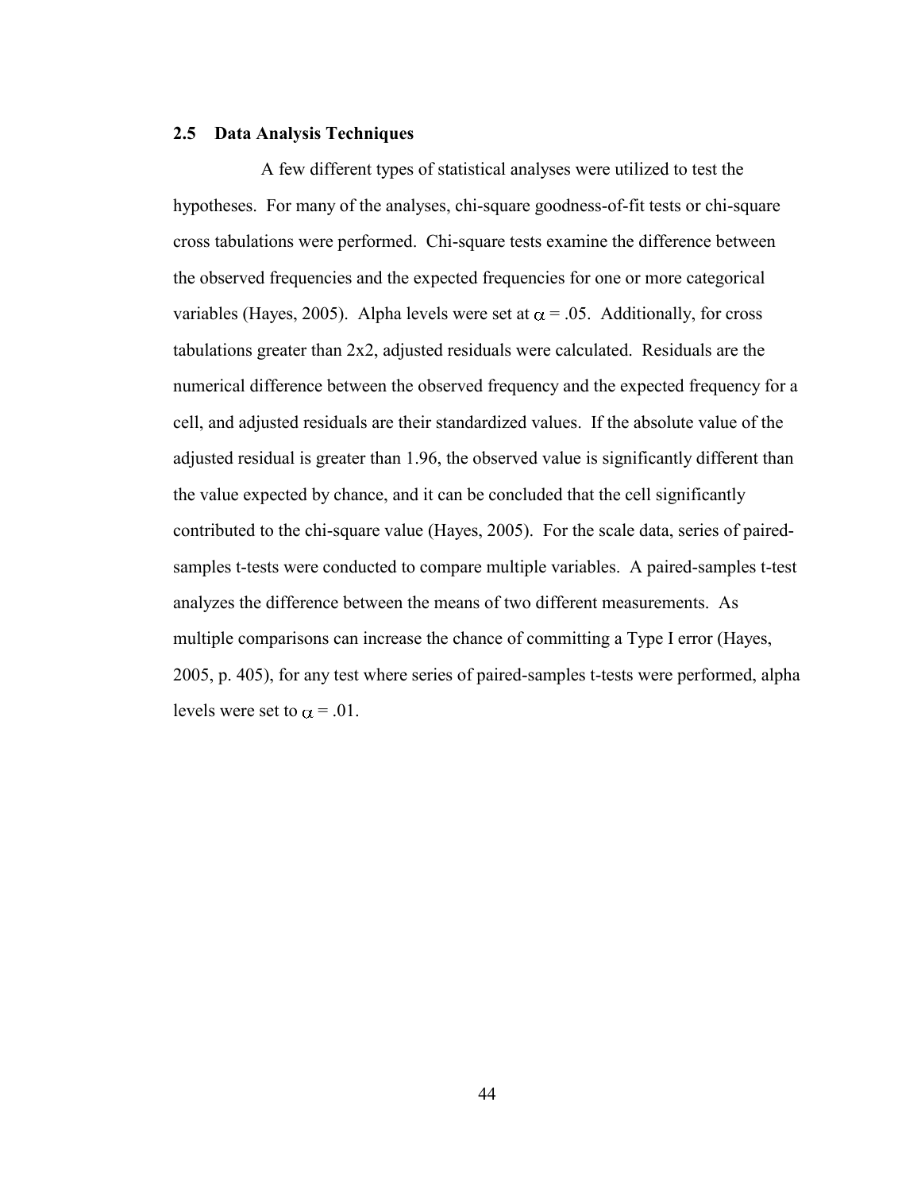## 2.5 Data Analysis Techniques

A few different types of statistical analyses were utilized to test the hypotheses. For many of the analyses, chi-square goodness-of-fit tests or chi-square cross tabulations were performed. Chi-square tests examine the difference between the observed frequencies and the expected frequencies for one or more categorical variables (Hayes, 2005). Alpha levels were set at $\alpha = .05$. Additionally, for cross tabulations greater than 2x2, adjusted residuals were calculated. Residuals are the numerical difference between the observed frequency and the expected frequency for a cell, and adjusted residuals are their standardized values. If the absolute value of the adjusted residual is greater than 1.96, the observed value is significantly different than the value expected by chance, and it can be concluded that the cell significantly contributed to the chi-square value (Hayes, 2005). For the scale data, series of paired-samples t-tests were conducted to compare multiple variables. A paired-samples t-test analyzes the difference between the means of two different measurements. As multiple comparisons can increase the chance of committing a Type I error (Hayes, 2005, p. 405), for any test where series of paired-samples t-tests were performed, alpha levels were set to $\alpha = .01$.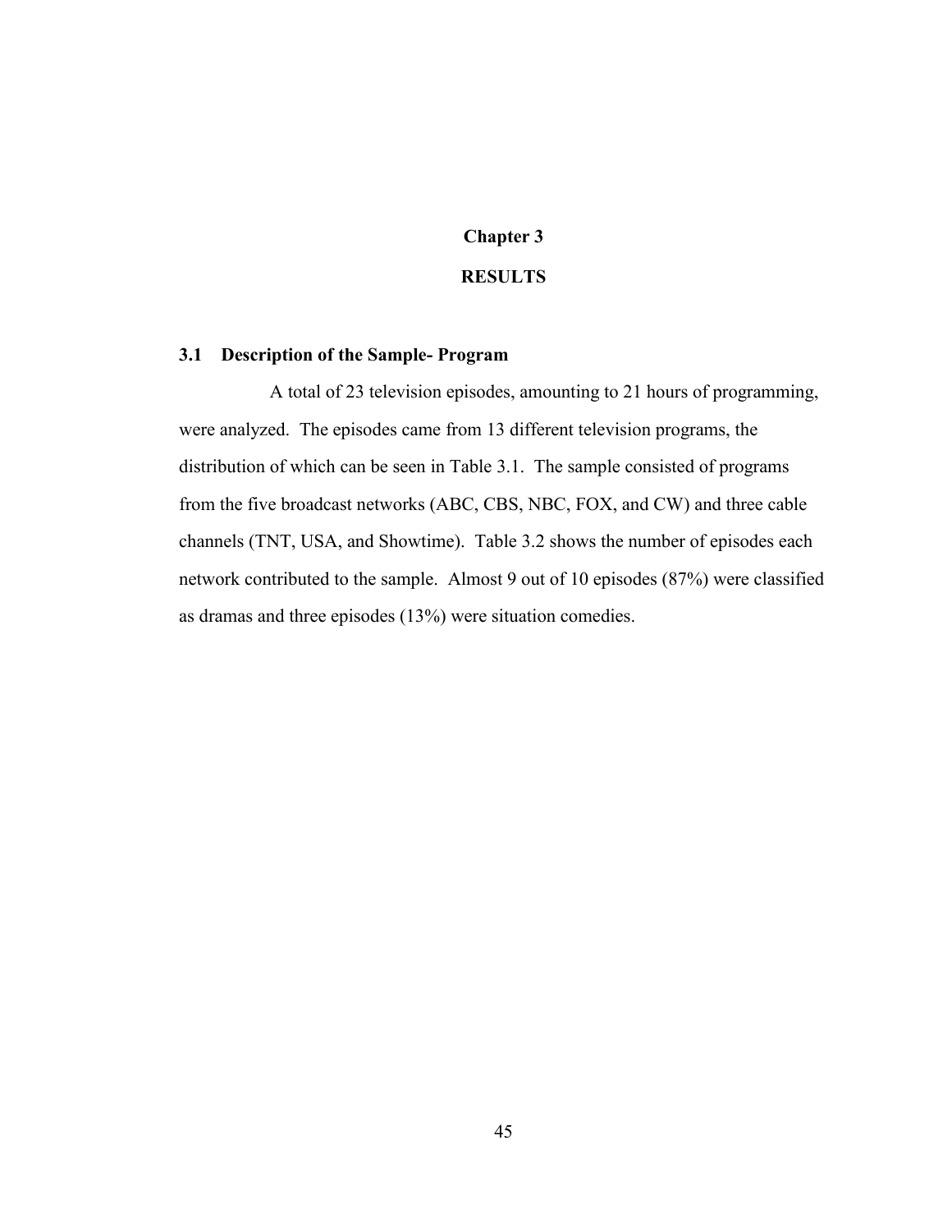# Chapter 3

# RESULTS

## 3.1 Description of the Sample- Program

A total of 23 television episodes, amounting to 21 hours of programming, were analyzed. The episodes came from 13 different television programs, the distribution of which can be seen in Table 3.1. The sample consisted of programs from the five broadcast networks (ABC, CBS, NBC, FOX, and CW) and three cable channels (TNT, USA, and Showtime). Table 3.2 shows the number of episodes each network contributed to the sample. Almost 9 out of 10 episodes (87%) were classified as dramas and three episodes (13%) were situation comedies.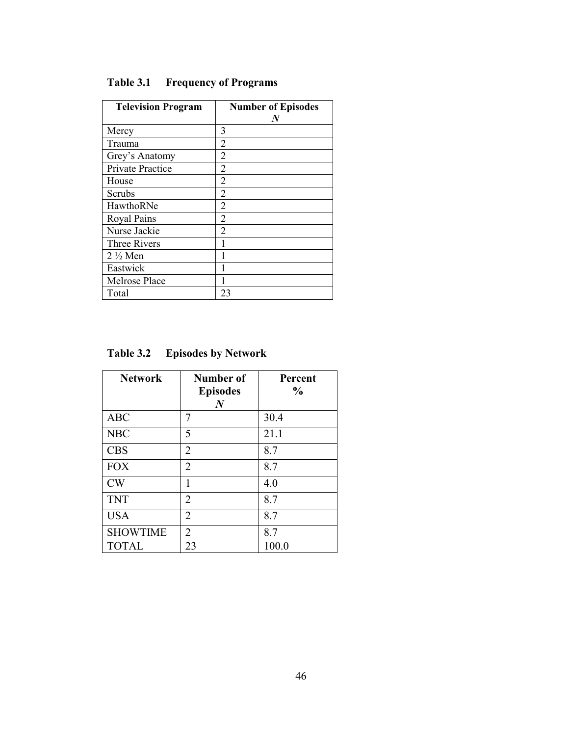**Table 3.1 Frequency of Programs**

| **Television Program** | **Number of Episodes** ***N*** |
|---|---|
| Mercy | 3 |
| Trauma | 2 |
| Grey's Anatomy | 2 |
| Private Practice | 2 |
| House | 2 |
| Scrubs | 2 |
| HawthoRNe | 2 |
| Royal Pains | 2 |
| Nurse Jackie | 2 |
| Three Rivers | 1 |
| 2 ½ Men | 1 |
| Eastwick | 1 |
| Melrose Place | 1 |
| Total | 23 |

**Table 3.2 Episodes by Network**

| **Network** | **Number of Episodes** ***N*** | **Percent** **%** |
|---|---|---|
| ABC | 7 | 30.4 |
| NBC | 5 | 21.1 |
| CBS | 2 | 8.7 |
| FOX | 2 | 8.7 |
| CW | 1 | 4.0 |
| TNT | 2 | 8.7 |
| USA | 2 | 8.7 |
| SHOWTIME | 2 | 8.7 |
| TOTAL | 23 | 100.0 |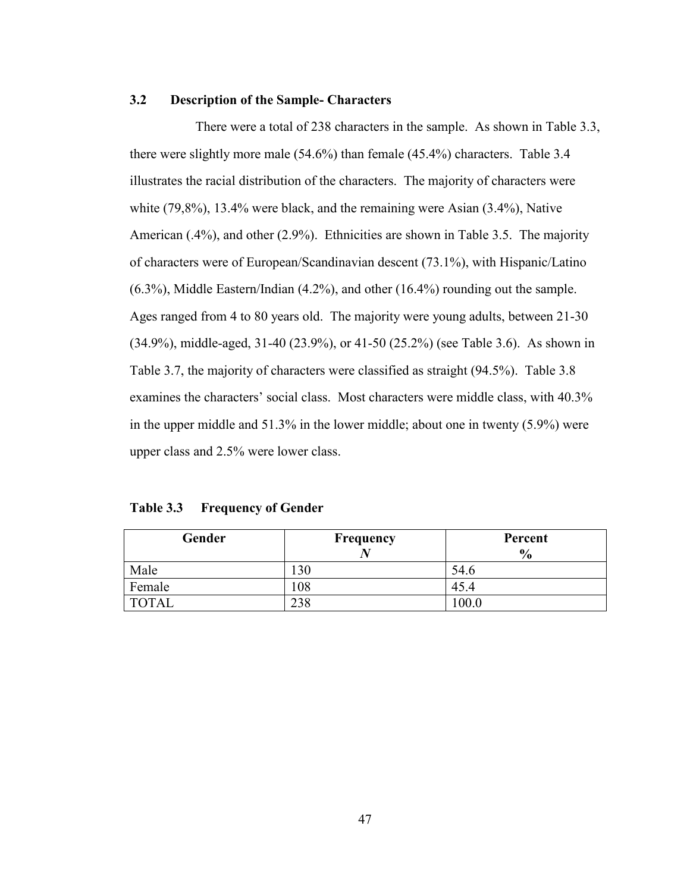## 3.2 Description of the Sample- Characters

There were a total of 238 characters in the sample. As shown in Table 3.3, there were slightly more male (54.6%) than female (45.4%) characters. Table 3.4 illustrates the racial distribution of the characters. The majority of characters were white (79,8%), 13.4% were black, and the remaining were Asian (3.4%), Native American (.4%), and other (2.9%). Ethnicities are shown in Table 3.5. The majority of characters were of European/Scandinavian descent (73.1%), with Hispanic/Latino (6.3%), Middle Eastern/Indian (4.2%), and other (16.4%) rounding out the sample. Ages ranged from 4 to 80 years old. The majority were young adults, between 21-30 (34.9%), middle-aged, 31-40 (23.9%), or 41-50 (25.2%) (see Table 3.6). As shown in Table 3.7, the majority of characters were classified as straight (94.5%). Table 3.8 examines the characters' social class. Most characters were middle class, with 40.3% in the upper middle and 51.3% in the lower middle; about one in twenty (5.9%) were upper class and 2.5% were lower class.

**Table 3.3 Frequency of Gender**

| Gender | Frequency *N* | Percent % |
|---|---|---|
| Male | 130 | 54.6 |
| Female | 108 | 45.4 |
| TOTAL | 238 | 100.0 |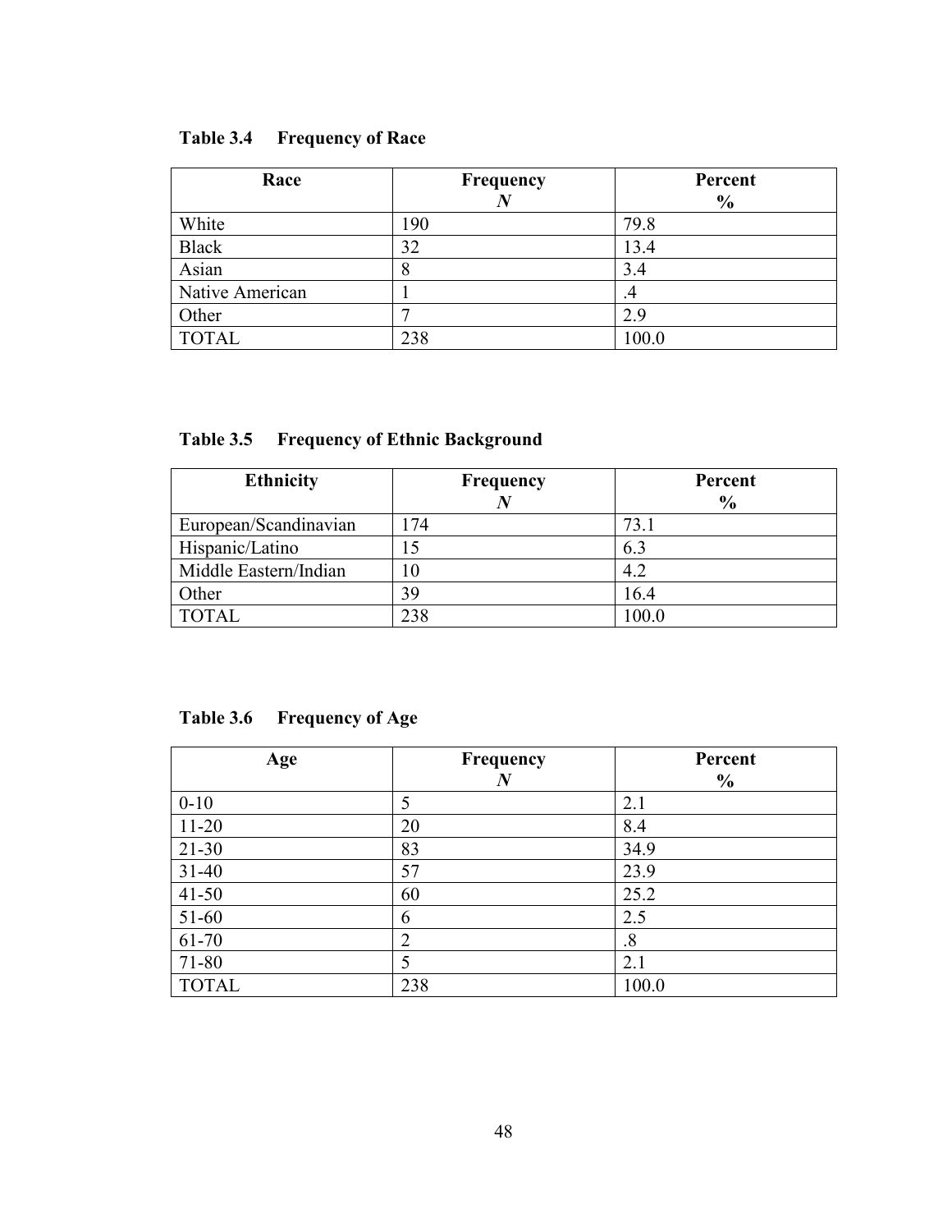**Table 3.4 Frequency of Race**

| Race | Frequency *N* | Percent % |
| --- | --- | --- |
| White | 190 | 79.8 |
| Black | 32 | 13.4 |
| Asian | 8 | 3.4 |
| Native American | 1 | .4 |
| Other | 7 | 2.9 |
| TOTAL | 238 | 100.0 |

**Table 3.5 Frequency of Ethnic Background**

| Ethnicity | Frequency *N* | Percent % |
| --- | --- | --- |
| European/Scandinavian | 174 | 73.1 |
| Hispanic/Latino | 15 | 6.3 |
| Middle Eastern/Indian | 10 | 4.2 |
| Other | 39 | 16.4 |
| TOTAL | 238 | 100.0 |

**Table 3.6 Frequency of Age**

| Age | Frequency *N* | Percent % |
| --- | --- | --- |
| 0-10 | 5 | 2.1 |
| 11-20 | 20 | 8.4 |
| 21-30 | 83 | 34.9 |
| 31-40 | 57 | 23.9 |
| 41-50 | 60 | 25.2 |
| 51-60 | 6 | 2.5 |
| 61-70 | 2 | .8 |
| 71-80 | 5 | 2.1 |
| TOTAL | 238 | 100.0 |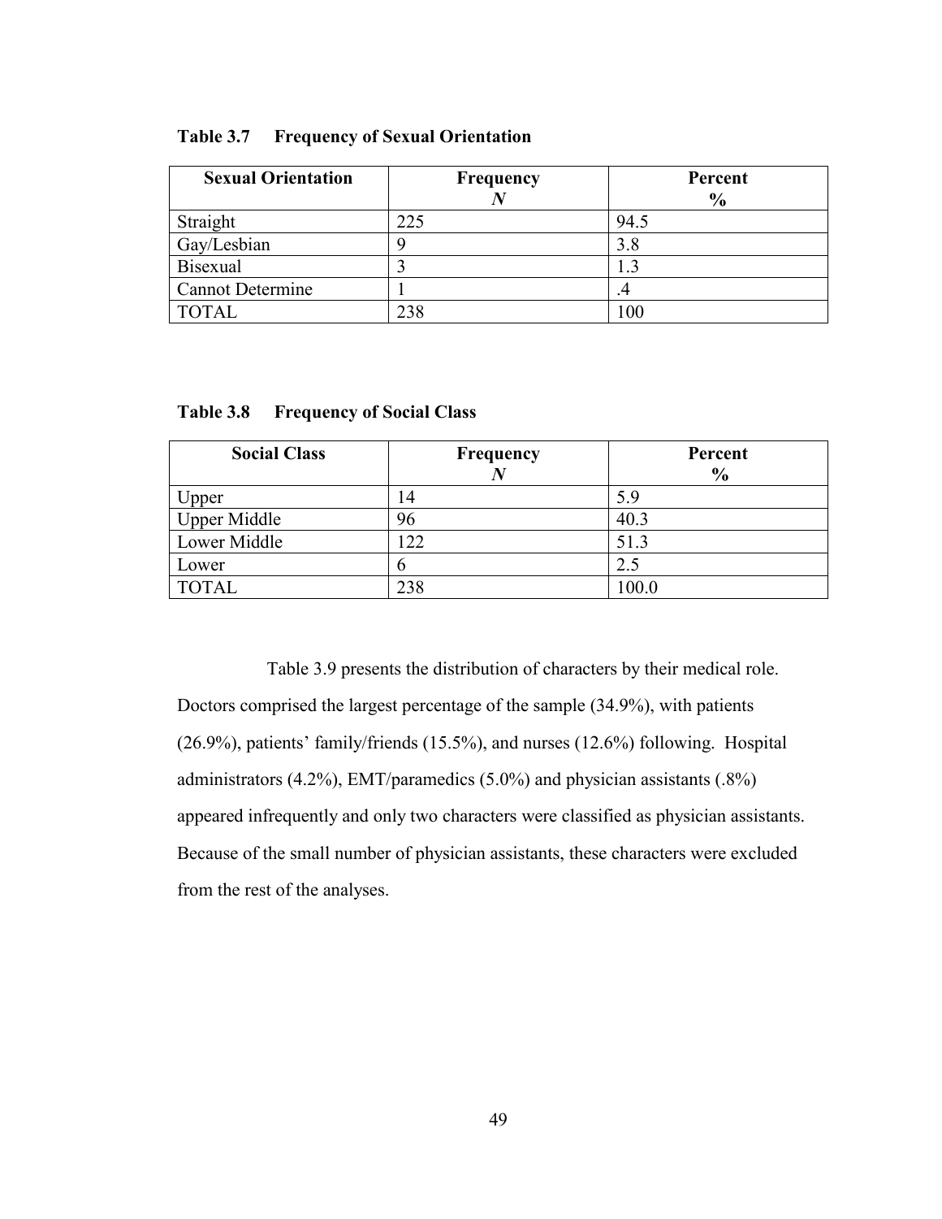**Table 3.7 Frequency of Sexual Orientation**

| Sexual Orientation | Frequency *N* | Percent % |
|---|---|---|
| Straight | 225 | 94.5 |
| Gay/Lesbian | 9 | 3.8 |
| Bisexual | 3 | 1.3 |
| Cannot Determine | 1 | .4 |
| TOTAL | 238 | 100 |

**Table 3.8 Frequency of Social Class**

| Social Class | Frequency *N* | Percent % |
|---|---|---|
| Upper | 14 | 5.9 |
| Upper Middle | 96 | 40.3 |
| Lower Middle | 122 | 51.3 |
| Lower | 6 | 2.5 |
| TOTAL | 238 | 100.0 |

Table 3.9 presents the distribution of characters by their medical role. Doctors comprised the largest percentage of the sample (34.9%), with patients (26.9%), patients' family/friends (15.5%), and nurses (12.6%) following. Hospital administrators (4.2%), EMT/paramedics (5.0%) and physician assistants (.8%) appeared infrequently and only two characters were classified as physician assistants. Because of the small number of physician assistants, these characters were excluded from the rest of the analyses.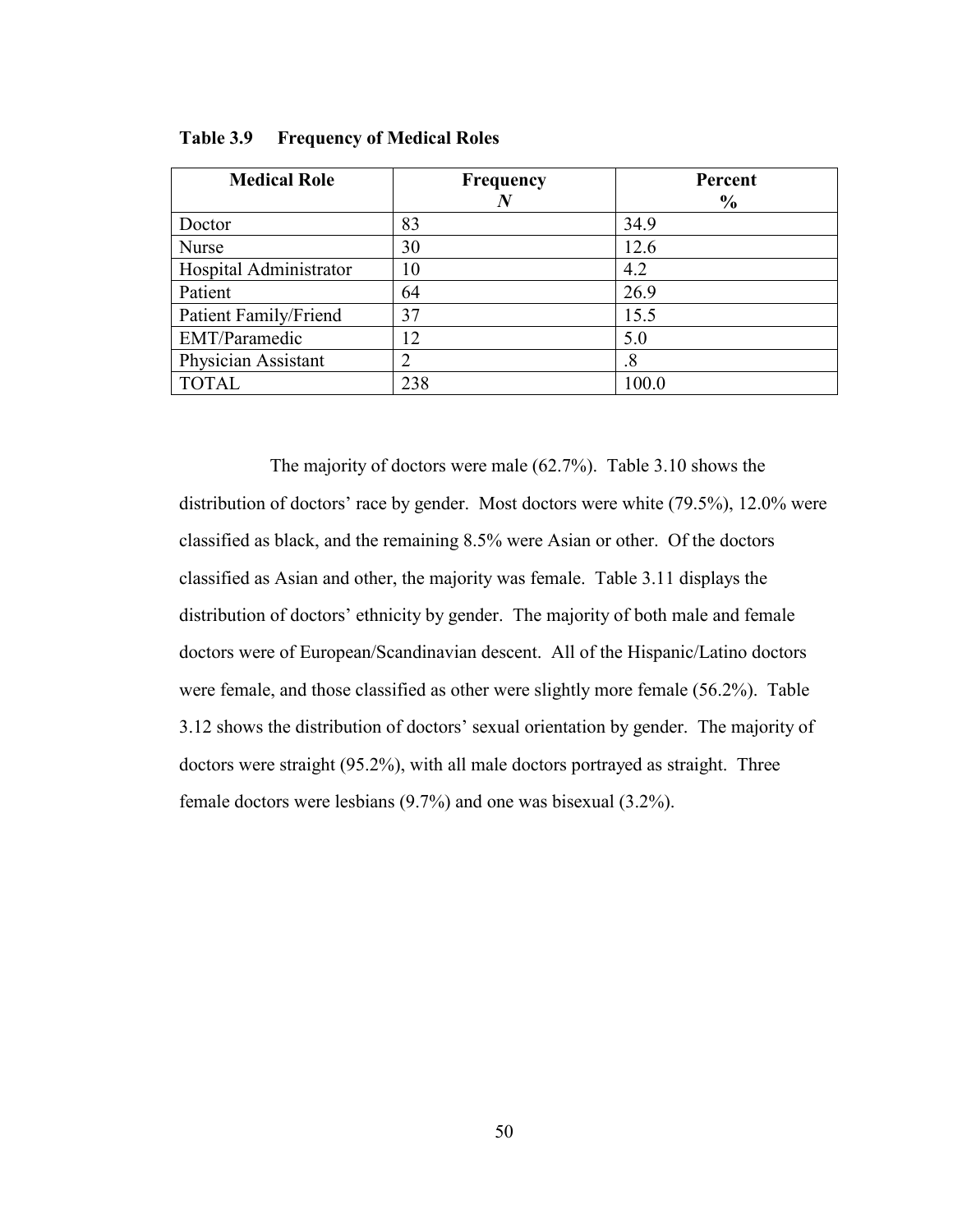**Table 3.9 Frequency of Medical Roles**

| Medical Role | Frequency *N* | Percent % |
|---|---|---|
| Doctor | 83 | 34.9 |
| Nurse | 30 | 12.6 |
| Hospital Administrator | 10 | 4.2 |
| Patient | 64 | 26.9 |
| Patient Family/Friend | 37 | 15.5 |
| EMT/Paramedic | 12 | 5.0 |
| Physician Assistant | 2 | .8 |
| TOTAL | 238 | 100.0 |

The majority of doctors were male (62.7%). Table 3.10 shows the distribution of doctors' race by gender. Most doctors were white (79.5%), 12.0% were classified as black, and the remaining 8.5% were Asian or other. Of the doctors classified as Asian and other, the majority was female. Table 3.11 displays the distribution of doctors' ethnicity by gender. The majority of both male and female doctors were of European/Scandinavian descent. All of the Hispanic/Latino doctors were female, and those classified as other were slightly more female (56.2%). Table 3.12 shows the distribution of doctors' sexual orientation by gender. The majority of doctors were straight (95.2%), with all male doctors portrayed as straight. Three female doctors were lesbians (9.7%) and one was bisexual (3.2%).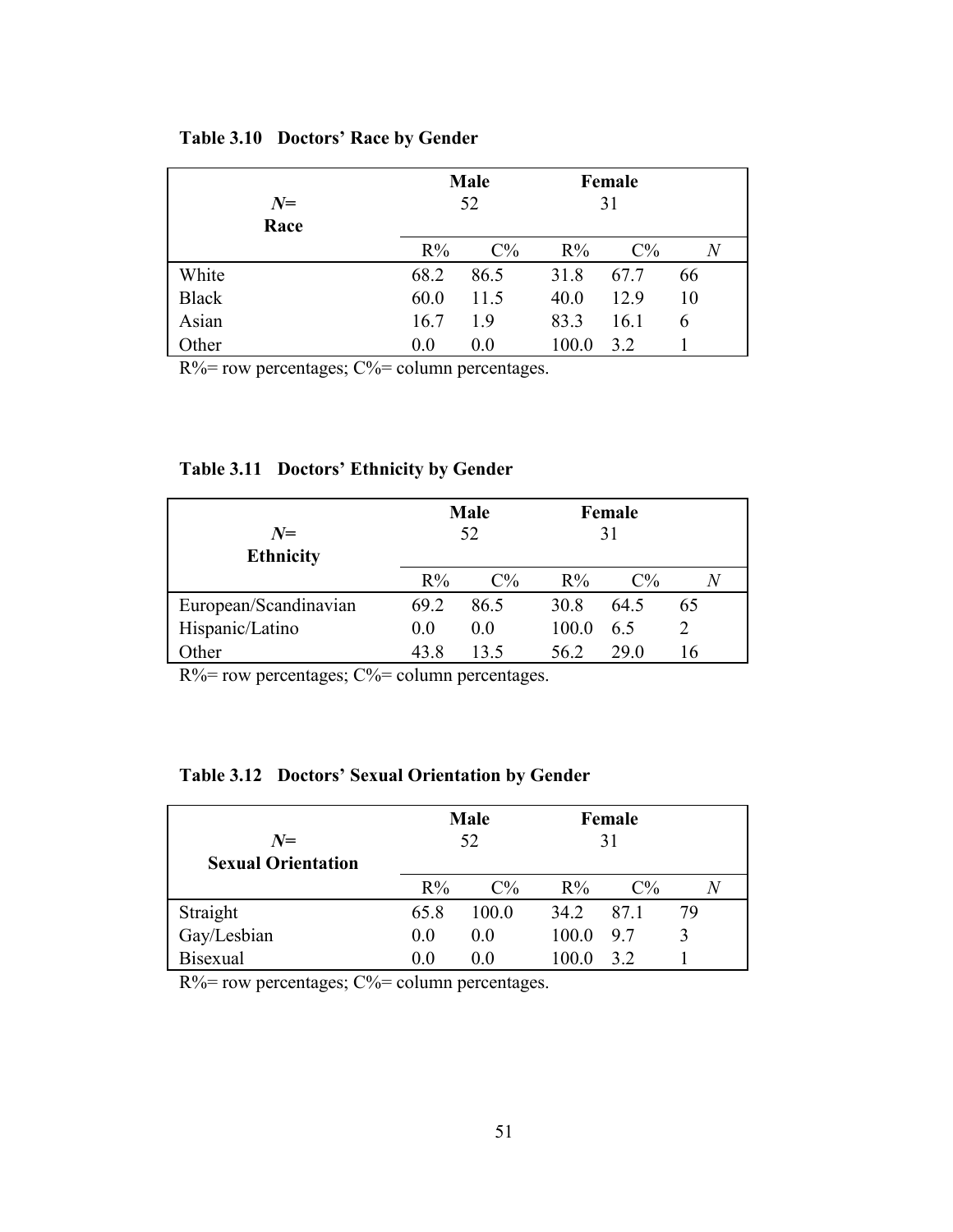**Table 3.10 Doctors' Race by Gender**

| *N*= Race | Male 52 | | Female 31 | | |
|---|---|---|---|---|---|
| | R% | C% | R% | C% | *N* |
| White | 68.2 | 86.5 | 31.8 | 67.7 | 66 |
| Black | 60.0 | 11.5 | 40.0 | 12.9 | 10 |
| Asian | 16.7 | 1.9 | 83.3 | 16.1 | 6 |
| Other | 0.0 | 0.0 | 100.0 | 3.2 | 1 |

R%= row percentages; C%= column percentages.

**Table 3.11 Doctors' Ethnicity by Gender**

| *N*= Ethnicity | Male 52 | | Female 31 | | |
|---|---|---|---|---|---|
| | R% | C% | R% | C% | *N* |
| European/Scandinavian | 69.2 | 86.5 | 30.8 | 64.5 | 65 |
| Hispanic/Latino | 0.0 | 0.0 | 100.0 | 6.5 | 2 |
| Other | 43.8 | 13.5 | 56.2 | 29.0 | 16 |

R%= row percentages; C%= column percentages.

**Table 3.12 Doctors' Sexual Orientation by Gender**

| *N*= Sexual Orientation | Male 52 | | Female 31 | | |
|---|---|---|---|---|---|
| | R% | C% | R% | C% | *N* |
| Straight | 65.8 | 100.0 | 34.2 | 87.1 | 79 |
| Gay/Lesbian | 0.0 | 0.0 | 100.0 | 9.7 | 3 |
| Bisexual | 0.0 | 0.0 | 100.0 | 3.2 | 1 |

R%= row percentages; C%= column percentages.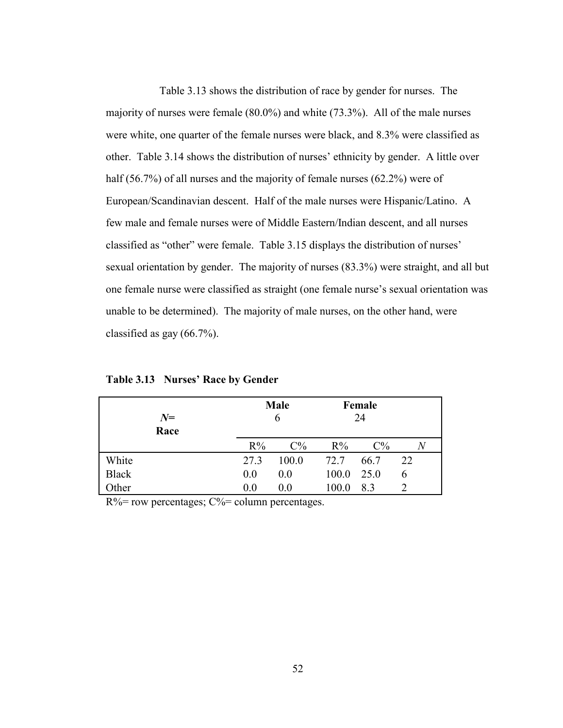Table 3.13 shows the distribution of race by gender for nurses. The majority of nurses were female (80.0%) and white (73.3%). All of the male nurses were white, one quarter of the female nurses were black, and 8.3% were classified as other. Table 3.14 shows the distribution of nurses' ethnicity by gender. A little over half (56.7%) of all nurses and the majority of female nurses (62.2%) were of European/Scandinavian descent. Half of the male nurses were Hispanic/Latino. A few male and female nurses were of Middle Eastern/Indian descent, and all nurses classified as "other" were female. Table 3.15 displays the distribution of nurses' sexual orientation by gender. The majority of nurses (83.3%) were straight, and all but one female nurse were classified as straight (one female nurse's sexual orientation was unable to be determined). The majority of male nurses, on the other hand, were classified as gay (66.7%).

**Table 3.13 Nurses' Race by Gender**

| *N*= | Male 6 | | Female 24 | | |
|---|---|---|---|---|---|
| **Race** | R% | C% | R% | C% | *N* |
| White | 27.3 | 100.0 | 72.7 | 66.7 | 22 |
| Black | 0.0 | 0.0 | 100.0 | 25.0 | 6 |
| Other | 0.0 | 0.0 | 100.0 | 8.3 | 2 |

R%= row percentages; C%= column percentages.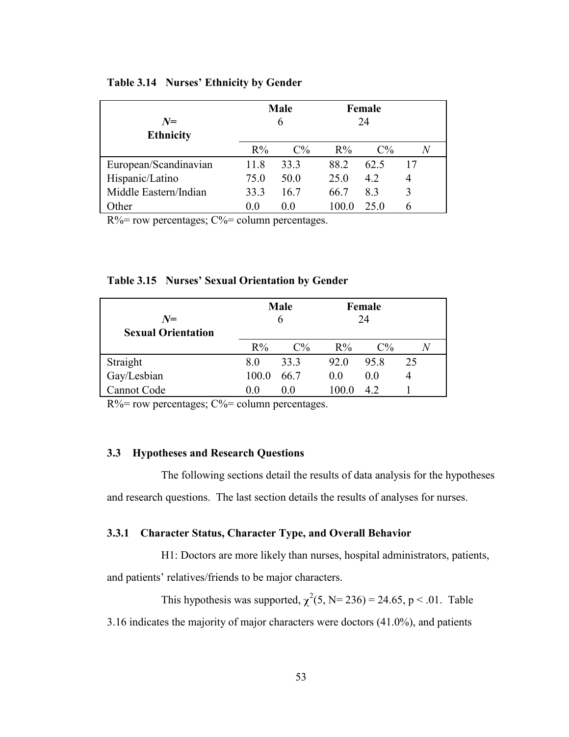**Table 3.14 Nurses' Ethnicity by Gender**

| *N*= Ethnicity | Male 6 | | Female 24 | | |
|---|---|---|---|---|---|
| | R% | C% | R% | C% | *N* |
| European/Scandinavian | 11.8 | 33.3 | 88.2 | 62.5 | 17 |
| Hispanic/Latino | 75.0 | 50.0 | 25.0 | 4.2 | 4 |
| Middle Eastern/Indian | 33.3 | 16.7 | 66.7 | 8.3 | 3 |
| Other | 0.0 | 0.0 | 100.0 | 25.0 | 6 |

R%= row percentages; C%= column percentages.

**Table 3.15 Nurses' Sexual Orientation by Gender**

| *N*= Sexual Orientation | Male 6 | | Female 24 | | |
|---|---|---|---|---|---|
| | R% | C% | R% | C% | *N* |
| Straight | 8.0 | 33.3 | 92.0 | 95.8 | 25 |
| Gay/Lesbian | 100.0 | 66.7 | 0.0 | 0.0 | 4 |
| Cannot Code | 0.0 | 0.0 | 100.0 | 4.2 | 1 |

R%= row percentages; C%= column percentages.

### 3.3 Hypotheses and Research Questions

The following sections detail the results of data analysis for the hypotheses and research questions. The last section details the results of analyses for nurses.

#### 3.3.1 Character Status, Character Type, and Overall Behavior

H1: Doctors are more likely than nurses, hospital administrators, patients, and patients' relatives/friends to be major characters.

This hypothesis was supported, $\chi^2(5, N= 236) = 24.65, p < .01$. Table 3.16 indicates the majority of major characters were doctors (41.0%), and patients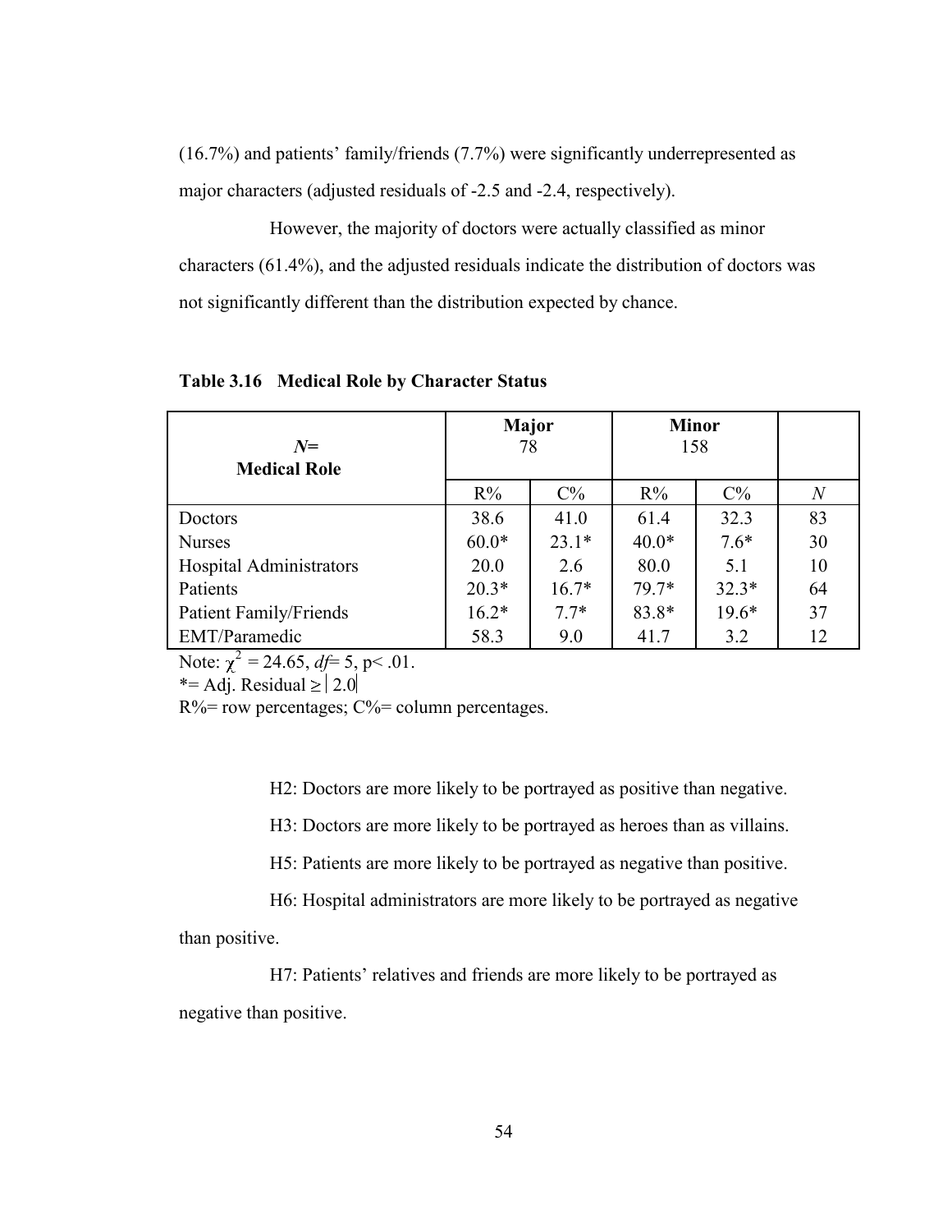(16.7%) and patients' family/friends (7.7%) were significantly underrepresented as major characters (adjusted residuals of -2.5 and -2.4, respectively).

However, the majority of doctors were actually classified as minor characters (61.4%), and the adjusted residuals indicate the distribution of doctors was not significantly different than the distribution expected by chance.

**Table 3.16 Medical Role by Character Status**

| *N*= Medical Role | **Major** 78 | | **Minor** 158 | | |
|---|---|---|---|---|---|
| | R% | C% | R% | C% | *N* |
| Doctors | 38.6 | 41.0 | 61.4 | 32.3 | 83 |
| Nurses | 60.0* | 23.1* | 40.0* | 7.6* | 30 |
| Hospital Administrators | 20.0 | 2.6 | 80.0 | 5.1 | 10 |
| Patients | 20.3* | 16.7* | 79.7* | 32.3* | 64 |
| Patient Family/Friends | 16.2* | 7.7* | 83.8* | 19.6* | 37 |
| EMT/Paramedic | 58.3 | 9.0 | 41.7 | 3.2 | 12 |

Note: $\chi^2 = 24.65$, *df*= 5, $p < .01$.
*= Adj. Residual ≥ |2.0|
R%= row percentages; C%= column percentages.

H2: Doctors are more likely to be portrayed as positive than negative.

H3: Doctors are more likely to be portrayed as heroes than as villains.

H5: Patients are more likely to be portrayed as negative than positive.

H6: Hospital administrators are more likely to be portrayed as negative than positive.

H7: Patients' relatives and friends are more likely to be portrayed as negative than positive.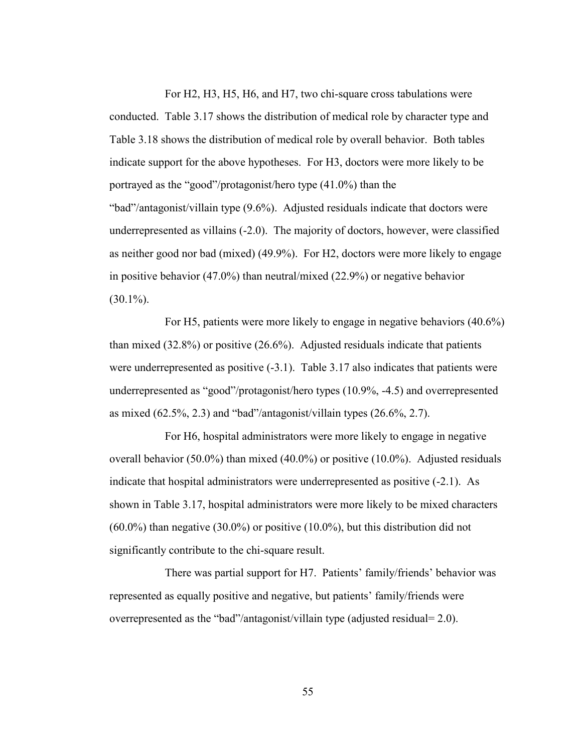For H2, H3, H5, H6, and H7, two chi-square cross tabulations were conducted. Table 3.17 shows the distribution of medical role by character type and Table 3.18 shows the distribution of medical role by overall behavior. Both tables indicate support for the above hypotheses. For H3, doctors were more likely to be portrayed as the "good"/protagonist/hero type (41.0%) than the "bad"/antagonist/villain type (9.6%). Adjusted residuals indicate that doctors were underrepresented as villains (-2.0). The majority of doctors, however, were classified as neither good nor bad (mixed) (49.9%). For H2, doctors were more likely to engage in positive behavior (47.0%) than neutral/mixed (22.9%) or negative behavior (30.1%).

For H5, patients were more likely to engage in negative behaviors (40.6%) than mixed (32.8%) or positive (26.6%). Adjusted residuals indicate that patients were underrepresented as positive (-3.1). Table 3.17 also indicates that patients were underrepresented as "good"/protagonist/hero types (10.9%, -4.5) and overrepresented as mixed (62.5%, 2.3) and "bad"/antagonist/villain types (26.6%, 2.7).

For H6, hospital administrators were more likely to engage in negative overall behavior (50.0%) than mixed (40.0%) or positive (10.0%). Adjusted residuals indicate that hospital administrators were underrepresented as positive (-2.1). As shown in Table 3.17, hospital administrators were more likely to be mixed characters (60.0%) than negative (30.0%) or positive (10.0%), but this distribution did not significantly contribute to the chi-square result.

There was partial support for H7. Patients' family/friends' behavior was represented as equally positive and negative, but patients' family/friends were overrepresented as the "bad"/antagonist/villain type (adjusted residual= 2.0).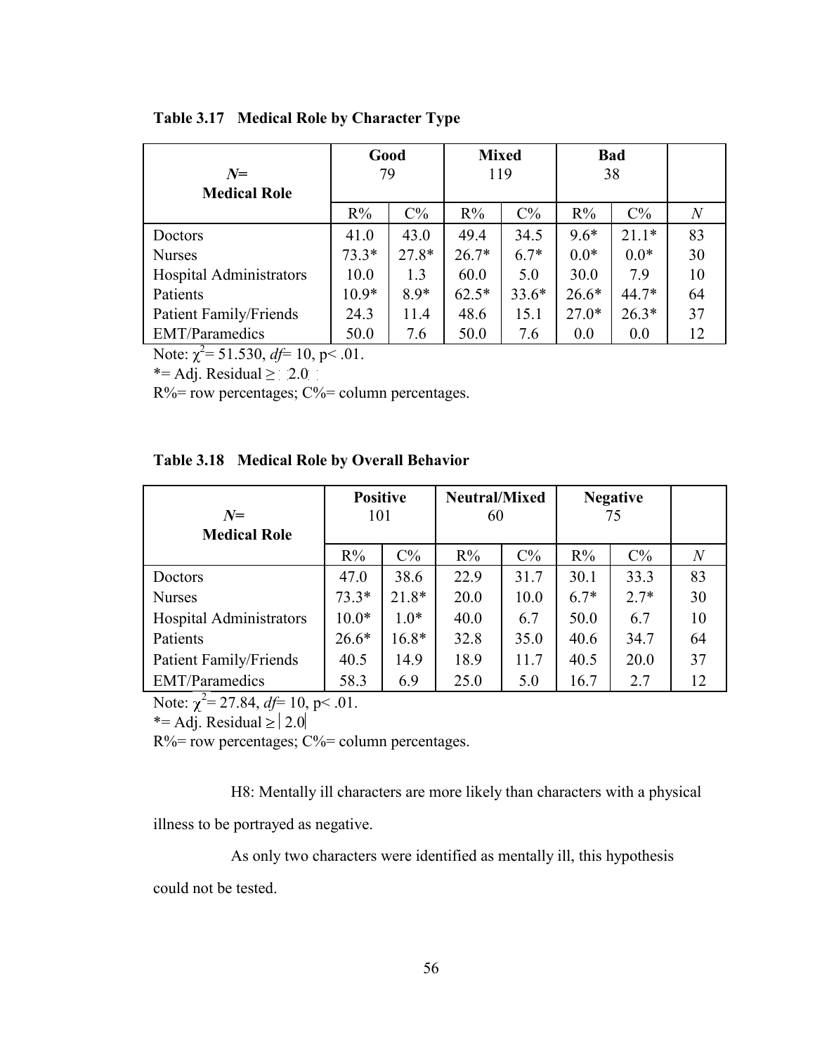**Table 3.17 Medical Role by Character Type**

| $N$= Medical Role | Good 79 | | Mixed 119 | | Bad 38 | | |
|---|---|---|---|---|---|---|---|
| | R% | C% | R% | C% | R% | C% | $N$ |
| Doctors | 41.0 | 43.0 | 49.4 | 34.5 | 9.6* | 21.1* | 83 |
| Nurses | 73.3* | 27.8* | 26.7* | 6.7* | 0.0* | 0.0* | 30 |
| Hospital Administrators | 10.0 | 1.3 | 60.0 | 5.0 | 30.0 | 7.9 | 10 |
| Patients | 10.9* | 8.9* | 62.5* | 33.6* | 26.6* | 44.7* | 64 |
| Patient Family/Friends | 24.3 | 11.4 | 48.6 | 15.1 | 27.0* | 26.3* | 37 |
| EMT/Paramedics | 50.0 | 7.6 | 50.0 | 7.6 | 0.0 | 0.0 | 12 |

Note: $\chi^2 = 51.530$, $df = 10$, $p < .01$.

*= Adj. Residual ≥ |2.0|

R%= row percentages; C%= column percentages.

**Table 3.18 Medical Role by Overall Behavior**

| $N$= Medical Role | Positive 101 | | Neutral/Mixed 60 | | Negative 75 | | |
|---|---|---|---|---|---|---|---|
| | R% | C% | R% | C% | R% | C% | $N$ |
| Doctors | 47.0 | 38.6 | 22.9 | 31.7 | 30.1 | 33.3 | 83 |
| Nurses | 73.3* | 21.8* | 20.0 | 10.0 | 6.7* | 2.7* | 30 |
| Hospital Administrators | 10.0* | 1.0* | 40.0 | 6.7 | 50.0 | 6.7 | 10 |
| Patients | 26.6* | 16.8* | 32.8 | 35.0 | 40.6 | 34.7 | 64 |
| Patient Family/Friends | 40.5 | 14.9 | 18.9 | 11.7 | 40.5 | 20.0 | 37 |
| EMT/Paramedics | 58.3 | 6.9 | 25.0 | 5.0 | 16.7 | 2.7 | 12 |

Note: $\chi^2 = 27.84$, $df = 10$, $p < .01$.

*= Adj. Residual ≥ |2.0|

R%= row percentages; C%= column percentages.

H8: Mentally ill characters are more likely than characters with a physical illness to be portrayed as negative.

As only two characters were identified as mentally ill, this hypothesis could not be tested.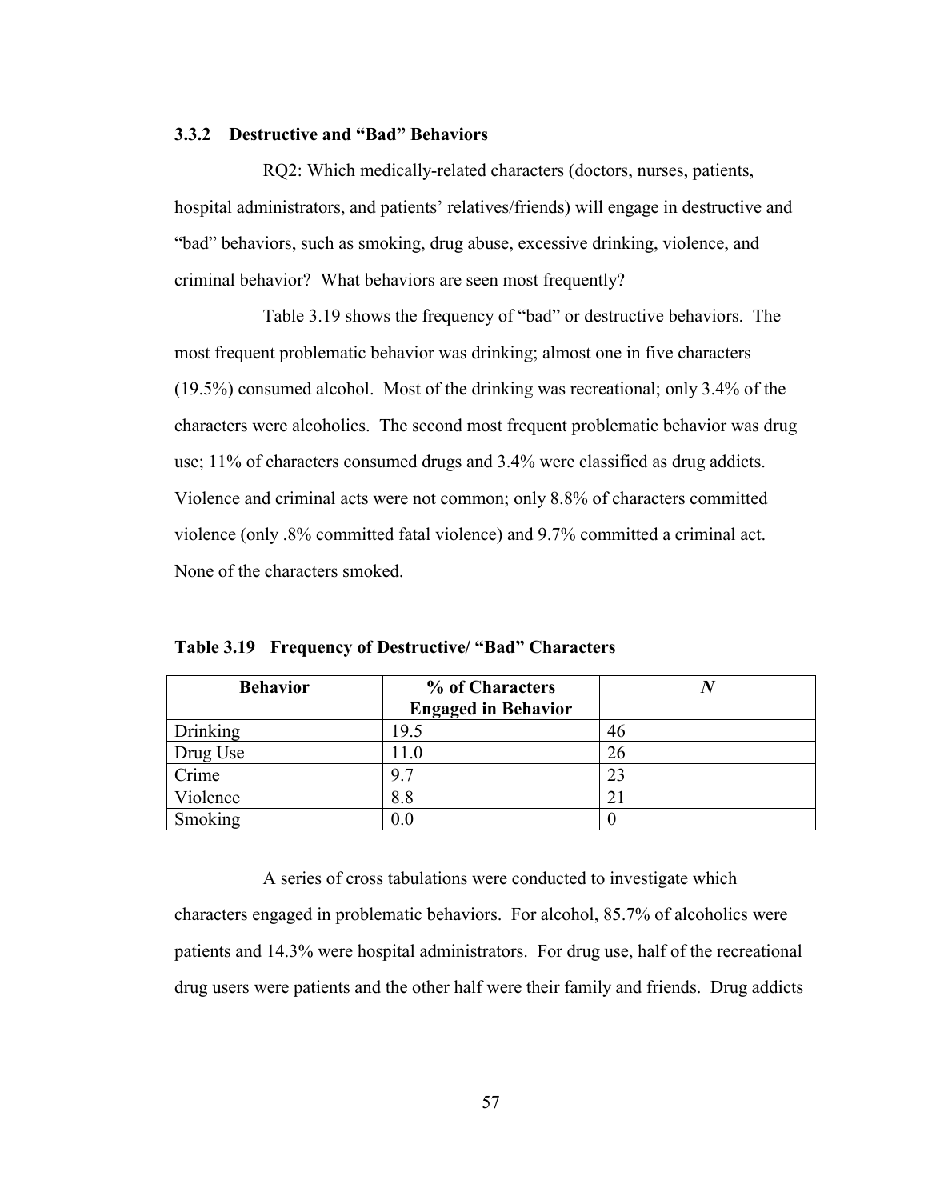### 3.3.2 Destructive and "Bad" Behaviors

RQ2: Which medically-related characters (doctors, nurses, patients, hospital administrators, and patients' relatives/friends) will engage in destructive and "bad" behaviors, such as smoking, drug abuse, excessive drinking, violence, and criminal behavior? What behaviors are seen most frequently?

Table 3.19 shows the frequency of "bad" or destructive behaviors. The most frequent problematic behavior was drinking; almost one in five characters (19.5%) consumed alcohol. Most of the drinking was recreational; only 3.4% of the characters were alcoholics. The second most frequent problematic behavior was drug use; 11% of characters consumed drugs and 3.4% were classified as drug addicts. Violence and criminal acts were not common; only 8.8% of characters committed violence (only .8% committed fatal violence) and 9.7% committed a criminal act. None of the characters smoked.

**Table 3.19 Frequency of Destructive/ "Bad" Characters**

| Behavior | % of Characters Engaged in Behavior | *N* |
|---|---|---|
| Drinking | 19.5 | 46 |
| Drug Use | 11.0 | 26 |
| Crime | 9.7 | 23 |
| Violence | 8.8 | 21 |
| Smoking | 0.0 | 0 |

A series of cross tabulations were conducted to investigate which characters engaged in problematic behaviors. For alcohol, 85.7% of alcoholics were patients and 14.3% were hospital administrators. For drug use, half of the recreational drug users were patients and the other half were their family and friends. Drug addicts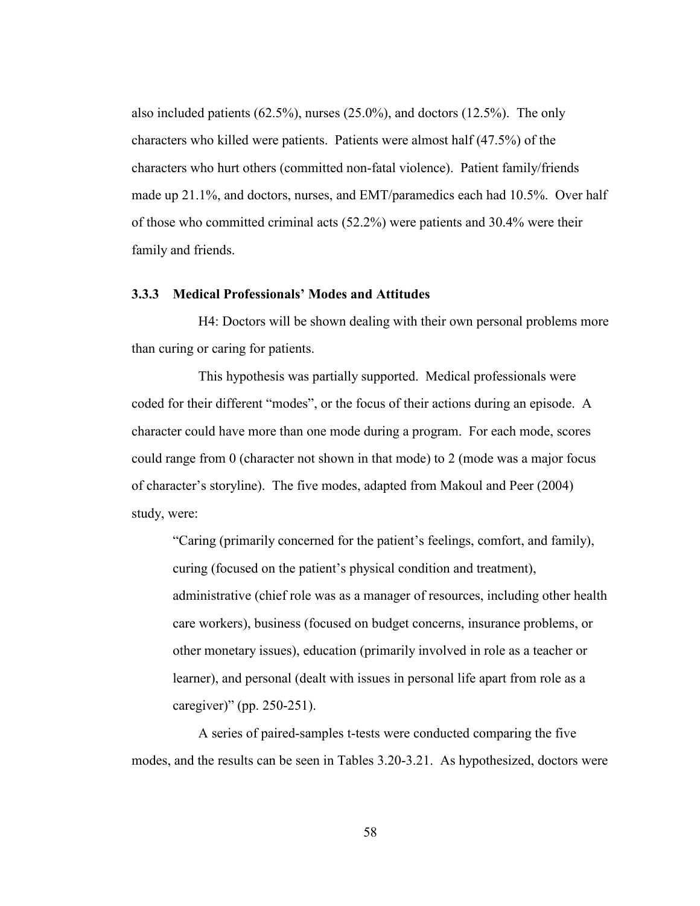also included patients (62.5%), nurses (25.0%), and doctors (12.5%). The only characters who killed were patients. Patients were almost half (47.5%) of the characters who hurt others (committed non-fatal violence). Patient family/friends made up 21.1%, and doctors, nurses, and EMT/paramedics each had 10.5%. Over half of those who committed criminal acts (52.2%) were patients and 30.4% were their family and friends.

### 3.3.3 Medical Professionals' Modes and Attitudes

H4: Doctors will be shown dealing with their own personal problems more than curing or caring for patients.

This hypothesis was partially supported. Medical professionals were coded for their different "modes", or the focus of their actions during an episode. A character could have more than one mode during a program. For each mode, scores could range from 0 (character not shown in that mode) to 2 (mode was a major focus of character's storyline). The five modes, adapted from Makoul and Peer (2004) study, were:

> "Caring (primarily concerned for the patient's feelings, comfort, and family), curing (focused on the patient's physical condition and treatment), administrative (chief role was as a manager of resources, including other health care workers), business (focused on budget concerns, insurance problems, or other monetary issues), education (primarily involved in role as a teacher or learner), and personal (dealt with issues in personal life apart from role as a caregiver)" (pp. 250-251).

A series of paired-samples t-tests were conducted comparing the five modes, and the results can be seen in Tables 3.20-3.21. As hypothesized, doctors were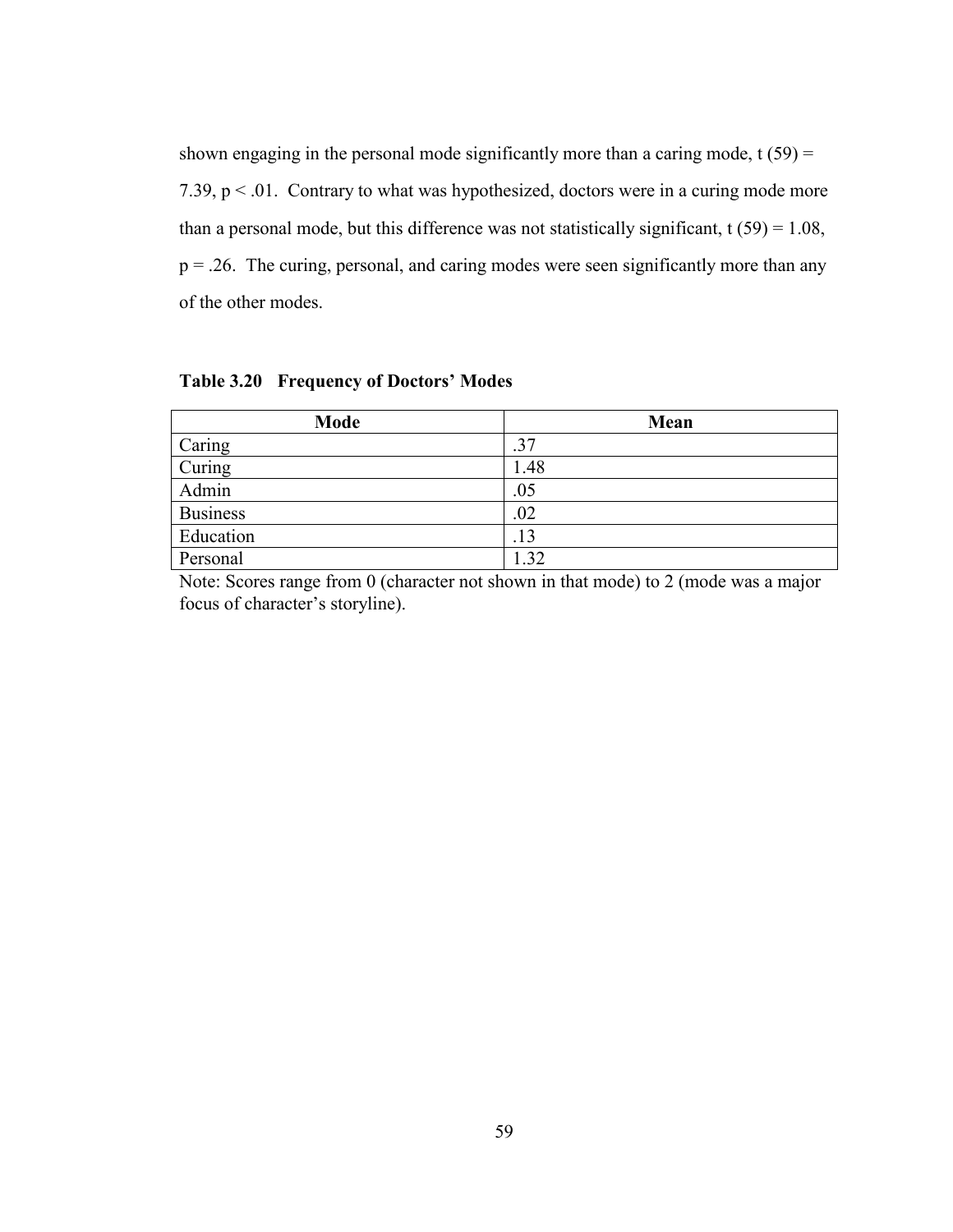shown engaging in the personal mode significantly more than a caring mode, $t(59) = 7.39$, $p < .01$. Contrary to what was hypothesized, doctors were in a curing mode more than a personal mode, but this difference was not statistically significant, $t(59) = 1.08$, $p = .26$. The curing, personal, and caring modes were seen significantly more than any of the other modes.

**Table 3.20 Frequency of Doctors' Modes**

| Mode | Mean |
|---|---|
| Caring | .37 |
| Curing | 1.48 |
| Admin | .05 |
| Business | .02 |
| Education | .13 |
| Personal | 1.32 |

Note: Scores range from 0 (character not shown in that mode) to 2 (mode was a major focus of character's storyline).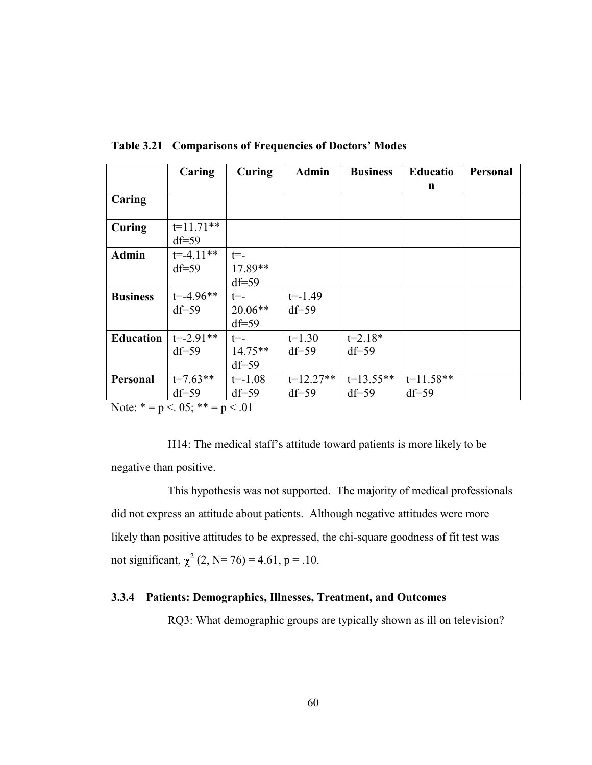**Table 3.21 Comparisons of Frequencies of Doctors' Modes**

| | Caring | Curing | Admin | Business | Education | Personal |
|---|---|---|---|---|---|---|
| **Caring** | | | | | | |
| **Curing** | t=11.71** df=59 | | | | | |
| **Admin** | t=-4.11** df=59 | t=-17.89** df=59 | | | | |
| **Business** | t=-4.96** df=59 | t=-20.06** df=59 | t=-1.49 df=59 | | | |
| **Education** | t=-2.91** df=59 | t=-14.75** df=59 | t=1.30 df=59 | t=2.18* df=59 | | |
| **Personal** | t=7.63** df=59 | t=-1.08 df=59 | t=12.27** df=59 | t=13.55** df=59 | t=11.58** df=59 | |

Note: * = $p < .05$; ** = $p < .01$

H14: The medical staff's attitude toward patients is more likely to be negative than positive.

This hypothesis was not supported. The majority of medical professionals did not express an attitude about patients. Although negative attitudes were more likely than positive attitudes to be expressed, the chi-square goodness of fit test was not significant, $\chi^2$ (2, N= 76) = 4.61, p = .10.

### 3.3.4 Patients: Demographics, Illnesses, Treatment, and Outcomes

RQ3: What demographic groups are typically shown as ill on television?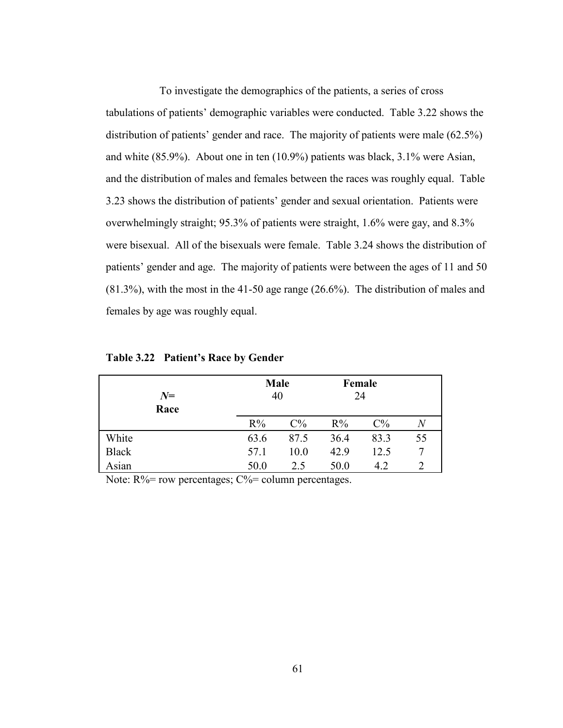To investigate the demographics of the patients, a series of cross tabulations of patients' demographic variables were conducted. Table 3.22 shows the distribution of patients' gender and race. The majority of patients were male (62.5%) and white (85.9%). About one in ten (10.9%) patients was black, 3.1% were Asian, and the distribution of males and females between the races was roughly equal. Table 3.23 shows the distribution of patients' gender and sexual orientation. Patients were overwhelmingly straight; 95.3% of patients were straight, 1.6% were gay, and 8.3% were bisexual. All of the bisexuals were female. Table 3.24 shows the distribution of patients' gender and age. The majority of patients were between the ages of 11 and 50 (81.3%), with the most in the 41-50 age range (26.6%). The distribution of males and females by age was roughly equal.

**Table 3.22 Patient's Race by Gender**

| *N*= | Male 40 | | Female 24 | | |
|---|---|---|---|---|---|
| Race | R% | C% | R% | C% | *N* |
| White | 63.6 | 87.5 | 36.4 | 83.3 | 55 |
| Black | 57.1 | 10.0 | 42.9 | 12.5 | 7 |
| Asian | 50.0 | 2.5 | 50.0 | 4.2 | 2 |

Note: R%= row percentages; C%= column percentages.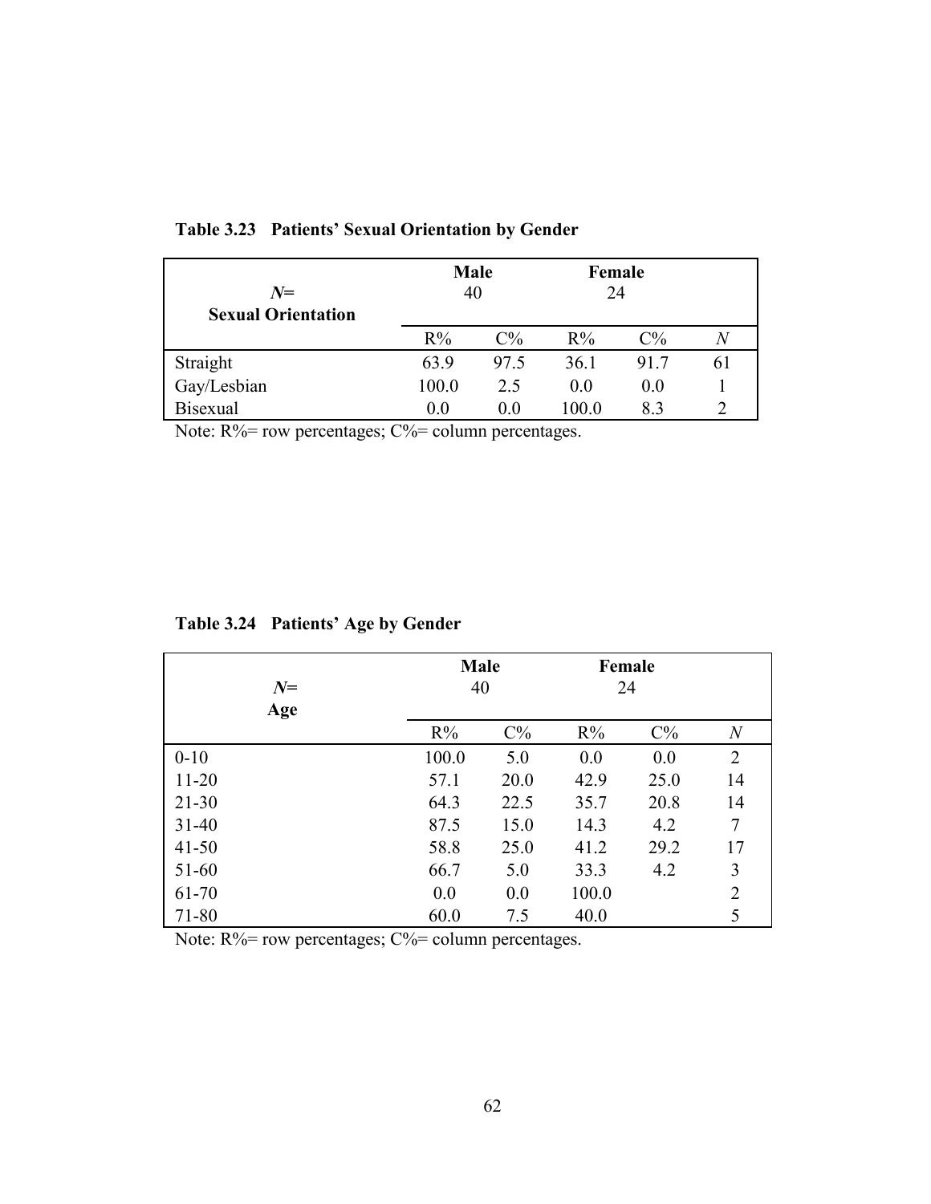**Table 3.23 Patients' Sexual Orientation by Gender**

| *N*= Sexual Orientation | Male 40 | | Female 24 | | |
|---|---|---|---|---|---|
| | R% | C% | R% | C% | *N* |
| Straight | 63.9 | 97.5 | 36.1 | 91.7 | 61 |
| Gay/Lesbian | 100.0 | 2.5 | 0.0 | 0.0 | 1 |
| Bisexual | 0.0 | 0.0 | 100.0 | 8.3 | 2 |

Note: R%= row percentages; C%= column percentages.

**Table 3.24 Patients' Age by Gender**

| *N*= Age | Male 40 | | Female 24 | | |
|---|---|---|---|---|---|
| | R% | C% | R% | C% | *N* |
| 0-10 | 100.0 | 5.0 | 0.0 | 0.0 | 2 |
| 11-20 | 57.1 | 20.0 | 42.9 | 25.0 | 14 |
| 21-30 | 64.3 | 22.5 | 35.7 | 20.8 | 14 |
| 31-40 | 87.5 | 15.0 | 14.3 | 4.2 | 7 |
| 41-50 | 58.8 | 25.0 | 41.2 | 29.2 | 17 |
| 51-60 | 66.7 | 5.0 | 33.3 | 4.2 | 3 |
| 61-70 | 0.0 | 0.0 | 100.0 | | 2 |
| 71-80 | 60.0 | 7.5 | 40.0 | | 5 |

Note: R%= row percentages; C%= column percentages.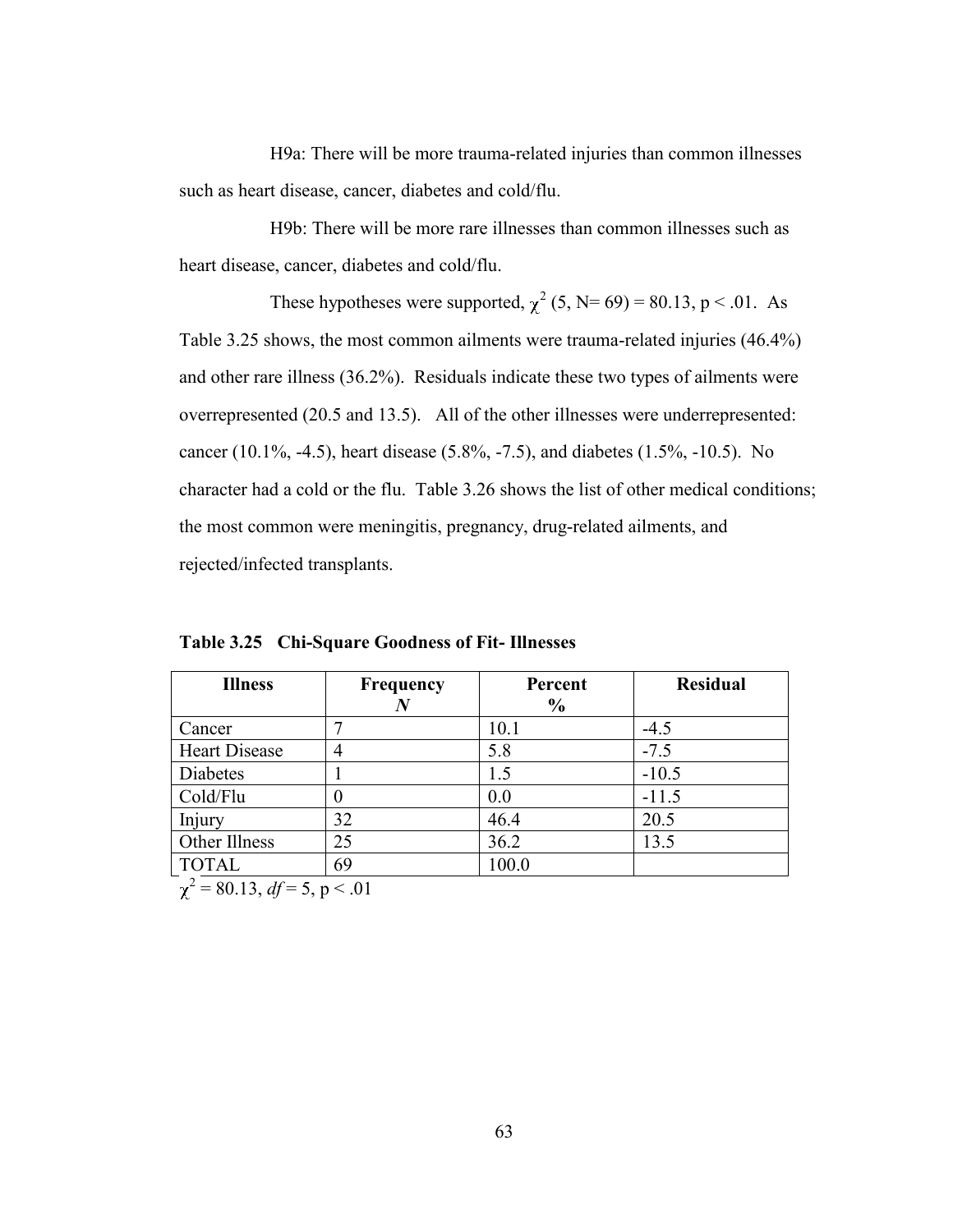H9a: There will be more trauma-related injuries than common illnesses such as heart disease, cancer, diabetes and cold/flu.

H9b: There will be more rare illnesses than common illnesses such as heart disease, cancer, diabetes and cold/flu.

These hypotheses were supported, $\chi^2$ (5, N= 69) = 80.13, $p < .01$. As Table 3.25 shows, the most common ailments were trauma-related injuries (46.4%) and other rare illness (36.2%). Residuals indicate these two types of ailments were overrepresented (20.5 and 13.5). All of the other illnesses were underrepresented: cancer (10.1%, -4.5), heart disease (5.8%, -7.5), and diabetes (1.5%, -10.5). No character had a cold or the flu. Table 3.26 shows the list of other medical conditions; the most common were meningitis, pregnancy, drug-related ailments, and rejected/infected transplants.

**Table 3.25 Chi-Square Goodness of Fit- Illnesses**

| Illness | Frequency *N* | Percent % | Residual |
|---|---|---|---|
| Cancer | 7 | 10.1 | -4.5 |
| Heart Disease | 4 | 5.8 | -7.5 |
| Diabetes | 1 | 1.5 | -10.5 |
| Cold/Flu | 0 | 0.0 | -11.5 |
| Injury | 32 | 46.4 | 20.5 |
| Other Illness | 25 | 36.2 | 13.5 |
| TOTAL | 69 | 100.0 | |

$\chi^2 = 80.13$, *df* = 5, $p < .01$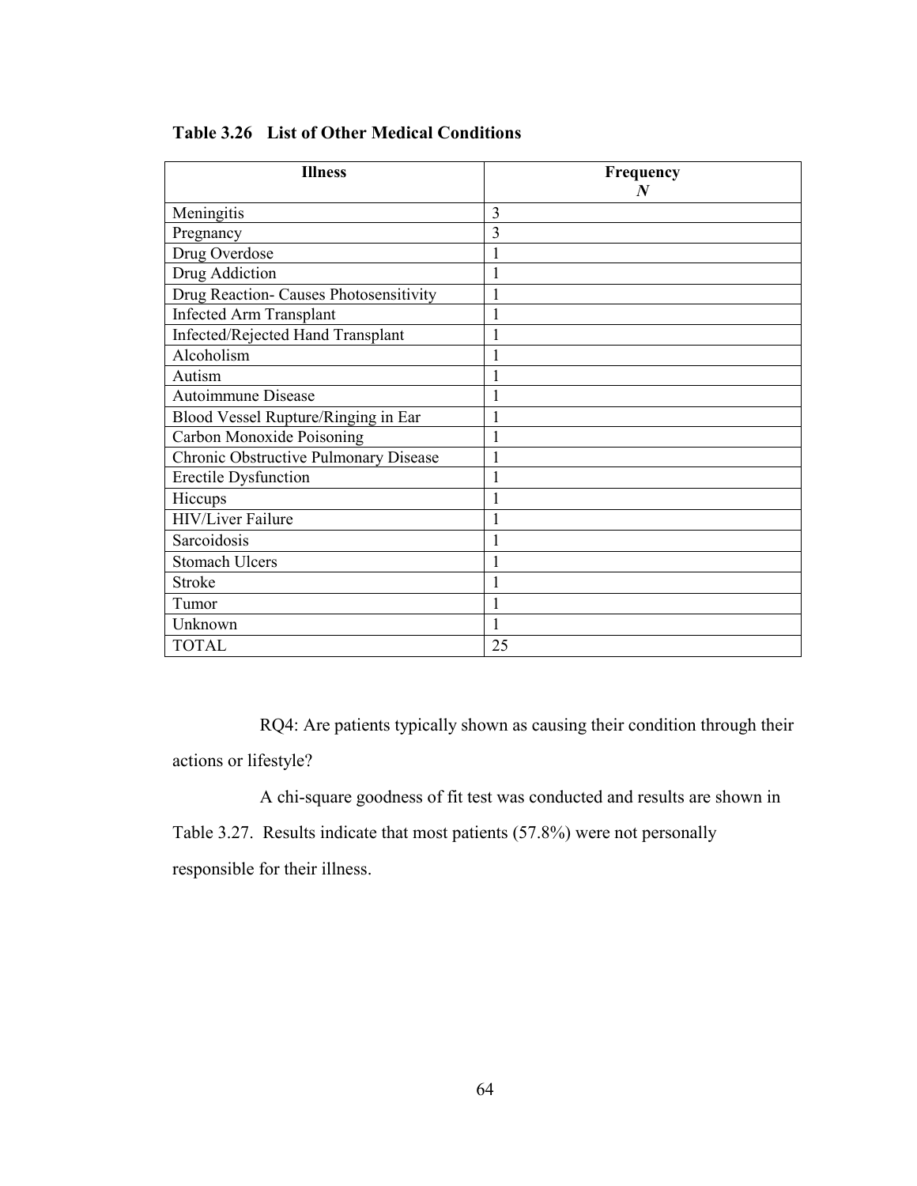**Table 3.26 List of Other Medical Conditions**

| Illness | Frequency $N$ |
|---|---|
| Meningitis | 3 |
| Pregnancy | 3 |
| Drug Overdose | 1 |
| Drug Addiction | 1 |
| Drug Reaction- Causes Photosensitivity | 1 |
| Infected Arm Transplant | 1 |
| Infected/Rejected Hand Transplant | 1 |
| Alcoholism | 1 |
| Autism | 1 |
| Autoimmune Disease | 1 |
| Blood Vessel Rupture/Ringing in Ear | 1 |
| Carbon Monoxide Poisoning | 1 |
| Chronic Obstructive Pulmonary Disease | 1 |
| Erectile Dysfunction | 1 |
| Hiccups | 1 |
| HIV/Liver Failure | 1 |
| Sarcoidosis | 1 |
| Stomach Ulcers | 1 |
| Stroke | 1 |
| Tumor | 1 |
| Unknown | 1 |
| TOTAL | 25 |

RQ4: Are patients typically shown as causing their condition through their actions or lifestyle?

A chi-square goodness of fit test was conducted and results are shown in Table 3.27. Results indicate that most patients (57.8%) were not personally responsible for their illness.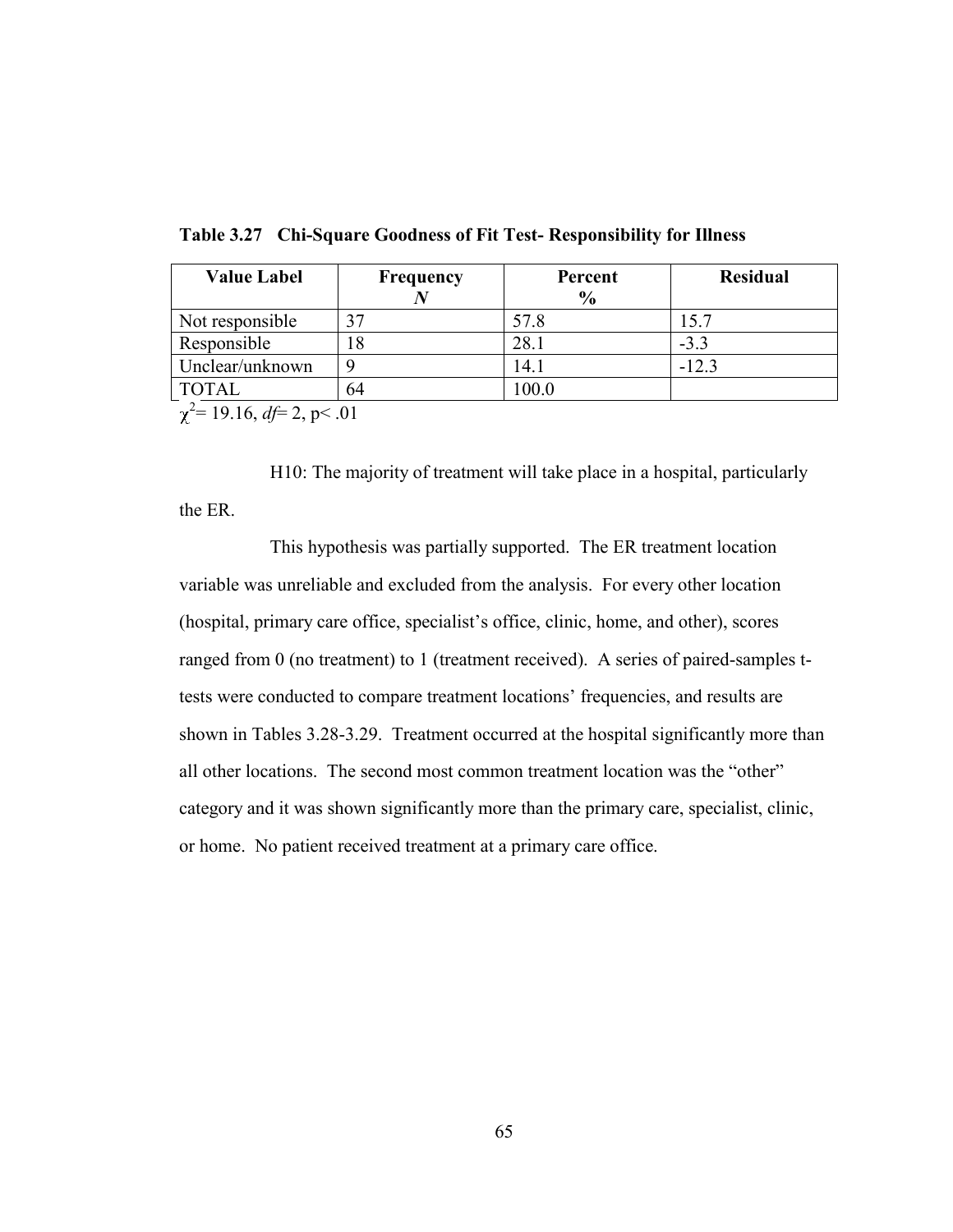**Table 3.27 Chi-Square Goodness of Fit Test- Responsibility for Illness**

| Value Label | Frequency $N$ | Percent % | Residual |
|---|---|---|---|
| Not responsible | 37 | 57.8 | 15.7 |
| Responsible | 18 | 28.1 | -3.3 |
| Unclear/unknown | 9 | 14.1 | -12.3 |
| TOTAL | 64 | 100.0 | |

$\chi^2 = 19.16$, $df = 2$, $p < .01$

H10: The majority of treatment will take place in a hospital, particularly the ER.

This hypothesis was partially supported. The ER treatment location variable was unreliable and excluded from the analysis. For every other location (hospital, primary care office, specialist's office, clinic, home, and other), scores ranged from 0 (no treatment) to 1 (treatment received). A series of paired-samples t-tests were conducted to compare treatment locations' frequencies, and results are shown in Tables 3.28-3.29. Treatment occurred at the hospital significantly more than all other locations. The second most common treatment location was the "other" category and it was shown significantly more than the primary care, specialist, clinic, or home. No patient received treatment at a primary care office.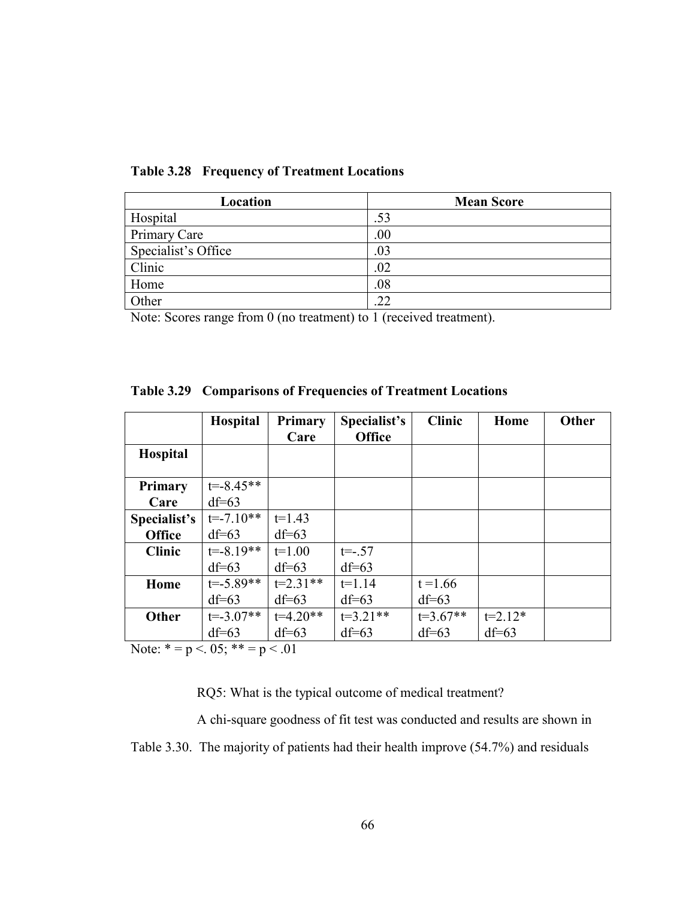**Table 3.28 Frequency of Treatment Locations**

| Location | Mean Score |
|---|---|
| Hospital | .53 |
| Primary Care | .00 |
| Specialist's Office | .03 |
| Clinic | .02 |
| Home | .08 |
| Other | .22 |

Note: Scores range from 0 (no treatment) to 1 (received treatment).

**Table 3.29 Comparisons of Frequencies of Treatment Locations**

| | Hospital | Primary Care | Specialist's Office | Clinic | Home | Other |
|---|---|---|---|---|---|---|
| **Hospital** | | | | | | |
| **Primary Care** | t=-8.45** df=63 | | | | | |
| **Specialist's Office** | t=-7.10** df=63 | t=1.43 df=63 | | | | |
| **Clinic** | t=-8.19** df=63 | t=1.00 df=63 | t=-.57 df=63 | | | |
| **Home** | t=-5.89** df=63 | t=2.31** df=63 | t=1.14 df=63 | t =1.66 df=63 | | |
| **Other** | t=-3.07** df=63 | t=4.20** df=63 | t=3.21** df=63 | t=3.67** df=63 | t=2.12* df=63 | |

Note: * = p <. 05; ** = p < .01

RQ5: What is the typical outcome of medical treatment?

A chi-square goodness of fit test was conducted and results are shown in Table 3.30. The majority of patients had their health improve (54.7%) and residuals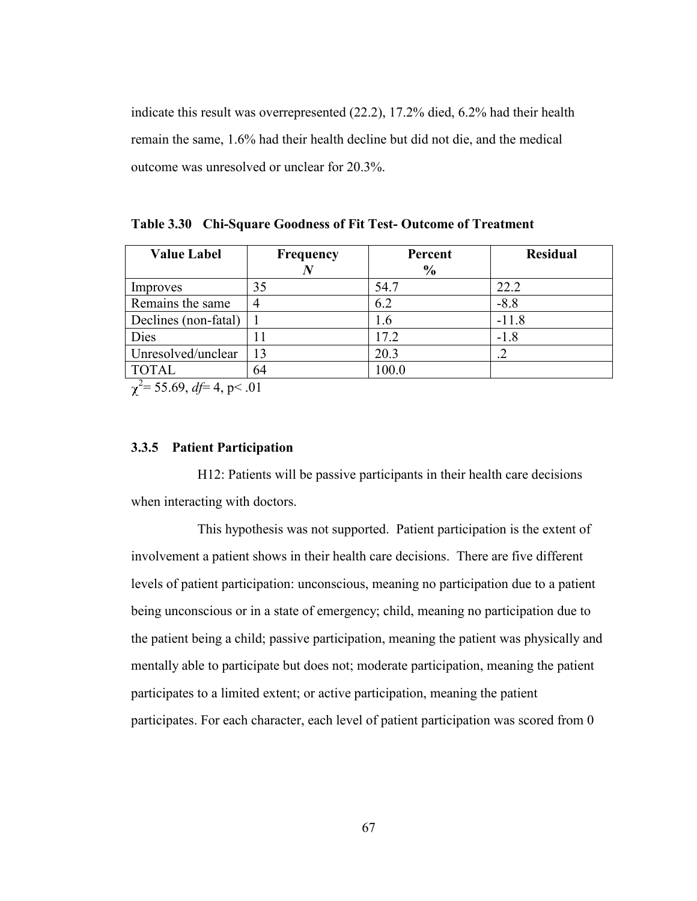indicate this result was overrepresented (22.2), 17.2% died, 6.2% had their health remain the same, 1.6% had their health decline but did not die, and the medical outcome was unresolved or unclear for 20.3%.

**Table 3.30 Chi-Square Goodness of Fit Test- Outcome of Treatment**

| Value Label | Frequency *N* | Percent % | Residual |
|---|---|---|---|
| Improves | 35 | 54.7 | 22.2 |
| Remains the same | 4 | 6.2 | -8.8 |
| Declines (non-fatal) | 1 | 1.6 | -11.8 |
| Dies | 11 | 17.2 | -1.8 |
| Unresolved/unclear | 13 | 20.3 | .2 |
| TOTAL | 64 | 100.0 | |

$\chi^2 = 55.69$, $df = 4$, $p < .01$

### 3.3.5 Patient Participation

H12: Patients will be passive participants in their health care decisions when interacting with doctors.

This hypothesis was not supported. Patient participation is the extent of involvement a patient shows in their health care decisions. There are five different levels of patient participation: unconscious, meaning no participation due to a patient being unconscious or in a state of emergency; child, meaning no participation due to the patient being a child; passive participation, meaning the patient was physically and mentally able to participate but does not; moderate participation, meaning the patient participates to a limited extent; or active participation, meaning the patient participates. For each character, each level of patient participation was scored from 0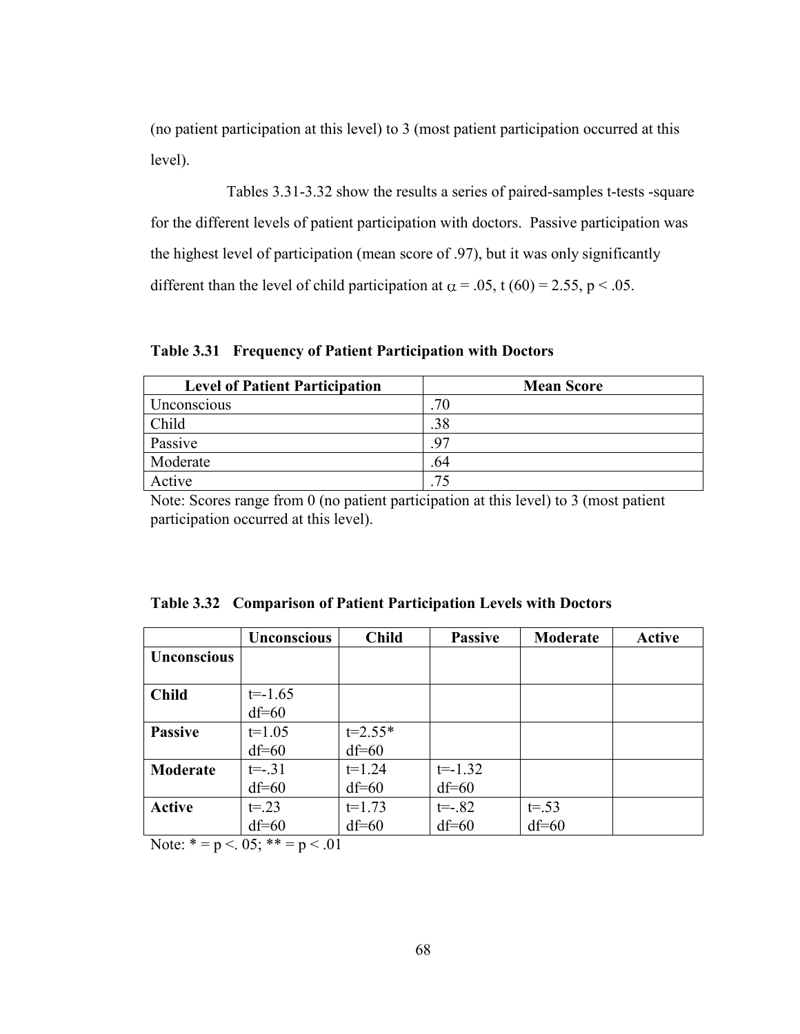(no patient participation at this level) to 3 (most patient participation occurred at this level).

Tables 3.31-3.32 show the results a series of paired-samples t-tests -square for the different levels of patient participation with doctors. Passive participation was the highest level of participation (mean score of .97), but it was only significantly different than the level of child participation at $\alpha = .05$, $t(60) = 2.55$, $p < .05$.

**Table 3.31 Frequency of Patient Participation with Doctors**

| Level of Patient Participation | Mean Score |
|---|---|
| Unconscious | .70 |
| Child | .38 |
| Passive | .97 |
| Moderate | .64 |
| Active | .75 |

Note: Scores range from 0 (no patient participation at this level) to 3 (most patient participation occurred at this level).

**Table 3.32 Comparison of Patient Participation Levels with Doctors**

| | Unconscious | Child | Passive | Moderate | Active |
|---|---|---|---|---|---|
| **Unconscious** | | | | | |
| **Child** | t=-1.65 df=60 | | | | |
| **Passive** | t=1.05 df=60 | t=2.55* df=60 | | | |
| **Moderate** | t=-.31 df=60 | t=1.24 df=60 | t=-1.32 df=60 | | |
| **Active** | t=.23 df=60 | t=1.73 df=60 | t=-.82 df=60 | t=.53 df=60 | |

Note: * = $p <. 05$; ** = $p < .01$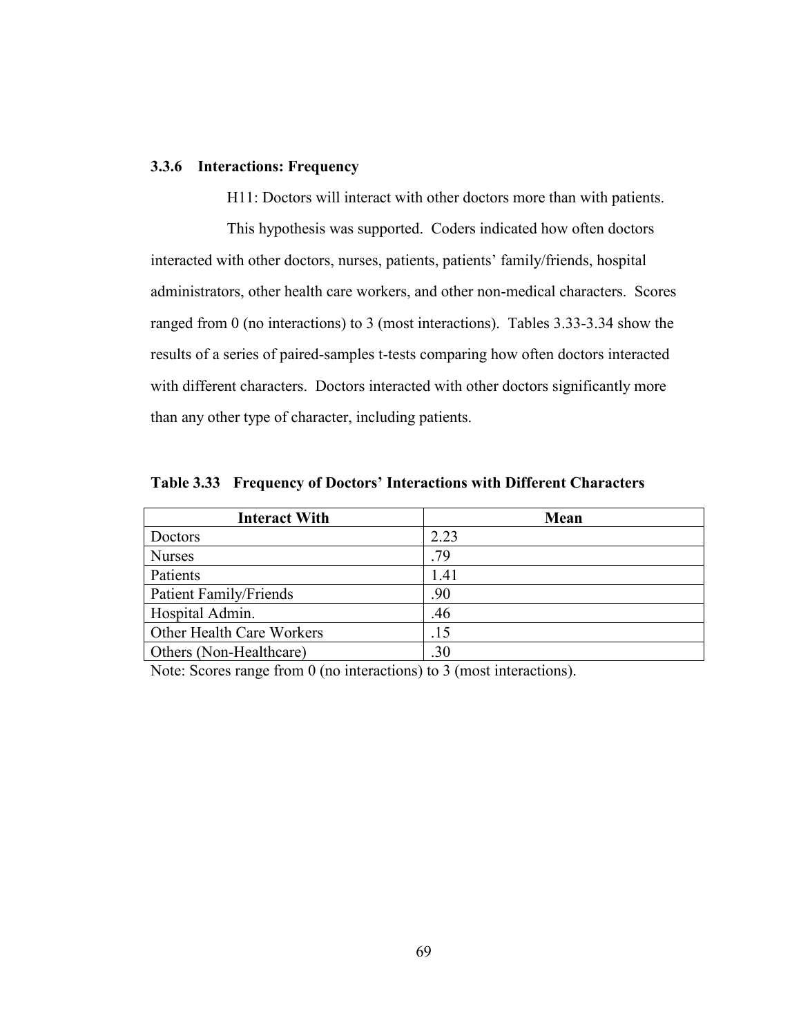### 3.3.6 Interactions: Frequency

H11: Doctors will interact with other doctors more than with patients.

This hypothesis was supported. Coders indicated how often doctors interacted with other doctors, nurses, patients, patients' family/friends, hospital administrators, other health care workers, and other non-medical characters. Scores ranged from 0 (no interactions) to 3 (most interactions). Tables 3.33-3.34 show the results of a series of paired-samples t-tests comparing how often doctors interacted with different characters. Doctors interacted with other doctors significantly more than any other type of character, including patients.

**Table 3.33 Frequency of Doctors' Interactions with Different Characters**

| Interact With | Mean |
|---|---|
| Doctors | 2.23 |
| Nurses | .79 |
| Patients | 1.41 |
| Patient Family/Friends | .90 |
| Hospital Admin. | .46 |
| Other Health Care Workers | .15 |
| Others (Non-Healthcare) | .30 |

Note: Scores range from 0 (no interactions) to 3 (most interactions).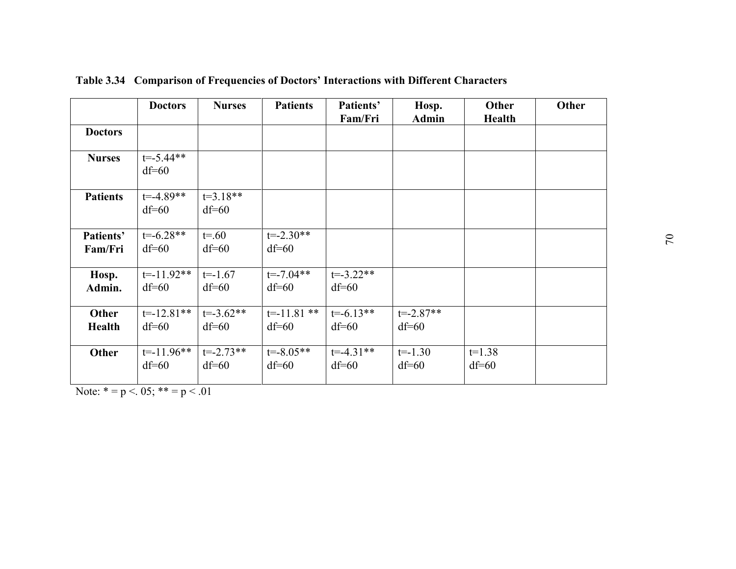**Table 3.34 Comparison of Frequencies of Doctors' Interactions with Different Characters**

| | Doctors | Nurses | Patients | Patients' Fam/Fri | Hosp. Admin | Other Health | Other |
|---|---|---|---|---|---|---|---|
| **Doctors** | | | | | | | |
| **Nurses** | t=-5.44** df=60 | | | | | | |
| **Patients** | t=-4.89** df=60 | t=3.18** df=60 | | | | | |
| **Patients' Fam/Fri** | t=-6.28** df=60 | t=.60 df=60 | t=-2.30** df=60 | | | | |
| **Hosp. Admin.** | t=-11.92** df=60 | t=-1.67 df=60 | t=-7.04** df=60 | t=-3.22** df=60 | | | |
| **Other Health** | t=-12.81** df=60 | t=-3.62** df=60 | t=-11.81 ** df=60 | t=-6.13** df=60 | t=-2.87** df=60 | | |
| **Other** | t=-11.96** df=60 | t=-2.73** df=60 | t=-8.05** df=60 | t=-4.31** df=60 | t=-1.30 df=60 | t=1.38 df=60 | |

Note: * = p <. 05; ** = p < .01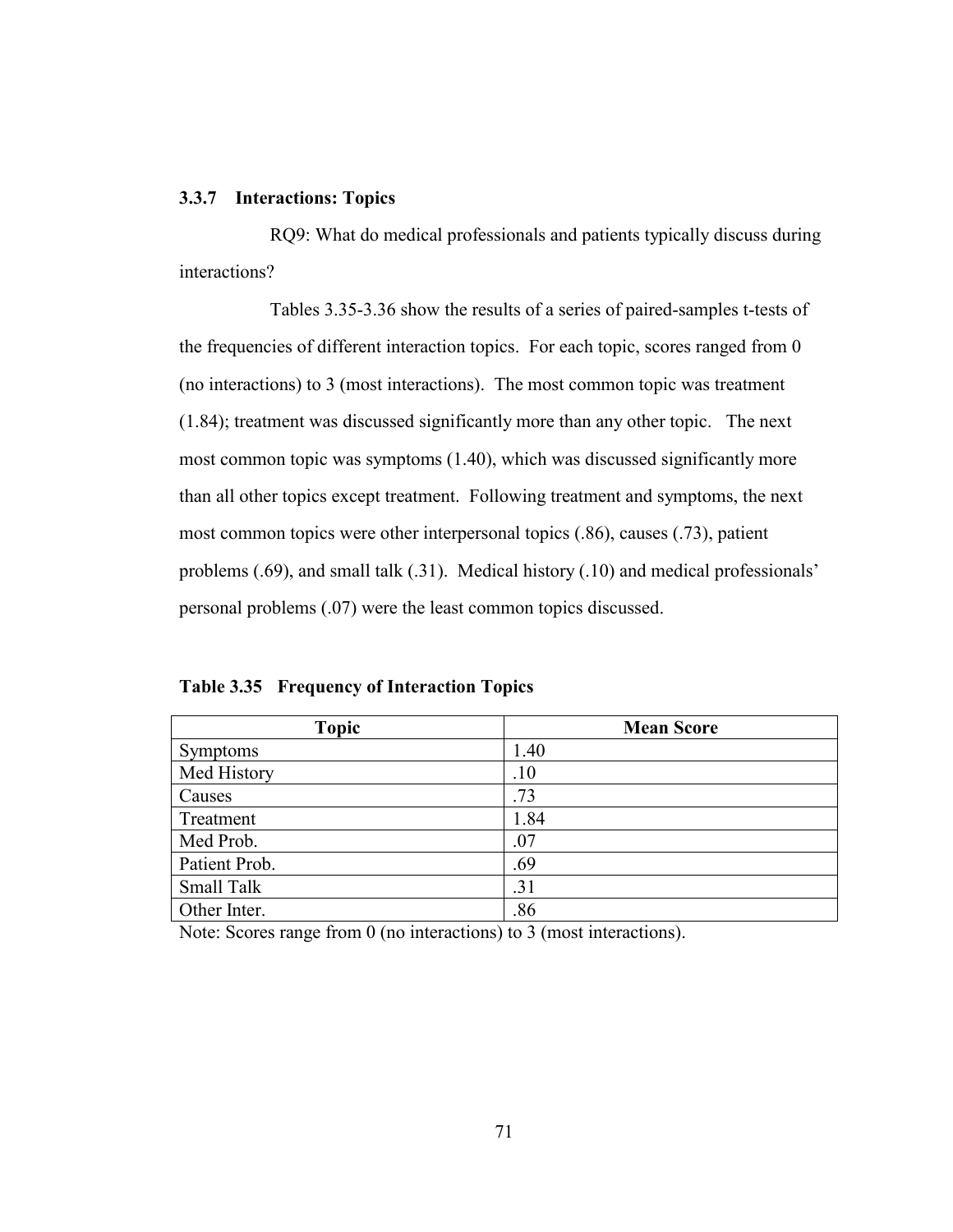### 3.3.7 Interactions: Topics

RQ9: What do medical professionals and patients typically discuss during interactions?

Tables 3.35-3.36 show the results of a series of paired-samples t-tests of the frequencies of different interaction topics. For each topic, scores ranged from 0 (no interactions) to 3 (most interactions). The most common topic was treatment (1.84); treatment was discussed significantly more than any other topic. The next most common topic was symptoms (1.40), which was discussed significantly more than all other topics except treatment. Following treatment and symptoms, the next most common topics were other interpersonal topics (.86), causes (.73), patient problems (.69), and small talk (.31). Medical history (.10) and medical professionals' personal problems (.07) were the least common topics discussed.

**Table 3.35 Frequency of Interaction Topics**

| Topic | Mean Score |
|---|---|
| Symptoms | 1.40 |
| Med History | .10 |
| Causes | .73 |
| Treatment | 1.84 |
| Med Prob. | .07 |
| Patient Prob. | .69 |
| Small Talk | .31 |
| Other Inter. | .86 |

Note: Scores range from 0 (no interactions) to 3 (most interactions).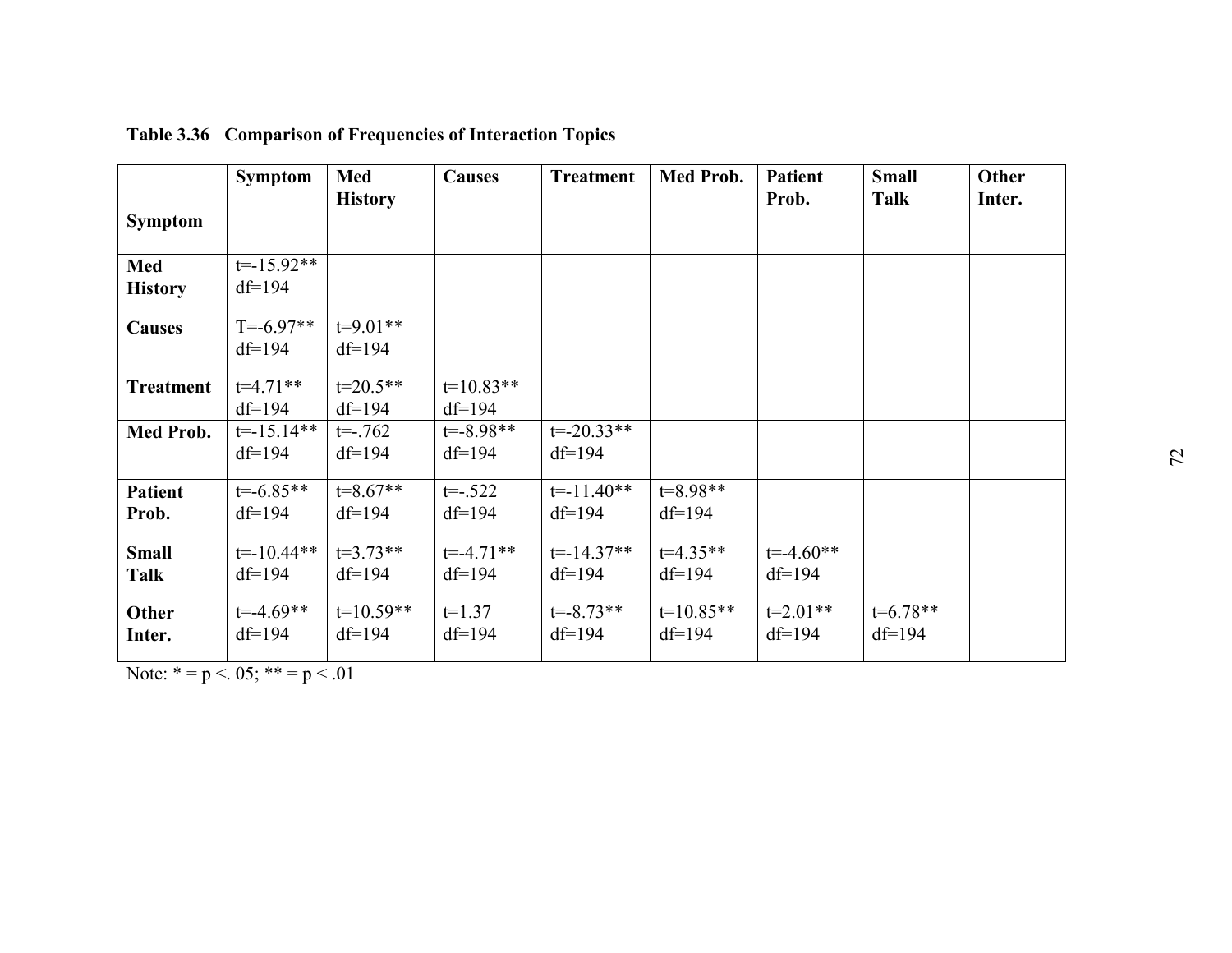**Table 3.36 Comparison of Frequencies of Interaction Topics**

| | Symptom | Med History | Causes | Treatment | Med Prob. | Patient Prob. | Small Talk | Other Inter. |
|---|---|---|---|---|---|---|---|---|
| **Symptom** | | | | | | | | |
| **Med History** | t=-15.92** df=194 | | | | | | | |
| **Causes** | T=-6.97** df=194 | t=9.01** df=194 | | | | | | |
| **Treatment** | t=4.71** df=194 | t=20.5** df=194 | t=10.83** df=194 | | | | | |
| **Med Prob.** | t=-15.14** df=194 | t=-.762 df=194 | t=-8.98** df=194 | t=-20.33** df=194 | | | | |
| **Patient Prob.** | t=-6.85** df=194 | t=8.67** df=194 | t=-.522 df=194 | t=-11.40** df=194 | t=8.98** df=194 | | | |
| **Small Talk** | t=-10.44** df=194 | t=3.73** df=194 | t=-4.71** df=194 | t=-14.37** df=194 | t=4.35** df=194 | t=-4.60** df=194 | | |
| **Other Inter.** | t=-4.69** df=194 | t=10.59** df=194 | t=1.37 df=194 | t=-8.73** df=194 | t=10.85** df=194 | t=2.01** df=194 | t=6.78** df=194 | |

Note: * = $p < .05$; ** = $p < .01$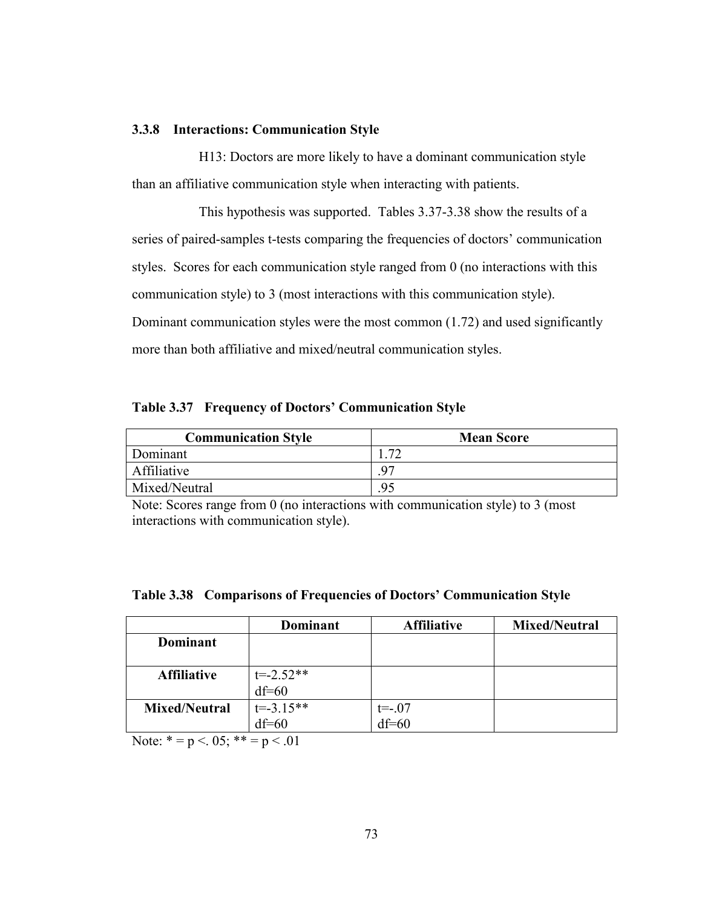### 3.3.8 Interactions: Communication Style

H13: Doctors are more likely to have a dominant communication style than an affiliative communication style when interacting with patients.

This hypothesis was supported. Tables 3.37-3.38 show the results of a series of paired-samples t-tests comparing the frequencies of doctors' communication styles. Scores for each communication style ranged from 0 (no interactions with this communication style) to 3 (most interactions with this communication style). Dominant communication styles were the most common (1.72) and used significantly more than both affiliative and mixed/neutral communication styles.

**Table 3.37 Frequency of Doctors' Communication Style**

| Communication Style | Mean Score |
|---|---|
| Dominant | 1.72 |
| Affiliative | .97 |
| Mixed/Neutral | .95 |

Note: Scores range from 0 (no interactions with communication style) to 3 (most interactions with communication style).

**Table 3.38 Comparisons of Frequencies of Doctors' Communication Style**

| | Dominant | Affiliative | Mixed/Neutral |
|---|---|---|---|
| **Dominant** | | | |
| **Affiliative** | $t=-2.52$** $df=60$ | | |
| **Mixed/Neutral** | $t=-3.15$** $df=60$ | $t=-.07$ $df=60$ | |

Note: * = $p < .05$; ** = $p < .01$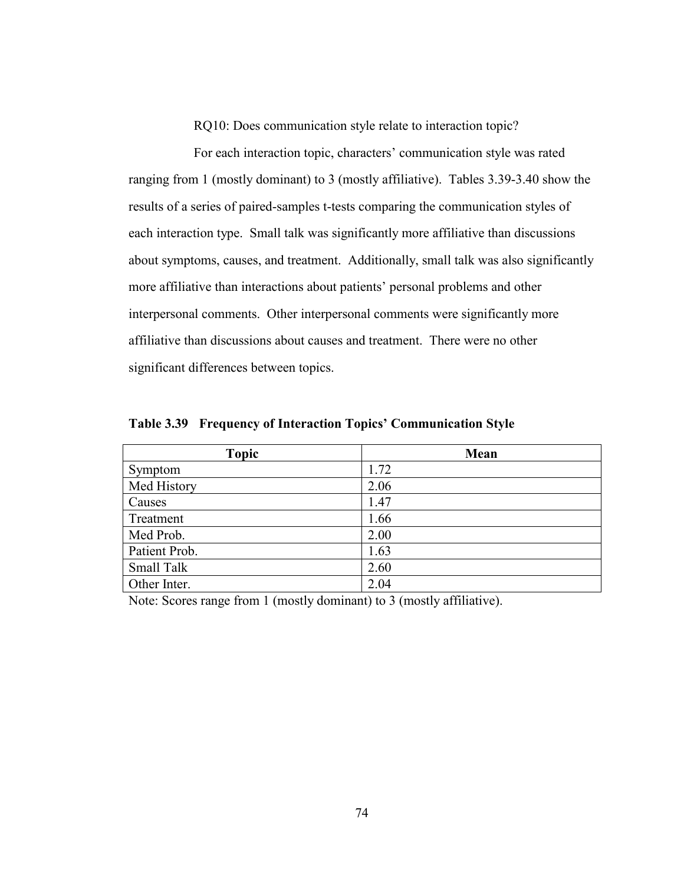RQ10: Does communication style relate to interaction topic?

For each interaction topic, characters' communication style was rated ranging from 1 (mostly dominant) to 3 (mostly affiliative). Tables 3.39-3.40 show the results of a series of paired-samples t-tests comparing the communication styles of each interaction type. Small talk was significantly more affiliative than discussions about symptoms, causes, and treatment. Additionally, small talk was also significantly more affiliative than interactions about patients' personal problems and other interpersonal comments. Other interpersonal comments were significantly more affiliative than discussions about causes and treatment. There were no other significant differences between topics.

**Table 3.39 Frequency of Interaction Topics' Communication Style**

| Topic | Mean |
|---|---|
| Symptom | 1.72 |
| Med History | 2.06 |
| Causes | 1.47 |
| Treatment | 1.66 |
| Med Prob. | 2.00 |
| Patient Prob. | 1.63 |
| Small Talk | 2.60 |
| Other Inter. | 2.04 |

Note: Scores range from 1 (mostly dominant) to 3 (mostly affiliative).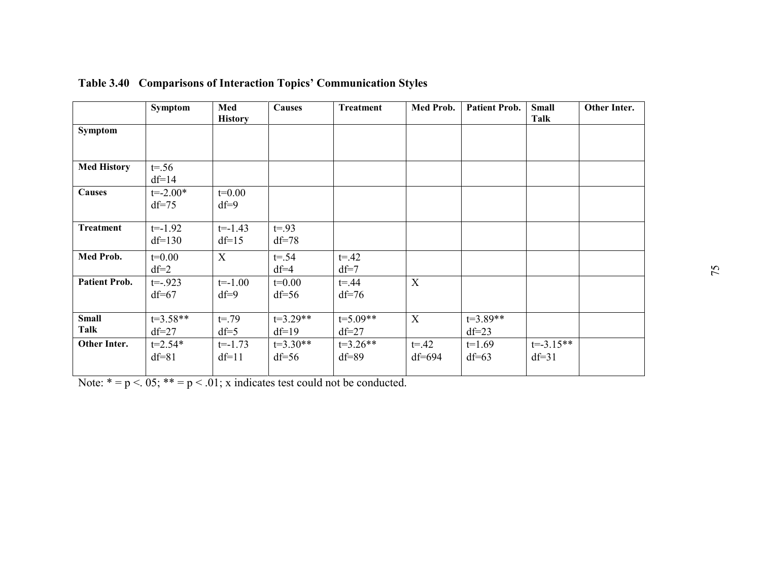**Table 3.40 Comparisons of Interaction Topics' Communication Styles**

| | Symptom | Med History | Causes | Treatment | Med Prob. | Patient Prob. | Small Talk | Other Inter. |
|---|---|---|---|---|---|---|---|---|
| **Symptom** | | | | | | | | |
| **Med History** | t=.56 df=14 | | | | | | | |
| **Causes** | t=-2.00* df=75 | t=0.00 df=9 | | | | | | |
| **Treatment** | t=-1.92 df=130 | t=-1.43 df=15 | t=.93 df=78 | | | | | |
| **Med Prob.** | t=0.00 df=2 | X | t=.54 df=4 | t=.42 df=7 | | | | |
| **Patient Prob.** | t=-.923 df=67 | t=-1.00 df=9 | t=0.00 df=56 | t=.44 df=76 | X | | | |
| **Small Talk** | t=3.58** df=27 | t=.79 df=5 | t=3.29** df=19 | t=5.09** df=27 | X | t=3.89** df=23 | | |
| **Other Inter.** | t=2.54* df=81 | t=-1.73 df=11 | t=3.30** df=56 | t=3.26** df=89 | t=.42 df=694 | t=1.69 df=63 | t=-3.15** df=31 | |

Note: * = p <. 05; ** = p < .01; x indicates test could not be conducted.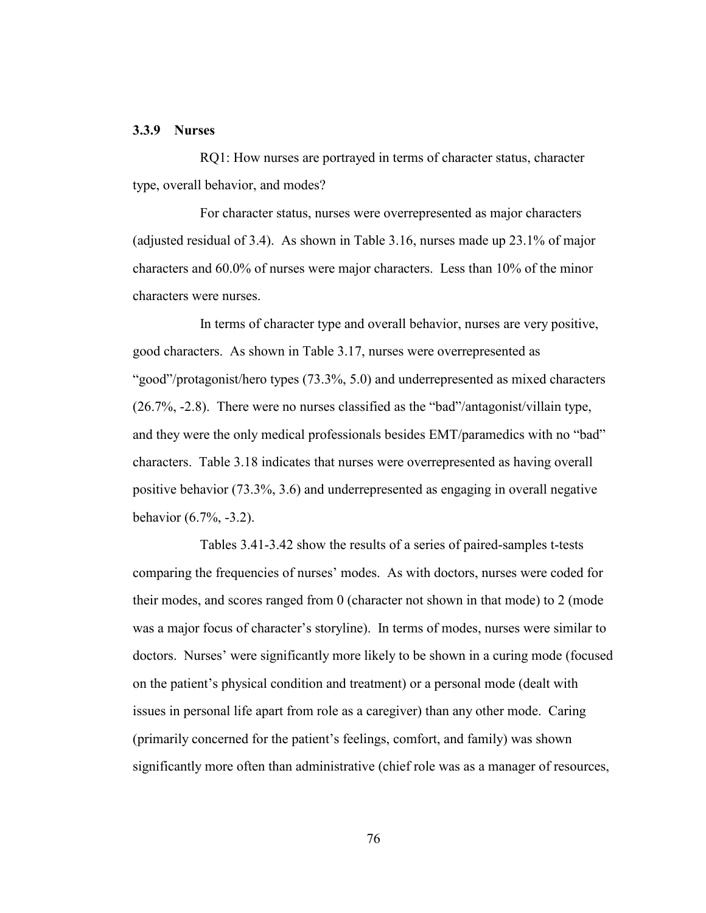### 3.3.9 Nurses

RQ1: How nurses are portrayed in terms of character status, character type, overall behavior, and modes?

For character status, nurses were overrepresented as major characters (adjusted residual of 3.4). As shown in Table 3.16, nurses made up 23.1% of major characters and 60.0% of nurses were major characters. Less than 10% of the minor characters were nurses.

In terms of character type and overall behavior, nurses are very positive, good characters. As shown in Table 3.17, nurses were overrepresented as "good"/protagonist/hero types (73.3%, 5.0) and underrepresented as mixed characters (26.7%, -2.8). There were no nurses classified as the "bad"/antagonist/villain type, and they were the only medical professionals besides EMT/paramedics with no "bad" characters. Table 3.18 indicates that nurses were overrepresented as having overall positive behavior (73.3%, 3.6) and underrepresented as engaging in overall negative behavior (6.7%, -3.2).

Tables 3.41-3.42 show the results of a series of paired-samples t-tests comparing the frequencies of nurses' modes. As with doctors, nurses were coded for their modes, and scores ranged from 0 (character not shown in that mode) to 2 (mode was a major focus of character's storyline). In terms of modes, nurses were similar to doctors. Nurses' were significantly more likely to be shown in a curing mode (focused on the patient's physical condition and treatment) or a personal mode (dealt with issues in personal life apart from role as a caregiver) than any other mode. Caring (primarily concerned for the patient's feelings, comfort, and family) was shown significantly more often than administrative (chief role was as a manager of resources,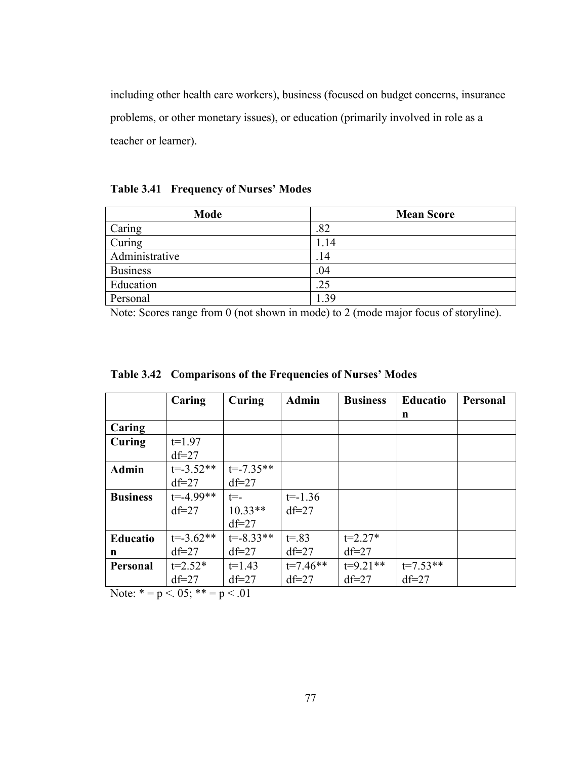including other health care workers), business (focused on budget concerns, insurance problems, or other monetary issues), or education (primarily involved in role as a teacher or learner).

**Table 3.41 Frequency of Nurses' Modes**

| Mode | Mean Score |
|---|---|
| Caring | .82 |
| Curing | 1.14 |
| Administrative | .14 |
| Business | .04 |
| Education | .25 |
| Personal | 1.39 |

Note: Scores range from 0 (not shown in mode) to 2 (mode major focus of storyline).

**Table 3.42 Comparisons of the Frequencies of Nurses' Modes**

| | **Caring** | **Curing** | **Admin** | **Business** | **Education** | **Personal** |
|---|---|---|---|---|---|---|
| **Caring** | | | | | | |
| **Curing** | t=1.97 df=27 | | | | | |
| **Admin** | t=-3.52** df=27 | t=-7.35** df=27 | | | | |
| **Business** | t=-4.99** df=27 | t=-10.33** df=27 | t=-1.36 df=27 | | | |
| **Education** | t=-3.62** df=27 | t=-8.33** df=27 | t=.83 df=27 | t=2.27* df=27 | | |
| **Personal** | t=2.52* df=27 | t=1.43 df=27 | t=7.46** df=27 | t=9.21** df=27 | t=7.53** df=27 | |

Note: * = $p < .05$; ** = $p < .01$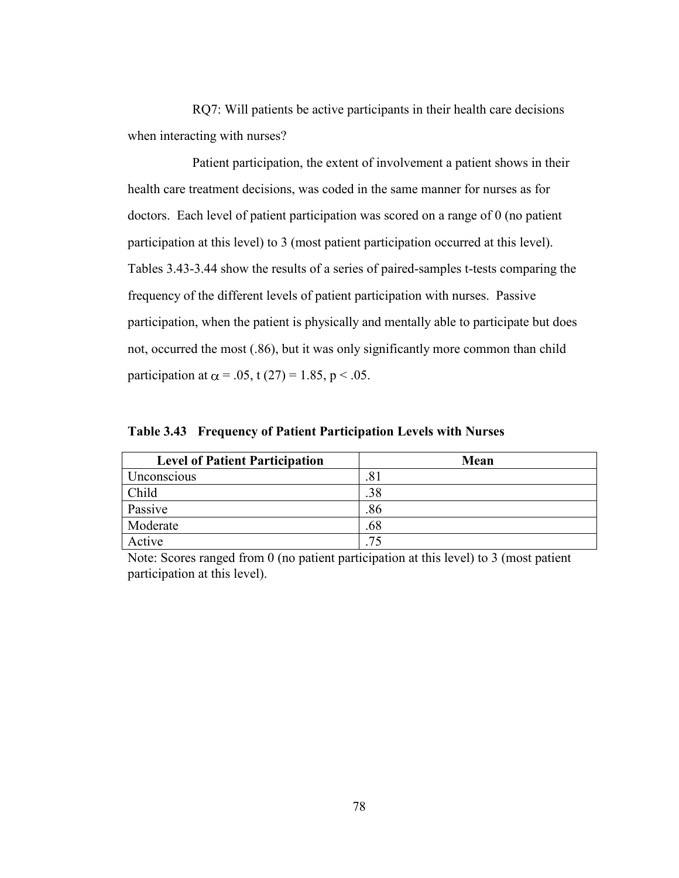RQ7: Will patients be active participants in their health care decisions when interacting with nurses?

Patient participation, the extent of involvement a patient shows in their health care treatment decisions, was coded in the same manner for nurses as for doctors. Each level of patient participation was scored on a range of 0 (no patient participation at this level) to 3 (most patient participation occurred at this level). Tables 3.43-3.44 show the results of a series of paired-samples t-tests comparing the frequency of the different levels of patient participation with nurses. Passive participation, when the patient is physically and mentally able to participate but does not, occurred the most (.86), but it was only significantly more common than child participation at $\alpha = .05$, $t(27) = 1.85$, $p < .05$.

**Table 3.43 Frequency of Patient Participation Levels with Nurses**

| Level of Patient Participation | Mean |
|---|---|
| Unconscious | .81 |
| Child | .38 |
| Passive | .86 |
| Moderate | .68 |
| Active | .75 |

Note: Scores ranged from 0 (no patient participation at this level) to 3 (most patient participation at this level).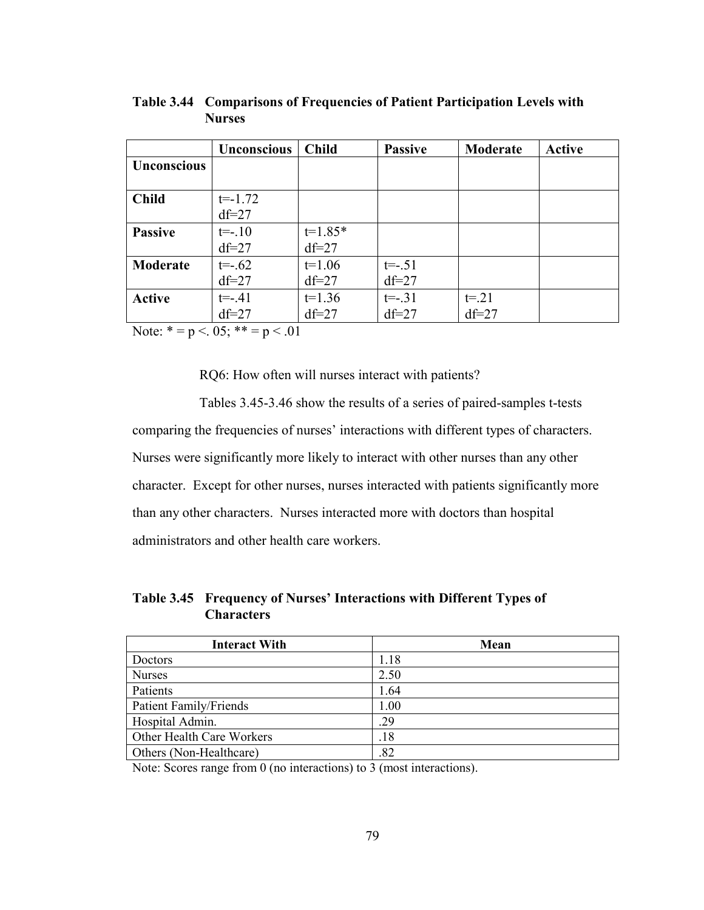**Table 3.44 Comparisons of Frequencies of Patient Participation Levels with Nurses**

| | Unconscious | Child | Passive | Moderate | Active |
|---|---|---|---|---|---|
| **Unconscious** | | | | | |
| **Child** | t=-1.72<br>df=27 | | | | |
| **Passive** | t=-.10<br>df=27 | t=1.85*<br>df=27 | | | |
| **Moderate** | t=-.62<br>df=27 | t=1.06<br>df=27 | t=-.51<br>df=27 | | |
| **Active** | t=-.41<br>df=27 | t=1.36<br>df=27 | t=-.31<br>df=27 | t=.21<br>df=27 | |

Note: * = p <. 05; ** = p < .01

RQ6: How often will nurses interact with patients?

Tables 3.45-3.46 show the results of a series of paired-samples t-tests comparing the frequencies of nurses' interactions with different types of characters. Nurses were significantly more likely to interact with other nurses than any other character. Except for other nurses, nurses interacted with patients significantly more than any other characters. Nurses interacted more with doctors than hospital administrators and other health care workers.

**Table 3.45 Frequency of Nurses' Interactions with Different Types of Characters**

| Interact With | Mean |
|---|---|
| Doctors | 1.18 |
| Nurses | 2.50 |
| Patients | 1.64 |
| Patient Family/Friends | 1.00 |
| Hospital Admin. | .29 |
| Other Health Care Workers | .18 |
| Others (Non-Healthcare) | .82 |

Note: Scores range from 0 (no interactions) to 3 (most interactions).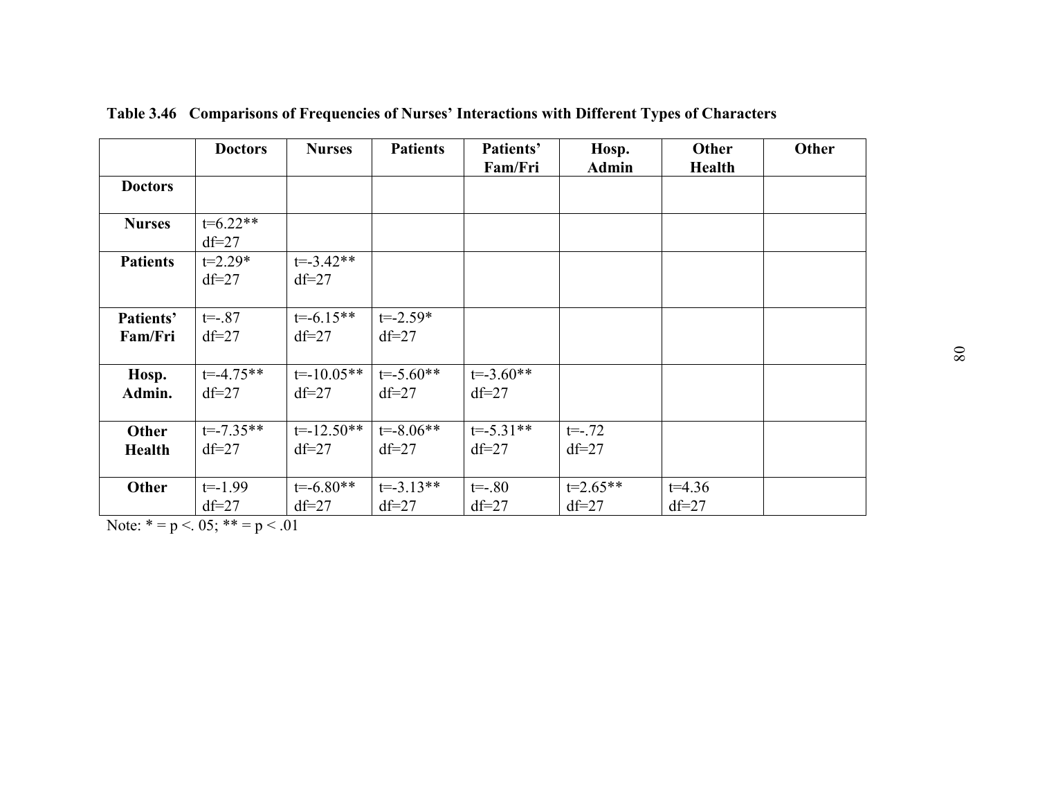**Table 3.46 Comparisons of Frequencies of Nurses' Interactions with Different Types of Characters**

| | Doctors | Nurses | Patients | Patients' Fam/Fri | Hosp. Admin | Other Health | Other |
|---|---|---|---|---|---|---|---|
| **Doctors** | | | | | | | |
| **Nurses** | t=6.22** df=27 | | | | | | |
| **Patients** | t=2.29* df=27 | t=-3.42** df=27 | | | | | |
| **Patients' Fam/Fri** | t=-.87 df=27 | t=-6.15** df=27 | t=-2.59* df=27 | | | | |
| **Hosp. Admin.** | t=-4.75** df=27 | t=-10.05** df=27 | t=-5.60** df=27 | t=-3.60** df=27 | | | |
| **Other Health** | t=-7.35** df=27 | t=-12.50** df=27 | t=-8.06** df=27 | t=-5.31** df=27 | t=-.72 df=27 | | |
| **Other** | t=-1.99 df=27 | t=-6.80** df=27 | t=-3.13** df=27 | t=-.80 df=27 | t=2.65** df=27 | t=4.36 df=27 | |

Note: * = p <. 05; ** = p < .01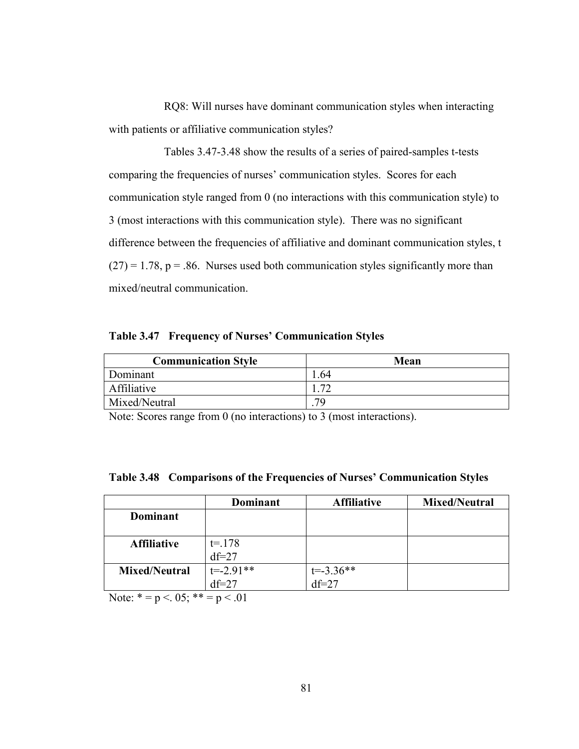RQ8: Will nurses have dominant communication styles when interacting with patients or affiliative communication styles?

Tables 3.47-3.48 show the results of a series of paired-samples t-tests comparing the frequencies of nurses' communication styles. Scores for each communication style ranged from 0 (no interactions with this communication style) to 3 (most interactions with this communication style). There was no significant difference between the frequencies of affiliative and dominant communication styles, $t(27) = 1.78$, $p = .86$. Nurses used both communication styles significantly more than mixed/neutral communication.

**Table 3.47 Frequency of Nurses' Communication Styles**

| Communication Style | Mean |
|---|---|
| Dominant | 1.64 |
| Affiliative | 1.72 |
| Mixed/Neutral | .79 |

Note: Scores range from 0 (no interactions) to 3 (most interactions).

**Table 3.48 Comparisons of the Frequencies of Nurses' Communication Styles**

| | Dominant | Affiliative | Mixed/Neutral |
|---|---|---|---|
| **Dominant** | | | |
| **Affiliative** | t=.178 df=27 | | |
| **Mixed/Neutral** | t=-2.91** df=27 | t=-3.36** df=27 | |

Note: * = $p < .05$; ** = $p < .01$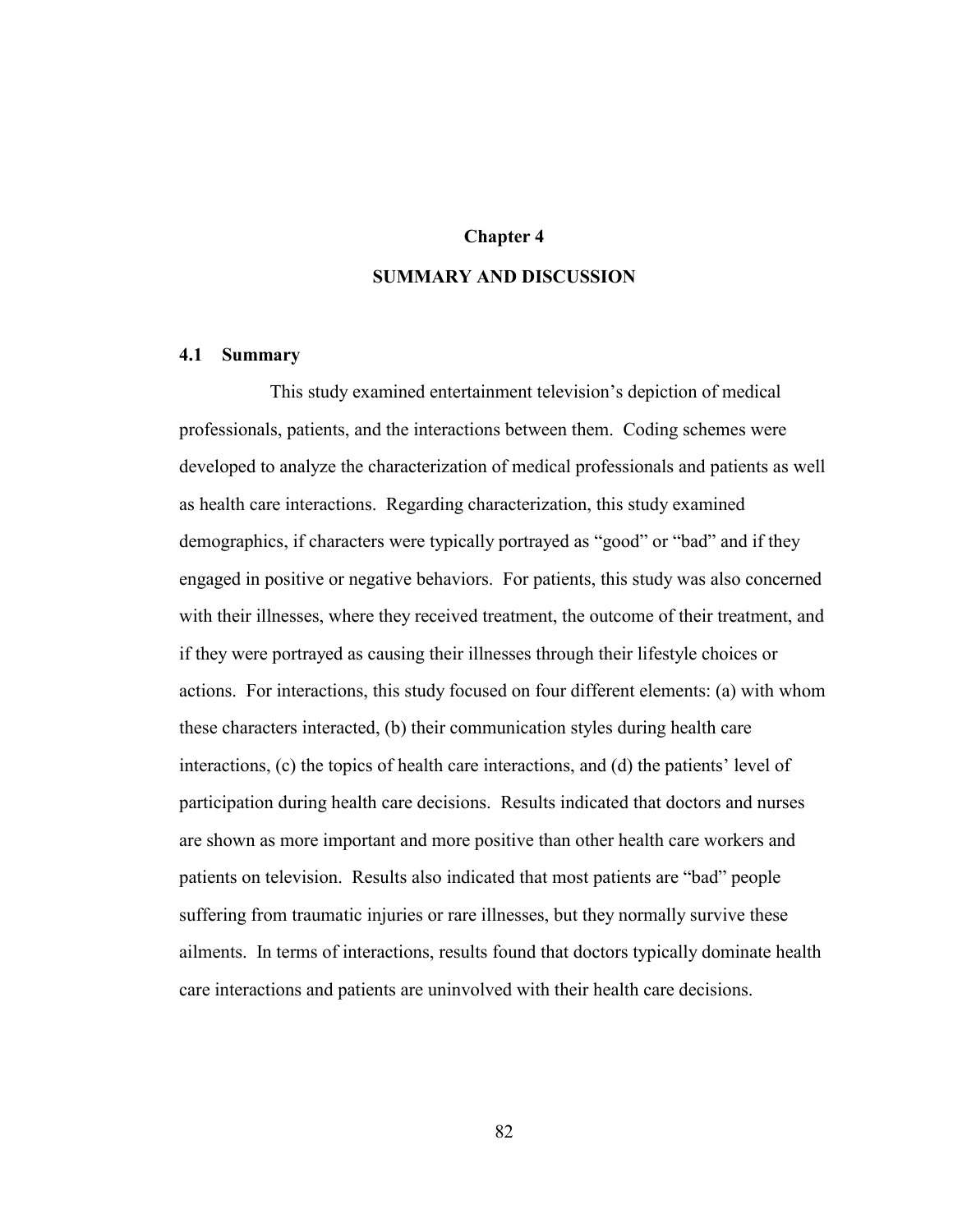# Chapter 4

# SUMMARY AND DISCUSSION

## 4.1 Summary

This study examined entertainment television's depiction of medical professionals, patients, and the interactions between them. Coding schemes were developed to analyze the characterization of medical professionals and patients as well as health care interactions. Regarding characterization, this study examined demographics, if characters were typically portrayed as "good" or "bad" and if they engaged in positive or negative behaviors. For patients, this study was also concerned with their illnesses, where they received treatment, the outcome of their treatment, and if they were portrayed as causing their illnesses through their lifestyle choices or actions. For interactions, this study focused on four different elements: (a) with whom these characters interacted, (b) their communication styles during health care interactions, (c) the topics of health care interactions, and (d) the patients' level of participation during health care decisions. Results indicated that doctors and nurses are shown as more important and more positive than other health care workers and patients on television. Results also indicated that most patients are "bad" people suffering from traumatic injuries or rare illnesses, but they normally survive these ailments. In terms of interactions, results found that doctors typically dominate health care interactions and patients are uninvolved with their health care decisions.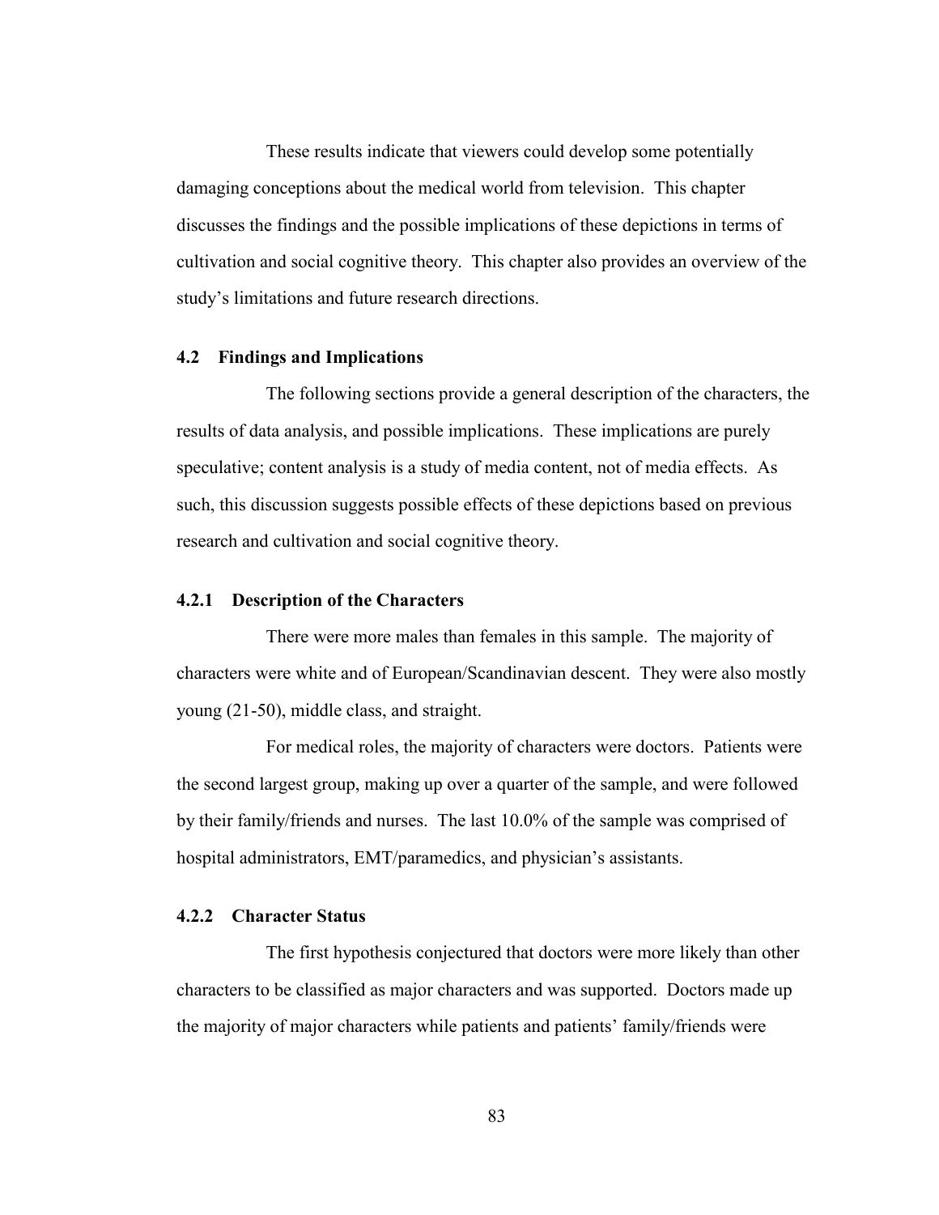These results indicate that viewers could develop some potentially damaging conceptions about the medical world from television. This chapter discusses the findings and the possible implications of these depictions in terms of cultivation and social cognitive theory. This chapter also provides an overview of the study's limitations and future research directions.

### 4.2 Findings and Implications

The following sections provide a general description of the characters, the results of data analysis, and possible implications. These implications are purely speculative; content analysis is a study of media content, not of media effects. As such, this discussion suggests possible effects of these depictions based on previous research and cultivation and social cognitive theory.

#### 4.2.1 Description of the Characters

There were more males than females in this sample. The majority of characters were white and of European/Scandinavian descent. They were also mostly young (21-50), middle class, and straight.

For medical roles, the majority of characters were doctors. Patients were the second largest group, making up over a quarter of the sample, and were followed by their family/friends and nurses. The last 10.0% of the sample was comprised of hospital administrators, EMT/paramedics, and physician's assistants.

#### 4.2.2 Character Status

The first hypothesis conjectured that doctors were more likely than other characters to be classified as major characters and was supported. Doctors made up the majority of major characters while patients and patients' family/friends were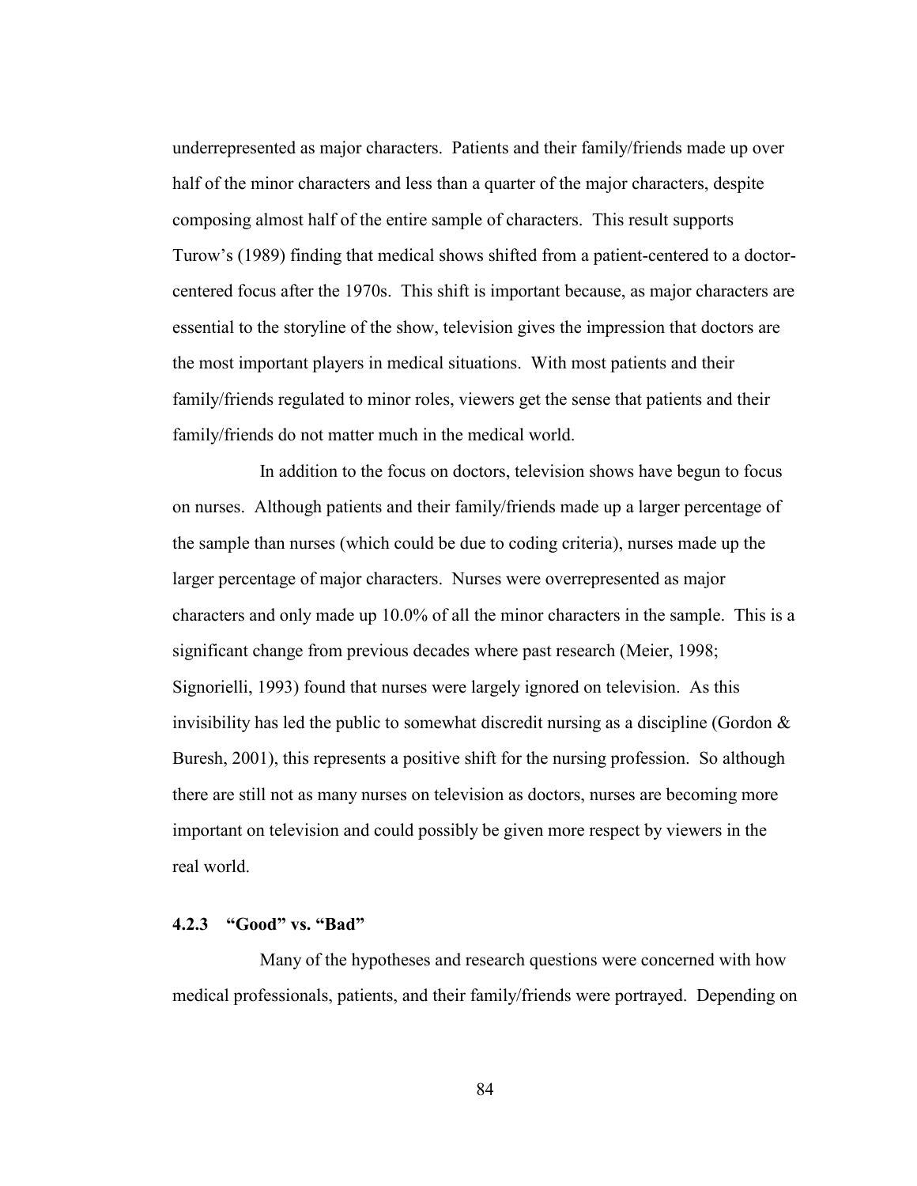underrepresented as major characters. Patients and their family/friends made up over half of the minor characters and less than a quarter of the major characters, despite composing almost half of the entire sample of characters. This result supports Turow's (1989) finding that medical shows shifted from a patient-centered to a doctor-centered focus after the 1970s. This shift is important because, as major characters are essential to the storyline of the show, television gives the impression that doctors are the most important players in medical situations. With most patients and their family/friends regulated to minor roles, viewers get the sense that patients and their family/friends do not matter much in the medical world.

In addition to the focus on doctors, television shows have begun to focus on nurses. Although patients and their family/friends made up a larger percentage of the sample than nurses (which could be due to coding criteria), nurses made up the larger percentage of major characters. Nurses were overrepresented as major characters and only made up 10.0% of all the minor characters in the sample. This is a significant change from previous decades where past research (Meier, 1998; Signorielli, 1993) found that nurses were largely ignored on television. As this invisibility has led the public to somewhat discredit nursing as a discipline (Gordon & Buresh, 2001), this represents a positive shift for the nursing profession. So although there are still not as many nurses on television as doctors, nurses are becoming more important on television and could possibly be given more respect by viewers in the real world.

### 4.2.3 "Good" vs. "Bad"

Many of the hypotheses and research questions were concerned with how medical professionals, patients, and their family/friends were portrayed. Depending on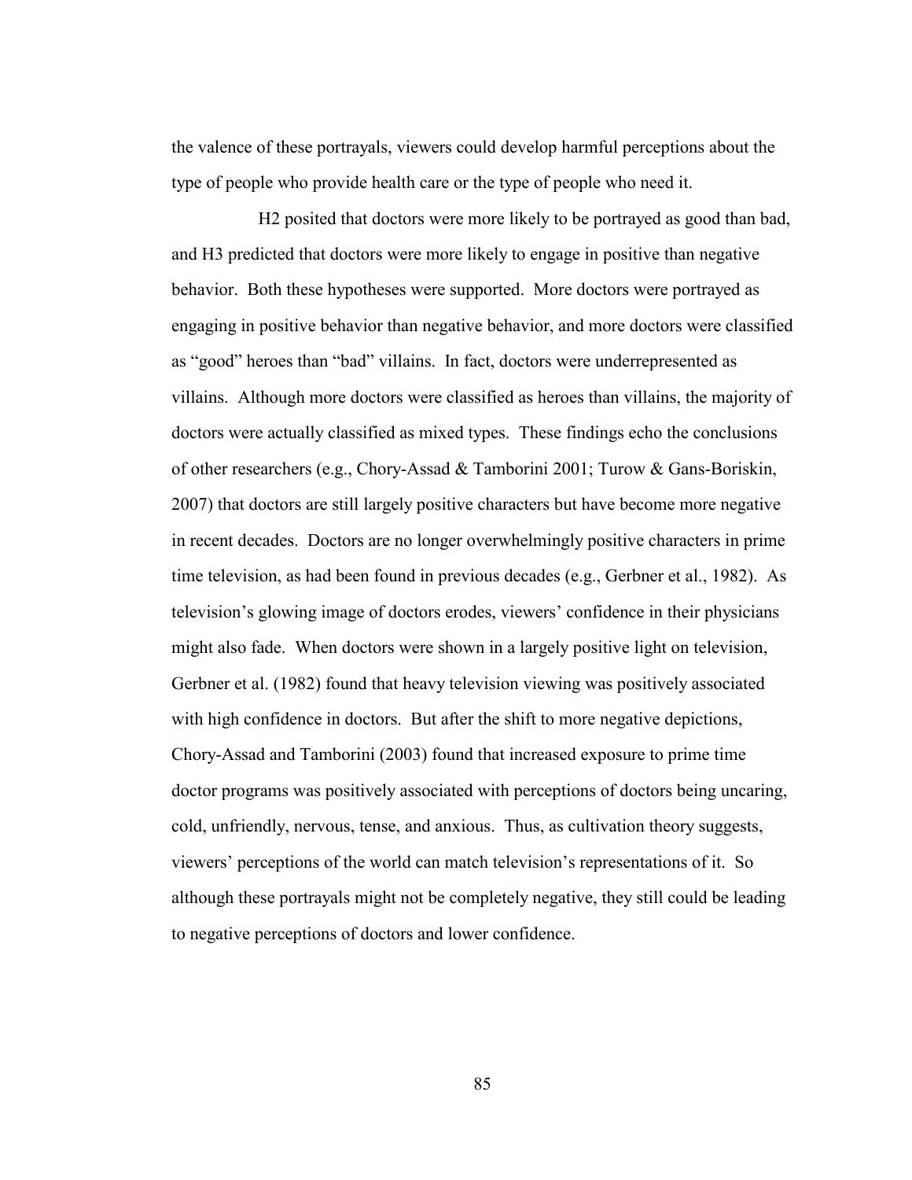the valence of these portrayals, viewers could develop harmful perceptions about the type of people who provide health care or the type of people who need it.

H2 posited that doctors were more likely to be portrayed as good than bad, and H3 predicted that doctors were more likely to engage in positive than negative behavior. Both these hypotheses were supported. More doctors were portrayed as engaging in positive behavior than negative behavior, and more doctors were classified as "good" heroes than "bad" villains. In fact, doctors were underrepresented as villains. Although more doctors were classified as heroes than villains, the majority of doctors were actually classified as mixed types. These findings echo the conclusions of other researchers (e.g., Chory-Assad & Tamborini 2001; Turow & Gans-Boriskin, 2007) that doctors are still largely positive characters but have become more negative in recent decades. Doctors are no longer overwhelmingly positive characters in prime time television, as had been found in previous decades (e.g., Gerbner et al., 1982). As television's glowing image of doctors erodes, viewers' confidence in their physicians might also fade. When doctors were shown in a largely positive light on television, Gerbner et al. (1982) found that heavy television viewing was positively associated with high confidence in doctors. But after the shift to more negative depictions, Chory-Assad and Tamborini (2003) found that increased exposure to prime time doctor programs was positively associated with perceptions of doctors being uncaring, cold, unfriendly, nervous, tense, and anxious. Thus, as cultivation theory suggests, viewers' perceptions of the world can match television's representations of it. So although these portrayals might not be completely negative, they still could be leading to negative perceptions of doctors and lower confidence.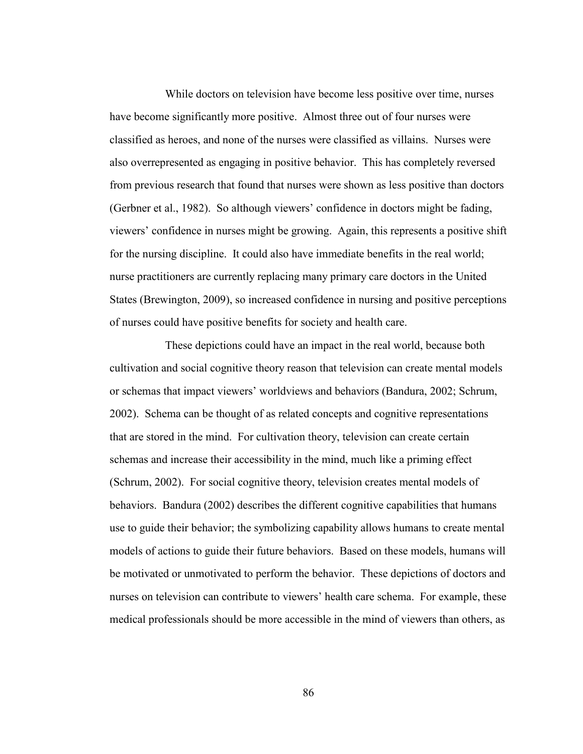While doctors on television have become less positive over time, nurses have become significantly more positive. Almost three out of four nurses were classified as heroes, and none of the nurses were classified as villains. Nurses were also overrepresented as engaging in positive behavior. This has completely reversed from previous research that found that nurses were shown as less positive than doctors (Gerbner et al., 1982). So although viewers' confidence in doctors might be fading, viewers' confidence in nurses might be growing. Again, this represents a positive shift for the nursing discipline. It could also have immediate benefits in the real world; nurse practitioners are currently replacing many primary care doctors in the United States (Brewington, 2009), so increased confidence in nursing and positive perceptions of nurses could have positive benefits for society and health care.

These depictions could have an impact in the real world, because both cultivation and social cognitive theory reason that television can create mental models or schemas that impact viewers' worldviews and behaviors (Bandura, 2002; Schrum, 2002). Schema can be thought of as related concepts and cognitive representations that are stored in the mind. For cultivation theory, television can create certain schemas and increase their accessibility in the mind, much like a priming effect (Schrum, 2002). For social cognitive theory, television creates mental models of behaviors. Bandura (2002) describes the different cognitive capabilities that humans use to guide their behavior; the symbolizing capability allows humans to create mental models of actions to guide their future behaviors. Based on these models, humans will be motivated or unmotivated to perform the behavior. These depictions of doctors and nurses on television can contribute to viewers' health care schema. For example, these medical professionals should be more accessible in the mind of viewers than others, as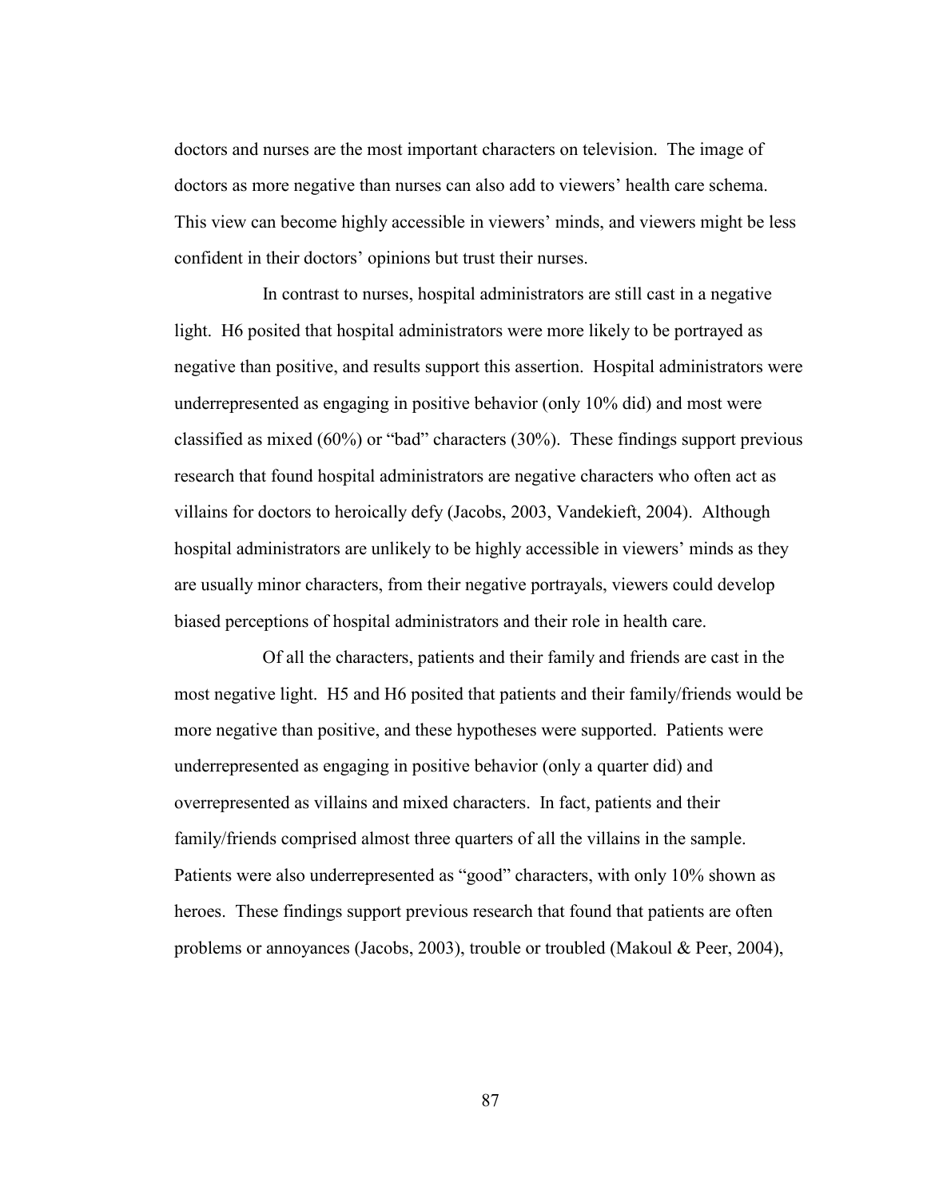doctors and nurses are the most important characters on television. The image of doctors as more negative than nurses can also add to viewers' health care schema. This view can become highly accessible in viewers' minds, and viewers might be less confident in their doctors' opinions but trust their nurses.

In contrast to nurses, hospital administrators are still cast in a negative light. H6 posited that hospital administrators were more likely to be portrayed as negative than positive, and results support this assertion. Hospital administrators were underrepresented as engaging in positive behavior (only 10% did) and most were classified as mixed (60%) or "bad" characters (30%). These findings support previous research that found hospital administrators are negative characters who often act as villains for doctors to heroically defy (Jacobs, 2003, Vandekieft, 2004). Although hospital administrators are unlikely to be highly accessible in viewers' minds as they are usually minor characters, from their negative portrayals, viewers could develop biased perceptions of hospital administrators and their role in health care.

Of all the characters, patients and their family and friends are cast in the most negative light. H5 and H6 posited that patients and their family/friends would be more negative than positive, and these hypotheses were supported. Patients were underrepresented as engaging in positive behavior (only a quarter did) and overrepresented as villains and mixed characters. In fact, patients and their family/friends comprised almost three quarters of all the villains in the sample. Patients were also underrepresented as "good" characters, with only 10% shown as heroes. These findings support previous research that found that patients are often problems or annoyances (Jacobs, 2003), trouble or troubled (Makoul & Peer, 2004),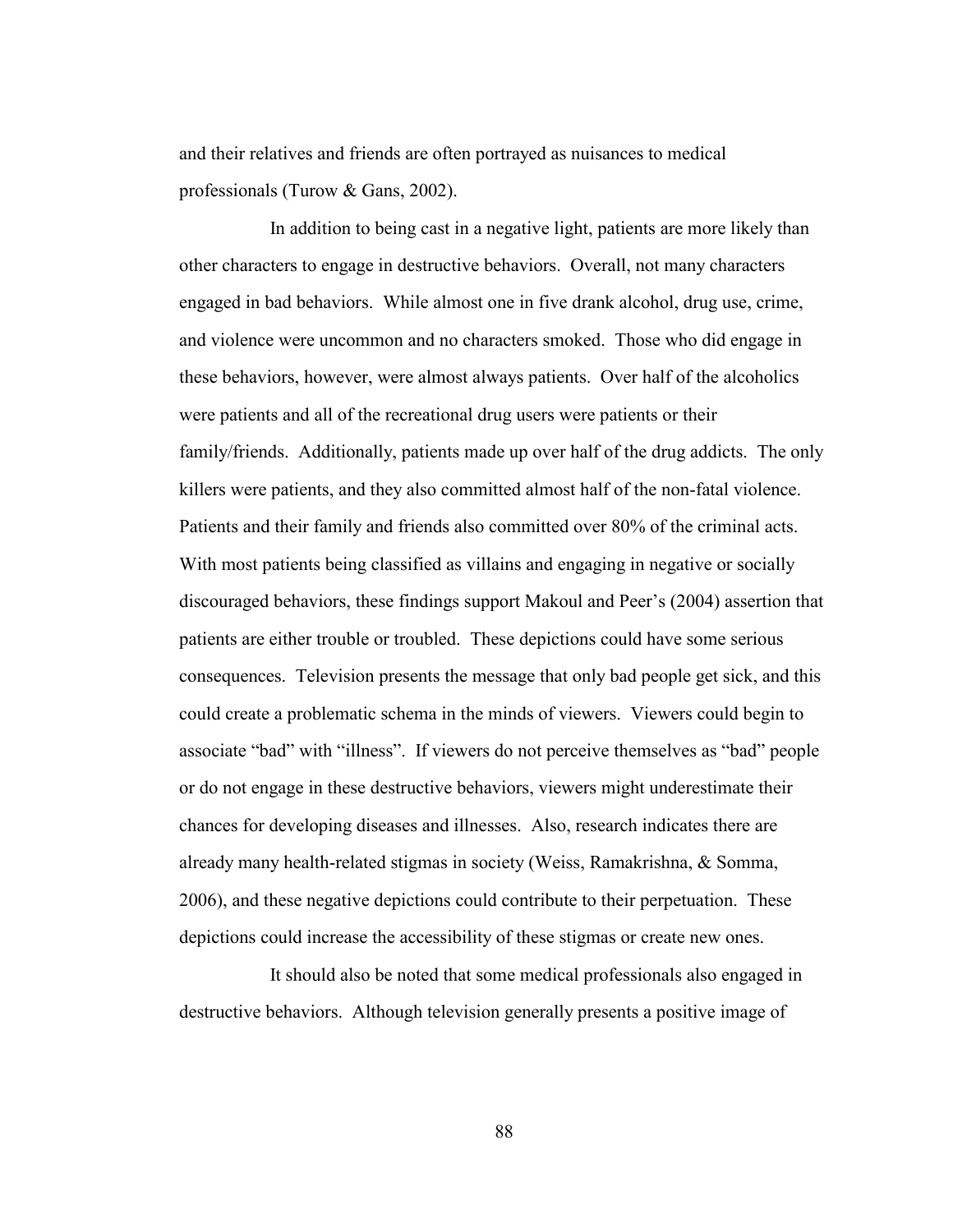and their relatives and friends are often portrayed as nuisances to medical professionals (Turow & Gans, 2002).

In addition to being cast in a negative light, patients are more likely than other characters to engage in destructive behaviors. Overall, not many characters engaged in bad behaviors. While almost one in five drank alcohol, drug use, crime, and violence were uncommon and no characters smoked. Those who did engage in these behaviors, however, were almost always patients. Over half of the alcoholics were patients and all of the recreational drug users were patients or their family/friends. Additionally, patients made up over half of the drug addicts. The only killers were patients, and they also committed almost half of the non-fatal violence. Patients and their family and friends also committed over 80% of the criminal acts. With most patients being classified as villains and engaging in negative or socially discouraged behaviors, these findings support Makoul and Peer's (2004) assertion that patients are either trouble or troubled. These depictions could have some serious consequences. Television presents the message that only bad people get sick, and this could create a problematic schema in the minds of viewers. Viewers could begin to associate "bad" with "illness". If viewers do not perceive themselves as "bad" people or do not engage in these destructive behaviors, viewers might underestimate their chances for developing diseases and illnesses. Also, research indicates there are already many health-related stigmas in society (Weiss, Ramakrishna, & Somma, 2006), and these negative depictions could contribute to their perpetuation. These depictions could increase the accessibility of these stigmas or create new ones.

It should also be noted that some medical professionals also engaged in destructive behaviors. Although television generally presents a positive image of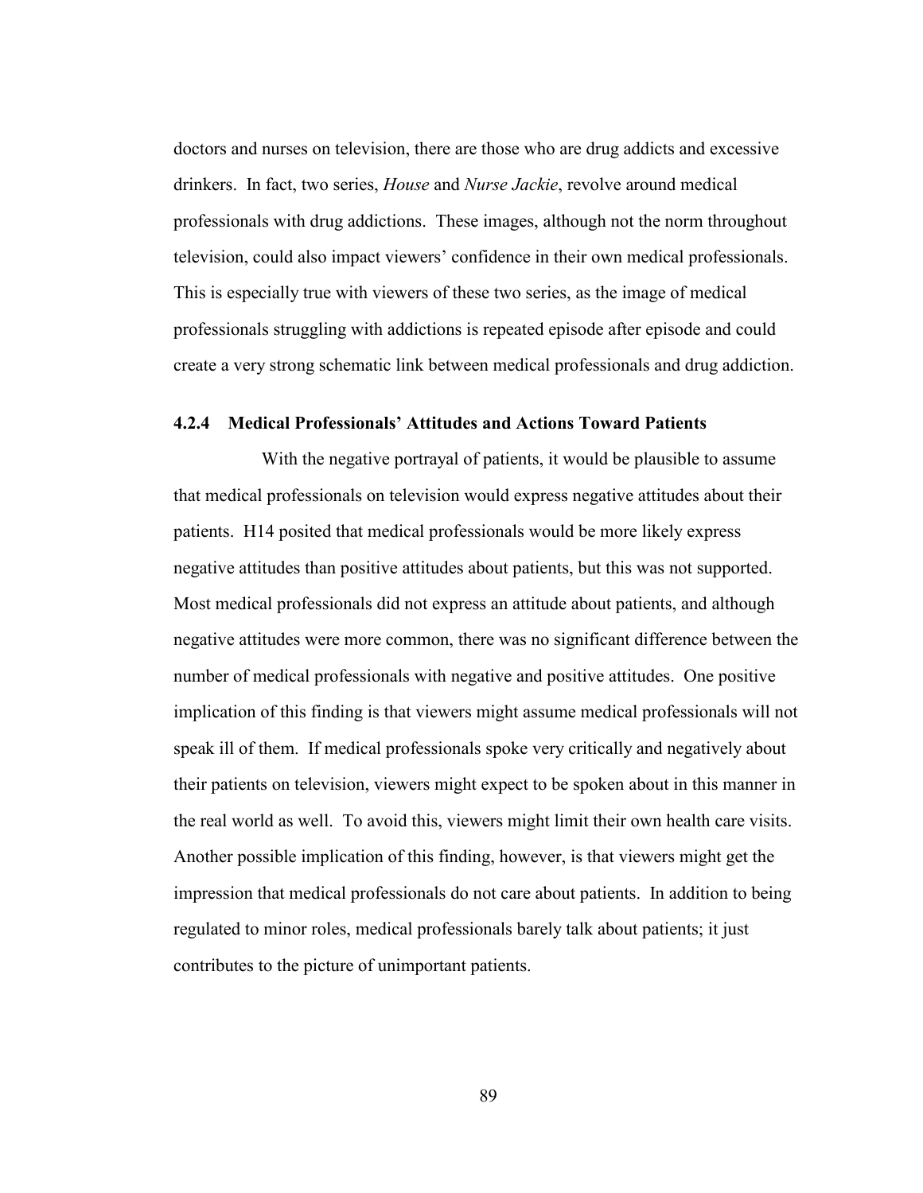doctors and nurses on television, there are those who are drug addicts and excessive drinkers. In fact, two series, *House* and *Nurse Jackie*, revolve around medical professionals with drug addictions. These images, although not the norm throughout television, could also impact viewers' confidence in their own medical professionals. This is especially true with viewers of these two series, as the image of medical professionals struggling with addictions is repeated episode after episode and could create a very strong schematic link between medical professionals and drug addiction.

### 4.2.4 Medical Professionals' Attitudes and Actions Toward Patients

With the negative portrayal of patients, it would be plausible to assume that medical professionals on television would express negative attitudes about their patients. H14 posited that medical professionals would be more likely express negative attitudes than positive attitudes about patients, but this was not supported. Most medical professionals did not express an attitude about patients, and although negative attitudes were more common, there was no significant difference between the number of medical professionals with negative and positive attitudes. One positive implication of this finding is that viewers might assume medical professionals will not speak ill of them. If medical professionals spoke very critically and negatively about their patients on television, viewers might expect to be spoken about in this manner in the real world as well. To avoid this, viewers might limit their own health care visits. Another possible implication of this finding, however, is that viewers might get the impression that medical professionals do not care about patients. In addition to being regulated to minor roles, medical professionals barely talk about patients; it just contributes to the picture of unimportant patients.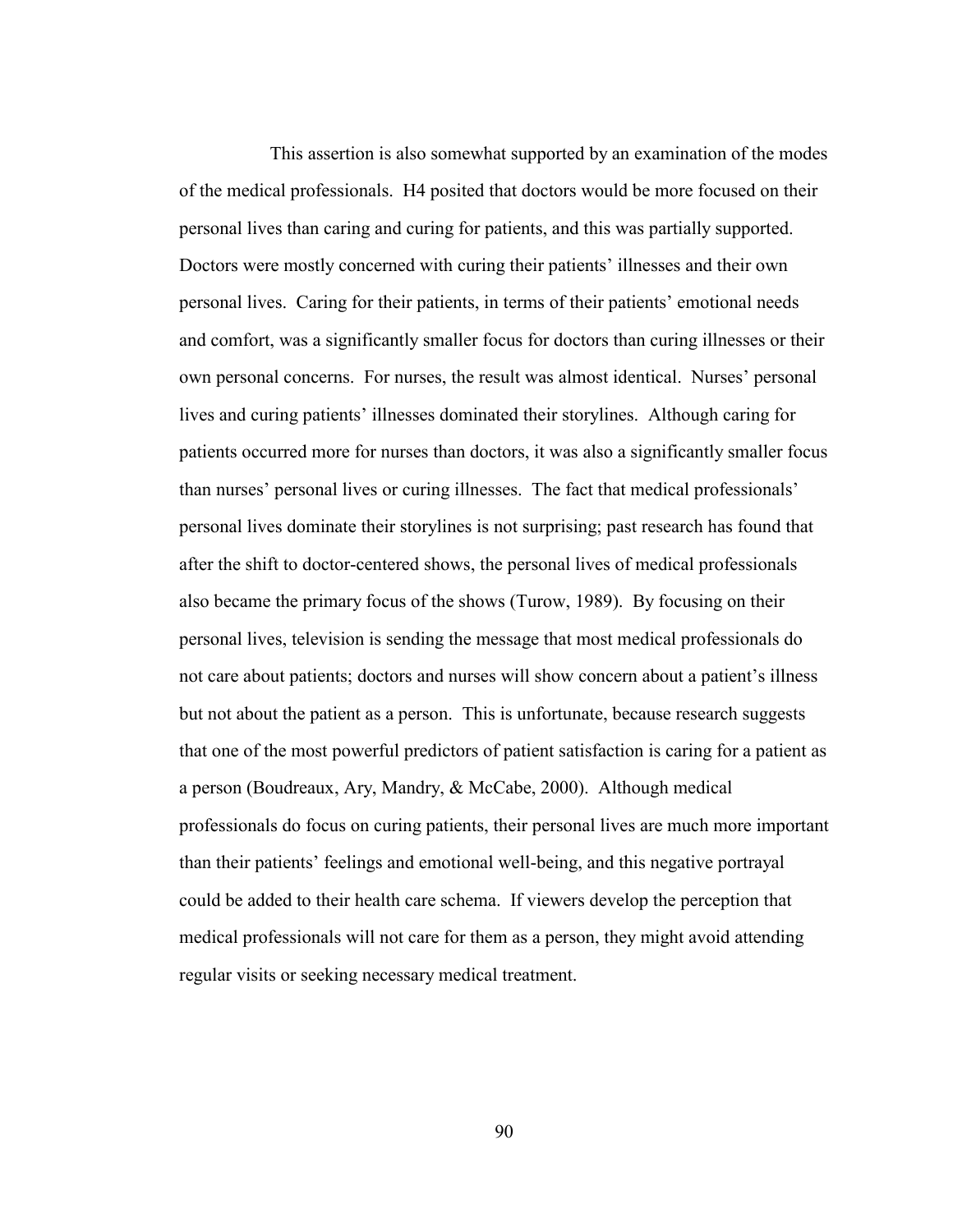This assertion is also somewhat supported by an examination of the modes of the medical professionals. H4 posited that doctors would be more focused on their personal lives than caring and curing for patients, and this was partially supported. Doctors were mostly concerned with curing their patients' illnesses and their own personal lives. Caring for their patients, in terms of their patients' emotional needs and comfort, was a significantly smaller focus for doctors than curing illnesses or their own personal concerns. For nurses, the result was almost identical. Nurses' personal lives and curing patients' illnesses dominated their storylines. Although caring for patients occurred more for nurses than doctors, it was also a significantly smaller focus than nurses' personal lives or curing illnesses. The fact that medical professionals' personal lives dominate their storylines is not surprising; past research has found that after the shift to doctor-centered shows, the personal lives of medical professionals also became the primary focus of the shows (Turow, 1989). By focusing on their personal lives, television is sending the message that most medical professionals do not care about patients; doctors and nurses will show concern about a patient's illness but not about the patient as a person. This is unfortunate, because research suggests that one of the most powerful predictors of patient satisfaction is caring for a patient as a person (Boudreaux, Ary, Mandry, & McCabe, 2000). Although medical professionals do focus on curing patients, their personal lives are much more important than their patients' feelings and emotional well-being, and this negative portrayal could be added to their health care schema. If viewers develop the perception that medical professionals will not care for them as a person, they might avoid attending regular visits or seeking necessary medical treatment.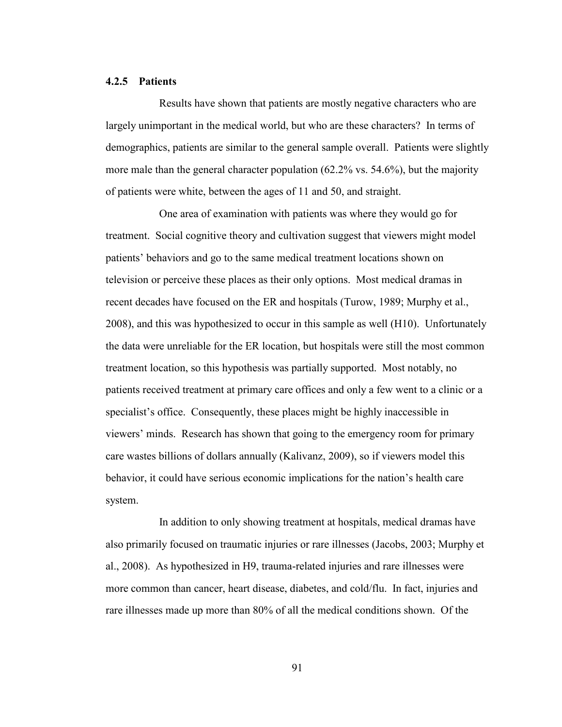### 4.2.5 Patients

Results have shown that patients are mostly negative characters who are largely unimportant in the medical world, but who are these characters? In terms of demographics, patients are similar to the general sample overall. Patients were slightly more male than the general character population (62.2% vs. 54.6%), but the majority of patients were white, between the ages of 11 and 50, and straight.

One area of examination with patients was where they would go for treatment. Social cognitive theory and cultivation suggest that viewers might model patients' behaviors and go to the same medical treatment locations shown on television or perceive these places as their only options. Most medical dramas in recent decades have focused on the ER and hospitals (Turow, 1989; Murphy et al., 2008), and this was hypothesized to occur in this sample as well (H10). Unfortunately the data were unreliable for the ER location, but hospitals were still the most common treatment location, so this hypothesis was partially supported. Most notably, no patients received treatment at primary care offices and only a few went to a clinic or a specialist's office. Consequently, these places might be highly inaccessible in viewers' minds. Research has shown that going to the emergency room for primary care wastes billions of dollars annually (Kalivanz, 2009), so if viewers model this behavior, it could have serious economic implications for the nation's health care system.

In addition to only showing treatment at hospitals, medical dramas have also primarily focused on traumatic injuries or rare illnesses (Jacobs, 2003; Murphy et al., 2008). As hypothesized in H9, trauma-related injuries and rare illnesses were more common than cancer, heart disease, diabetes, and cold/flu. In fact, injuries and rare illnesses made up more than 80% of all the medical conditions shown. Of the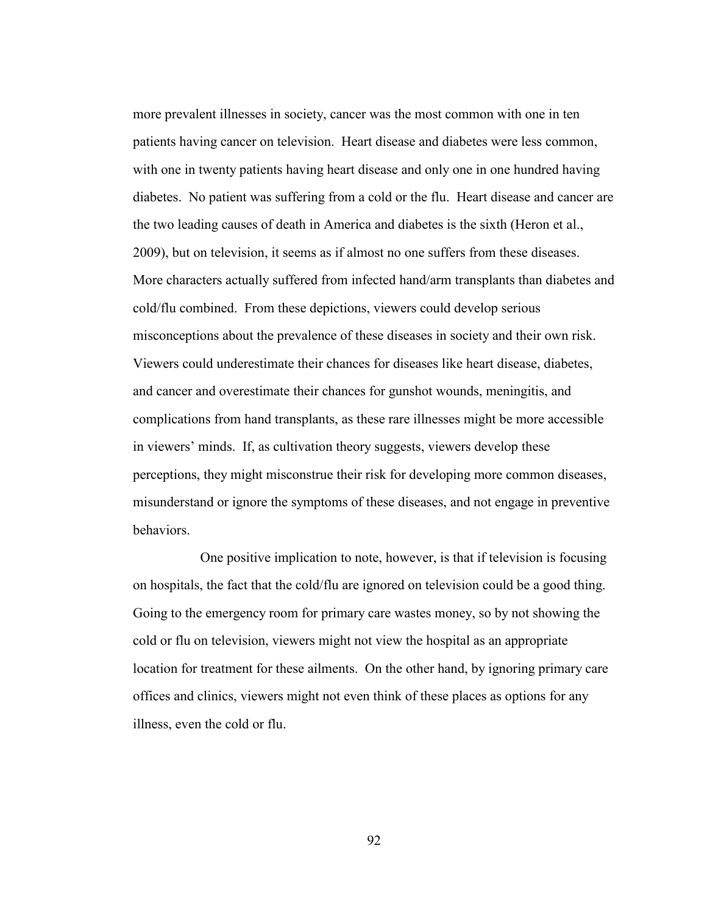more prevalent illnesses in society, cancer was the most common with one in ten patients having cancer on television. Heart disease and diabetes were less common, with one in twenty patients having heart disease and only one in one hundred having diabetes. No patient was suffering from a cold or the flu. Heart disease and cancer are the two leading causes of death in America and diabetes is the sixth (Heron et al., 2009), but on television, it seems as if almost no one suffers from these diseases. More characters actually suffered from infected hand/arm transplants than diabetes and cold/flu combined. From these depictions, viewers could develop serious misconceptions about the prevalence of these diseases in society and their own risk. Viewers could underestimate their chances for diseases like heart disease, diabetes, and cancer and overestimate their chances for gunshot wounds, meningitis, and complications from hand transplants, as these rare illnesses might be more accessible in viewers' minds. If, as cultivation theory suggests, viewers develop these perceptions, they might misconstrue their risk for developing more common diseases, misunderstand or ignore the symptoms of these diseases, and not engage in preventive behaviors.

One positive implication to note, however, is that if television is focusing on hospitals, the fact that the cold/flu are ignored on television could be a good thing. Going to the emergency room for primary care wastes money, so by not showing the cold or flu on television, viewers might not view the hospital as an appropriate location for treatment for these ailments. On the other hand, by ignoring primary care offices and clinics, viewers might not even think of these places as options for any illness, even the cold or flu.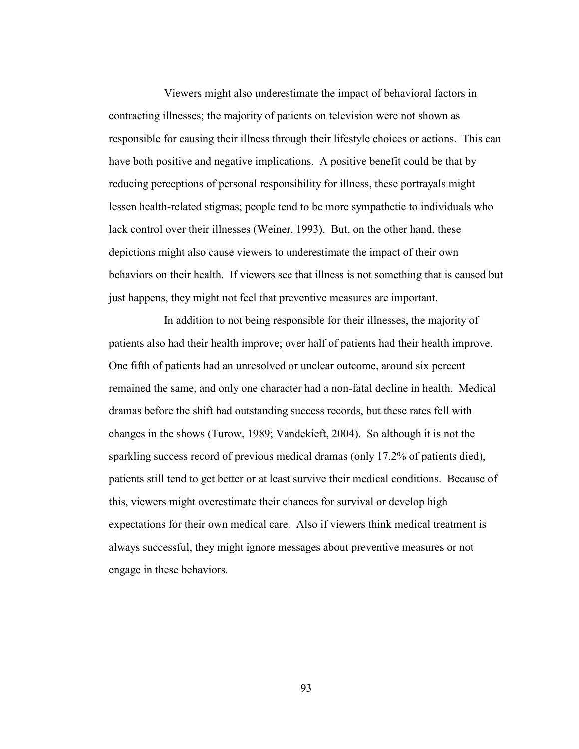Viewers might also underestimate the impact of behavioral factors in contracting illnesses; the majority of patients on television were not shown as responsible for causing their illness through their lifestyle choices or actions. This can have both positive and negative implications. A positive benefit could be that by reducing perceptions of personal responsibility for illness, these portrayals might lessen health-related stigmas; people tend to be more sympathetic to individuals who lack control over their illnesses (Weiner, 1993). But, on the other hand, these depictions might also cause viewers to underestimate the impact of their own behaviors on their health. If viewers see that illness is not something that is caused but just happens, they might not feel that preventive measures are important.

In addition to not being responsible for their illnesses, the majority of patients also had their health improve; over half of patients had their health improve. One fifth of patients had an unresolved or unclear outcome, around six percent remained the same, and only one character had a non-fatal decline in health. Medical dramas before the shift had outstanding success records, but these rates fell with changes in the shows (Turow, 1989; Vandekieft, 2004). So although it is not the sparkling success record of previous medical dramas (only 17.2% of patients died), patients still tend to get better or at least survive their medical conditions. Because of this, viewers might overestimate their chances for survival or develop high expectations for their own medical care. Also if viewers think medical treatment is always successful, they might ignore messages about preventive measures or not engage in these behaviors.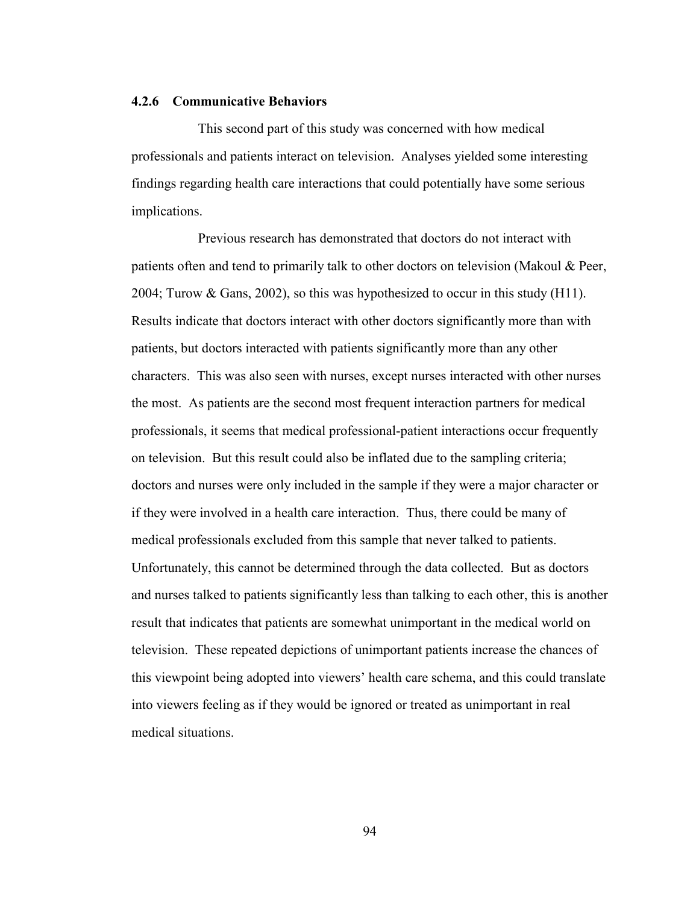### 4.2.6 Communicative Behaviors

This second part of this study was concerned with how medical professionals and patients interact on television. Analyses yielded some interesting findings regarding health care interactions that could potentially have some serious implications.

Previous research has demonstrated that doctors do not interact with patients often and tend to primarily talk to other doctors on television (Makoul & Peer, 2004; Turow & Gans, 2002), so this was hypothesized to occur in this study (H11). Results indicate that doctors interact with other doctors significantly more than with patients, but doctors interacted with patients significantly more than any other characters. This was also seen with nurses, except nurses interacted with other nurses the most. As patients are the second most frequent interaction partners for medical professionals, it seems that medical professional-patient interactions occur frequently on television. But this result could also be inflated due to the sampling criteria; doctors and nurses were only included in the sample if they were a major character or if they were involved in a health care interaction. Thus, there could be many of medical professionals excluded from this sample that never talked to patients. Unfortunately, this cannot be determined through the data collected. But as doctors and nurses talked to patients significantly less than talking to each other, this is another result that indicates that patients are somewhat unimportant in the medical world on television. These repeated depictions of unimportant patients increase the chances of this viewpoint being adopted into viewers' health care schema, and this could translate into viewers feeling as if they would be ignored or treated as unimportant in real medical situations.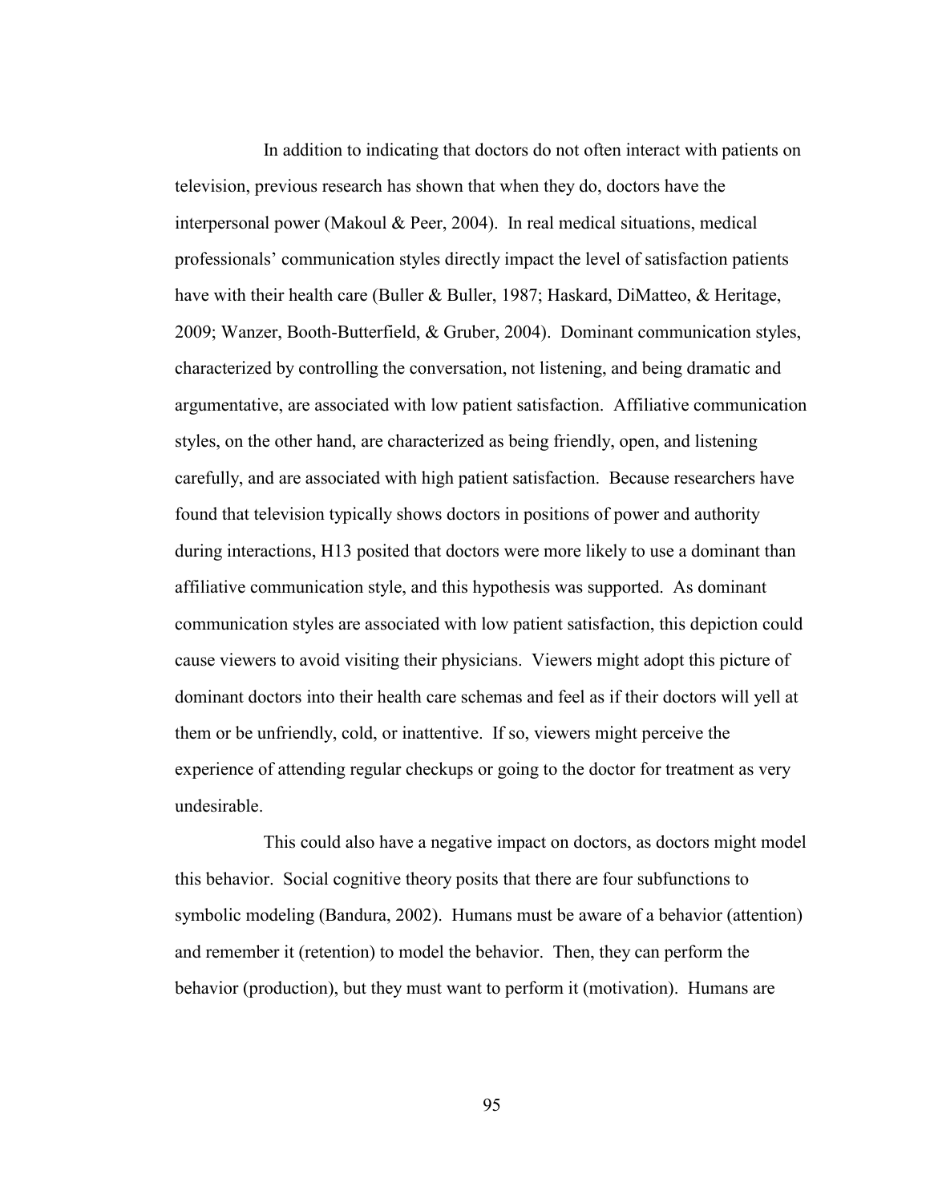In addition to indicating that doctors do not often interact with patients on television, previous research has shown that when they do, doctors have the interpersonal power (Makoul & Peer, 2004). In real medical situations, medical professionals' communication styles directly impact the level of satisfaction patients have with their health care (Buller & Buller, 1987; Haskard, DiMatteo, & Heritage, 2009; Wanzer, Booth-Butterfield, & Gruber, 2004). Dominant communication styles, characterized by controlling the conversation, not listening, and being dramatic and argumentative, are associated with low patient satisfaction. Affiliative communication styles, on the other hand, are characterized as being friendly, open, and listening carefully, and are associated with high patient satisfaction. Because researchers have found that television typically shows doctors in positions of power and authority during interactions, H13 posited that doctors were more likely to use a dominant than affiliative communication style, and this hypothesis was supported. As dominant communication styles are associated with low patient satisfaction, this depiction could cause viewers to avoid visiting their physicians. Viewers might adopt this picture of dominant doctors into their health care schemas and feel as if their doctors will yell at them or be unfriendly, cold, or inattentive. If so, viewers might perceive the experience of attending regular checkups or going to the doctor for treatment as very undesirable.

This could also have a negative impact on doctors, as doctors might model this behavior. Social cognitive theory posits that there are four subfunctions to symbolic modeling (Bandura, 2002). Humans must be aware of a behavior (attention) and remember it (retention) to model the behavior. Then, they can perform the behavior (production), but they must want to perform it (motivation). Humans are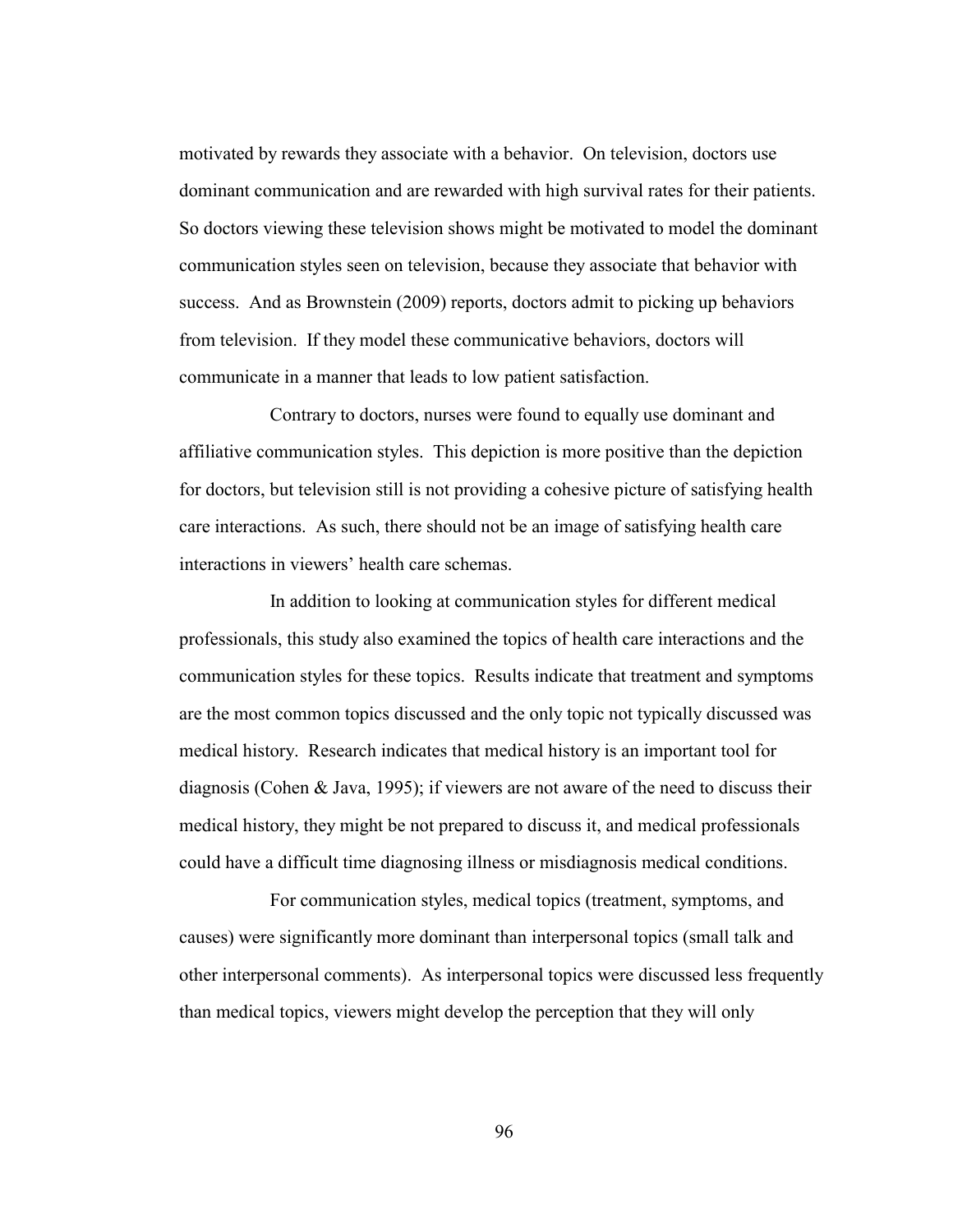motivated by rewards they associate with a behavior. On television, doctors use dominant communication and are rewarded with high survival rates for their patients. So doctors viewing these television shows might be motivated to model the dominant communication styles seen on television, because they associate that behavior with success. And as Brownstein (2009) reports, doctors admit to picking up behaviors from television. If they model these communicative behaviors, doctors will communicate in a manner that leads to low patient satisfaction.

Contrary to doctors, nurses were found to equally use dominant and affiliative communication styles. This depiction is more positive than the depiction for doctors, but television still is not providing a cohesive picture of satisfying health care interactions. As such, there should not be an image of satisfying health care interactions in viewers' health care schemas.

In addition to looking at communication styles for different medical professionals, this study also examined the topics of health care interactions and the communication styles for these topics. Results indicate that treatment and symptoms are the most common topics discussed and the only topic not typically discussed was medical history. Research indicates that medical history is an important tool for diagnosis (Cohen & Java, 1995); if viewers are not aware of the need to discuss their medical history, they might be not prepared to discuss it, and medical professionals could have a difficult time diagnosing illness or misdiagnosis medical conditions.

For communication styles, medical topics (treatment, symptoms, and causes) were significantly more dominant than interpersonal topics (small talk and other interpersonal comments). As interpersonal topics were discussed less frequently than medical topics, viewers might develop the perception that they will only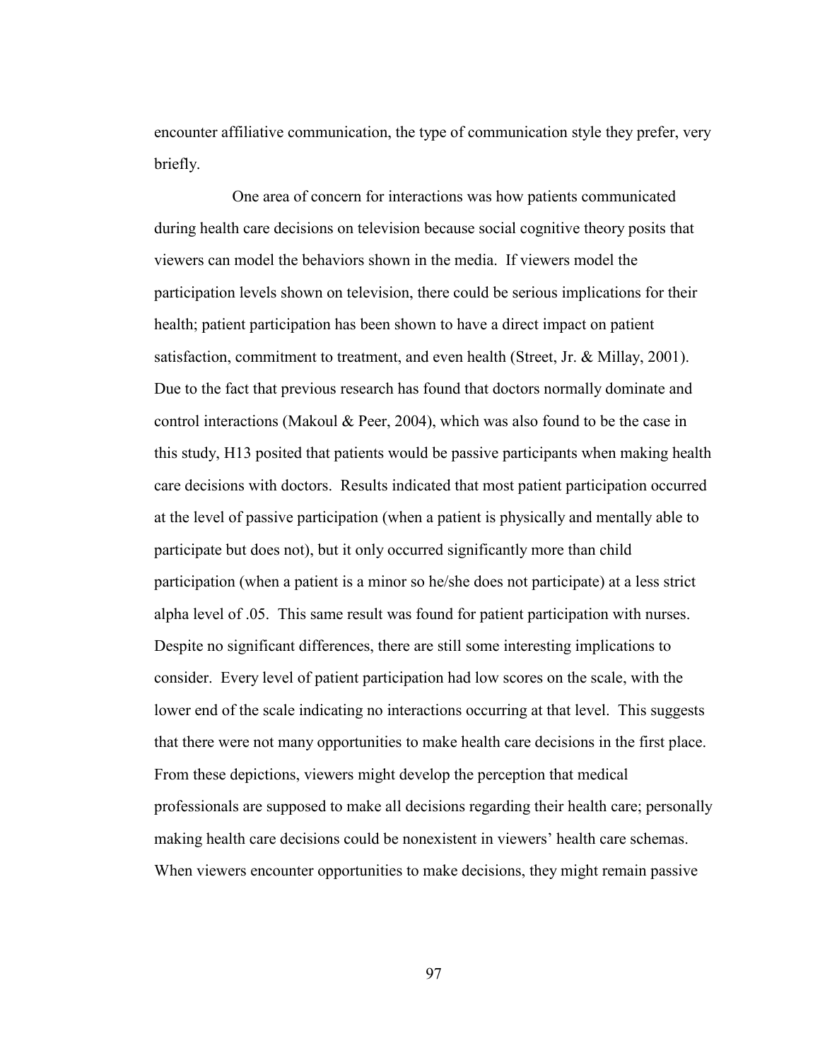encounter affiliative communication, the type of communication style they prefer, very briefly.

One area of concern for interactions was how patients communicated during health care decisions on television because social cognitive theory posits that viewers can model the behaviors shown in the media. If viewers model the participation levels shown on television, there could be serious implications for their health; patient participation has been shown to have a direct impact on patient satisfaction, commitment to treatment, and even health (Street, Jr. & Millay, 2001). Due to the fact that previous research has found that doctors normally dominate and control interactions (Makoul & Peer, 2004), which was also found to be the case in this study, H13 posited that patients would be passive participants when making health care decisions with doctors. Results indicated that most patient participation occurred at the level of passive participation (when a patient is physically and mentally able to participate but does not), but it only occurred significantly more than child participation (when a patient is a minor so he/she does not participate) at a less strict alpha level of .05. This same result was found for patient participation with nurses. Despite no significant differences, there are still some interesting implications to consider. Every level of patient participation had low scores on the scale, with the lower end of the scale indicating no interactions occurring at that level. This suggests that there were not many opportunities to make health care decisions in the first place. From these depictions, viewers might develop the perception that medical professionals are supposed to make all decisions regarding their health care; personally making health care decisions could be nonexistent in viewers' health care schemas. When viewers encounter opportunities to make decisions, they might remain passive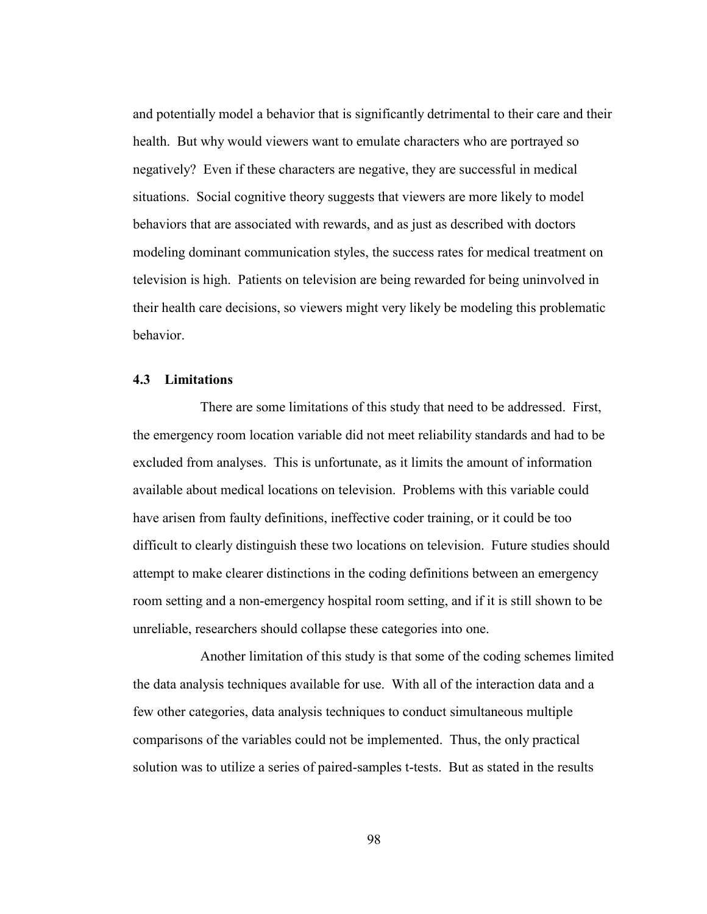and potentially model a behavior that is significantly detrimental to their care and their health. But why would viewers want to emulate characters who are portrayed so negatively? Even if these characters are negative, they are successful in medical situations. Social cognitive theory suggests that viewers are more likely to model behaviors that are associated with rewards, and as just as described with doctors modeling dominant communication styles, the success rates for medical treatment on television is high. Patients on television are being rewarded for being uninvolved in their health care decisions, so viewers might very likely be modeling this problematic behavior.

### 4.3 Limitations

There are some limitations of this study that need to be addressed. First, the emergency room location variable did not meet reliability standards and had to be excluded from analyses. This is unfortunate, as it limits the amount of information available about medical locations on television. Problems with this variable could have arisen from faulty definitions, ineffective coder training, or it could be too difficult to clearly distinguish these two locations on television. Future studies should attempt to make clearer distinctions in the coding definitions between an emergency room setting and a non-emergency hospital room setting, and if it is still shown to be unreliable, researchers should collapse these categories into one.

Another limitation of this study is that some of the coding schemes limited the data analysis techniques available for use. With all of the interaction data and a few other categories, data analysis techniques to conduct simultaneous multiple comparisons of the variables could not be implemented. Thus, the only practical solution was to utilize a series of paired-samples t-tests. But as stated in the results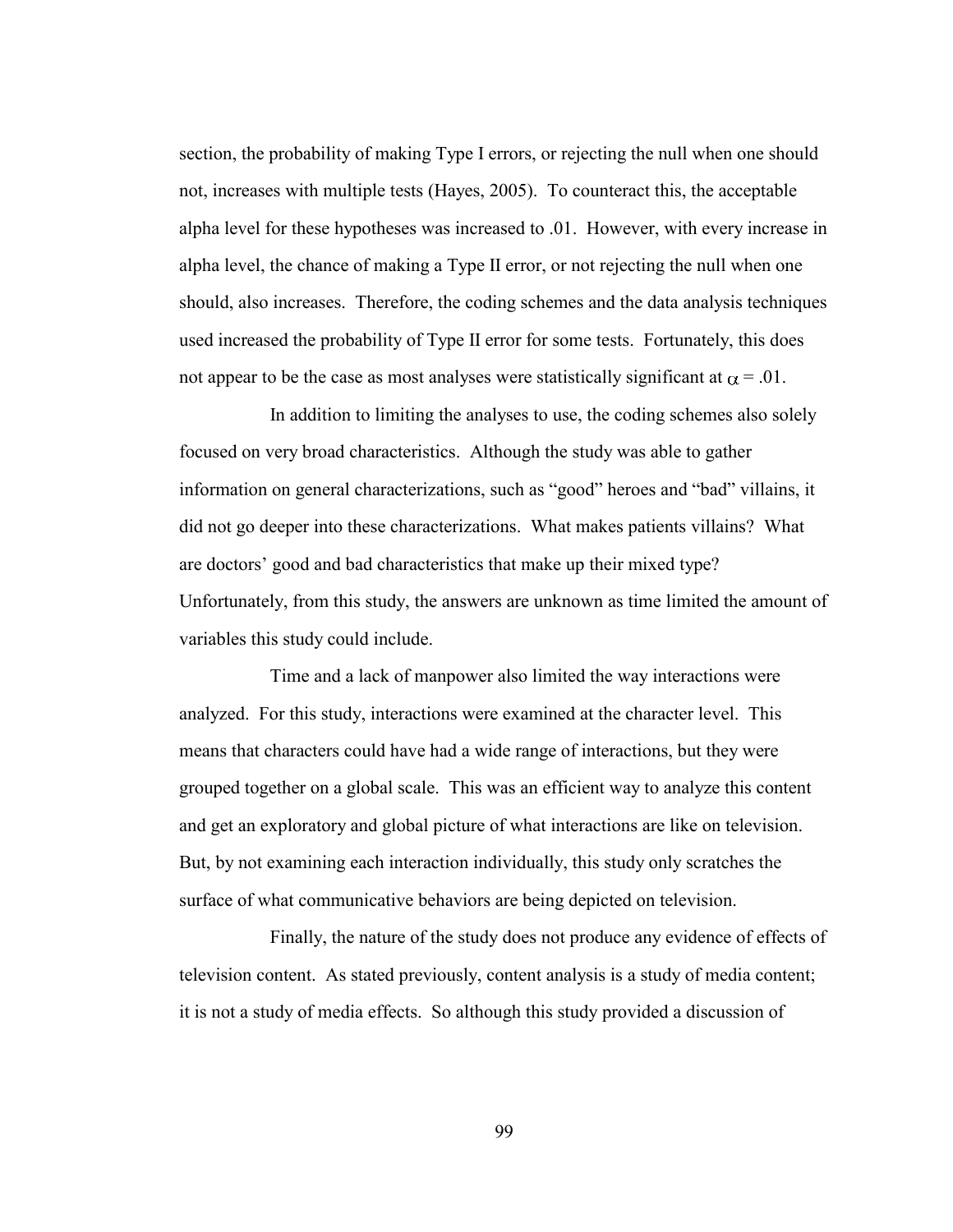section, the probability of making Type I errors, or rejecting the null when one should not, increases with multiple tests (Hayes, 2005). To counteract this, the acceptable alpha level for these hypotheses was increased to .01. However, with every increase in alpha level, the chance of making a Type II error, or not rejecting the null when one should, also increases. Therefore, the coding schemes and the data analysis techniques used increased the probability of Type II error for some tests. Fortunately, this does not appear to be the case as most analyses were statistically significant at $\alpha = .01$.

In addition to limiting the analyses to use, the coding schemes also solely focused on very broad characteristics. Although the study was able to gather information on general characterizations, such as "good" heroes and "bad" villains, it did not go deeper into these characterizations. What makes patients villains? What are doctors' good and bad characteristics that make up their mixed type? Unfortunately, from this study, the answers are unknown as time limited the amount of variables this study could include.

Time and a lack of manpower also limited the way interactions were analyzed. For this study, interactions were examined at the character level. This means that characters could have had a wide range of interactions, but they were grouped together on a global scale. This was an efficient way to analyze this content and get an exploratory and global picture of what interactions are like on television. But, by not examining each interaction individually, this study only scratches the surface of what communicative behaviors are being depicted on television.

Finally, the nature of the study does not produce any evidence of effects of television content. As stated previously, content analysis is a study of media content; it is not a study of media effects. So although this study provided a discussion of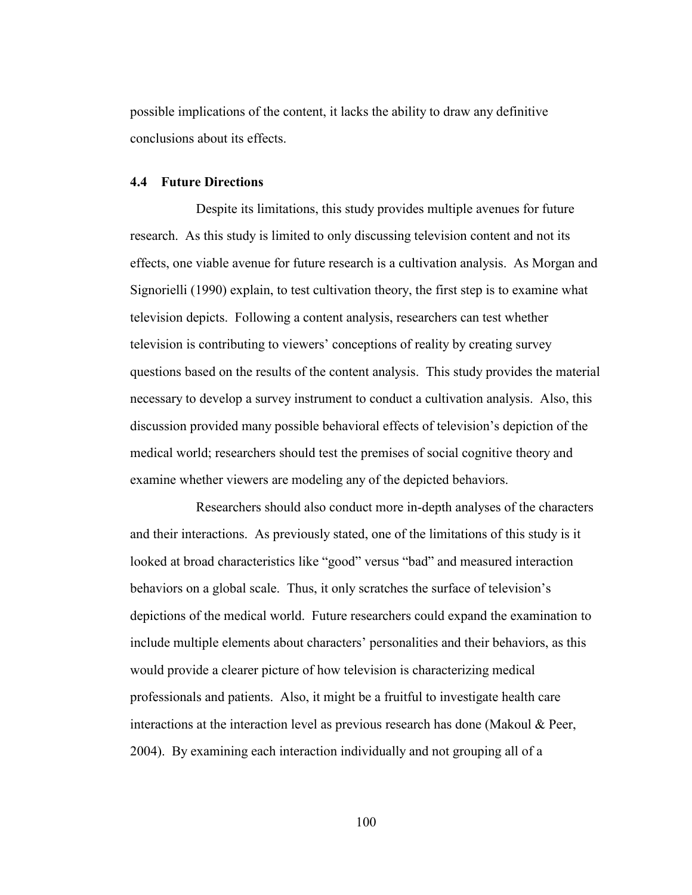possible implications of the content, it lacks the ability to draw any definitive conclusions about its effects.

### 4.4 Future Directions

Despite its limitations, this study provides multiple avenues for future research. As this study is limited to only discussing television content and not its effects, one viable avenue for future research is a cultivation analysis. As Morgan and Signorielli (1990) explain, to test cultivation theory, the first step is to examine what television depicts. Following a content analysis, researchers can test whether television is contributing to viewers' conceptions of reality by creating survey questions based on the results of the content analysis. This study provides the material necessary to develop a survey instrument to conduct a cultivation analysis. Also, this discussion provided many possible behavioral effects of television's depiction of the medical world; researchers should test the premises of social cognitive theory and examine whether viewers are modeling any of the depicted behaviors.

Researchers should also conduct more in-depth analyses of the characters and their interactions. As previously stated, one of the limitations of this study is it looked at broad characteristics like "good" versus "bad" and measured interaction behaviors on a global scale. Thus, it only scratches the surface of television's depictions of the medical world. Future researchers could expand the examination to include multiple elements about characters' personalities and their behaviors, as this would provide a clearer picture of how television is characterizing medical professionals and patients. Also, it might be a fruitful to investigate health care interactions at the interaction level as previous research has done (Makoul & Peer, 2004). By examining each interaction individually and not grouping all of a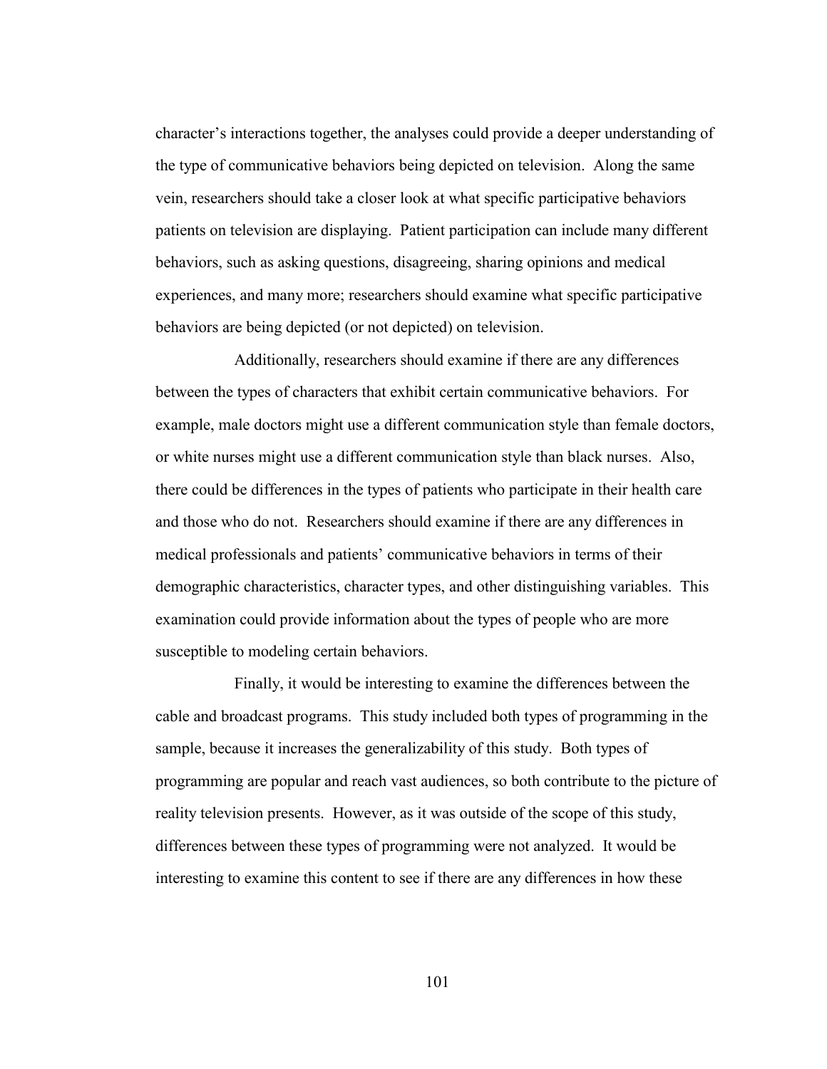character's interactions together, the analyses could provide a deeper understanding of the type of communicative behaviors being depicted on television. Along the same vein, researchers should take a closer look at what specific participative behaviors patients on television are displaying. Patient participation can include many different behaviors, such as asking questions, disagreeing, sharing opinions and medical experiences, and many more; researchers should examine what specific participative behaviors are being depicted (or not depicted) on television.

Additionally, researchers should examine if there are any differences between the types of characters that exhibit certain communicative behaviors. For example, male doctors might use a different communication style than female doctors, or white nurses might use a different communication style than black nurses. Also, there could be differences in the types of patients who participate in their health care and those who do not. Researchers should examine if there are any differences in medical professionals and patients' communicative behaviors in terms of their demographic characteristics, character types, and other distinguishing variables. This examination could provide information about the types of people who are more susceptible to modeling certain behaviors.

Finally, it would be interesting to examine the differences between the cable and broadcast programs. This study included both types of programming in the sample, because it increases the generalizability of this study. Both types of programming are popular and reach vast audiences, so both contribute to the picture of reality television presents. However, as it was outside of the scope of this study, differences between these types of programming were not analyzed. It would be interesting to examine this content to see if there are any differences in how these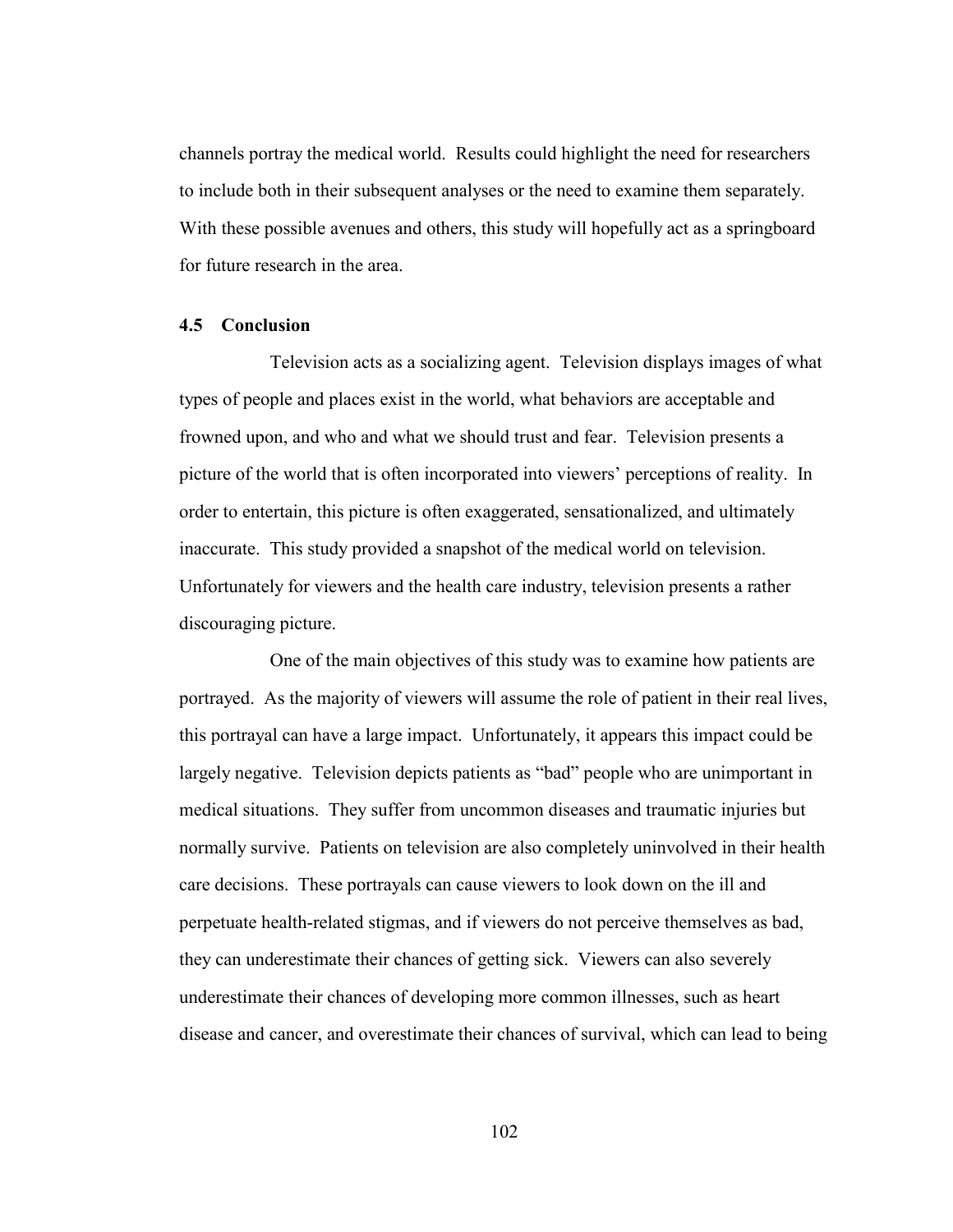channels portray the medical world. Results could highlight the need for researchers to include both in their subsequent analyses or the need to examine them separately. With these possible avenues and others, this study will hopefully act as a springboard for future research in the area.

### 4.5 Conclusion

Television acts as a socializing agent. Television displays images of what types of people and places exist in the world, what behaviors are acceptable and frowned upon, and who and what we should trust and fear. Television presents a picture of the world that is often incorporated into viewers' perceptions of reality. In order to entertain, this picture is often exaggerated, sensationalized, and ultimately inaccurate. This study provided a snapshot of the medical world on television. Unfortunately for viewers and the health care industry, television presents a rather discouraging picture.

One of the main objectives of this study was to examine how patients are portrayed. As the majority of viewers will assume the role of patient in their real lives, this portrayal can have a large impact. Unfortunately, it appears this impact could be largely negative. Television depicts patients as "bad" people who are unimportant in medical situations. They suffer from uncommon diseases and traumatic injuries but normally survive. Patients on television are also completely uninvolved in their health care decisions. These portrayals can cause viewers to look down on the ill and perpetuate health-related stigmas, and if viewers do not perceive themselves as bad, they can underestimate their chances of getting sick. Viewers can also severely underestimate their chances of developing more common illnesses, such as heart disease and cancer, and overestimate their chances of survival, which can lead to being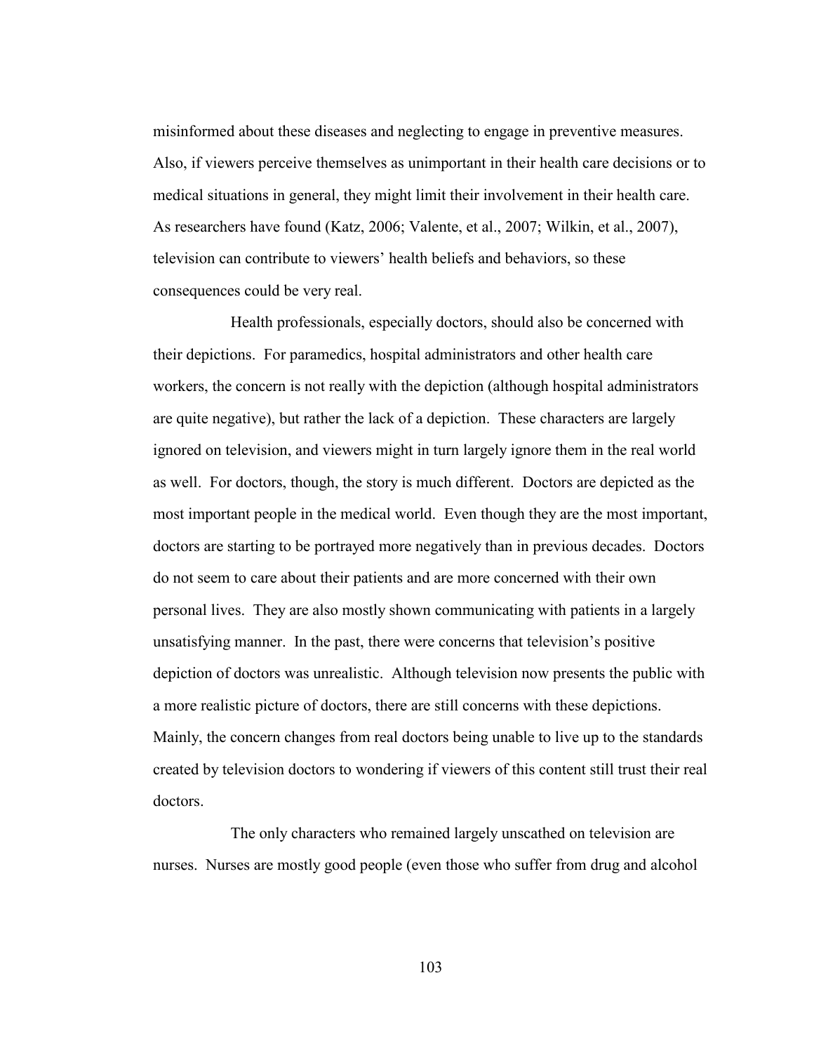misinformed about these diseases and neglecting to engage in preventive measures. Also, if viewers perceive themselves as unimportant in their health care decisions or to medical situations in general, they might limit their involvement in their health care. As researchers have found (Katz, 2006; Valente, et al., 2007; Wilkin, et al., 2007), television can contribute to viewers' health beliefs and behaviors, so these consequences could be very real.

Health professionals, especially doctors, should also be concerned with their depictions. For paramedics, hospital administrators and other health care workers, the concern is not really with the depiction (although hospital administrators are quite negative), but rather the lack of a depiction. These characters are largely ignored on television, and viewers might in turn largely ignore them in the real world as well. For doctors, though, the story is much different. Doctors are depicted as the most important people in the medical world. Even though they are the most important, doctors are starting to be portrayed more negatively than in previous decades. Doctors do not seem to care about their patients and are more concerned with their own personal lives. They are also mostly shown communicating with patients in a largely unsatisfying manner. In the past, there were concerns that television's positive depiction of doctors was unrealistic. Although television now presents the public with a more realistic picture of doctors, there are still concerns with these depictions. Mainly, the concern changes from real doctors being unable to live up to the standards created by television doctors to wondering if viewers of this content still trust their real doctors.

The only characters who remained largely unscathed on television are nurses. Nurses are mostly good people (even those who suffer from drug and alcohol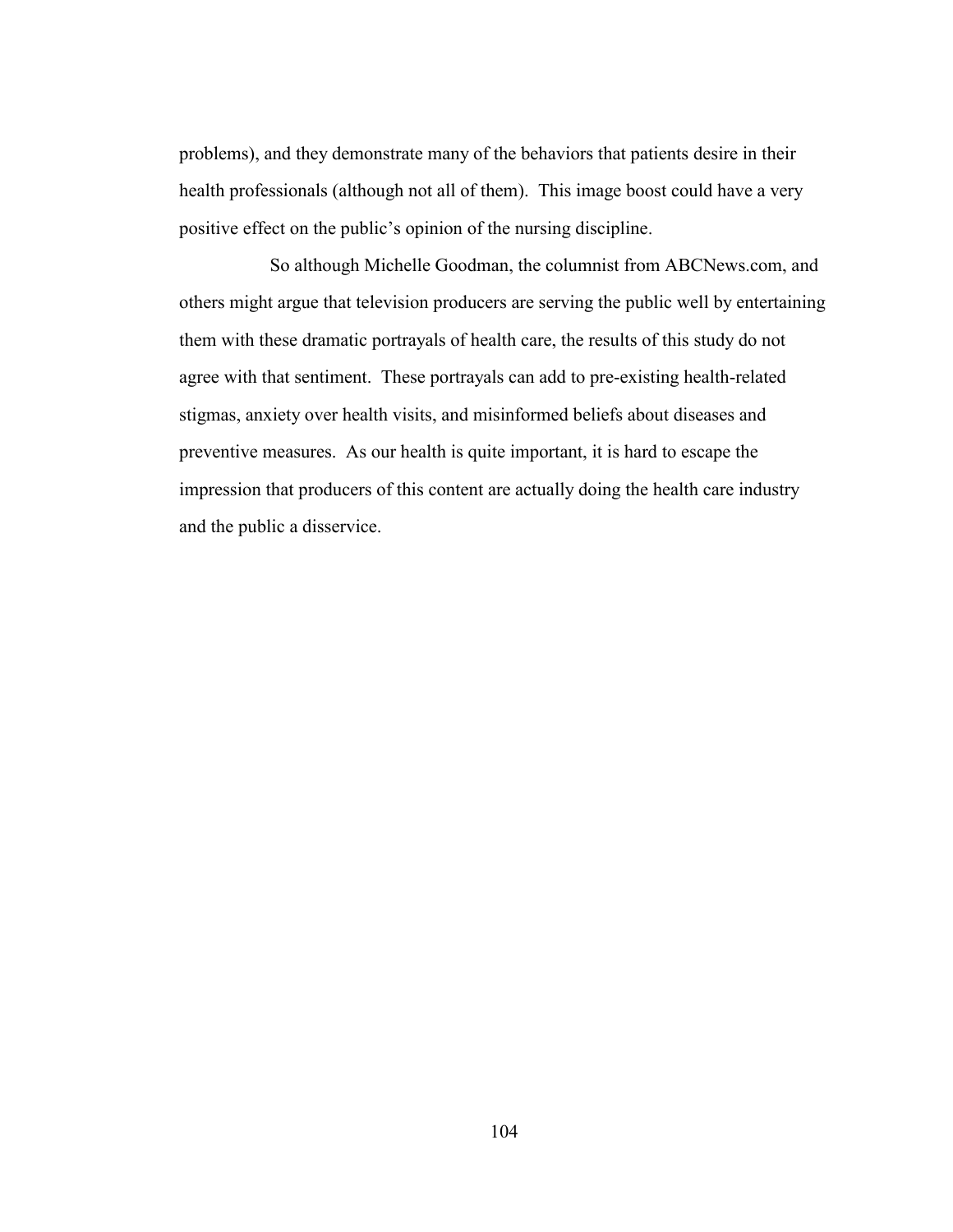problems), and they demonstrate many of the behaviors that patients desire in their health professionals (although not all of them). This image boost could have a very positive effect on the public's opinion of the nursing discipline.

So although Michelle Goodman, the columnist from ABCNews.com, and others might argue that television producers are serving the public well by entertaining them with these dramatic portrayals of health care, the results of this study do not agree with that sentiment. These portrayals can add to pre-existing health-related stigmas, anxiety over health visits, and misinformed beliefs about diseases and preventive measures. As our health is quite important, it is hard to escape the impression that producers of this content are actually doing the health care industry and the public a disservice.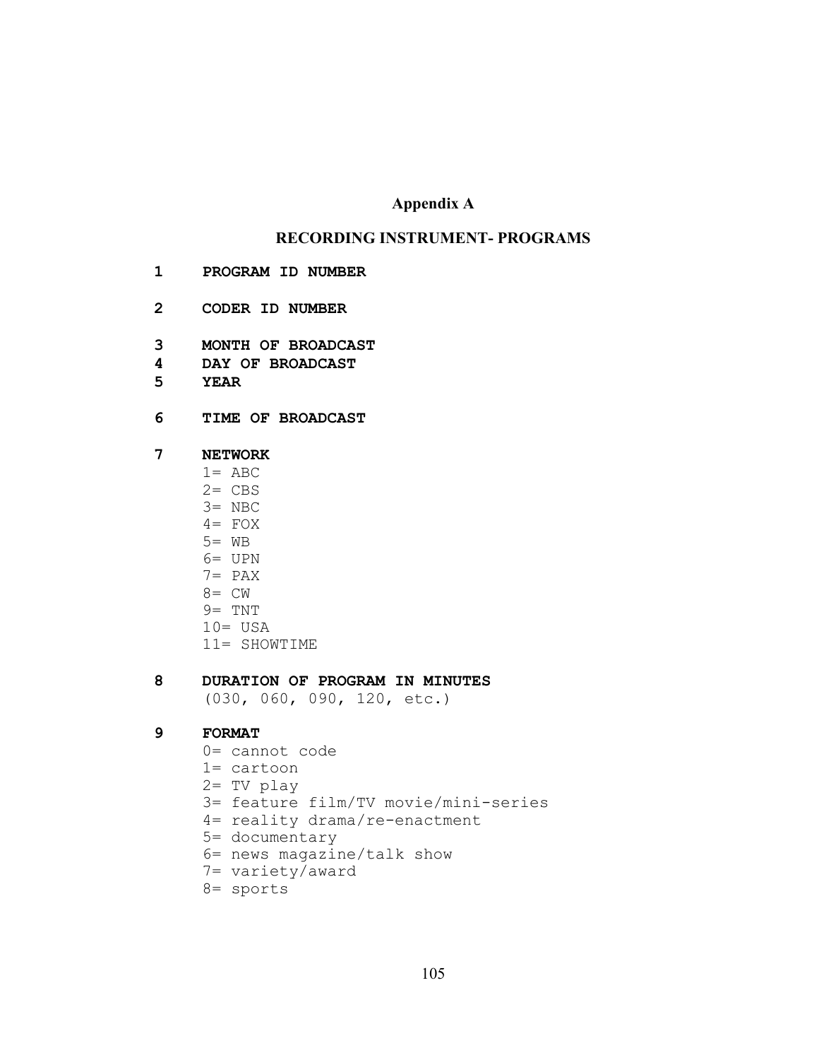# Appendix A

## RECORDING INSTRUMENT- PROGRAMS

**1 PROGRAM ID NUMBER**

**2 CODER ID NUMBER**

**3 MONTH OF BROADCAST**
**4 DAY OF BROADCAST**
**5 YEAR**

**6 TIME OF BROADCAST**

**7 NETWORK**

1= ABC
2= CBS
3= NBC
4= FOX
5= WB
6= UPN
7= PAX
8= CW
9= TNT
10= USA
11= SHOWTIME

**8 DURATION OF PROGRAM IN MINUTES**

(030, 060, 090, 120, etc.)

**9 FORMAT**

0= cannot code
1= cartoon
2= TV play
3= feature film/TV movie/mini-series
4= reality drama/re-enactment
5= documentary
6= news magazine/talk show
7= variety/award
8= sports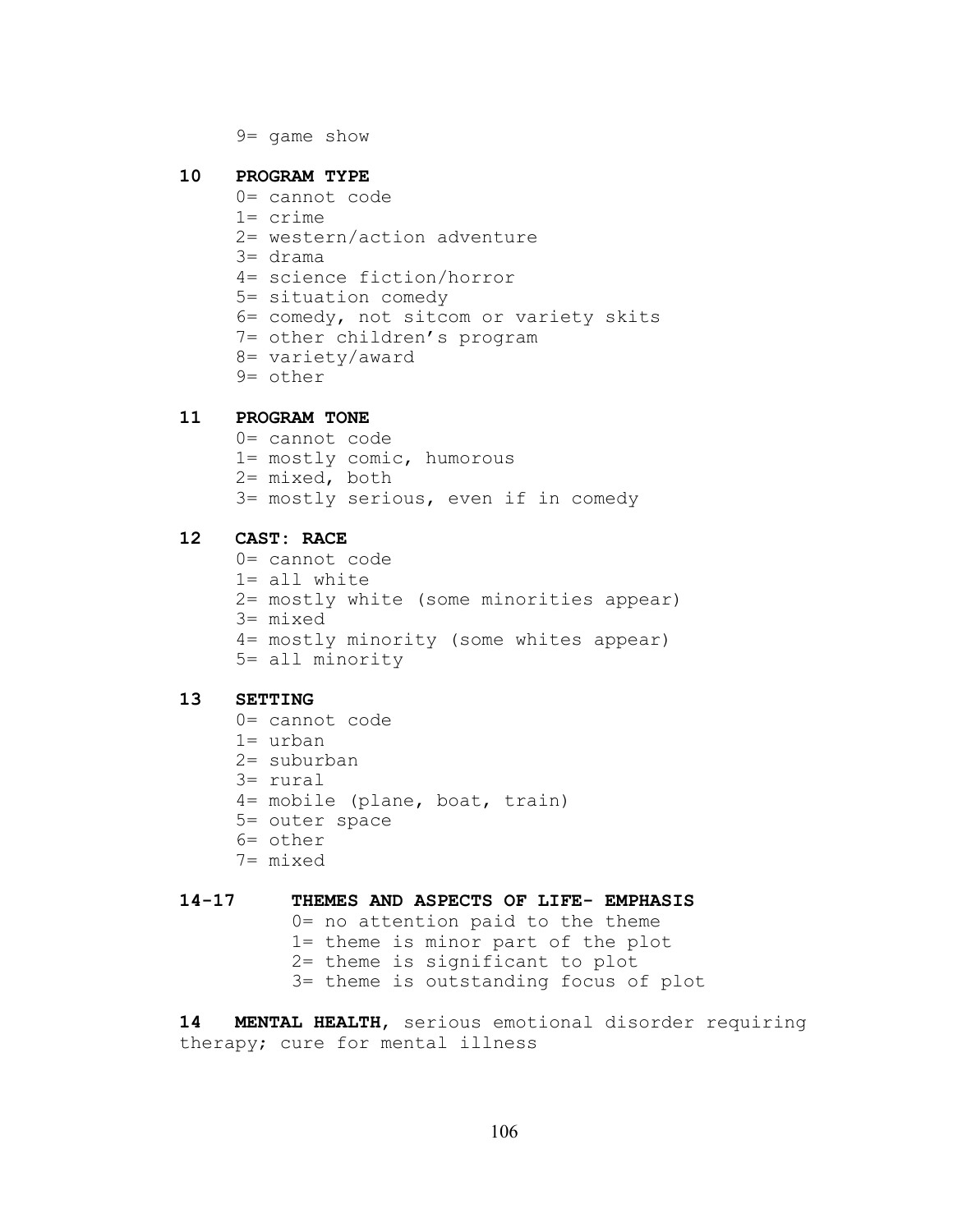9= game show

**10 PROGRAM TYPE**

0= cannot code
1= crime
2= western/action adventure
3= drama
4= science fiction/horror
5= situation comedy
6= comedy, not sitcom or variety skits
7= other children's program
8= variety/award
9= other

**11 PROGRAM TONE**

0= cannot code
1= mostly comic, humorous
2= mixed, both
3= mostly serious, even if in comedy

**12 CAST: RACE**

0= cannot code
1= all white
2= mostly white (some minorities appear)
3= mixed
4= mostly minority (some whites appear)
5= all minority

**13 SETTING**

0= cannot code
1= urban
2= suburban
3= rural
4= mobile (plane, boat, train)
5= outer space
6= other
7= mixed

**14-17 THEMES AND ASPECTS OF LIFE- EMPHASIS**

0= no attention paid to the theme
1= theme is minor part of the plot
2= theme is significant to plot
3= theme is outstanding focus of plot

**14 MENTAL HEALTH**, serious emotional disorder requiring therapy; cure for mental illness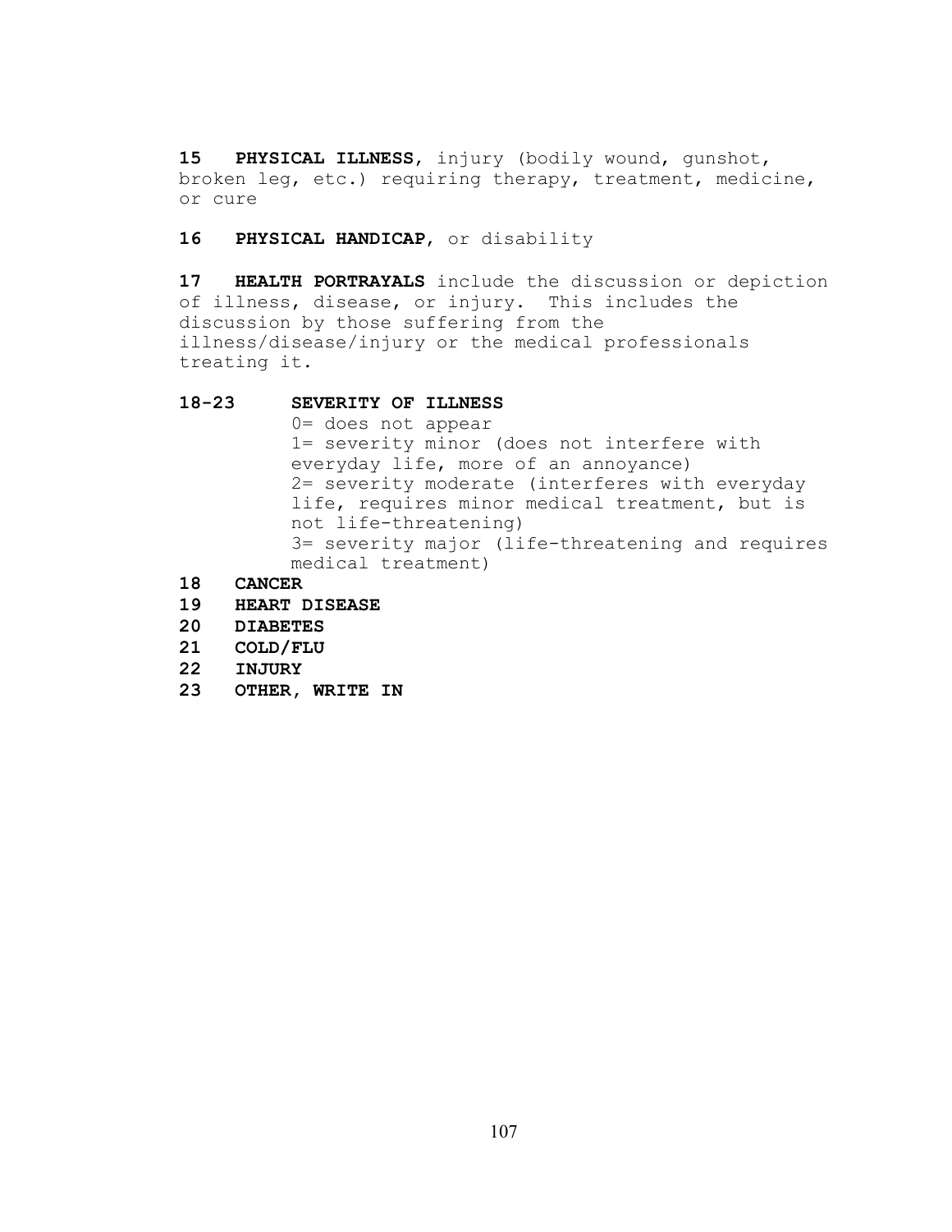**15 PHYSICAL ILLNESS**, injury (bodily wound, gunshot, broken leg, etc.) requiring therapy, treatment, medicine, or cure

**16 PHYSICAL HANDICAP**, or disability

**17 HEALTH PORTRAYALS** include the discussion or depiction of illness, disease, or injury. This includes the discussion by those suffering from the illness/disease/injury or the medical professionals treating it.

**18-23 SEVERITY OF ILLNESS**

0= does not appear
1= severity minor (does not interfere with everyday life, more of an annoyance)
2= severity moderate (interferes with everyday life, requires minor medical treatment, but is not life-threatening)
3= severity major (life-threatening and requires medical treatment)

**18 CANCER**
**19 HEART DISEASE**
**20 DIABETES**
**21 COLD/FLU**
**22 INJURY**
**23 OTHER, WRITE IN**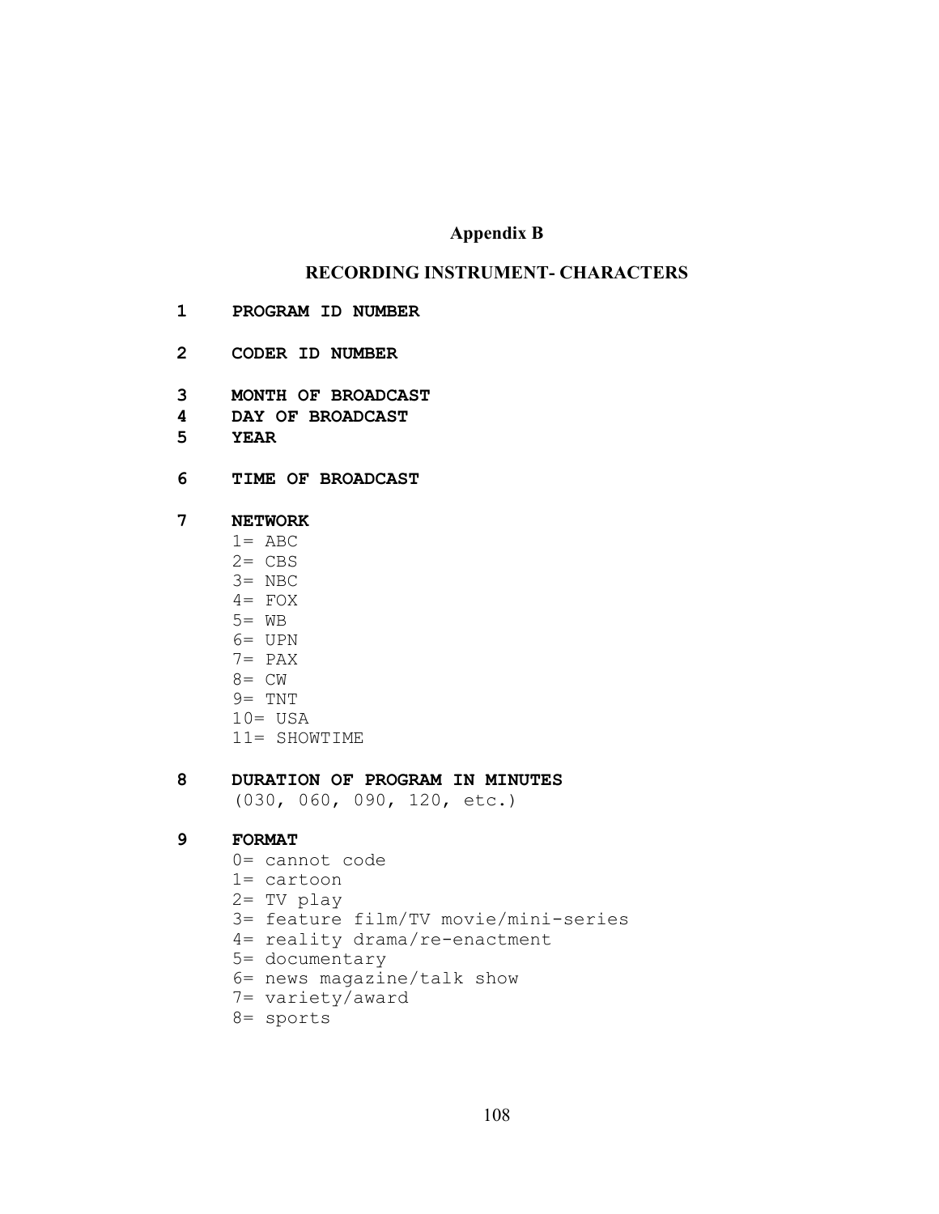## Appendix B

## RECORDING INSTRUMENT- CHARACTERS

**1 PROGRAM ID NUMBER**

**2 CODER ID NUMBER**

**3 MONTH OF BROADCAST**
**4 DAY OF BROADCAST**
**5 YEAR**

**6 TIME OF BROADCAST**

**7 NETWORK**

1= ABC
2= CBS
3= NBC
4= FOX
5= WB
6= UPN
7= PAX
8= CW
9= TNT
10= USA
11= SHOWTIME

**8 DURATION OF PROGRAM IN MINUTES**

(030, 060, 090, 120, etc.)

**9 FORMAT**

0= cannot code
1= cartoon
2= TV play
3= feature film/TV movie/mini-series
4= reality drama/re-enactment
5= documentary
6= news magazine/talk show
7= variety/award
8= sports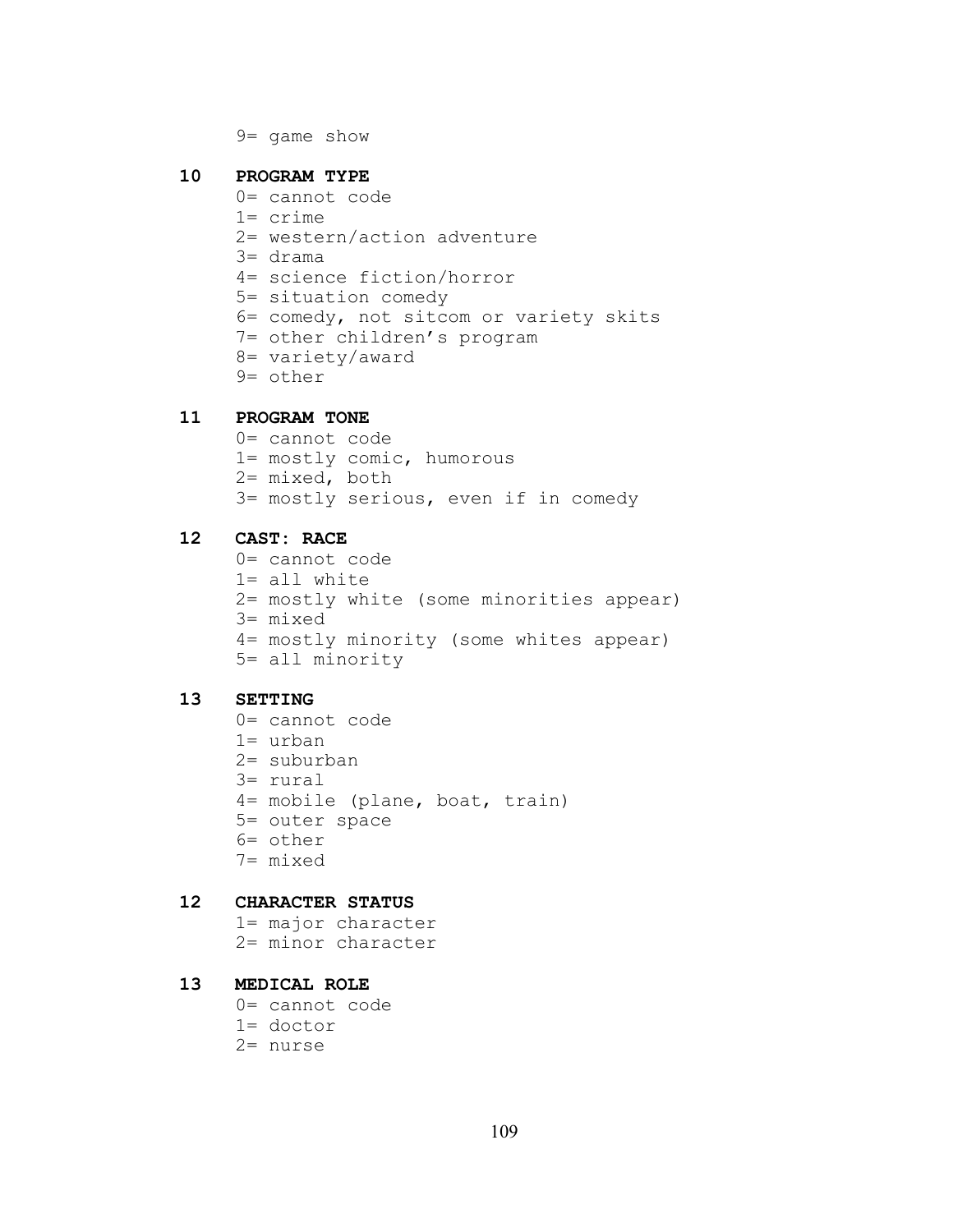9= game show

**10 PROGRAM TYPE**

0= cannot code
1= crime
2= western/action adventure
3= drama
4= science fiction/horror
5= situation comedy
6= comedy, not sitcom or variety skits
7= other children's program
8= variety/award
9= other

**11 PROGRAM TONE**

0= cannot code
1= mostly comic, humorous
2= mixed, both
3= mostly serious, even if in comedy

**12 CAST: RACE**

0= cannot code
1= all white
2= mostly white (some minorities appear)
3= mixed
4= mostly minority (some whites appear)
5= all minority

**13 SETTING**

0= cannot code
1= urban
2= suburban
3= rural
4= mobile (plane, boat, train)
5= outer space
6= other
7= mixed

**12 CHARACTER STATUS**

1= major character
2= minor character

**13 MEDICAL ROLE**

0= cannot code
1= doctor
2= nurse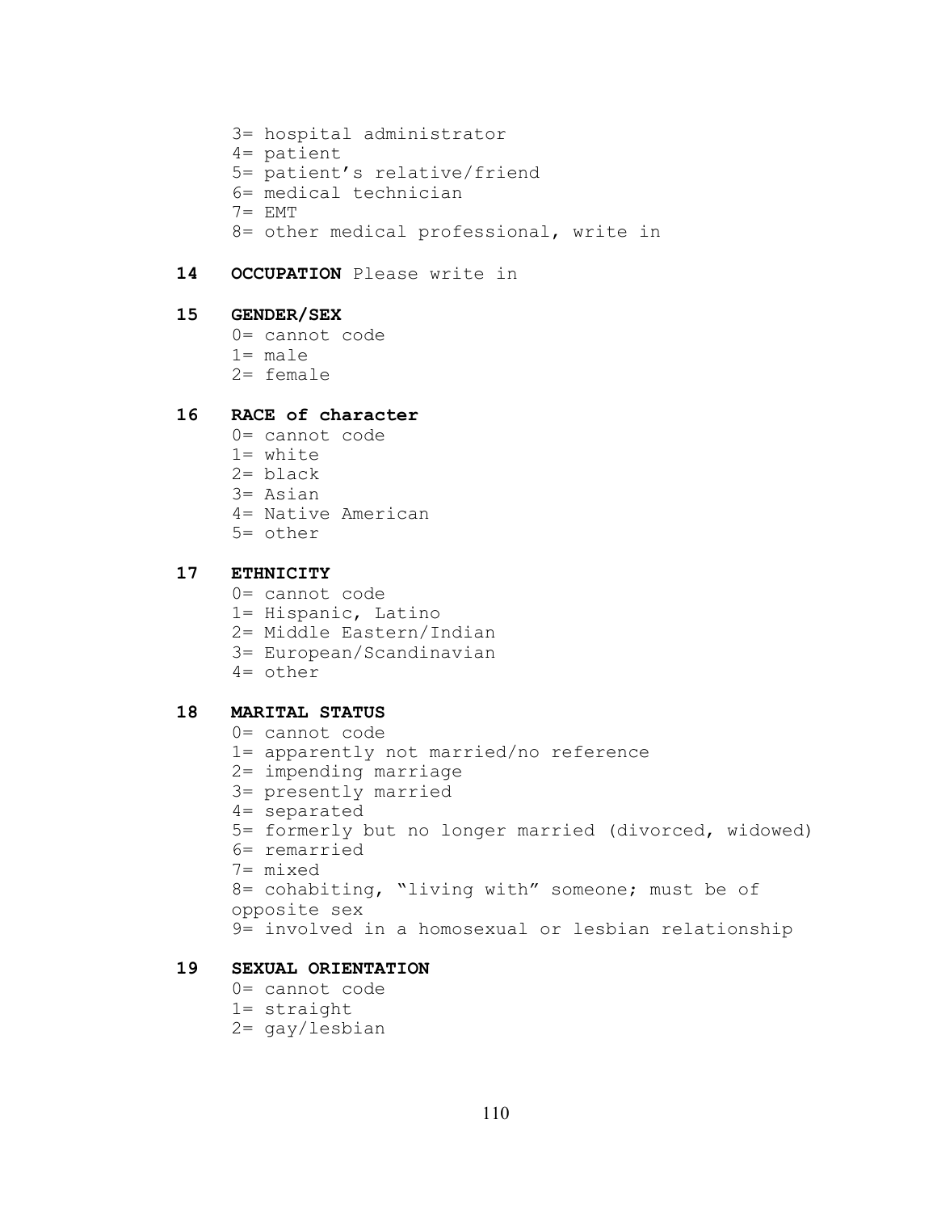3= hospital administrator  
4= patient  
5= patient's relative/friend  
6= medical technician  
7= EMT  
8= other medical professional, write in

**14 OCCUPATION** Please write in

**15 GENDER/SEX**

0= cannot code  
1= male  
2= female

**16 RACE of character**

0= cannot code  
1= white  
2= black  
3= Asian  
4= Native American  
5= other

**17 ETHNICITY**

0= cannot code  
1= Hispanic, Latino  
2= Middle Eastern/Indian  
3= European/Scandinavian  
4= other

**18 MARITAL STATUS**

0= cannot code  
1= apparently not married/no reference  
2= impending marriage  
3= presently married  
4= separated  
5= formerly but no longer married (divorced, widowed)  
6= remarried  
7= mixed  
8= cohabiting, "living with" someone; must be of opposite sex  
9= involved in a homosexual or lesbian relationship

**19 SEXUAL ORIENTATION**

0= cannot code  
1= straight  
2= gay/lesbian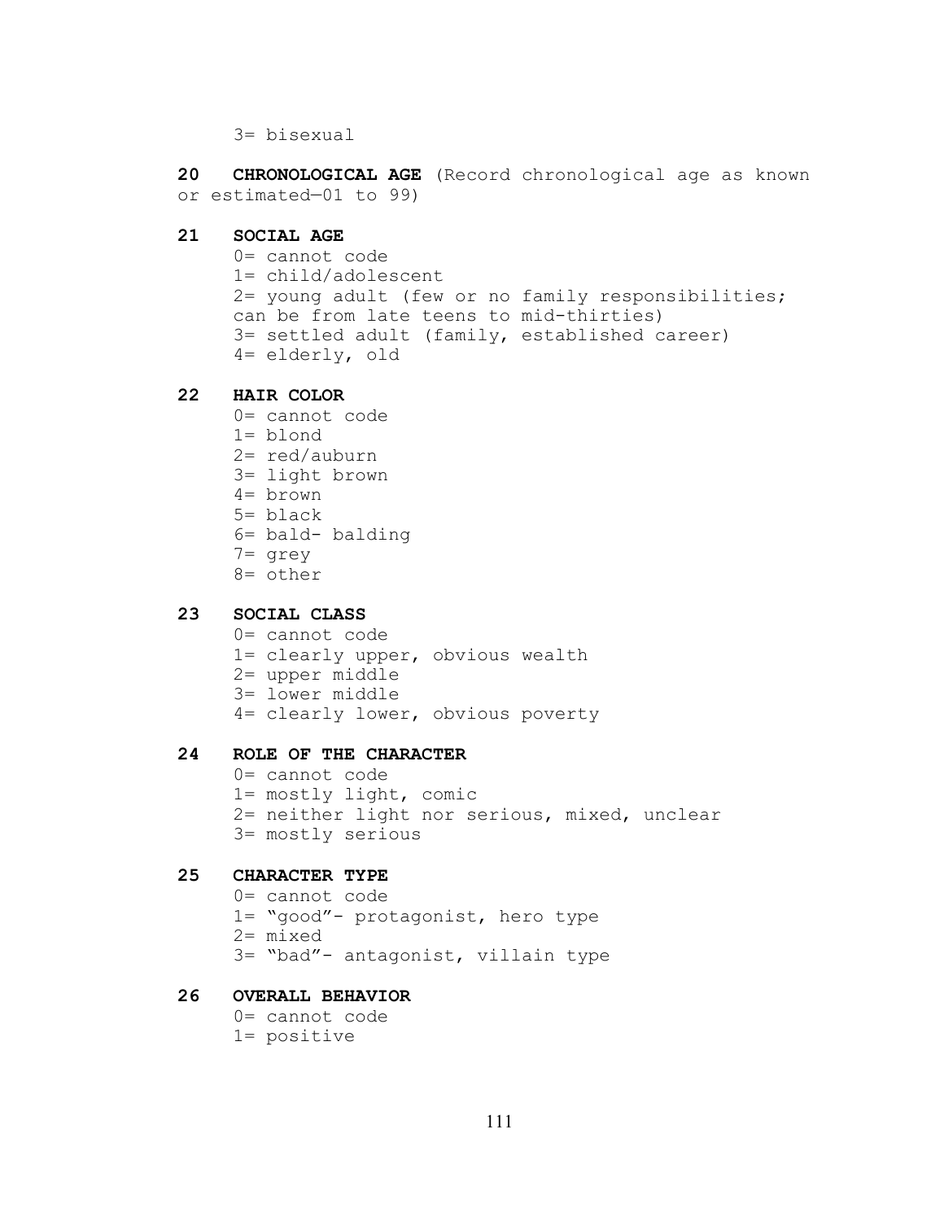3= bisexual

**20 CHRONOLOGICAL AGE** (Record chronological age as known or estimated—01 to 99)

**21 SOCIAL AGE**

0= cannot code
1= child/adolescent
2= young adult (few or no family responsibilities; can be from late teens to mid-thirties)
3= settled adult (family, established career)
4= elderly, old

**22 HAIR COLOR**

0= cannot code
1= blond
2= red/auburn
3= light brown
4= brown
5= black
6= bald- balding
7= grey
8= other

**23 SOCIAL CLASS**

0= cannot code
1= clearly upper, obvious wealth
2= upper middle
3= lower middle
4= clearly lower, obvious poverty

**24 ROLE OF THE CHARACTER**

0= cannot code
1= mostly light, comic
2= neither light nor serious, mixed, unclear
3= mostly serious

**25 CHARACTER TYPE**

0= cannot code
1= "good"- protagonist, hero type
2= mixed
3= "bad"- antagonist, villain type

**26 OVERALL BEHAVIOR**

0= cannot code
1= positive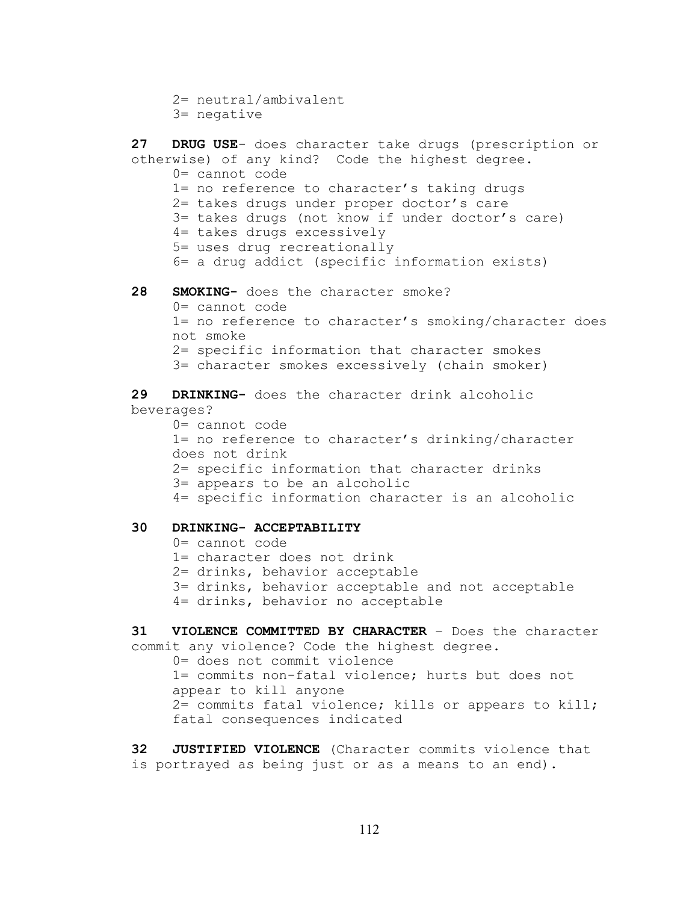2= neutral/ambivalent
3= negative

**27 DRUG USE**- does character take drugs (prescription or otherwise) of any kind? Code the highest degree.
0= cannot code
1= no reference to character's taking drugs
2= takes drugs under proper doctor's care
3= takes drugs (not know if under doctor's care)
4= takes drugs excessively
5= uses drug recreationally
6= a drug addict (specific information exists)

**28 SMOKING-** does the character smoke?
0= cannot code
1= no reference to character's smoking/character does not smoke
2= specific information that character smokes
3= character smokes excessively (chain smoker)

**29 DRINKING-** does the character drink alcoholic beverages?
0= cannot code
1= no reference to character's drinking/character does not drink
2= specific information that character drinks
3= appears to be an alcoholic
4= specific information character is an alcoholic

**30 DRINKING- ACCEPTABILITY**
0= cannot code
1= character does not drink
2= drinks, behavior acceptable
3= drinks, behavior acceptable and not acceptable
4= drinks, behavior no acceptable

**31 VIOLENCE COMMITTED BY CHARACTER** – Does the character commit any violence? Code the highest degree.
0= does not commit violence
1= commits non-fatal violence; hurts but does not appear to kill anyone
2= commits fatal violence; kills or appears to kill; fatal consequences indicated

**32 JUSTIFIED VIOLENCE** (Character commits violence that is portrayed as being just or as a means to an end).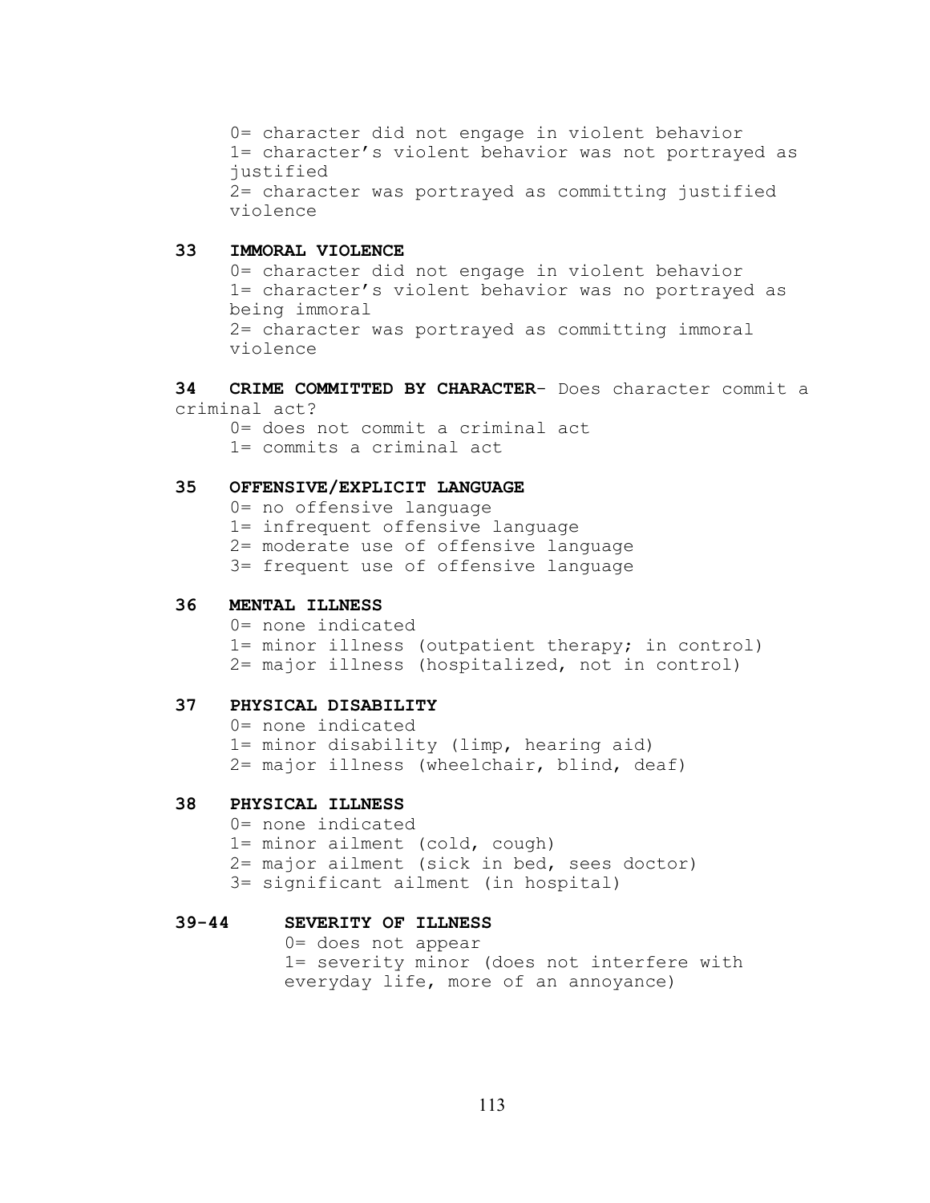0= character did not engage in violent behavior
1= character’s violent behavior was not portrayed as justified
2= character was portrayed as committing justified violence

**33 IMMORAL VIOLENCE**

0= character did not engage in violent behavior
1= character’s violent behavior was no portrayed as being immoral
2= character was portrayed as committing immoral violence

**34 CRIME COMMITTED BY CHARACTER**- Does character commit a criminal act?

0= does not commit a criminal act
1= commits a criminal act

**35 OFFENSIVE/EXPLICIT LANGUAGE**

0= no offensive language
1= infrequent offensive language
2= moderate use of offensive language
3= frequent use of offensive language

**36 MENTAL ILLNESS**

0= none indicated
1= minor illness (outpatient therapy; in control)
2= major illness (hospitalized, not in control)

**37 PHYSICAL DISABILITY**

0= none indicated
1= minor disability (limp, hearing aid)
2= major illness (wheelchair, blind, deaf)

**38 PHYSICAL ILLNESS**

0= none indicated
1= minor ailment (cold, cough)
2= major ailment (sick in bed, sees doctor)
3= significant ailment (in hospital)

**39-44 SEVERITY OF ILLNESS**

0= does not appear
1= severity minor (does not interfere with everyday life, more of an annoyance)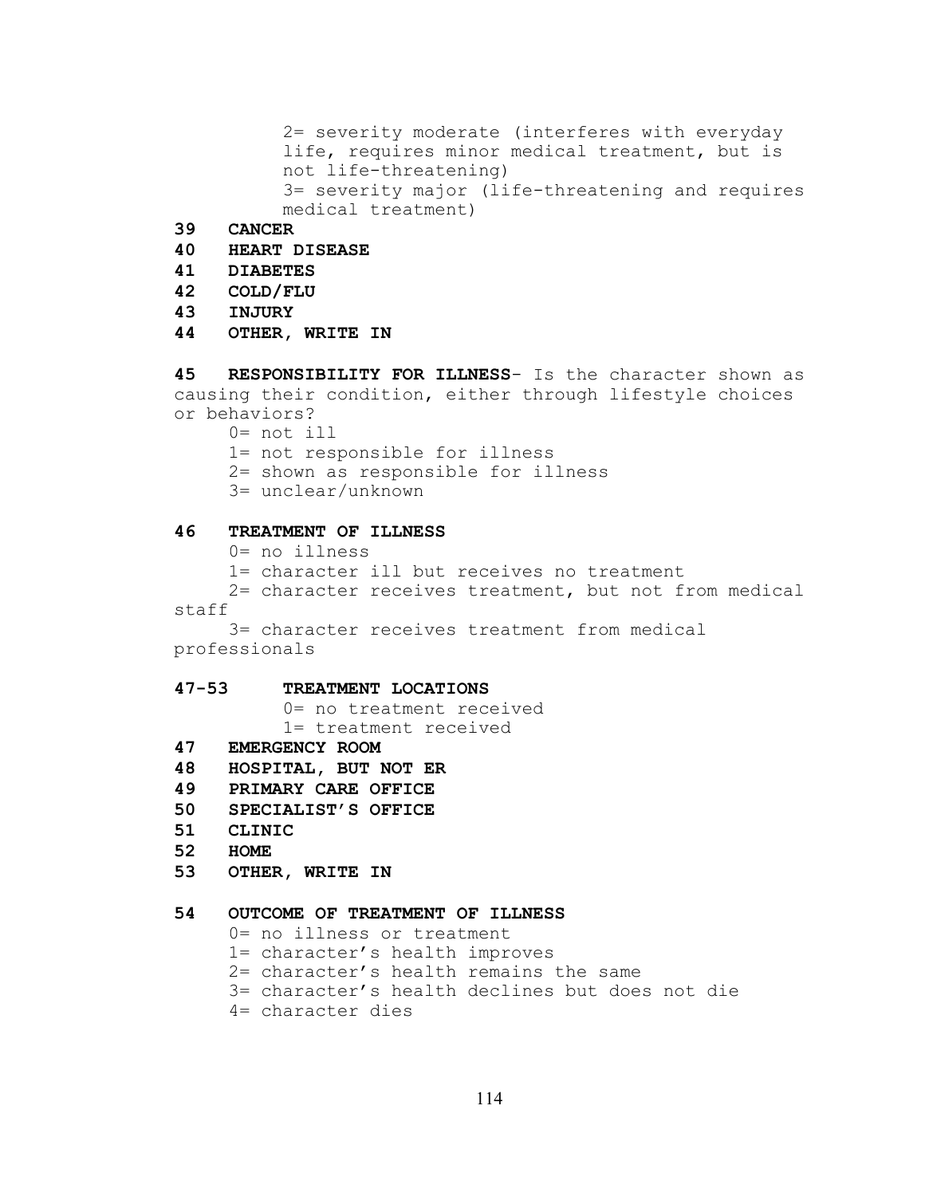2= severity moderate (interferes with everyday life, requires minor medical treatment, but is not life-threatening)
3= severity major (life-threatening and requires medical treatment)

**39 CANCER**
**40 HEART DISEASE**
**41 DIABETES**
**42 COLD/FLU**
**43 INJURY**
**44 OTHER, WRITE IN**

**45 RESPONSIBILITY FOR ILLNESS**- Is the character shown as causing their condition, either through lifestyle choices or behaviors?

0= not ill
1= not responsible for illness
2= shown as responsible for illness
3= unclear/unknown

**46 TREATMENT OF ILLNESS**

0= no illness
1= character ill but receives no treatment
2= character receives treatment, but not from medical staff
3= character receives treatment from medical professionals

**47-53 TREATMENT LOCATIONS**

0= no treatment received
1= treatment received

**47 EMERGENCY ROOM**
**48 HOSPITAL, BUT NOT ER**
**49 PRIMARY CARE OFFICE**
**50 SPECIALIST'S OFFICE**
**51 CLINIC**
**52 HOME**
**53 OTHER, WRITE IN**

**54 OUTCOME OF TREATMENT OF ILLNESS**

0= no illness or treatment
1= character's health improves
2= character's health remains the same
3= character's health declines but does not die
4= character dies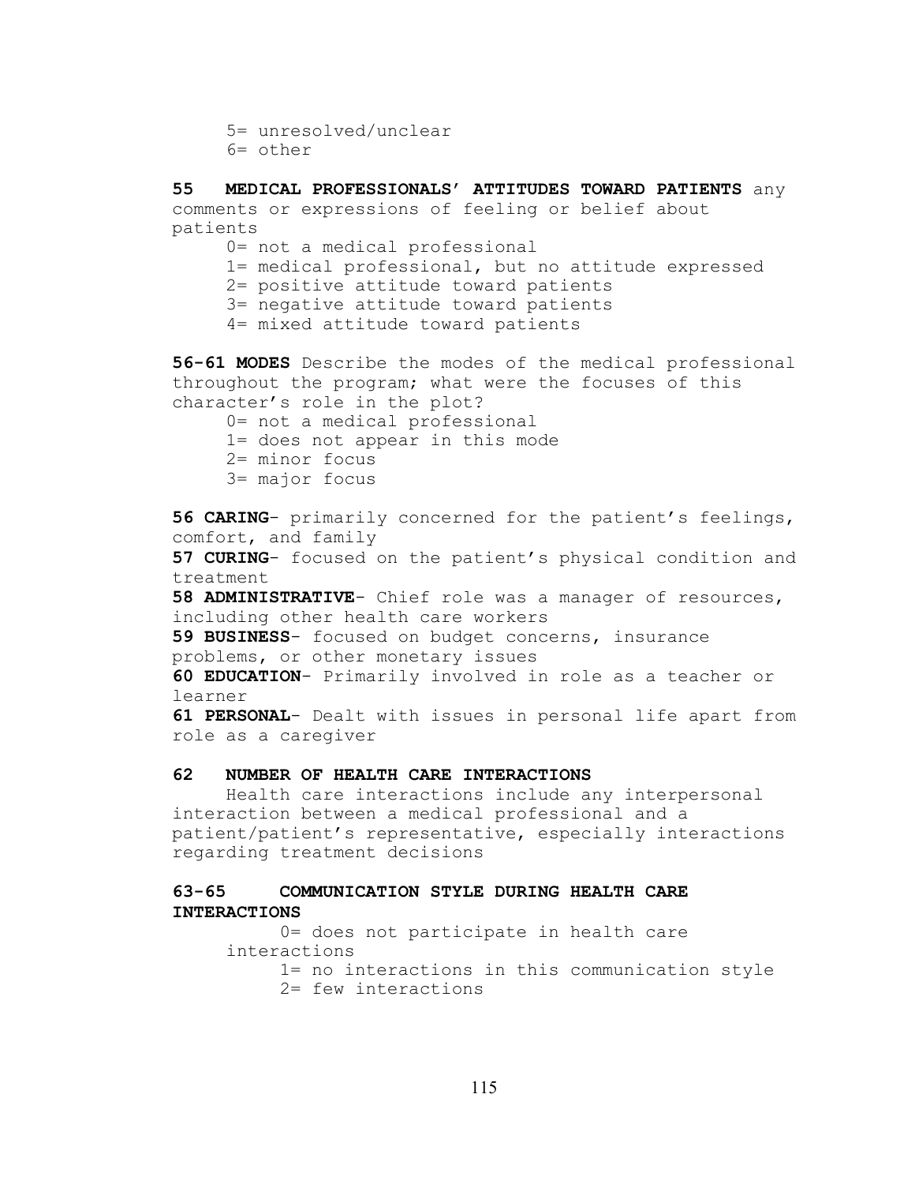5= unresolved/unclear
6= other

**55 MEDICAL PROFESSIONALS' ATTITUDES TOWARD PATIENTS** any comments or expressions of feeling or belief about patients

0= not a medical professional
1= medical professional, but no attitude expressed
2= positive attitude toward patients
3= negative attitude toward patients
4= mixed attitude toward patients

**56-61 MODES** Describe the modes of the medical professional throughout the program; what were the focuses of this character's role in the plot?

0= not a medical professional
1= does not appear in this mode
2= minor focus
3= major focus

**56 CARING**- primarily concerned for the patient's feelings, comfort, and family
**57 CURING**- focused on the patient's physical condition and treatment
**58 ADMINISTRATIVE**- Chief role was a manager of resources, including other health care workers
**59 BUSINESS**- focused on budget concerns, insurance problems, or other monetary issues
**60 EDUCATION**- Primarily involved in role as a teacher or learner
**61 PERSONAL**- Dealt with issues in personal life apart from role as a caregiver

**62 NUMBER OF HEALTH CARE INTERACTIONS**

Health care interactions include any interpersonal interaction between a medical professional and a patient/patient's representative, especially interactions regarding treatment decisions

**63-65 COMMUNICATION STYLE DURING HEALTH CARE INTERACTIONS**

0= does not participate in health care interactions
1= no interactions in this communication style
2= few interactions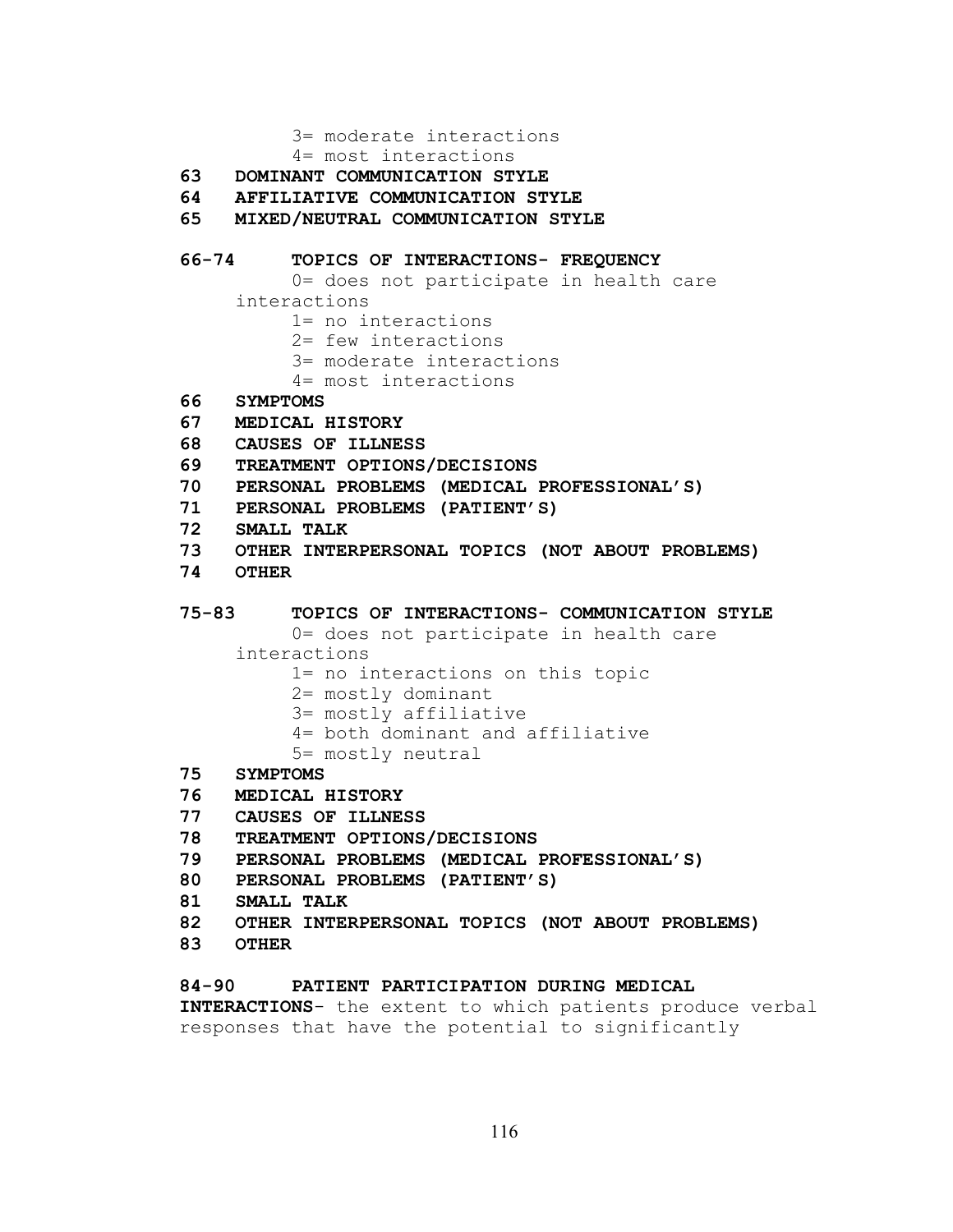3= moderate interactions
4= most interactions

**63 DOMINANT COMMUNICATION STYLE**

**64 AFFILIATIVE COMMUNICATION STYLE**

**65 MIXED/NEUTRAL COMMUNICATION STYLE**

**66-74 TOPICS OF INTERACTIONS- FREQUENCY**

0= does not participate in health care interactions
1= no interactions
2= few interactions
3= moderate interactions
4= most interactions

**66 SYMPTOMS**

**67 MEDICAL HISTORY**

**68 CAUSES OF ILLNESS**

**69 TREATMENT OPTIONS/DECISIONS**

**70 PERSONAL PROBLEMS (MEDICAL PROFESSIONAL'S)**

**71 PERSONAL PROBLEMS (PATIENT'S)**

**72 SMALL TALK**

**73 OTHER INTERPERSONAL TOPICS (NOT ABOUT PROBLEMS)**

**74 OTHER**

**75-83 TOPICS OF INTERACTIONS- COMMUNICATION STYLE**

0= does not participate in health care interactions
1= no interactions on this topic
2= mostly dominant
3= mostly affiliative
4= both dominant and affiliative
5= mostly neutral

**75 SYMPTOMS**

**76 MEDICAL HISTORY**

**77 CAUSES OF ILLNESS**

**78 TREATMENT OPTIONS/DECISIONS**

**79 PERSONAL PROBLEMS (MEDICAL PROFESSIONAL'S)**

**80 PERSONAL PROBLEMS (PATIENT'S)**

**81 SMALL TALK**

**82 OTHER INTERPERSONAL TOPICS (NOT ABOUT PROBLEMS)**

**83 OTHER**

**84-90 PATIENT PARTICIPATION DURING MEDICAL INTERACTIONS**- the extent to which patients produce verbal responses that have the potential to significantly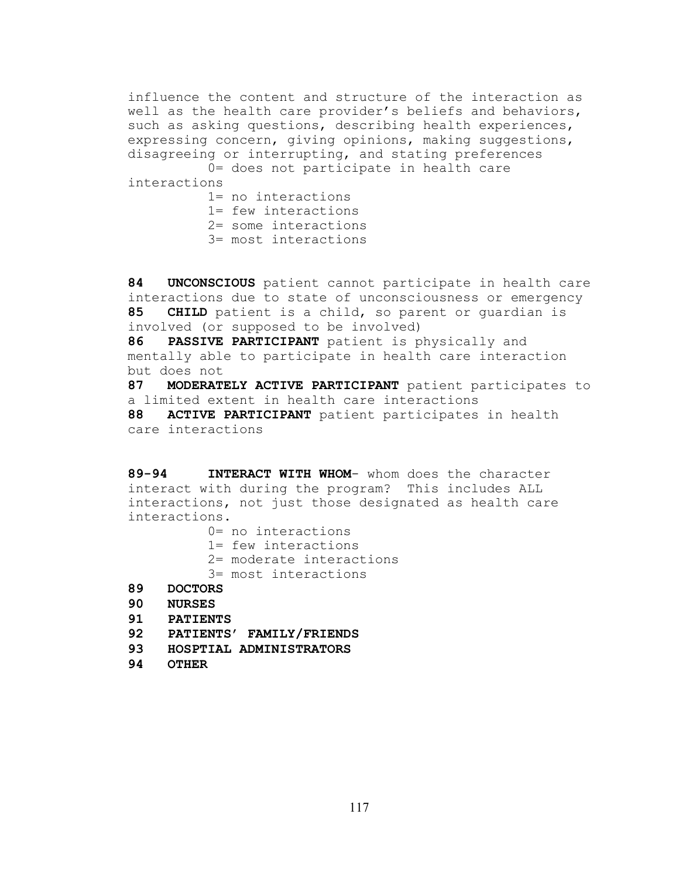influence the content and structure of the interaction as well as the health care provider's beliefs and behaviors, such as asking questions, describing health experiences, expressing concern, giving opinions, making suggestions, disagreeing or interrupting, and stating preferences

0= does not participate in health care interactions
1= no interactions
1= few interactions
2= some interactions
3= most interactions

**84 UNCONSCIOUS** patient cannot participate in health care interactions due to state of unconsciousness or emergency
**85 CHILD** patient is a child, so parent or guardian is involved (or supposed to be involved)
**86 PASSIVE PARTICIPANT** patient is physically and mentally able to participate in health care interaction but does not
**87 MODERATELY ACTIVE PARTICIPANT** patient participates to a limited extent in health care interactions
**88 ACTIVE PARTICIPANT** patient participates in health care interactions

**89-94 INTERACT WITH WHOM**- whom does the character interact with during the program? This includes ALL interactions, not just those designated as health care interactions.

0= no interactions
1= few interactions
2= moderate interactions
3= most interactions

**89 DOCTORS**
**90 NURSES**
**91 PATIENTS**
**92 PATIENTS' FAMILY/FRIENDS**
**93 HOSPTIAL ADMINISTRATORS**
**94 OTHER**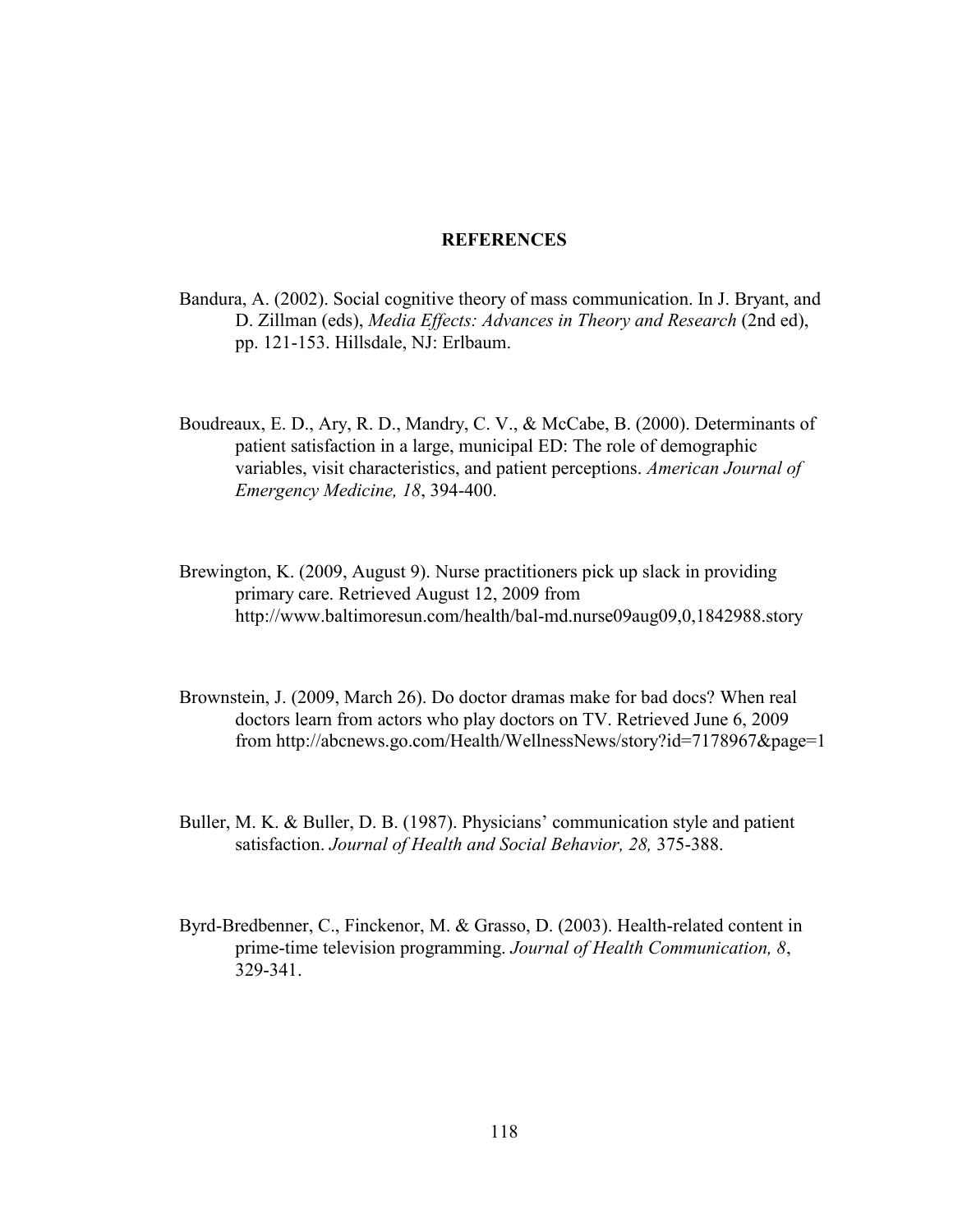# REFERENCES

Bandura, A. (2002). Social cognitive theory of mass communication. In J. Bryant, and D. Zillman (eds), *Media Effects: Advances in Theory and Research* (2nd ed), pp. 121-153. Hillsdale, NJ: Erlbaum.

Boudreaux, E. D., Ary, R. D., Mandry, C. V., & McCabe, B. (2000). Determinants of patient satisfaction in a large, municipal ED: The role of demographic variables, visit characteristics, and patient perceptions. *American Journal of Emergency Medicine, 18*, 394-400.

Brewington, K. (2009, August 9). Nurse practitioners pick up slack in providing primary care. Retrieved August 12, 2009 from http://www.baltimoresun.com/health/bal-md.nurse09aug09,0,1842988.story

Brownstein, J. (2009, March 26). Do doctor dramas make for bad docs? When real doctors learn from actors who play doctors on TV. Retrieved June 6, 2009 from http://abcnews.go.com/Health/WellnessNews/story?id=7178967&page=1

Buller, M. K. & Buller, D. B. (1987). Physicians' communication style and patient satisfaction. *Journal of Health and Social Behavior, 28,* 375-388.

Byrd-Bredbenner, C., Finckenor, M. & Grasso, D. (2003). Health-related content in prime-time television programming. *Journal of Health Communication, 8*, 329-341.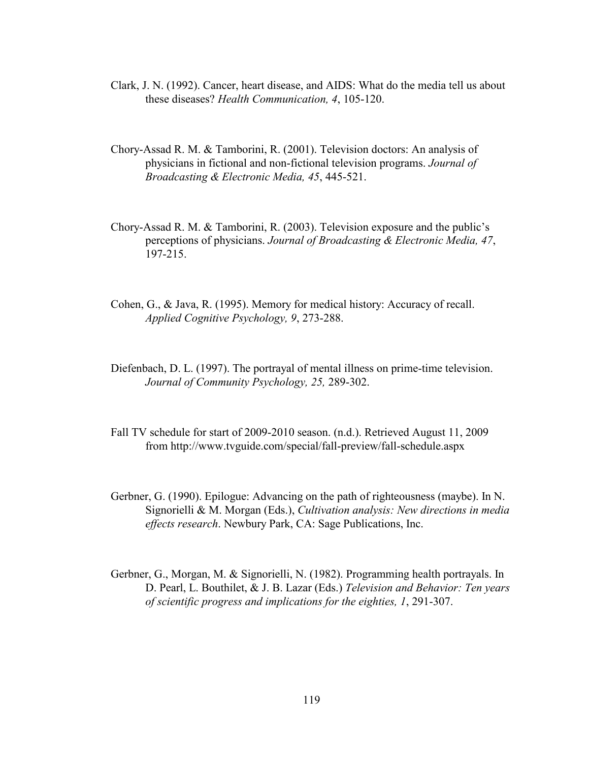Clark, J. N. (1992). Cancer, heart disease, and AIDS: What do the media tell us about these diseases? *Health Communication, 4*, 105-120.

Chory-Assad R. M. & Tamborini, R. (2001). Television doctors: An analysis of physicians in fictional and non-fictional television programs. *Journal of Broadcasting & Electronic Media, 45*, 445-521.

Chory-Assad R. M. & Tamborini, R. (2003). Television exposure and the public's perceptions of physicians. *Journal of Broadcasting & Electronic Media, 47*, 197-215.

Cohen, G., & Java, R. (1995). Memory for medical history: Accuracy of recall. *Applied Cognitive Psychology, 9*, 273-288.

Diefenbach, D. L. (1997). The portrayal of mental illness on prime-time television. *Journal of Community Psychology, 25,* 289-302.

Fall TV schedule for start of 2009-2010 season. (n.d.). Retrieved August 11, 2009 from http://www.tvguide.com/special/fall-preview/fall-schedule.aspx

Gerbner, G. (1990). Epilogue: Advancing on the path of righteousness (maybe). In N. Signorielli & M. Morgan (Eds.), *Cultivation analysis: New directions in media effects research*. Newbury Park, CA: Sage Publications, Inc.

Gerbner, G., Morgan, M. & Signorielli, N. (1982). Programming health portrayals. In D. Pearl, L. Bouthilet, & J. B. Lazar (Eds.) *Television and Behavior: Ten years of scientific progress and implications for the eighties, 1*, 291-307.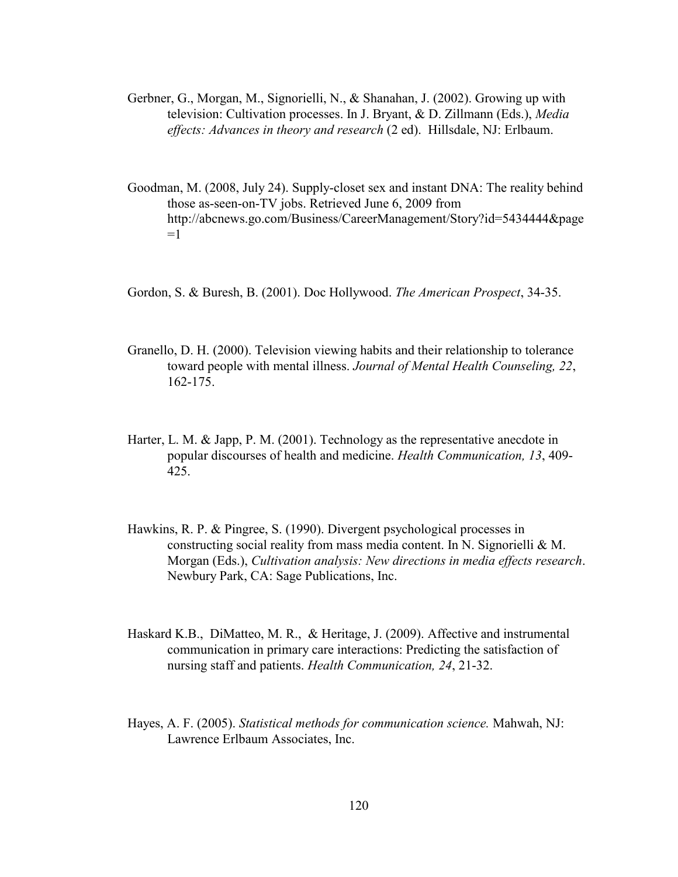Gerbner, G., Morgan, M., Signorielli, N., & Shanahan, J. (2002). Growing up with television: Cultivation processes. In J. Bryant, & D. Zillmann (Eds.), *Media effects: Advances in theory and research* (2 ed). Hillsdale, NJ: Erlbaum.

Goodman, M. (2008, July 24). Supply-closet sex and instant DNA: The reality behind those as-seen-on-TV jobs. Retrieved June 6, 2009 from http://abcnews.go.com/Business/CareerManagement/Story?id=5434444&page=1

Gordon, S. & Buresh, B. (2001). Doc Hollywood. *The American Prospect*, 34-35.

Granello, D. H. (2000). Television viewing habits and their relationship to tolerance toward people with mental illness. *Journal of Mental Health Counseling, 22*, 162-175.

Harter, L. M. & Japp, P. M. (2001). Technology as the representative anecdote in popular discourses of health and medicine. *Health Communication, 13*, 409-425.

Hawkins, R. P. & Pingree, S. (1990). Divergent psychological processes in constructing social reality from mass media content. In N. Signorielli & M. Morgan (Eds.), *Cultivation analysis: New directions in media effects research*. Newbury Park, CA: Sage Publications, Inc.

Haskard K.B., DiMatteo, M. R., & Heritage, J. (2009). Affective and instrumental communication in primary care interactions: Predicting the satisfaction of nursing staff and patients. *Health Communication, 24*, 21-32.

Hayes, A. F. (2005). *Statistical methods for communication science.* Mahwah, NJ: Lawrence Erlbaum Associates, Inc.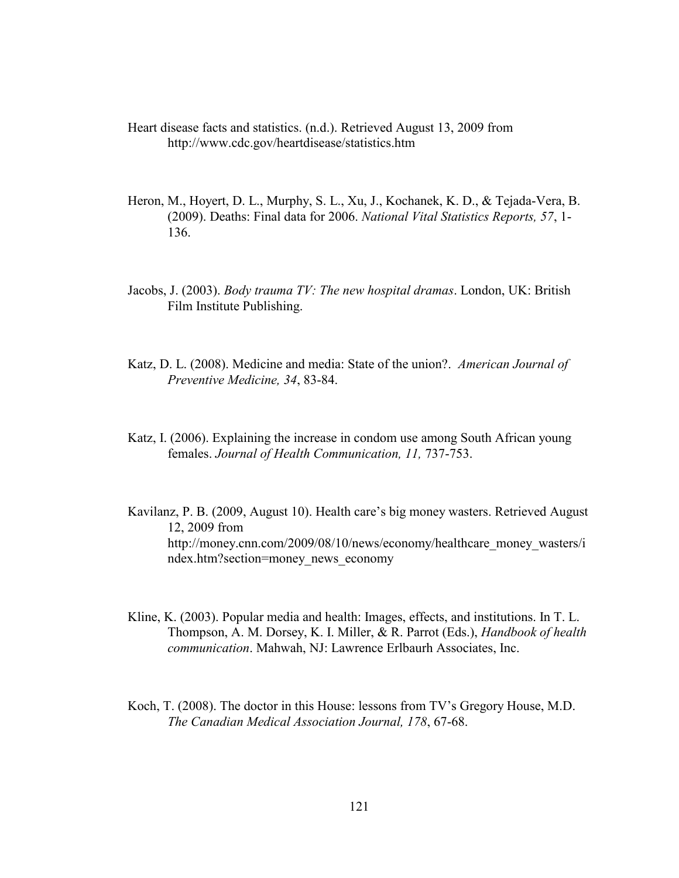Heart disease facts and statistics. (n.d.). Retrieved August 13, 2009 from http://www.cdc.gov/heartdisease/statistics.htm

Heron, M., Hoyert, D. L., Murphy, S. L., Xu, J., Kochanek, K. D., & Tejada-Vera, B. (2009). Deaths: Final data for 2006. *National Vital Statistics Reports, 57*, 1-136.

Jacobs, J. (2003). *Body trauma TV: The new hospital dramas*. London, UK: British Film Institute Publishing.

Katz, D. L. (2008). Medicine and media: State of the union?. *American Journal of Preventive Medicine, 34*, 83-84.

Katz, I. (2006). Explaining the increase in condom use among South African young females. *Journal of Health Communication, 11,* 737-753.

Kavilanz, P. B. (2009, August 10). Health care's big money wasters. Retrieved August 12, 2009 from http://money.cnn.com/2009/08/10/news/economy/healthcare_money_wasters/index.htm?section=money_news_economy

Kline, K. (2003). Popular media and health: Images, effects, and institutions. In T. L. Thompson, A. M. Dorsey, K. I. Miller, & R. Parrot (Eds.), *Handbook of health communication*. Mahwah, NJ: Lawrence Erlbaurh Associates, Inc.

Koch, T. (2008). The doctor in this House: lessons from TV's Gregory House, M.D. *The Canadian Medical Association Journal, 178*, 67-68.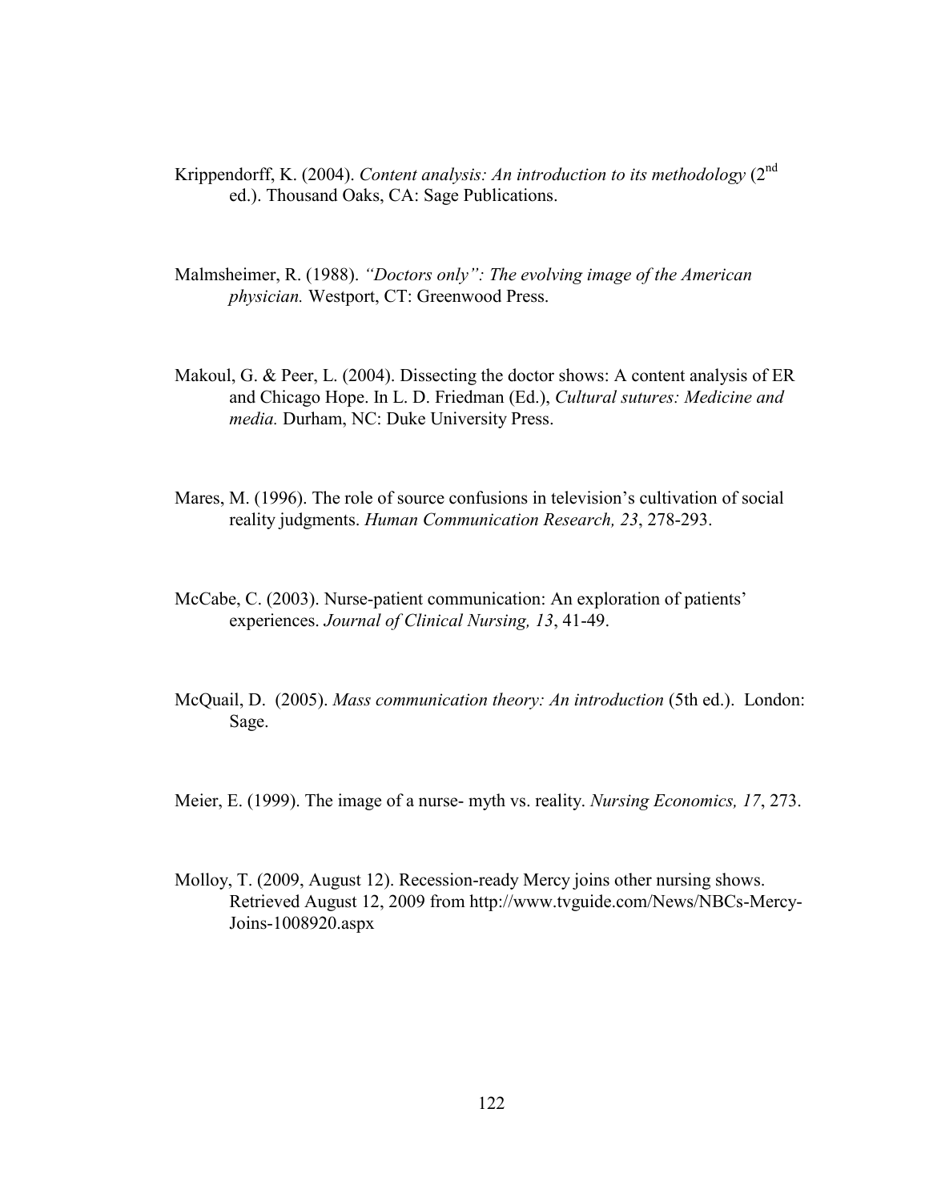Krippendorff, K. (2004). *Content analysis: An introduction to its methodology* (2nd ed.). Thousand Oaks, CA: Sage Publications.

Malmsheimer, R. (1988). *"Doctors only": The evolving image of the American physician.* Westport, CT: Greenwood Press.

Makoul, G. & Peer, L. (2004). Dissecting the doctor shows: A content analysis of ER and Chicago Hope. In L. D. Friedman (Ed.), *Cultural sutures: Medicine and media.* Durham, NC: Duke University Press.

Mares, M. (1996). The role of source confusions in television's cultivation of social reality judgments. *Human Communication Research, 23*, 278-293.

McCabe, C. (2003). Nurse-patient communication: An exploration of patients' experiences. *Journal of Clinical Nursing, 13*, 41-49.

McQuail, D. (2005). *Mass communication theory: An introduction* (5th ed.). London: Sage.

Meier, E. (1999). The image of a nurse- myth vs. reality. *Nursing Economics, 17*, 273.

Molloy, T. (2009, August 12). Recession-ready Mercy joins other nursing shows. Retrieved August 12, 2009 from http://www.tvguide.com/News/NBCs-Mercy-Joins-1008920.aspx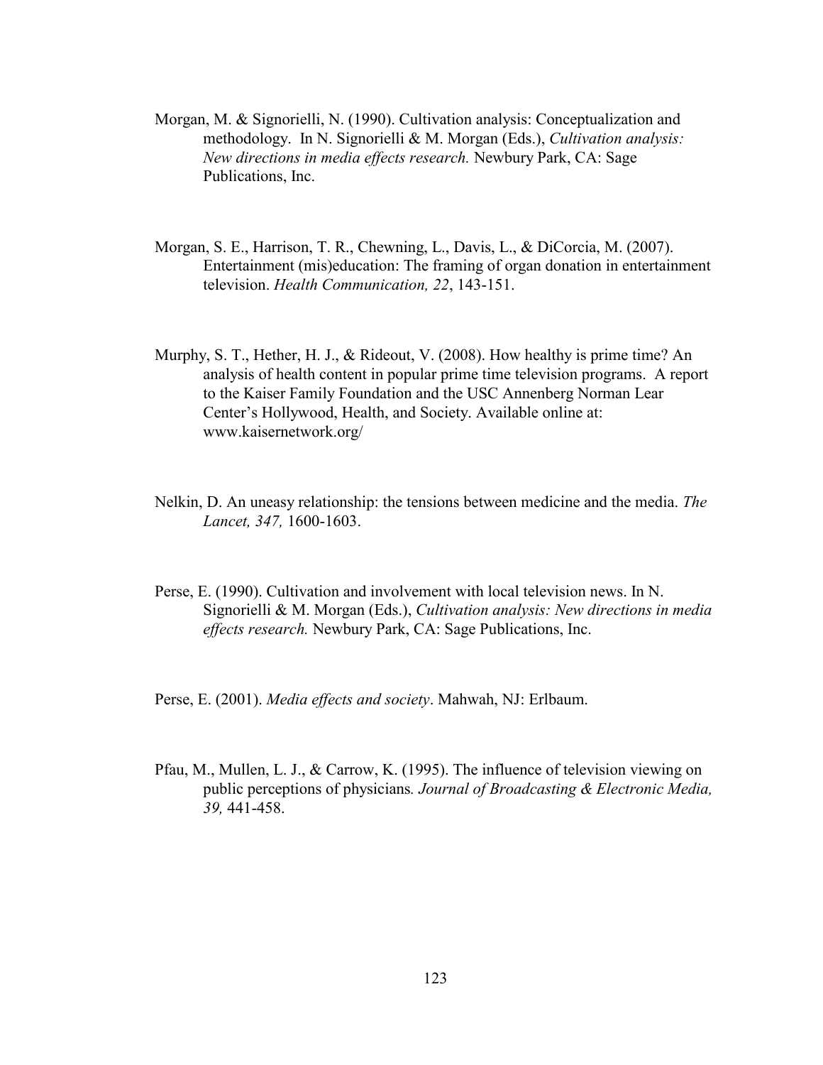Morgan, M. & Signorielli, N. (1990). Cultivation analysis: Conceptualization and methodology. In N. Signorielli & M. Morgan (Eds.), *Cultivation analysis: New directions in media effects research.* Newbury Park, CA: Sage Publications, Inc.

Morgan, S. E., Harrison, T. R., Chewning, L., Davis, L., & DiCorcia, M. (2007). Entertainment (mis)education: The framing of organ donation in entertainment television. *Health Communication, 22*, 143-151.

Murphy, S. T., Hether, H. J., & Rideout, V. (2008). How healthy is prime time? An analysis of health content in popular prime time television programs. A report to the Kaiser Family Foundation and the USC Annenberg Norman Lear Center's Hollywood, Health, and Society. Available online at: www.kaisernetwork.org/

Nelkin, D. An uneasy relationship: the tensions between medicine and the media. *The Lancet, 347,* 1600-1603.

Perse, E. (1990). Cultivation and involvement with local television news. In N. Signorielli & M. Morgan (Eds.), *Cultivation analysis: New directions in media effects research.* Newbury Park, CA: Sage Publications, Inc.

Perse, E. (2001). *Media effects and society*. Mahwah, NJ: Erlbaum.

Pfau, M., Mullen, L. J., & Carrow, K. (1995). The influence of television viewing on public perceptions of physicians*. Journal of Broadcasting & Electronic Media, 39,* 441-458.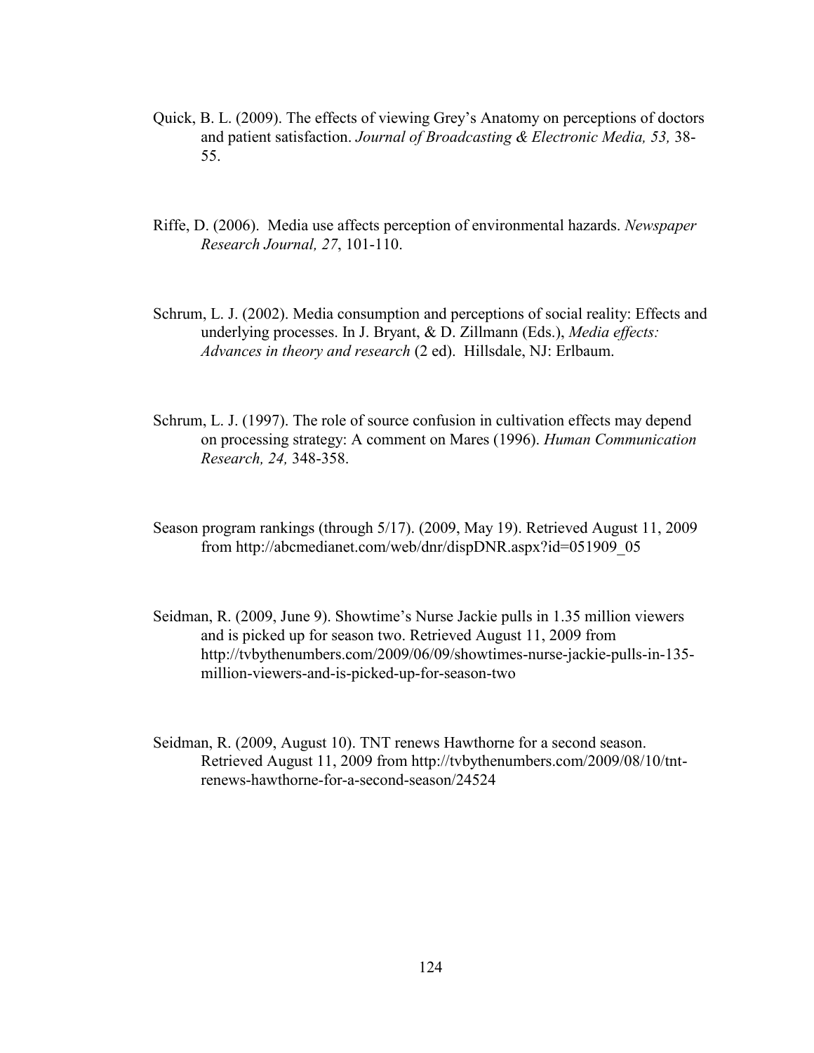Quick, B. L. (2009). The effects of viewing Grey's Anatomy on perceptions of doctors and patient satisfaction. *Journal of Broadcasting & Electronic Media, 53,* 38-55.

Riffe, D. (2006). Media use affects perception of environmental hazards. *Newspaper Research Journal, 27*, 101-110.

Schrum, L. J. (2002). Media consumption and perceptions of social reality: Effects and underlying processes. In J. Bryant, & D. Zillmann (Eds.), *Media effects: Advances in theory and research* (2 ed). Hillsdale, NJ: Erlbaum.

Schrum, L. J. (1997). The role of source confusion in cultivation effects may depend on processing strategy: A comment on Mares (1996). *Human Communication Research, 24,* 348-358.

Season program rankings (through 5/17). (2009, May 19). Retrieved August 11, 2009 from http://abcmedianet.com/web/dnr/dispDNR.aspx?id=051909_05

Seidman, R. (2009, June 9). Showtime's Nurse Jackie pulls in 1.35 million viewers and is picked up for season two. Retrieved August 11, 2009 from http://tvbythenumbers.com/2009/06/09/showtimes-nurse-jackie-pulls-in-135-million-viewers-and-is-picked-up-for-season-two

Seidman, R. (2009, August 10). TNT renews Hawthorne for a second season. Retrieved August 11, 2009 from http://tvbythenumbers.com/2009/08/10/tnt-renews-hawthorne-for-a-second-season/24524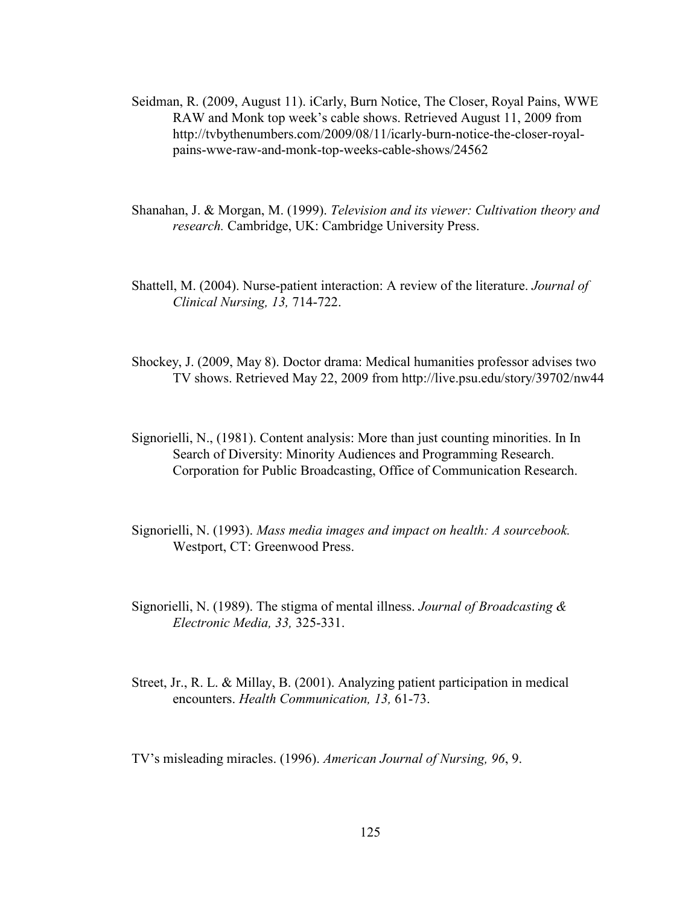Seidman, R. (2009, August 11). iCarly, Burn Notice, The Closer, Royal Pains, WWE RAW and Monk top week's cable shows. Retrieved August 11, 2009 from http://tvbythenumbers.com/2009/08/11/icarly-burn-notice-the-closer-royal-pains-wwe-raw-and-monk-top-weeks-cable-shows/24562

Shanahan, J. & Morgan, M. (1999). *Television and its viewer: Cultivation theory and research.* Cambridge, UK: Cambridge University Press.

Shattell, M. (2004). Nurse-patient interaction: A review of the literature. *Journal of Clinical Nursing, 13,* 714-722.

Shockey, J. (2009, May 8). Doctor drama: Medical humanities professor advises two TV shows. Retrieved May 22, 2009 from http://live.psu.edu/story/39702/nw44

Signorielli, N., (1981). Content analysis: More than just counting minorities. In In Search of Diversity: Minority Audiences and Programming Research. Corporation for Public Broadcasting, Office of Communication Research.

Signorielli, N. (1993). *Mass media images and impact on health: A sourcebook.* Westport, CT: Greenwood Press.

Signorielli, N. (1989). The stigma of mental illness. *Journal of Broadcasting & Electronic Media, 33,* 325-331.

Street, Jr., R. L. & Millay, B. (2001). Analyzing patient participation in medical encounters. *Health Communication, 13,* 61-73.

TV's misleading miracles. (1996). *American Journal of Nursing, 96*, 9.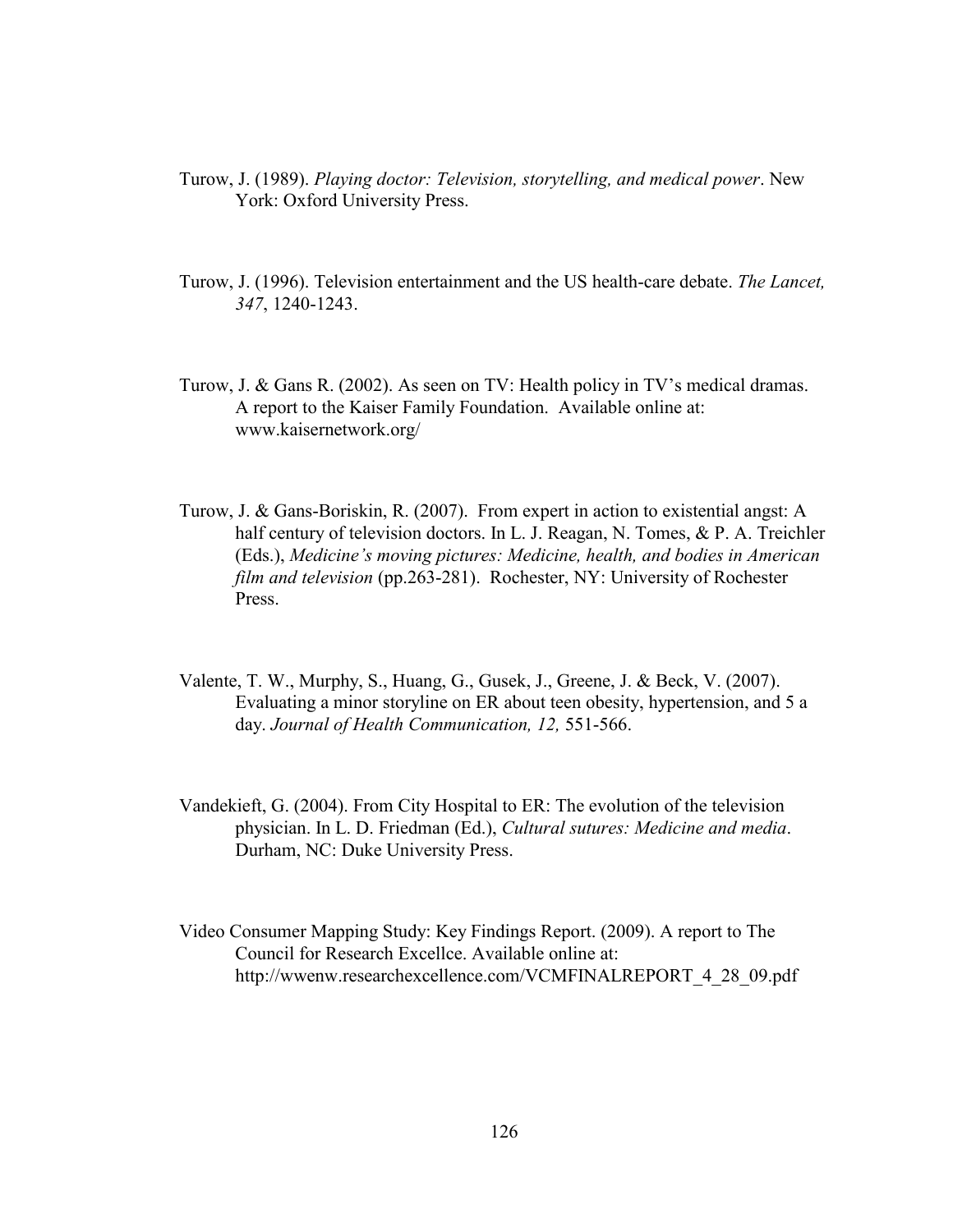Turow, J. (1989). *Playing doctor: Television, storytelling, and medical power*. New York: Oxford University Press.

Turow, J. (1996). Television entertainment and the US health-care debate. *The Lancet, 347*, 1240-1243.

Turow, J. & Gans R. (2002). As seen on TV: Health policy in TV's medical dramas. A report to the Kaiser Family Foundation. Available online at: www.kaisernetwork.org/

Turow, J. & Gans-Boriskin, R. (2007). From expert in action to existential angst: A half century of television doctors. In L. J. Reagan, N. Tomes, & P. A. Treichler (Eds.), *Medicine's moving pictures: Medicine, health, and bodies in American film and television* (pp.263-281). Rochester, NY: University of Rochester Press.

Valente, T. W., Murphy, S., Huang, G., Gusek, J., Greene, J. & Beck, V. (2007). Evaluating a minor storyline on ER about teen obesity, hypertension, and 5 a day. *Journal of Health Communication, 12,* 551-566.

Vandekieft, G. (2004). From City Hospital to ER: The evolution of the television physician. In L. D. Friedman (Ed.), *Cultural sutures: Medicine and media*. Durham, NC: Duke University Press.

Video Consumer Mapping Study: Key Findings Report. (2009). A report to The Council for Research Excellce. Available online at: http://wwenw.researchexcellence.com/VCMFINALREPORT_4_28_09.pdf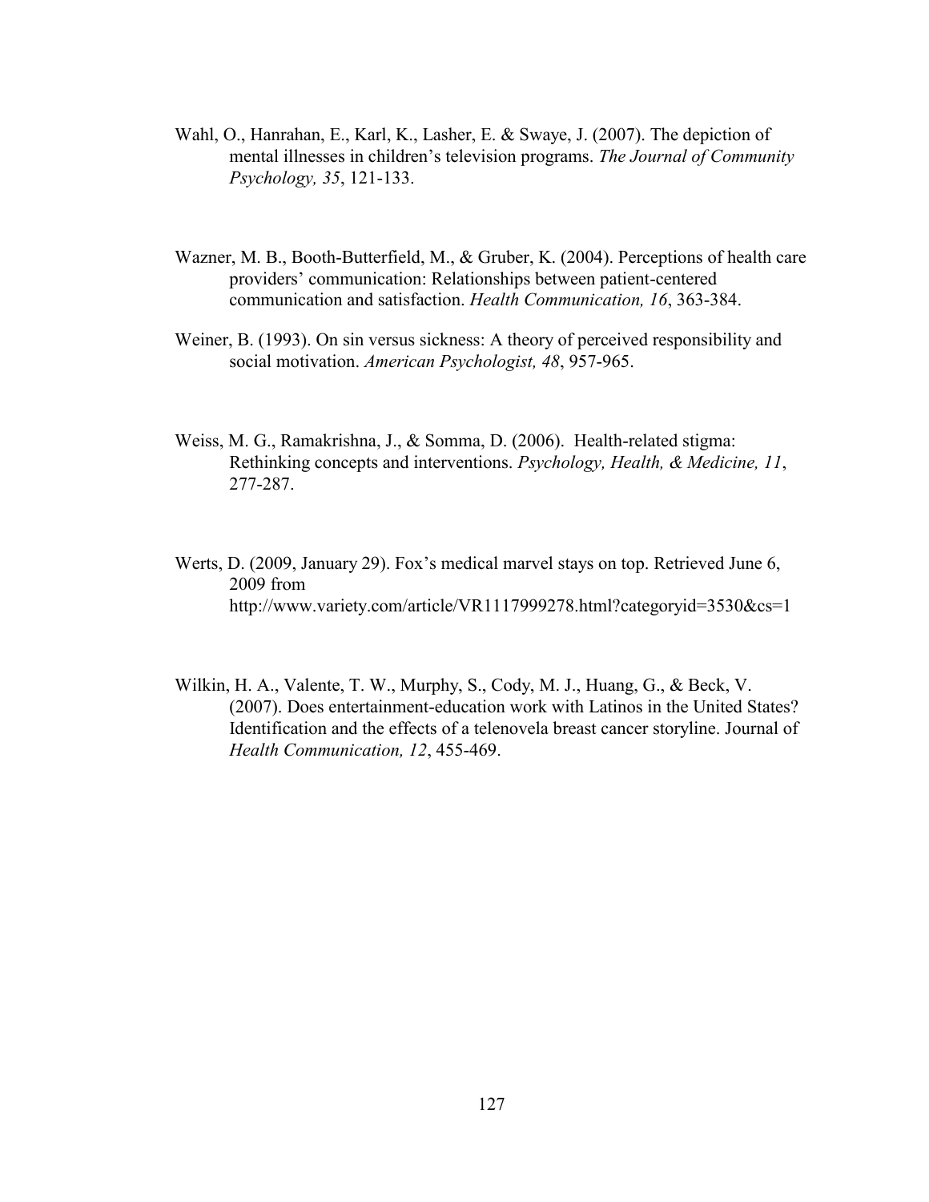Wahl, O., Hanrahan, E., Karl, K., Lasher, E. & Swaye, J. (2007). The depiction of mental illnesses in children's television programs. *The Journal of Community Psychology, 35*, 121-133.

Wazner, M. B., Booth-Butterfield, M., & Gruber, K. (2004). Perceptions of health care providers' communication: Relationships between patient-centered communication and satisfaction. *Health Communication, 16*, 363-384.

Weiner, B. (1993). On sin versus sickness: A theory of perceived responsibility and social motivation. *American Psychologist, 48*, 957-965.

Weiss, M. G., Ramakrishna, J., & Somma, D. (2006). Health-related stigma: Rethinking concepts and interventions. *Psychology, Health, & Medicine, 11*, 277-287.

Werts, D. (2009, January 29). Fox's medical marvel stays on top. Retrieved June 6, 2009 from http://www.variety.com/article/VR1117999278.html?categoryid=3530&cs=1

Wilkin, H. A., Valente, T. W., Murphy, S., Cody, M. J., Huang, G., & Beck, V. (2007). Does entertainment-education work with Latinos in the United States? Identification and the effects of a telenovela breast cancer storyline. Journal of *Health Communication, 12*, 455-469.